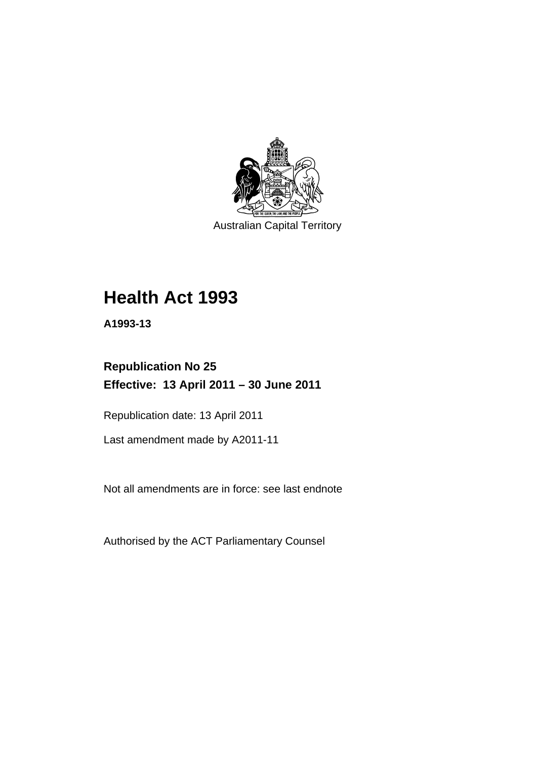Australian Capital Territory

# Health Act 1993

**A1993-13**

**Republication No 25**
**Effective: 13 April 2011 – 30 June 2011**

Republication date: 13 April 2011

Last amendment made by A2011-11

Not all amendments are in force: see last endnote

Authorised by the ACT Parliamentary Counsel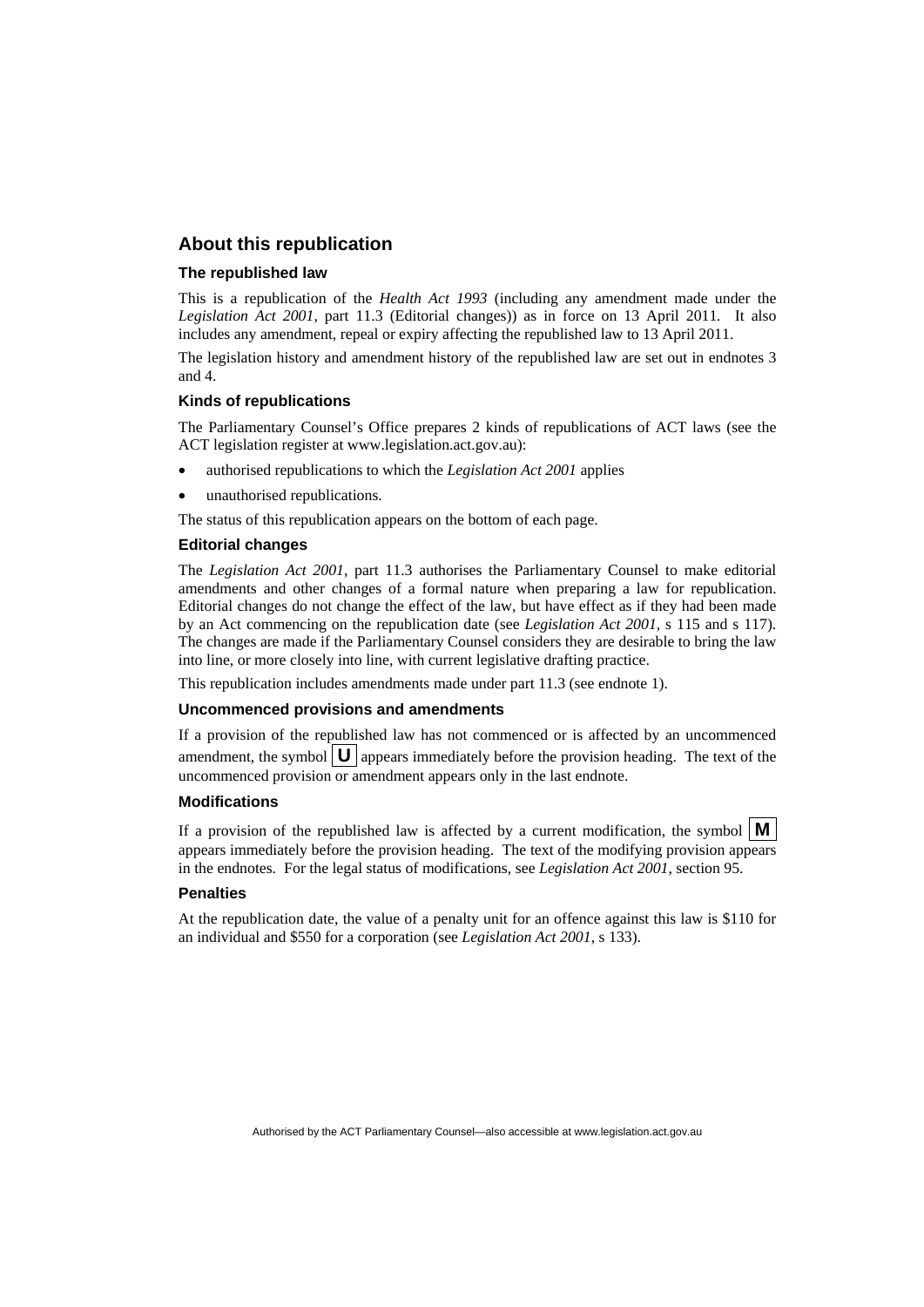## About this republication

### The republished law

This is a republication of the *Health Act 1993* (including any amendment made under the *Legislation Act 2001*, part 11.3 (Editorial changes)) as in force on 13 April 2011. It also includes any amendment, repeal or expiry affecting the republished law to 13 April 2011.

The legislation history and amendment history of the republished law are set out in endnotes 3 and 4.

### Kinds of republications

The Parliamentary Counsel's Office prepares 2 kinds of republications of ACT laws (see the ACT legislation register at www.legislation.act.gov.au):

- authorised republications to which the *Legislation Act 2001* applies
- unauthorised republications.

The status of this republication appears on the bottom of each page.

### Editorial changes

The *Legislation Act 2001*, part 11.3 authorises the Parliamentary Counsel to make editorial amendments and other changes of a formal nature when preparing a law for republication. Editorial changes do not change the effect of the law, but have effect as if they had been made by an Act commencing on the republication date (see *Legislation Act 2001*, s 115 and s 117). The changes are made if the Parliamentary Counsel considers they are desirable to bring the law into line, or more closely into line, with current legislative drafting practice.

This republication includes amendments made under part 11.3 (see endnote 1).

### Uncommenced provisions and amendments

If a provision of the republished law has not commenced or is affected by an uncommenced amendment, the symbol **U** appears immediately before the provision heading. The text of the uncommenced provision or amendment appears only in the last endnote.

### Modifications

If a provision of the republished law is affected by a current modification, the symbol **M** appears immediately before the provision heading. The text of the modifying provision appears in the endnotes. For the legal status of modifications, see *Legislation Act 2001*, section 95.

### Penalties

At the republication date, the value of a penalty unit for an offence against this law is $110 for an individual and $550 for a corporation (see *Legislation Act 2001*, s 133).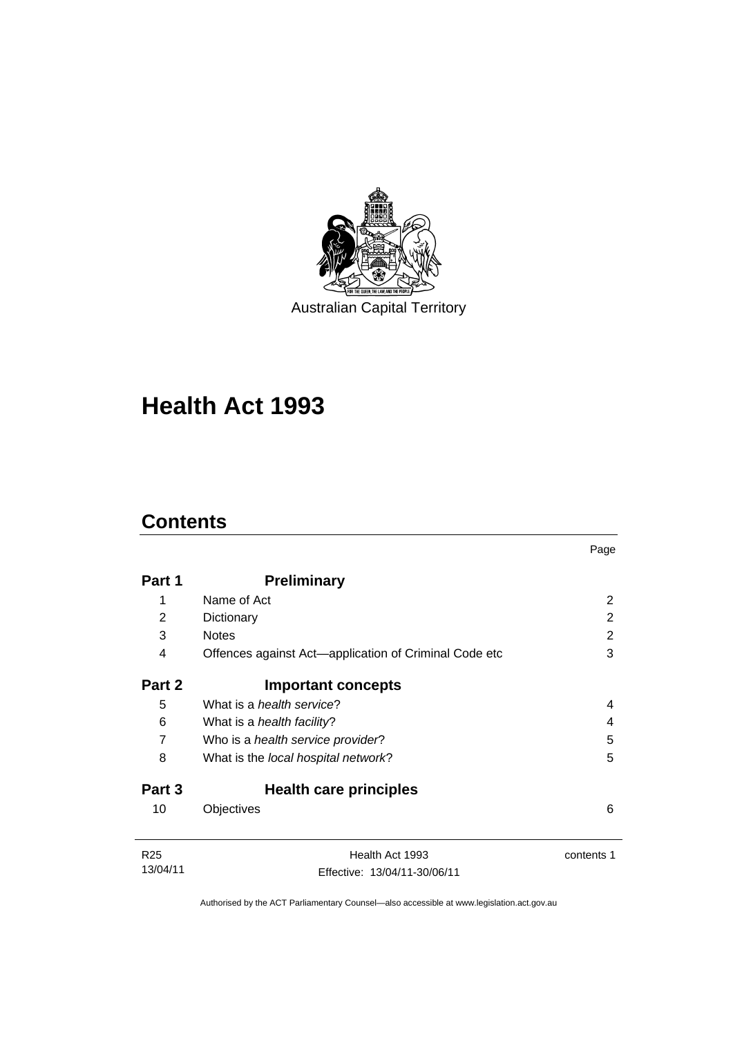Australian Capital Territory

# Health Act 1993

## Contents

| | | Page |
|---|---|---|
| **Part 1** | **Preliminary** | |
| 1 | Name of Act | 2 |
| 2 | Dictionary | 2 |
| 3 | Notes | 2 |
| 4 | Offences against Act—application of Criminal Code etc | 3 |
| **Part 2** | **Important concepts** | |
| 5 | What is a *health service*? | 4 |
| 6 | What is a *health facility*? | 4 |
| 7 | Who is a *health service provider*? | 5 |
| 8 | What is the *local hospital network*? | 5 |
| **Part 3** | **Health care principles** | |
| 10 | Objectives | 6 |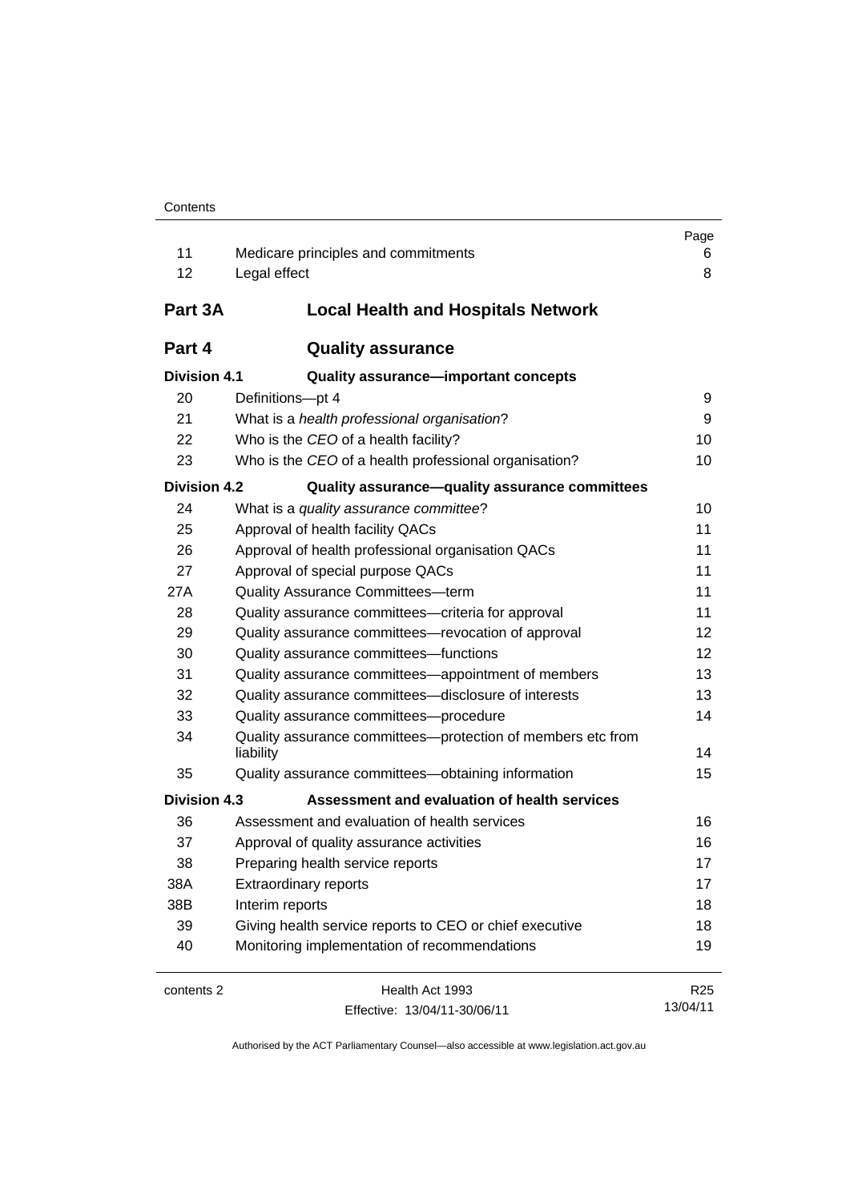| | | Page |
|---|---|---|
| 11 | Medicare principles and commitments | 6 |
| 12 | Legal effect | 8 |
| **Part 3A** | **Local Health and Hospitals Network** | |
| **Part 4** | **Quality assurance** | |
| **Division 4.1** | **Quality assurance—important concepts** | |
| 20 | Definitions—pt 4 | 9 |
| 21 | What is a *health professional organisation*? | 9 |
| 22 | Who is the *CEO* of a health facility? | 10 |
| 23 | Who is the *CEO* of a health professional organisation? | 10 |
| **Division 4.2** | **Quality assurance—quality assurance committees** | |
| 24 | What is a *quality assurance committee*? | 10 |
| 25 | Approval of health facility QACs | 11 |
| 26 | Approval of health professional organisation QACs | 11 |
| 27 | Approval of special purpose QACs | 11 |
| 27A | Quality Assurance Committees—term | 11 |
| 28 | Quality assurance committees—criteria for approval | 11 |
| 29 | Quality assurance committees—revocation of approval | 12 |
| 30 | Quality assurance committees—functions | 12 |
| 31 | Quality assurance committees—appointment of members | 13 |
| 32 | Quality assurance committees—disclosure of interests | 13 |
| 33 | Quality assurance committees—procedure | 14 |
| 34 | Quality assurance committees—protection of members etc from liability | 14 |
| 35 | Quality assurance committees—obtaining information | 15 |
| **Division 4.3** | **Assessment and evaluation of health services** | |
| 36 | Assessment and evaluation of health services | 16 |
| 37 | Approval of quality assurance activities | 16 |
| 38 | Preparing health service reports | 17 |
| 38A | Extraordinary reports | 17 |
| 38B | Interim reports | 18 |
| 39 | Giving health service reports to CEO or chief executive | 18 |
| 40 | Monitoring implementation of recommendations | 19 |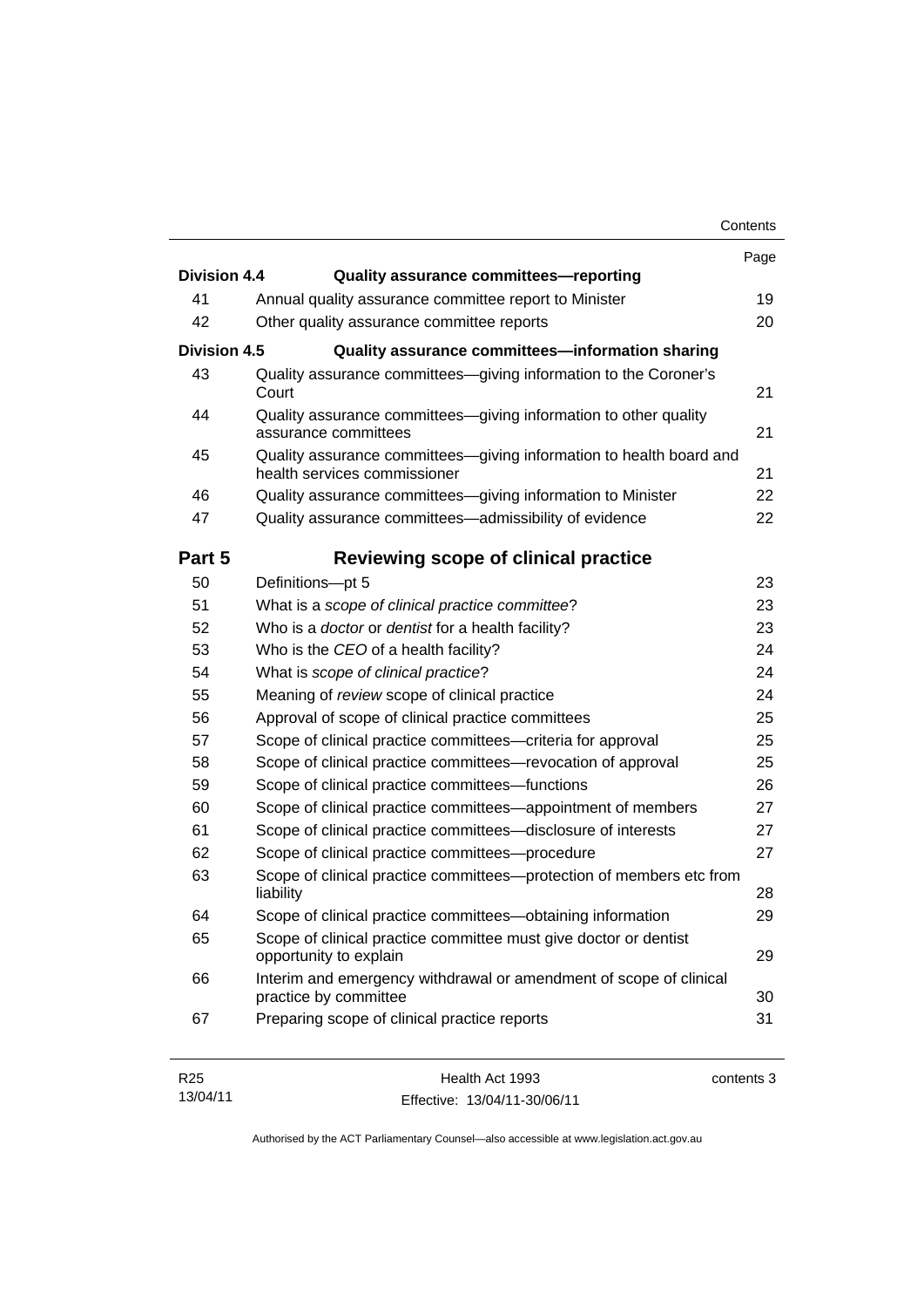| | | Page |
|---|---|---|
| **Division 4.4** | **Quality assurance committees—reporting** | |
| 41 | Annual quality assurance committee report to Minister | 19 |
| 42 | Other quality assurance committee reports | 20 |
| **Division 4.5** | **Quality assurance committees—information sharing** | |
| 43 | Quality assurance committees—giving information to the Coroner's Court | 21 |
| 44 | Quality assurance committees—giving information to other quality assurance committees | 21 |
| 45 | Quality assurance committees—giving information to health board and health services commissioner | 21 |
| 46 | Quality assurance committees—giving information to Minister | 22 |
| 47 | Quality assurance committees—admissibility of evidence | 22 |
| **Part 5** | **Reviewing scope of clinical practice** | |
| 50 | Definitions—pt 5 | 23 |
| 51 | What is a *scope of clinical practice committee*? | 23 |
| 52 | Who is a *doctor* or *dentist* for a health facility? | 23 |
| 53 | Who is the *CEO* of a health facility? | 24 |
| 54 | What is *scope of clinical practice*? | 24 |
| 55 | Meaning of *review* scope of clinical practice | 24 |
| 56 | Approval of scope of clinical practice committees | 25 |
| 57 | Scope of clinical practice committees—criteria for approval | 25 |
| 58 | Scope of clinical practice committees—revocation of approval | 25 |
| 59 | Scope of clinical practice committees—functions | 26 |
| 60 | Scope of clinical practice committees—appointment of members | 27 |
| 61 | Scope of clinical practice committees—disclosure of interests | 27 |
| 62 | Scope of clinical practice committees—procedure | 27 |
| 63 | Scope of clinical practice committees—protection of members etc from liability | 28 |
| 64 | Scope of clinical practice committees—obtaining information | 29 |
| 65 | Scope of clinical practice committee must give doctor or dentist opportunity to explain | 29 |
| 66 | Interim and emergency withdrawal or amendment of scope of clinical practice by committee | 30 |
| 67 | Preparing scope of clinical practice reports | 31 |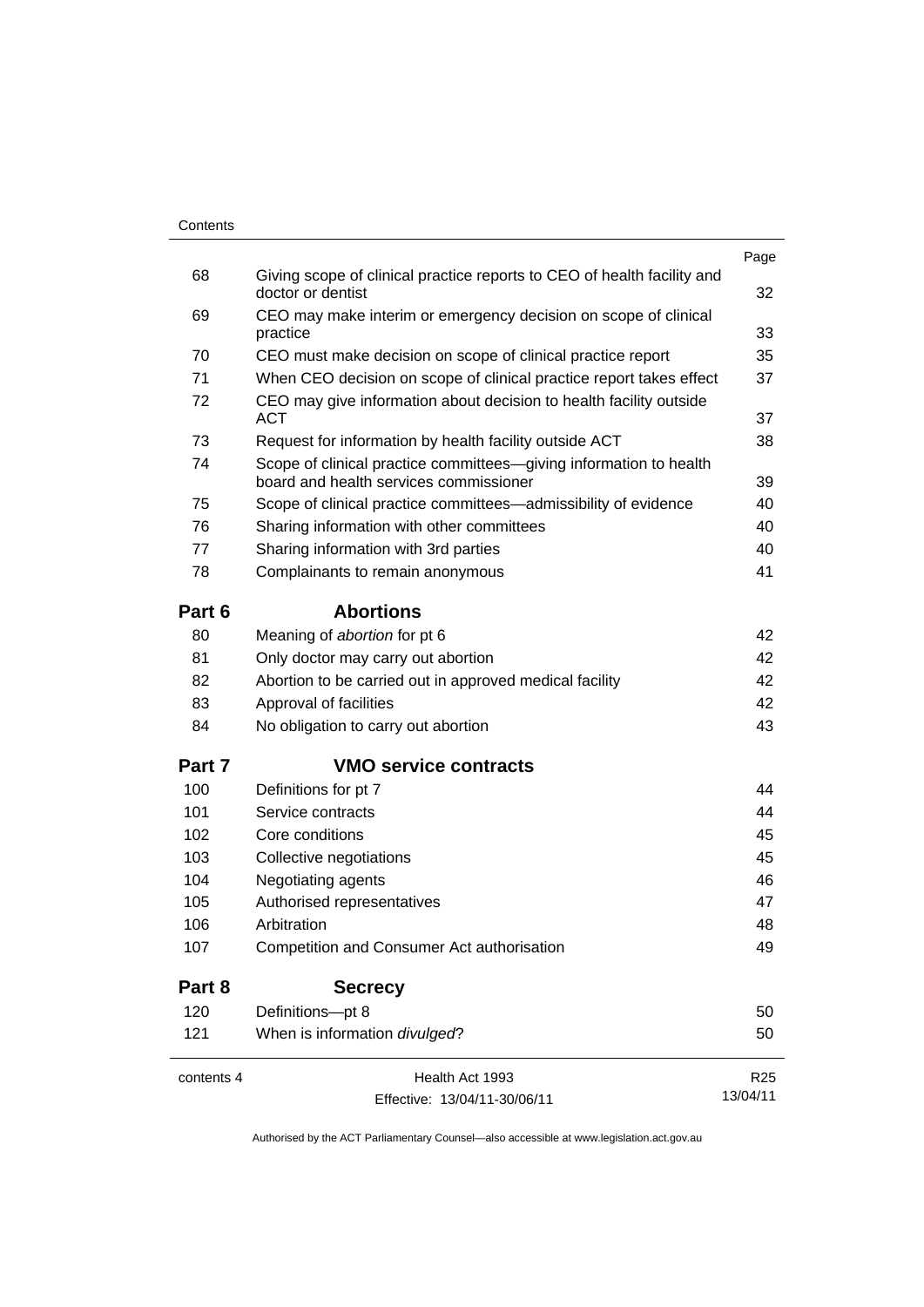| | | Page |
|---|---|---|
| 68 | Giving scope of clinical practice reports to CEO of health facility and doctor or dentist | 32 |
| 69 | CEO may make interim or emergency decision on scope of clinical practice | 33 |
| 70 | CEO must make decision on scope of clinical practice report | 35 |
| 71 | When CEO decision on scope of clinical practice report takes effect | 37 |
| 72 | CEO may give information about decision to health facility outside ACT | 37 |
| 73 | Request for information by health facility outside ACT | 38 |
| 74 | Scope of clinical practice committees—giving information to health board and health services commissioner | 39 |
| 75 | Scope of clinical practice committees—admissibility of evidence | 40 |
| 76 | Sharing information with other committees | 40 |
| 77 | Sharing information with 3rd parties | 40 |
| 78 | Complainants to remain anonymous | 41 |

## Part 6 Abortions

| | | |
|---|---|---|
| 80 | Meaning of *abortion* for pt 6 | 42 |
| 81 | Only doctor may carry out abortion | 42 |
| 82 | Abortion to be carried out in approved medical facility | 42 |
| 83 | Approval of facilities | 42 |
| 84 | No obligation to carry out abortion | 43 |

## Part 7 VMO service contracts

| | | |
|---|---|---|
| 100 | Definitions for pt 7 | 44 |
| 101 | Service contracts | 44 |
| 102 | Core conditions | 45 |
| 103 | Collective negotiations | 45 |
| 104 | Negotiating agents | 46 |
| 105 | Authorised representatives | 47 |
| 106 | Arbitration | 48 |
| 107 | Competition and Consumer Act authorisation | 49 |

## Part 8 Secrecy

| | | |
|---|---|---|
| 120 | Definitions—pt 8 | 50 |
| 121 | When is information *divulged*? | 50 |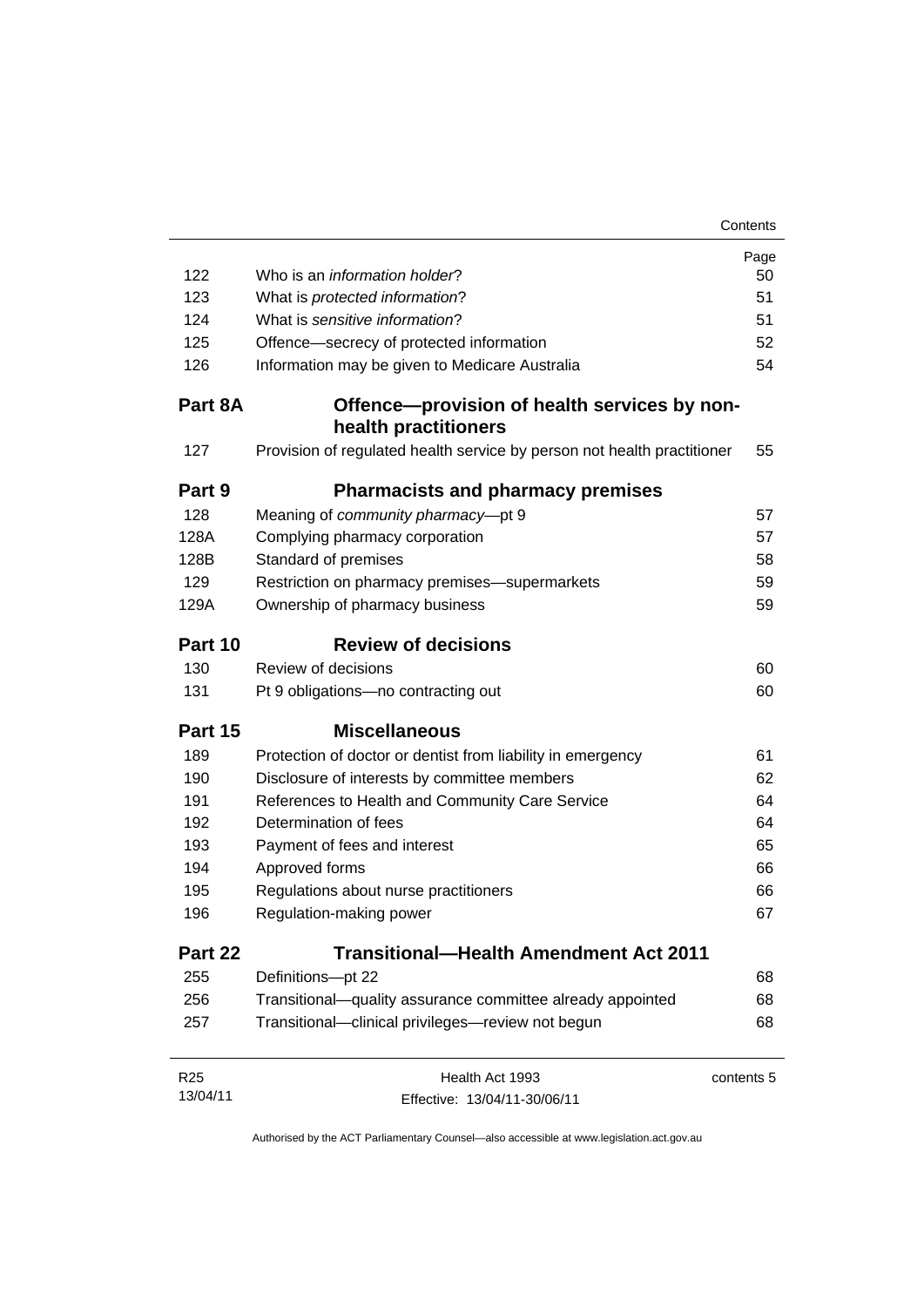| | | Page |
|---|---|---|
| 122 | Who is an *information holder*? | 50 |
| 123 | What is *protected information*? | 51 |
| 124 | What is *sensitive information*? | 51 |
| 125 | Offence—secrecy of protected information | 52 |
| 126 | Information may be given to Medicare Australia | 54 |
| **Part 8A** | **Offence—provision of health services by non-health practitioners** | |
| 127 | Provision of regulated health service by person not health practitioner | 55 |
| **Part 9** | **Pharmacists and pharmacy premises** | |
| 128 | Meaning of *community pharmacy*—pt 9 | 57 |
| 128A | Complying pharmacy corporation | 57 |
| 128B | Standard of premises | 58 |
| 129 | Restriction on pharmacy premises—supermarkets | 59 |
| 129A | Ownership of pharmacy business | 59 |
| **Part 10** | **Review of decisions** | |
| 130 | Review of decisions | 60 |
| 131 | Pt 9 obligations—no contracting out | 60 |
| **Part 15** | **Miscellaneous** | |
| 189 | Protection of doctor or dentist from liability in emergency | 61 |
| 190 | Disclosure of interests by committee members | 62 |
| 191 | References to Health and Community Care Service | 64 |
| 192 | Determination of fees | 64 |
| 193 | Payment of fees and interest | 65 |
| 194 | Approved forms | 66 |
| 195 | Regulations about nurse practitioners | 66 |
| 196 | Regulation-making power | 67 |
| **Part 22** | **Transitional—Health Amendment Act 2011** | |
| 255 | Definitions—pt 22 | 68 |
| 256 | Transitional—quality assurance committee already appointed | 68 |
| 257 | Transitional—clinical privileges—review not begun | 68 |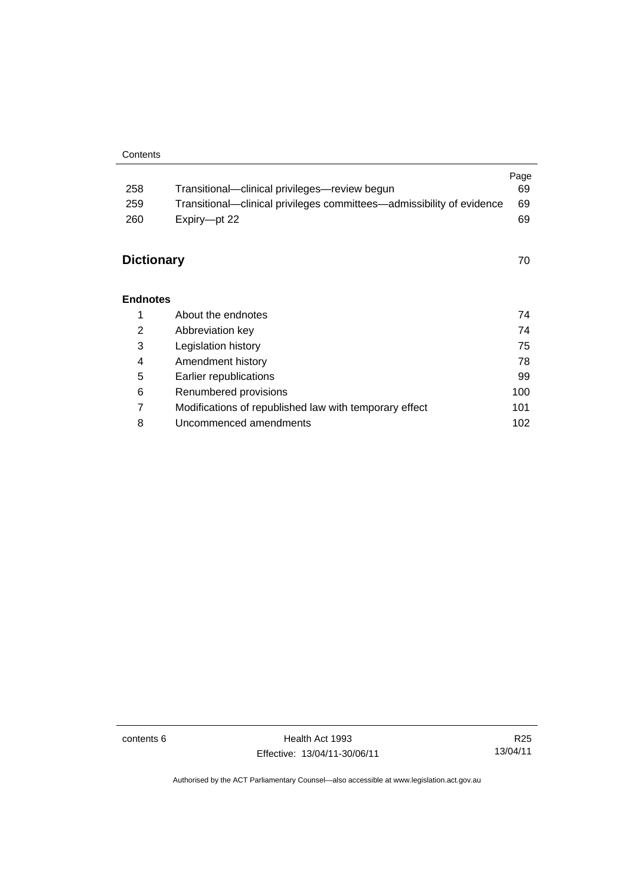| | | Page |
|---|---|---|
| 258 | Transitional—clinical privileges—review begun | 69 |
| 259 | Transitional—clinical privileges committees—admissibility of evidence | 69 |
| 260 | Expiry—pt 22 | 69 |

## Dictionary 70

### Endnotes

| | | |
|---|---|---|
| 1 | About the endnotes | 74 |
| 2 | Abbreviation key | 74 |
| 3 | Legislation history | 75 |
| 4 | Amendment history | 78 |
| 5 | Earlier republications | 99 |
| 6 | Renumbered provisions | 100 |
| 7 | Modifications of republished law with temporary effect | 101 |
| 8 | Uncommenced amendments | 102 |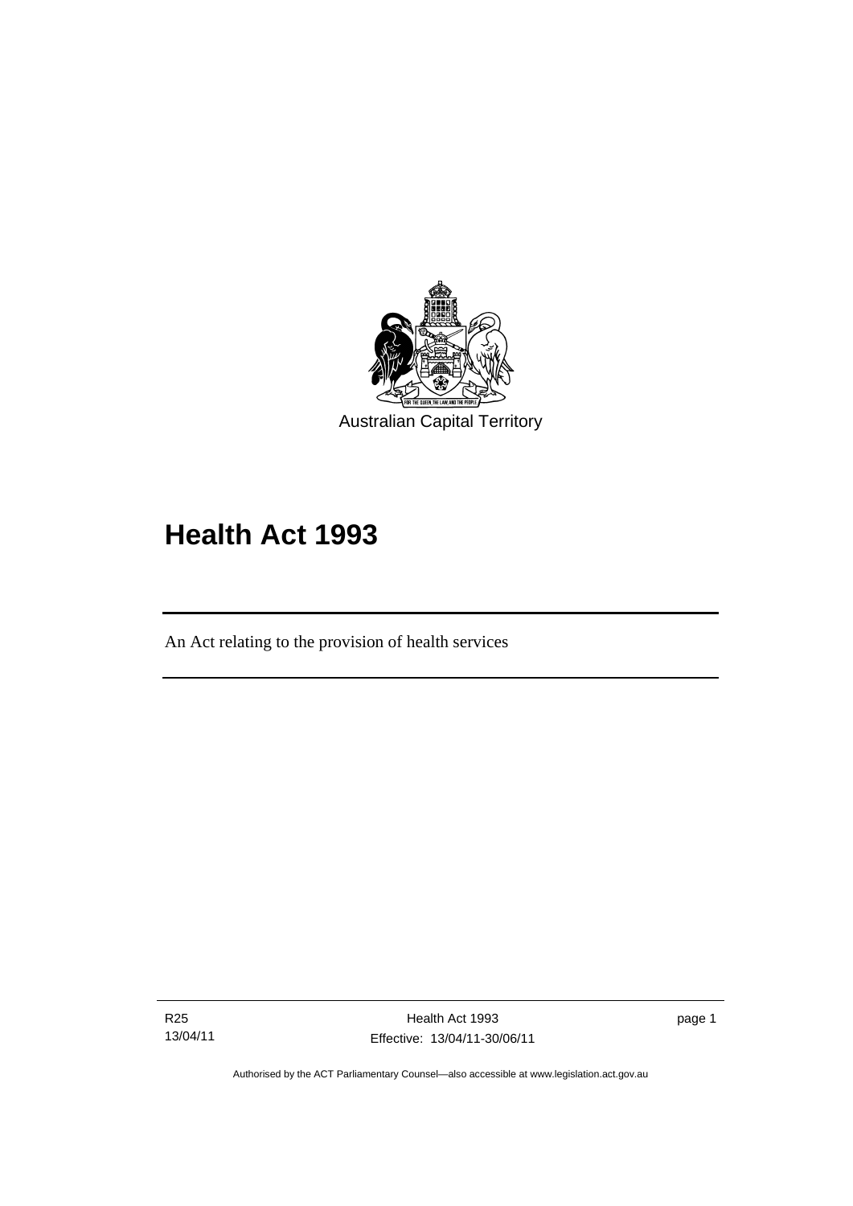Australian Capital Territory

# Health Act 1993

An Act relating to the provision of health services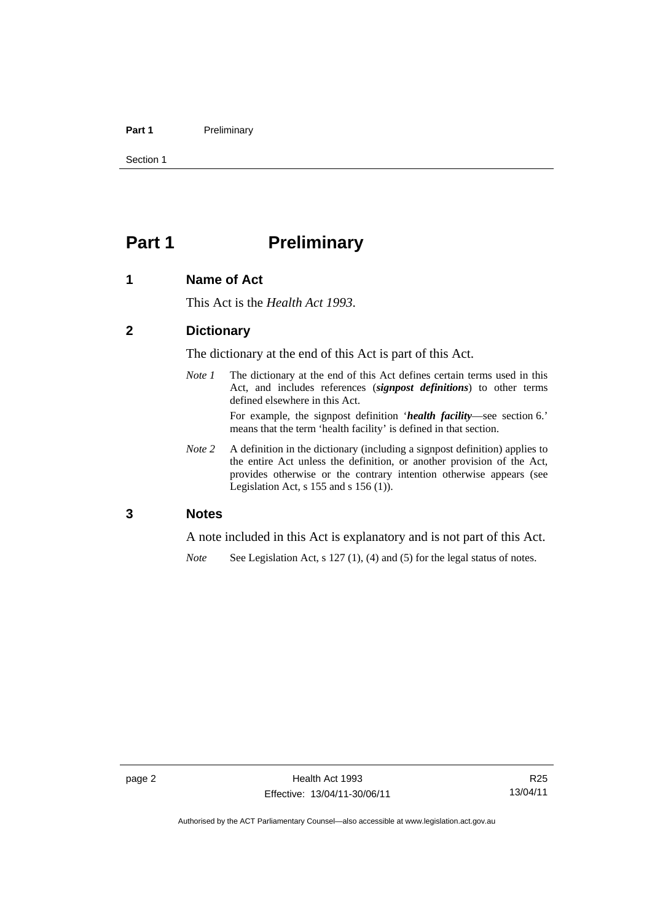# Part 1 Preliminary

## 1 Name of Act

This Act is the *Health Act 1993*.

## 2 Dictionary

The dictionary at the end of this Act is part of this Act.

*Note 1* The dictionary at the end of this Act defines certain terms used in this Act, and includes references (***signpost definitions***) to other terms defined elsewhere in this Act.

For example, the signpost definition '***health facility***—see section 6.' means that the term 'health facility' is defined in that section.

*Note 2* A definition in the dictionary (including a signpost definition) applies to the entire Act unless the definition, or another provision of the Act, provides otherwise or the contrary intention otherwise appears (see Legislation Act, s 155 and s 156 (1)).

## 3 Notes

A note included in this Act is explanatory and is not part of this Act.

*Note* See Legislation Act, s 127 (1), (4) and (5) for the legal status of notes.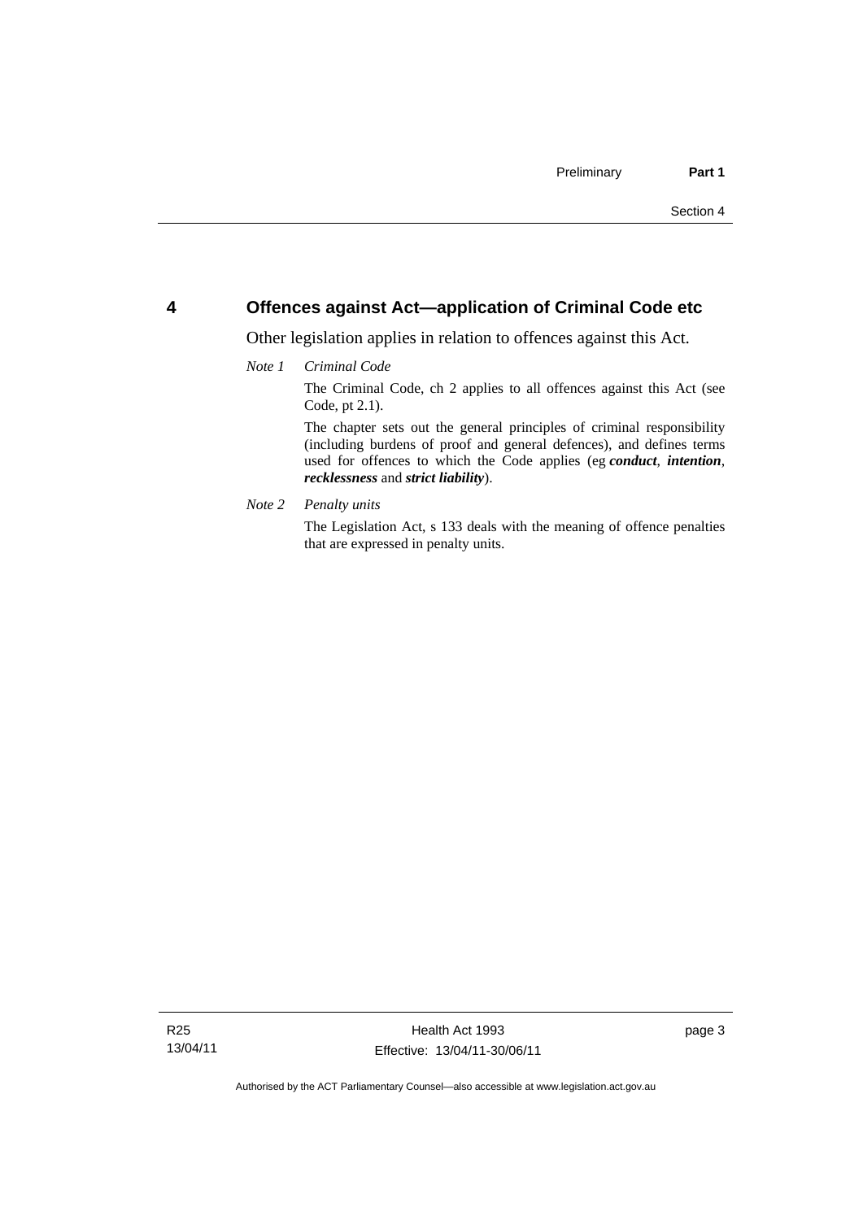## 4 Offences against Act—application of Criminal Code etc

Other legislation applies in relation to offences against this Act.

*Note 1* *Criminal Code*

The Criminal Code, ch 2 applies to all offences against this Act (see Code, pt 2.1).

The chapter sets out the general principles of criminal responsibility (including burdens of proof and general defences), and defines terms used for offences to which the Code applies (eg ***conduct***, ***intention***, ***recklessness*** and ***strict liability***).

*Note 2* *Penalty units*

The Legislation Act, s 133 deals with the meaning of offence penalties that are expressed in penalty units.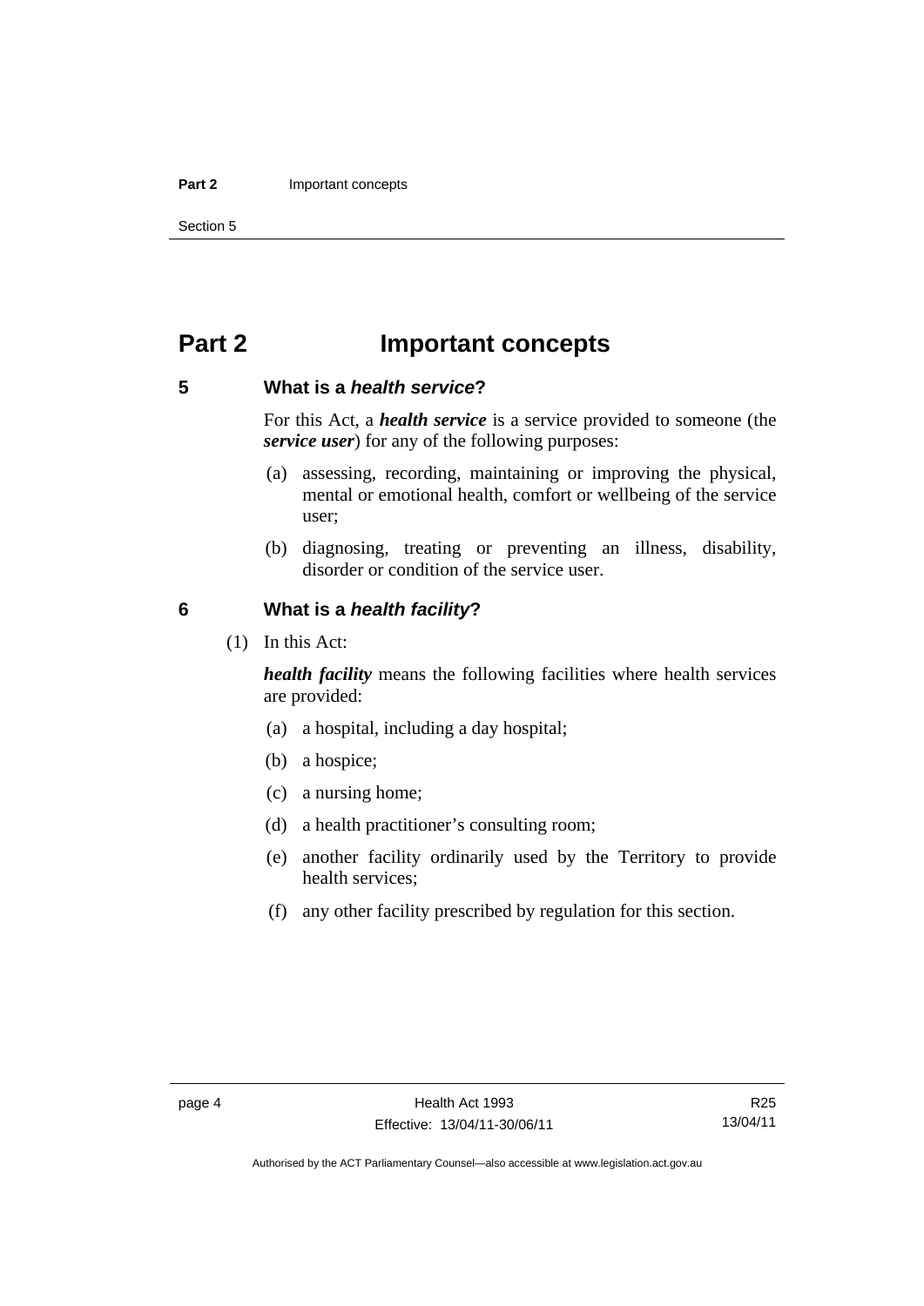# Part 2 Important concepts

## 5 What is a *health service*?

For this Act, a ***health service*** is a service provided to someone (the ***service user***) for any of the following purposes:

(a) assessing, recording, maintaining or improving the physical, mental or emotional health, comfort or wellbeing of the service user;

(b) diagnosing, treating or preventing an illness, disability, disorder or condition of the service user.

## 6 What is a *health facility*?

(1) In this Act:

***health facility*** means the following facilities where health services are provided:

(a) a hospital, including a day hospital;

(b) a hospice;

(c) a nursing home;

(d) a health practitioner's consulting room;

(e) another facility ordinarily used by the Territory to provide health services;

(f) any other facility prescribed by regulation for this section.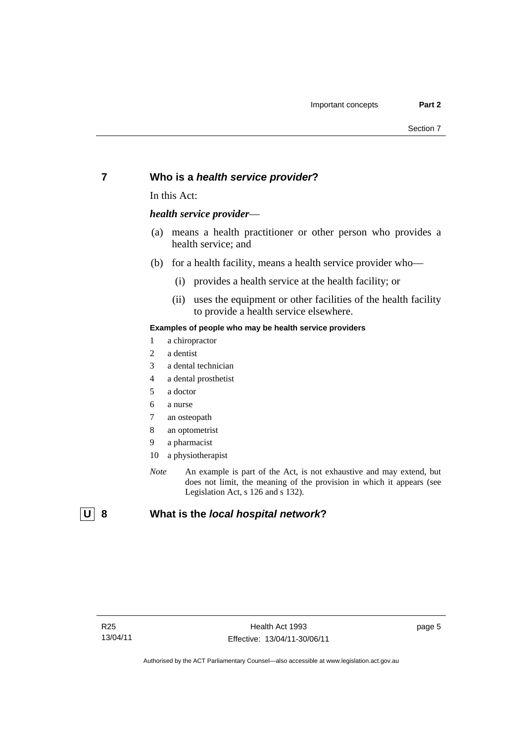## 7 Who is a *health service provider*?

In this Act:

***health service provider***—

(a) means a health practitioner or other person who provides a health service; and

(b) for a health facility, means a health service provider who—

(i) provides a health service at the health facility; or

(ii) uses the equipment or other facilities of the health facility to provide a health service elsewhere.

**Examples of people who may be health service providers**

1 a chiropractor
2 a dentist
3 a dental technician
4 a dental prosthetist
5 a doctor
6 a nurse
7 an osteopath
8 an optometrist
9 a pharmacist
10 a physiotherapist

*Note* An example is part of the Act, is not exhaustive and may extend, but does not limit, the meaning of the provision in which it appears (see Legislation Act, s 126 and s 132).

## U 8 What is the *local hospital network*?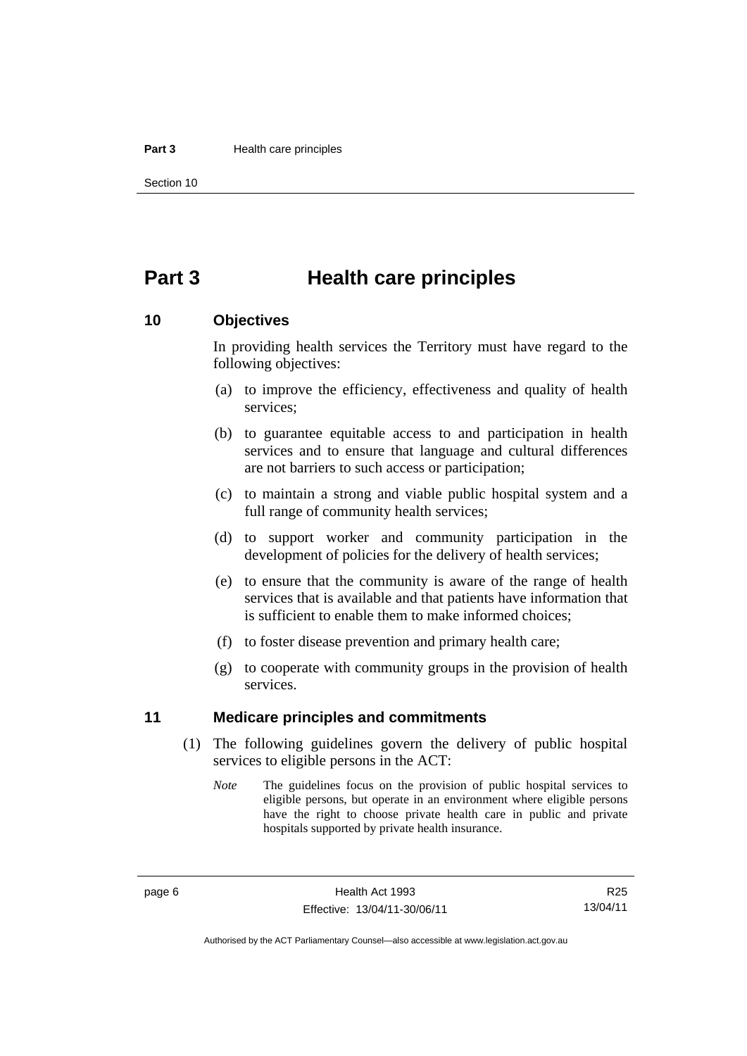# Part 3 Health care principles

## 10 Objectives

In providing health services the Territory must have regard to the following objectives:

(a) to improve the efficiency, effectiveness and quality of health services;

(b) to guarantee equitable access to and participation in health services and to ensure that language and cultural differences are not barriers to such access or participation;

(c) to maintain a strong and viable public hospital system and a full range of community health services;

(d) to support worker and community participation in the development of policies for the delivery of health services;

(e) to ensure that the community is aware of the range of health services that is available and that patients have information that is sufficient to enable them to make informed choices;

(f) to foster disease prevention and primary health care;

(g) to cooperate with community groups in the provision of health services.

## 11 Medicare principles and commitments

(1) The following guidelines govern the delivery of public hospital services to eligible persons in the ACT:

*Note* The guidelines focus on the provision of public hospital services to eligible persons, but operate in an environment where eligible persons have the right to choose private health care in public and private hospitals supported by private health insurance.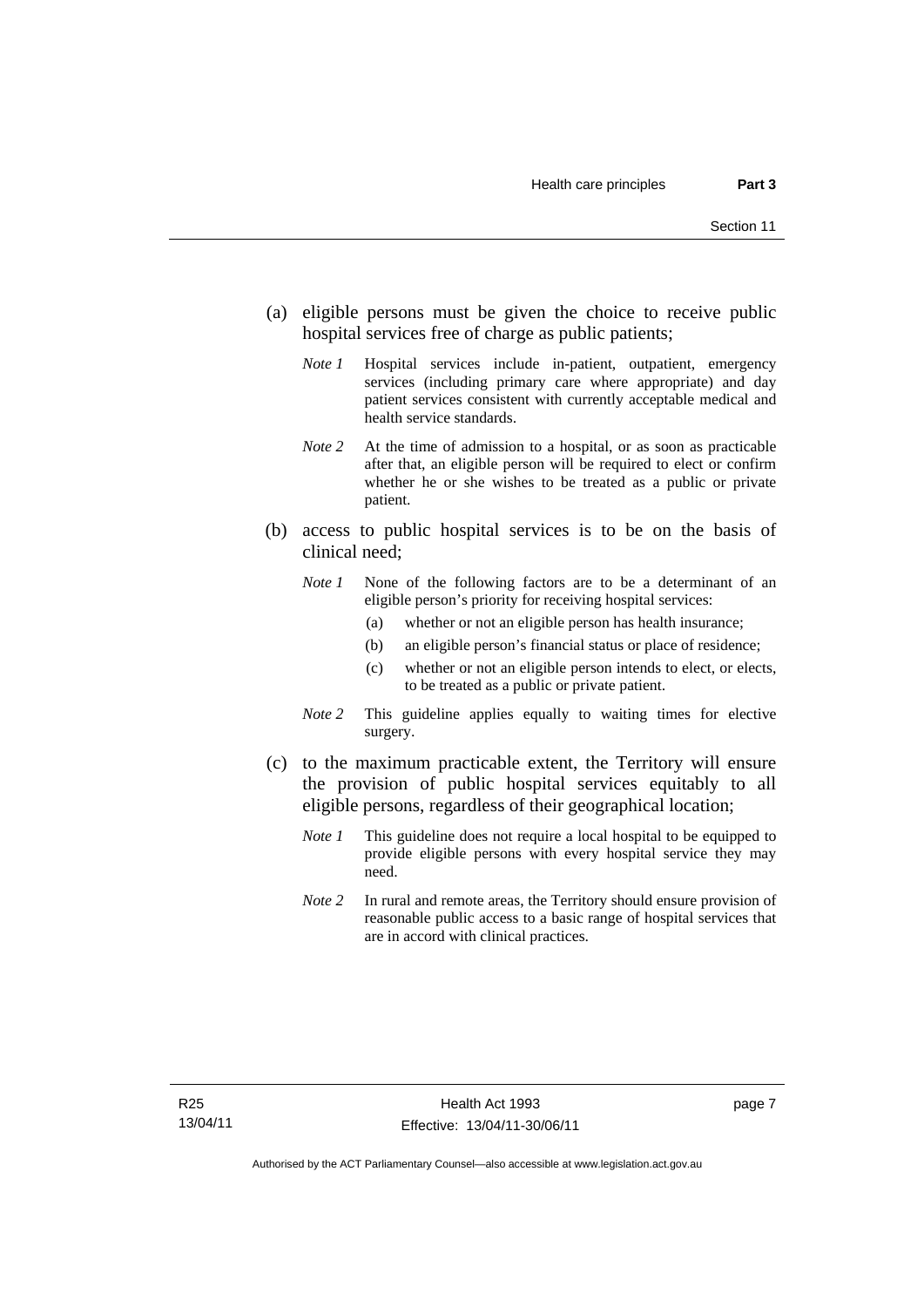(a) eligible persons must be given the choice to receive public hospital services free of charge as public patients;

*Note 1* Hospital services include in-patient, outpatient, emergency services (including primary care where appropriate) and day patient services consistent with currently acceptable medical and health service standards.

*Note 2* At the time of admission to a hospital, or as soon as practicable after that, an eligible person will be required to elect or confirm whether he or she wishes to be treated as a public or private patient.

(b) access to public hospital services is to be on the basis of clinical need;

*Note 1* None of the following factors are to be a determinant of an eligible person's priority for receiving hospital services:

(a) whether or not an eligible person has health insurance;

(b) an eligible person's financial status or place of residence;

(c) whether or not an eligible person intends to elect, or elects, to be treated as a public or private patient.

*Note 2* This guideline applies equally to waiting times for elective surgery.

(c) to the maximum practicable extent, the Territory will ensure the provision of public hospital services equitably to all eligible persons, regardless of their geographical location;

*Note 1* This guideline does not require a local hospital to be equipped to provide eligible persons with every hospital service they may need.

*Note 2* In rural and remote areas, the Territory should ensure provision of reasonable public access to a basic range of hospital services that are in accord with clinical practices.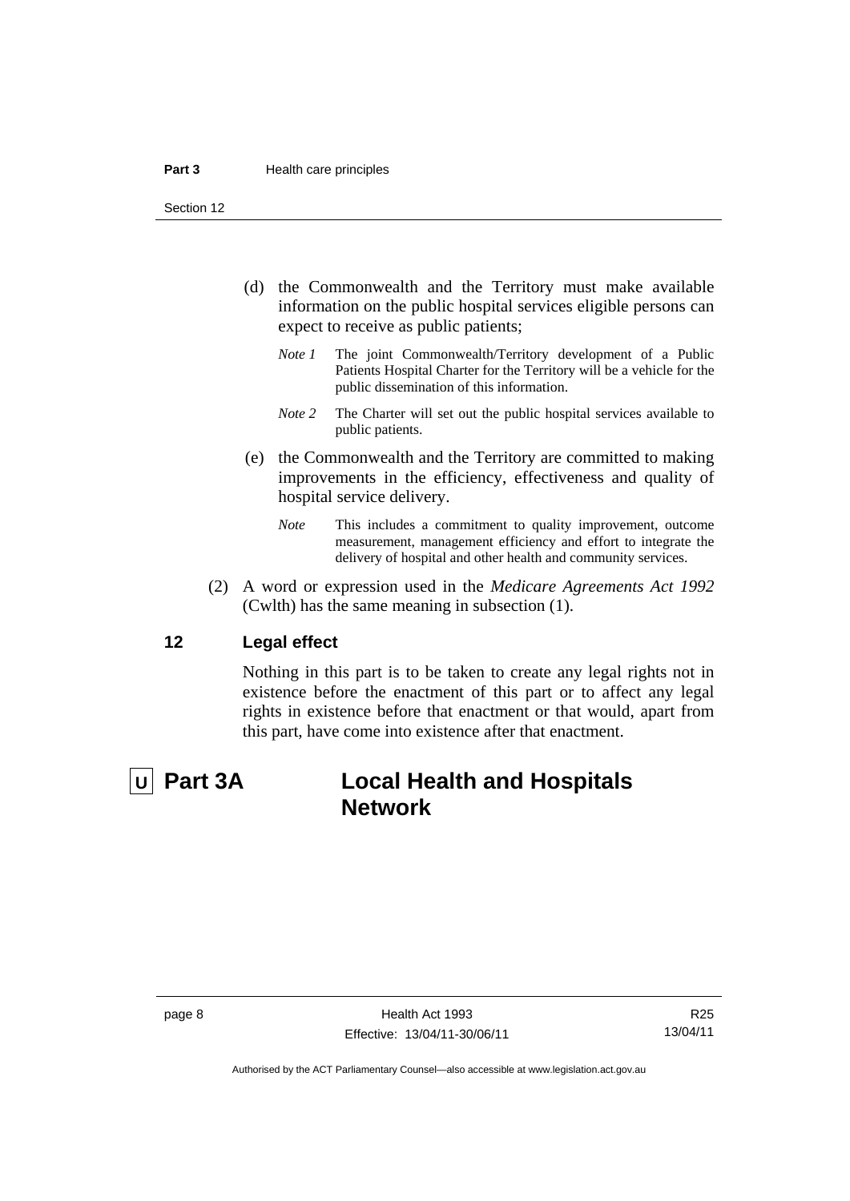(d) the Commonwealth and the Territory must make available information on the public hospital services eligible persons can expect to receive as public patients;

*Note 1* The joint Commonwealth/Territory development of a Public Patients Hospital Charter for the Territory will be a vehicle for the public dissemination of this information.

*Note 2* The Charter will set out the public hospital services available to public patients.

(e) the Commonwealth and the Territory are committed to making improvements in the efficiency, effectiveness and quality of hospital service delivery.

*Note* This includes a commitment to quality improvement, outcome measurement, management efficiency and effort to integrate the delivery of hospital and other health and community services.

(2) A word or expression used in the *Medicare Agreements Act 1992* (Cwlth) has the same meaning in subsection (1).

### 12 Legal effect

Nothing in this part is to be taken to create any legal rights not in existence before the enactment of this part or to affect any legal rights in existence before that enactment or that would, apart from this part, have come into existence after that enactment.

## U Part 3A Local Health and Hospitals Network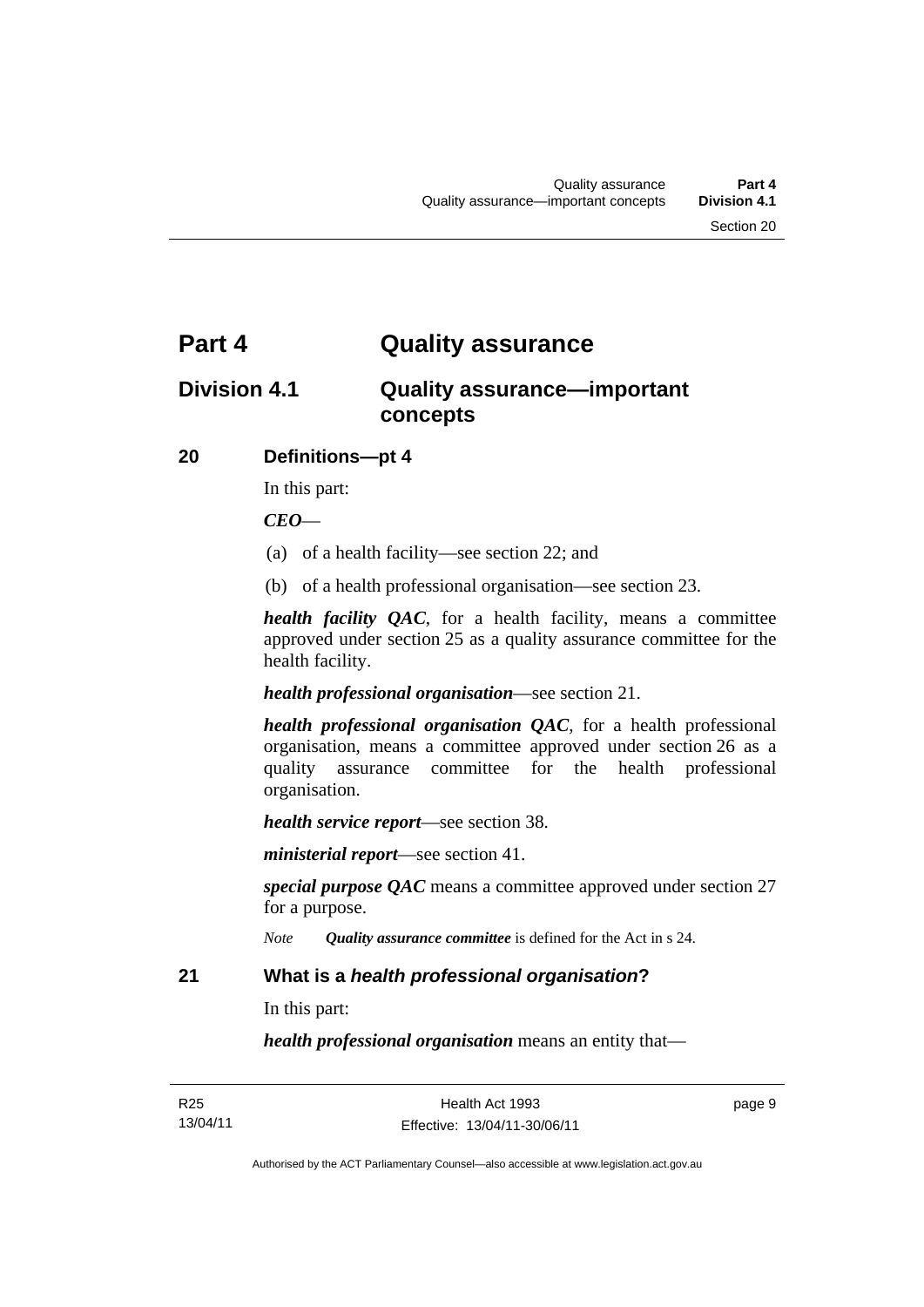# Part 4 Quality assurance

## Division 4.1 Quality assurance—important concepts

### 20 Definitions—pt 4

In this part:

***CEO***—

(a) of a health facility—see section 22; and

(b) of a health professional organisation—see section 23.

***health facility QAC***, for a health facility, means a committee approved under section 25 as a quality assurance committee for the health facility.

***health professional organisation***—see section 21.

***health professional organisation QAC***, for a health professional organisation, means a committee approved under section 26 as a quality assurance committee for the health professional organisation.

***health service report***—see section 38.

***ministerial report***—see section 41.

***special purpose QAC*** means a committee approved under section 27 for a purpose.

*Note* ***Quality assurance committee*** is defined for the Act in s 24.

### 21 What is a *health professional organisation*?

In this part:

***health professional organisation*** means an entity that—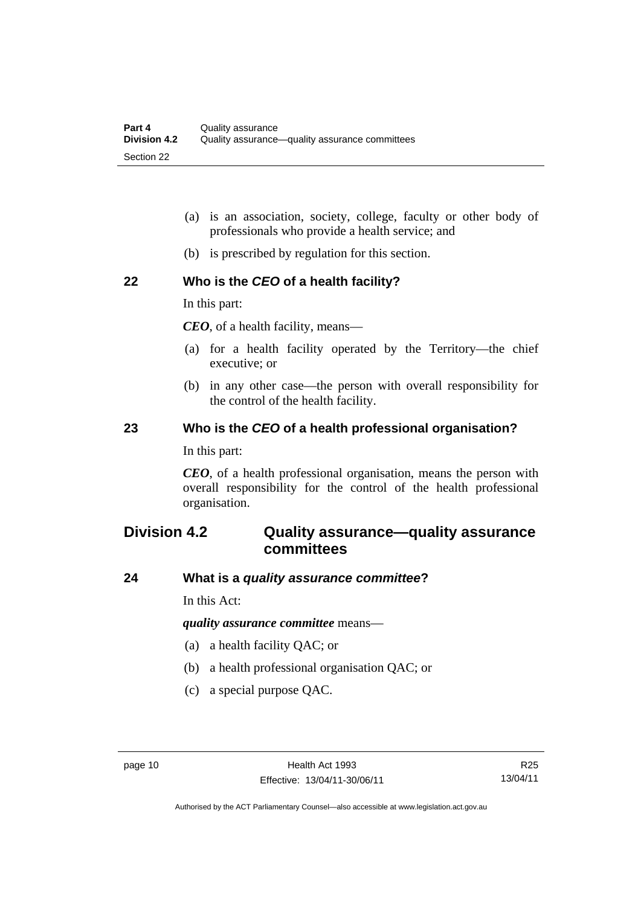(a) is an association, society, college, faculty or other body of professionals who provide a health service; and

(b) is prescribed by regulation for this section.

### 22 Who is the *CEO* of a health facility?

In this part:

***CEO***, of a health facility, means—

(a) for a health facility operated by the Territory—the chief executive; or

(b) in any other case—the person with overall responsibility for the control of the health facility.

### 23 Who is the *CEO* of a health professional organisation?

In this part:

***CEO***, of a health professional organisation, means the person with overall responsibility for the control of the health professional organisation.

## Division 4.2 Quality assurance—quality assurance committees

### 24 What is a *quality assurance committee*?

In this Act:

***quality assurance committee*** means—

(a) a health facility QAC; or

(b) a health professional organisation QAC; or

(c) a special purpose QAC.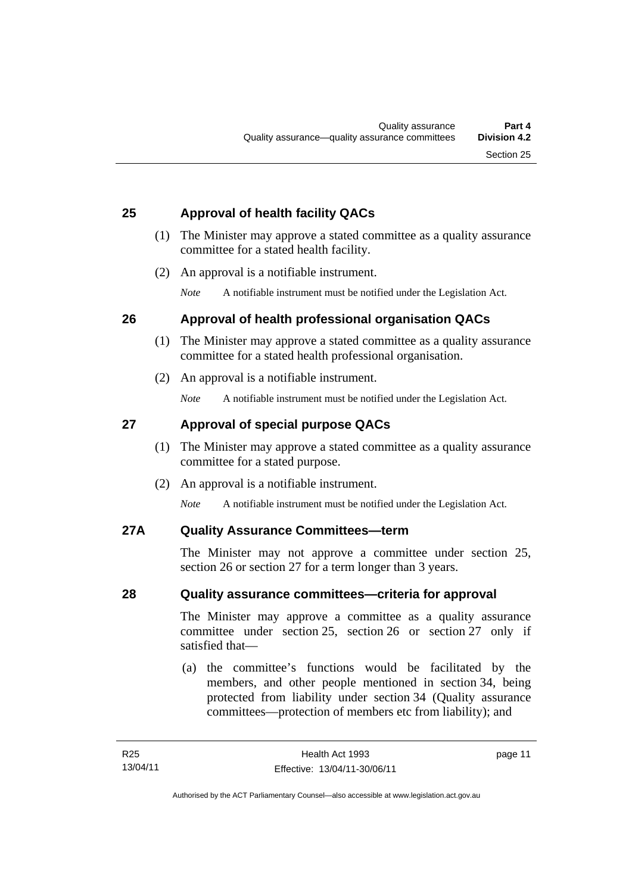## 25 Approval of health facility QACs

(1) The Minister may approve a stated committee as a quality assurance committee for a stated health facility.

(2) An approval is a notifiable instrument.

*Note* A notifiable instrument must be notified under the Legislation Act.

## 26 Approval of health professional organisation QACs

(1) The Minister may approve a stated committee as a quality assurance committee for a stated health professional organisation.

(2) An approval is a notifiable instrument.

*Note* A notifiable instrument must be notified under the Legislation Act.

## 27 Approval of special purpose QACs

(1) The Minister may approve a stated committee as a quality assurance committee for a stated purpose.

(2) An approval is a notifiable instrument.

*Note* A notifiable instrument must be notified under the Legislation Act.

## 27A Quality Assurance Committees—term

The Minister may not approve a committee under section 25, section 26 or section 27 for a term longer than 3 years.

## 28 Quality assurance committees—criteria for approval

The Minister may approve a committee as a quality assurance committee under section 25, section 26 or section 27 only if satisfied that—

(a) the committee's functions would be facilitated by the members, and other people mentioned in section 34, being protected from liability under section 34 (Quality assurance committees—protection of members etc from liability); and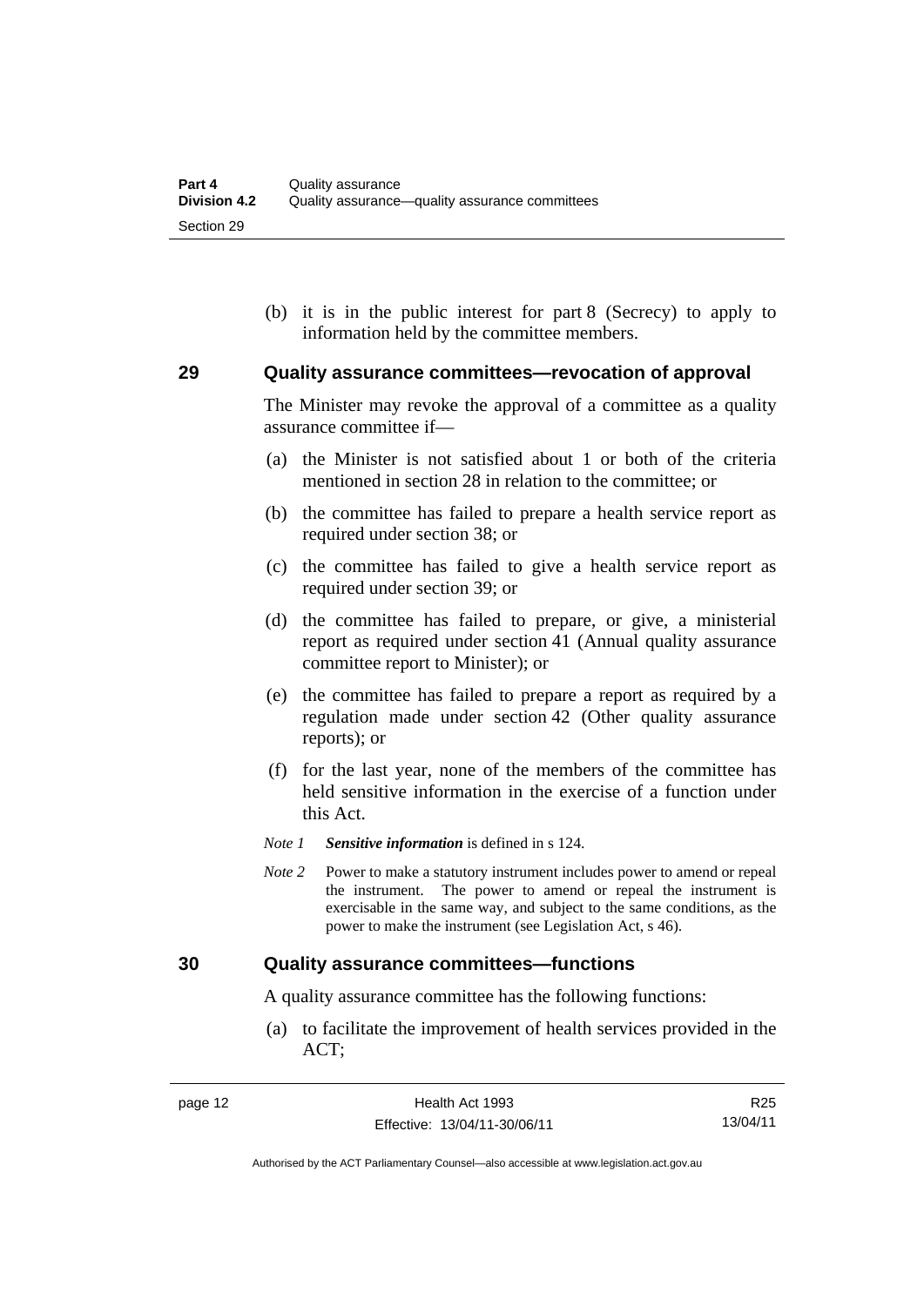(b) it is in the public interest for part 8 (Secrecy) to apply to information held by the committee members.

## 29 Quality assurance committees—revocation of approval

The Minister may revoke the approval of a committee as a quality assurance committee if—

(a) the Minister is not satisfied about 1 or both of the criteria mentioned in section 28 in relation to the committee; or

(b) the committee has failed to prepare a health service report as required under section 38; or

(c) the committee has failed to give a health service report as required under section 39; or

(d) the committee has failed to prepare, or give, a ministerial report as required under section 41 (Annual quality assurance committee report to Minister); or

(e) the committee has failed to prepare a report as required by a regulation made under section 42 (Other quality assurance reports); or

(f) for the last year, none of the members of the committee has held sensitive information in the exercise of a function under this Act.

*Note 1* ***Sensitive information*** is defined in s 124.

*Note 2* Power to make a statutory instrument includes power to amend or repeal the instrument. The power to amend or repeal the instrument is exercisable in the same way, and subject to the same conditions, as the power to make the instrument (see Legislation Act, s 46).

## 30 Quality assurance committees—functions

A quality assurance committee has the following functions:

(a) to facilitate the improvement of health services provided in the ACT;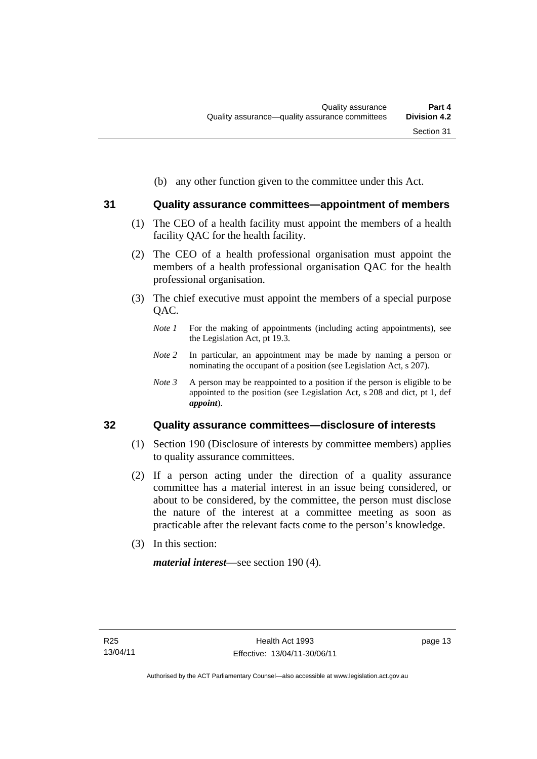(b) any other function given to the committee under this Act.

## 31 Quality assurance committees—appointment of members

(1) The CEO of a health facility must appoint the members of a health facility QAC for the health facility.

(2) The CEO of a health professional organisation must appoint the members of a health professional organisation QAC for the health professional organisation.

(3) The chief executive must appoint the members of a special purpose QAC.

*Note 1* For the making of appointments (including acting appointments), see the Legislation Act, pt 19.3.

*Note 2* In particular, an appointment may be made by naming a person or nominating the occupant of a position (see Legislation Act, s 207).

*Note 3* A person may be reappointed to a position if the person is eligible to be appointed to the position (see Legislation Act, s 208 and dict, pt 1, def ***appoint***).

## 32 Quality assurance committees—disclosure of interests

(1) Section 190 (Disclosure of interests by committee members) applies to quality assurance committees.

(2) If a person acting under the direction of a quality assurance committee has a material interest in an issue being considered, or about to be considered, by the committee, the person must disclose the nature of the interest at a committee meeting as soon as practicable after the relevant facts come to the person's knowledge.

(3) In this section:

***material interest***—see section 190 (4).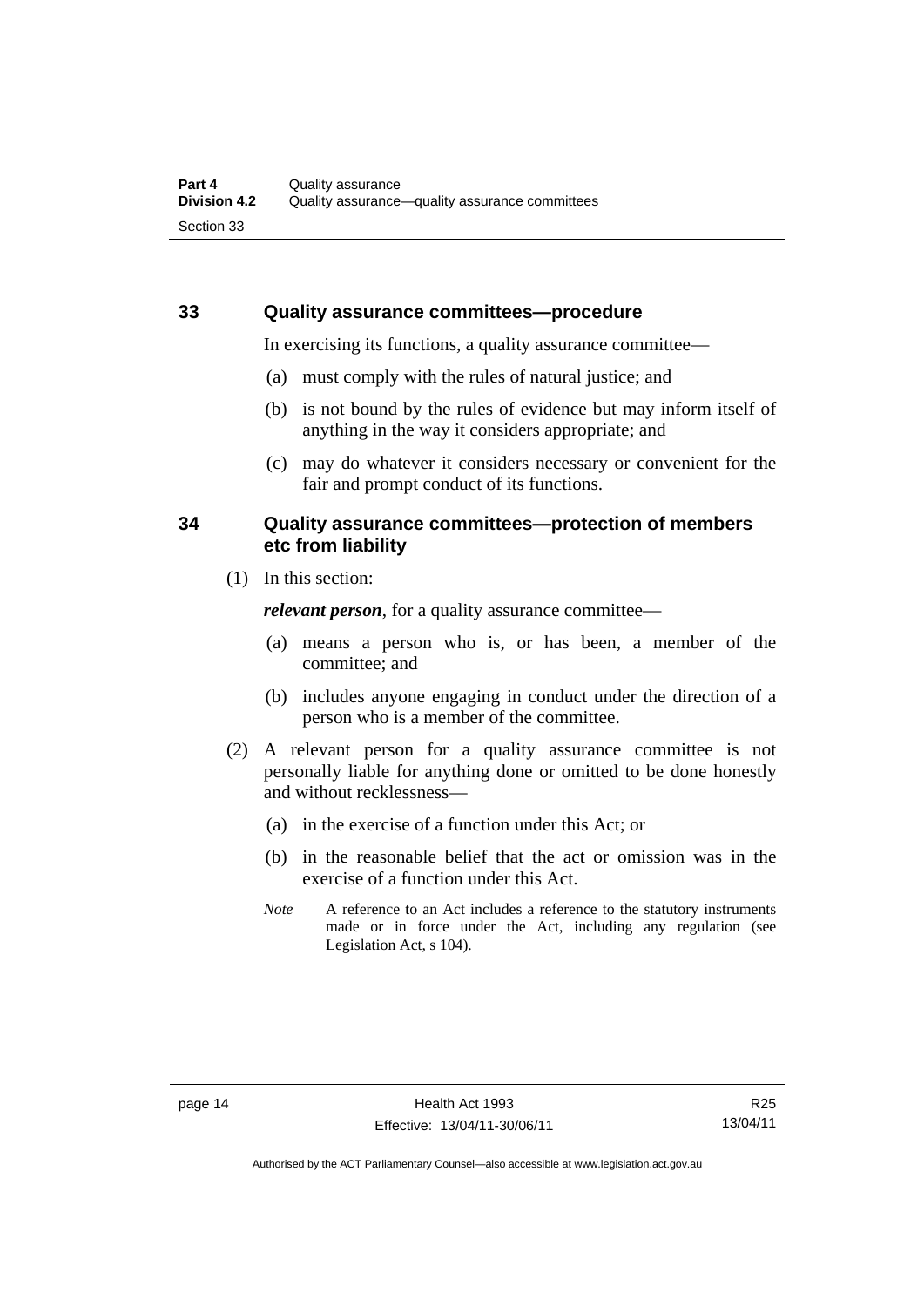## 33 Quality assurance committees—procedure

In exercising its functions, a quality assurance committee—

(a) must comply with the rules of natural justice; and

(b) is not bound by the rules of evidence but may inform itself of anything in the way it considers appropriate; and

(c) may do whatever it considers necessary or convenient for the fair and prompt conduct of its functions.

## 34 Quality assurance committees—protection of members etc from liability

(1) In this section:

***relevant person***, for a quality assurance committee—

(a) means a person who is, or has been, a member of the committee; and

(b) includes anyone engaging in conduct under the direction of a person who is a member of the committee.

(2) A relevant person for a quality assurance committee is not personally liable for anything done or omitted to be done honestly and without recklessness—

(a) in the exercise of a function under this Act; or

(b) in the reasonable belief that the act or omission was in the exercise of a function under this Act.

*Note* A reference to an Act includes a reference to the statutory instruments made or in force under the Act, including any regulation (see Legislation Act, s 104).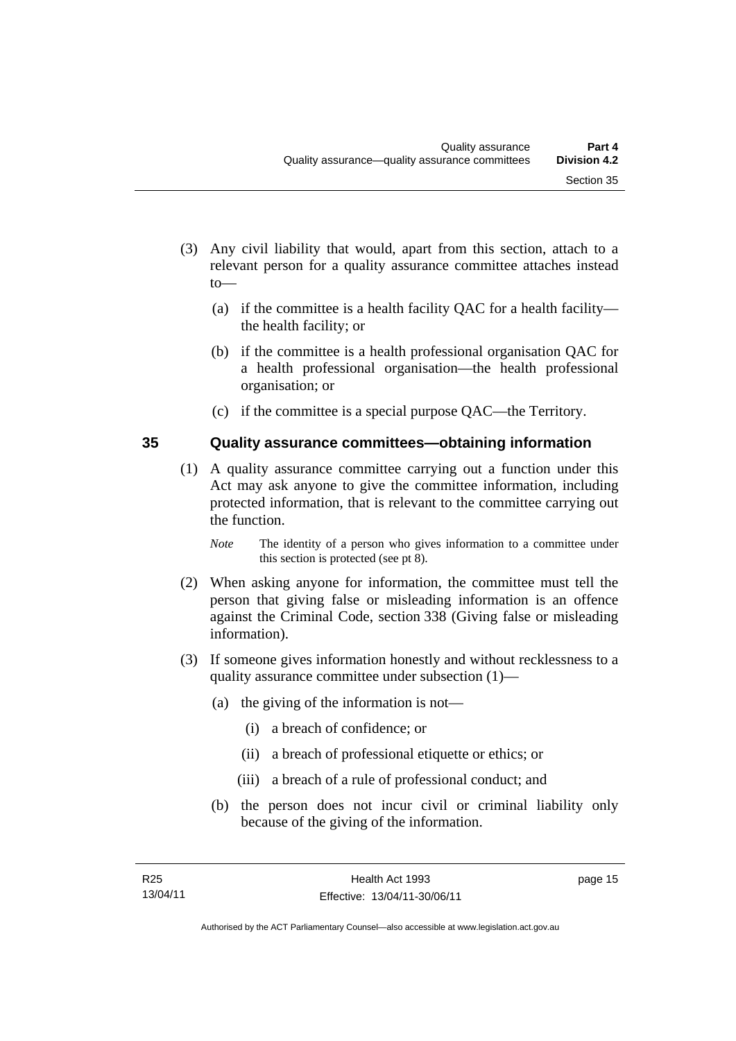(3) Any civil liability that would, apart from this section, attach to a relevant person for a quality assurance committee attaches instead to—

(a) if the committee is a health facility QAC for a health facility—the health facility; or

(b) if the committee is a health professional organisation QAC for a health professional organisation—the health professional organisation; or

(c) if the committee is a special purpose QAC—the Territory.

## 35 Quality assurance committees—obtaining information

(1) A quality assurance committee carrying out a function under this Act may ask anyone to give the committee information, including protected information, that is relevant to the committee carrying out the function.

*Note* The identity of a person who gives information to a committee under this section is protected (see pt 8).

(2) When asking anyone for information, the committee must tell the person that giving false or misleading information is an offence against the Criminal Code, section 338 (Giving false or misleading information).

(3) If someone gives information honestly and without recklessness to a quality assurance committee under subsection (1)—

(a) the giving of the information is not—

(i) a breach of confidence; or

(ii) a breach of professional etiquette or ethics; or

(iii) a breach of a rule of professional conduct; and

(b) the person does not incur civil or criminal liability only because of the giving of the information.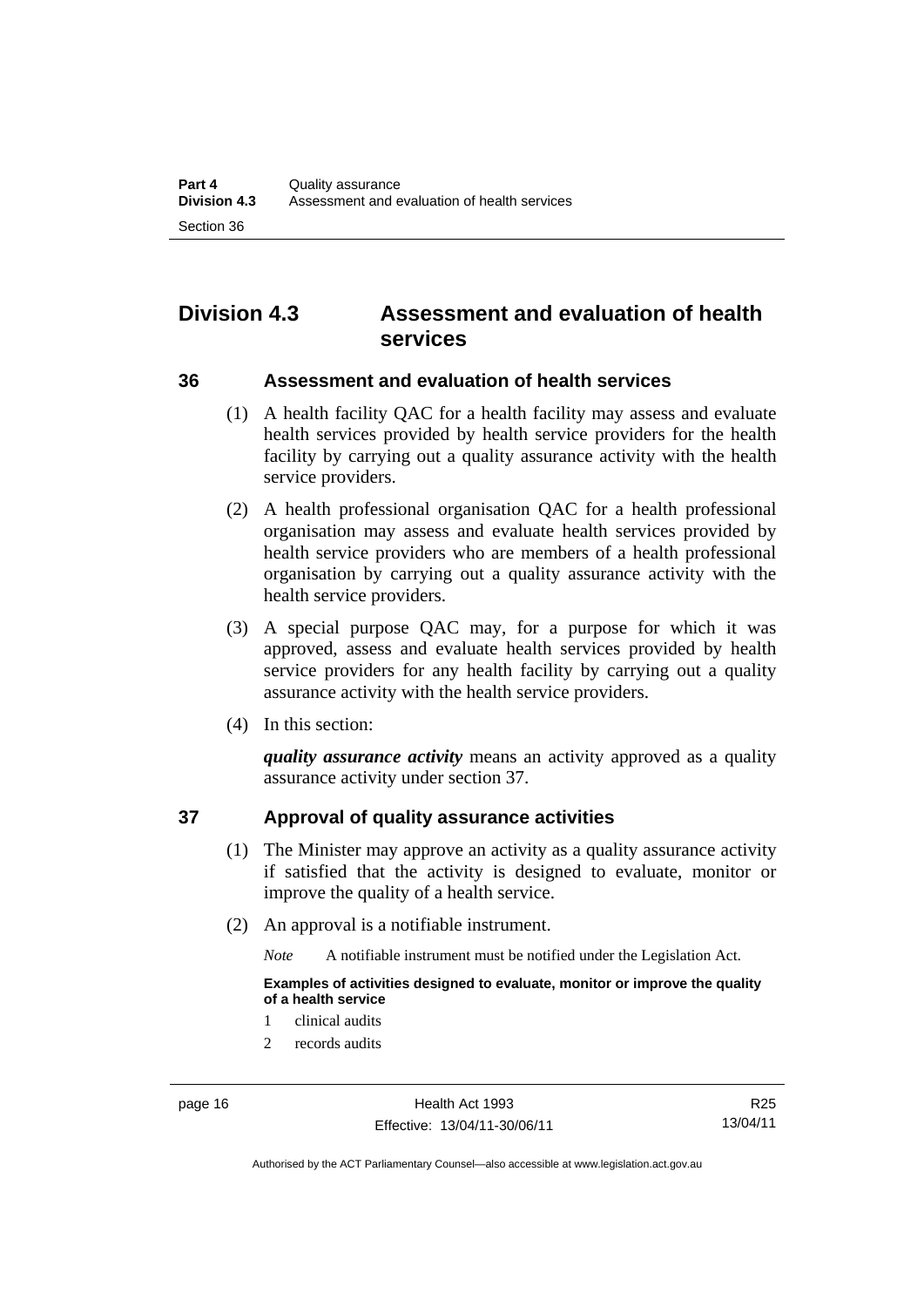## Division 4.3 Assessment and evaluation of health services

### 36 Assessment and evaluation of health services

(1) A health facility QAC for a health facility may assess and evaluate health services provided by health service providers for the health facility by carrying out a quality assurance activity with the health service providers.

(2) A health professional organisation QAC for a health professional organisation may assess and evaluate health services provided by health service providers who are members of a health professional organisation by carrying out a quality assurance activity with the health service providers.

(3) A special purpose QAC may, for a purpose for which it was approved, assess and evaluate health services provided by health service providers for any health facility by carrying out a quality assurance activity with the health service providers.

(4) In this section:

***quality assurance activity*** means an activity approved as a quality assurance activity under section 37.

### 37 Approval of quality assurance activities

(1) The Minister may approve an activity as a quality assurance activity if satisfied that the activity is designed to evaluate, monitor or improve the quality of a health service.

(2) An approval is a notifiable instrument.

*Note* A notifiable instrument must be notified under the Legislation Act.

**Examples of activities designed to evaluate, monitor or improve the quality of a health service**

1 clinical audits

2 records audits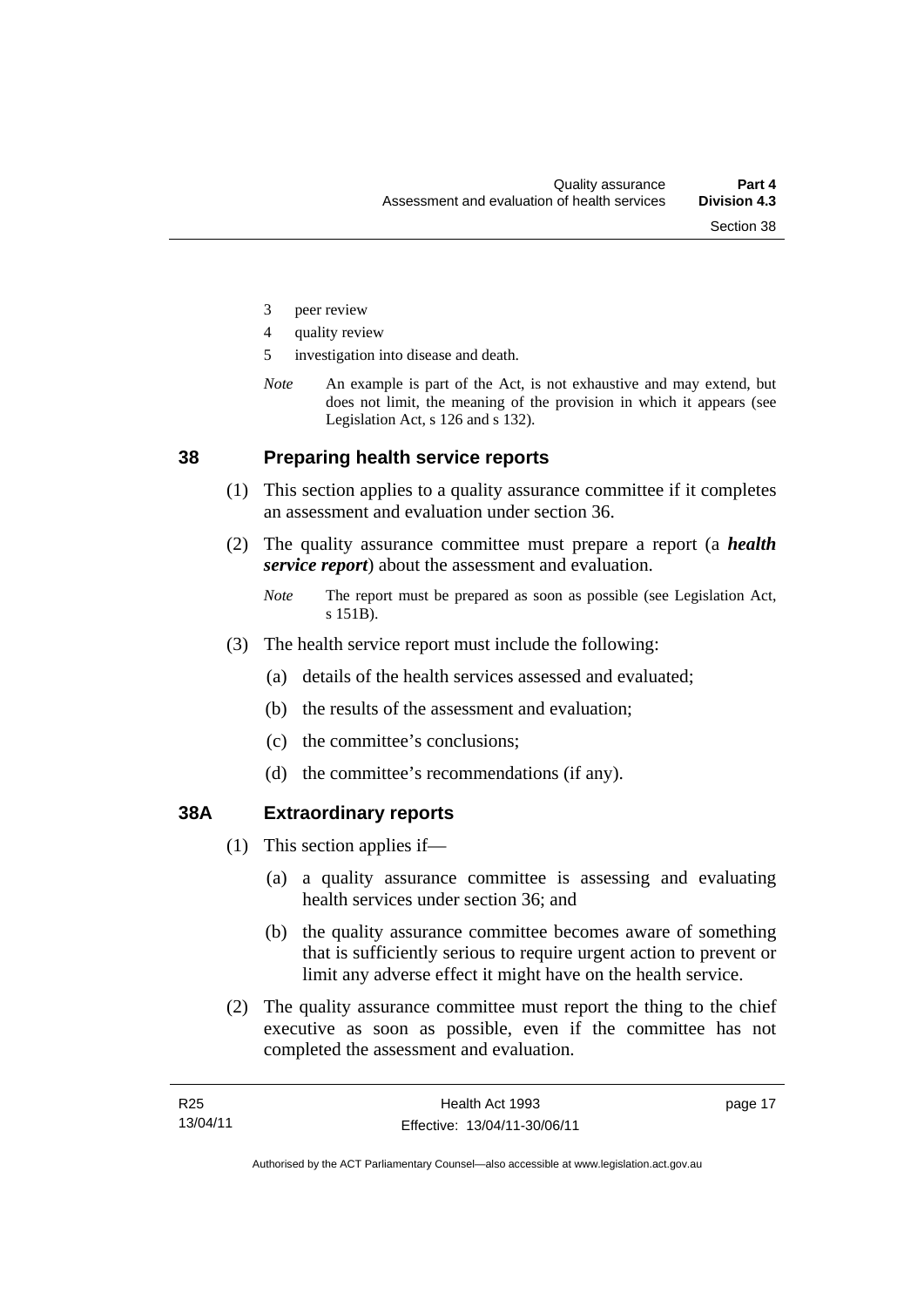3 peer review

4 quality review

5 investigation into disease and death.

*Note* An example is part of the Act, is not exhaustive and may extend, but does not limit, the meaning of the provision in which it appears (see Legislation Act, s 126 and s 132).

## 38 Preparing health service reports

(1) This section applies to a quality assurance committee if it completes an assessment and evaluation under section 36.

(2) The quality assurance committee must prepare a report (a ***health service report***) about the assessment and evaluation.

*Note* The report must be prepared as soon as possible (see Legislation Act, s 151B).

(3) The health service report must include the following:

(a) details of the health services assessed and evaluated;

(b) the results of the assessment and evaluation;

(c) the committee's conclusions;

(d) the committee's recommendations (if any).

## 38A Extraordinary reports

(1) This section applies if—

(a) a quality assurance committee is assessing and evaluating health services under section 36; and

(b) the quality assurance committee becomes aware of something that is sufficiently serious to require urgent action to prevent or limit any adverse effect it might have on the health service.

(2) The quality assurance committee must report the thing to the chief executive as soon as possible, even if the committee has not completed the assessment and evaluation.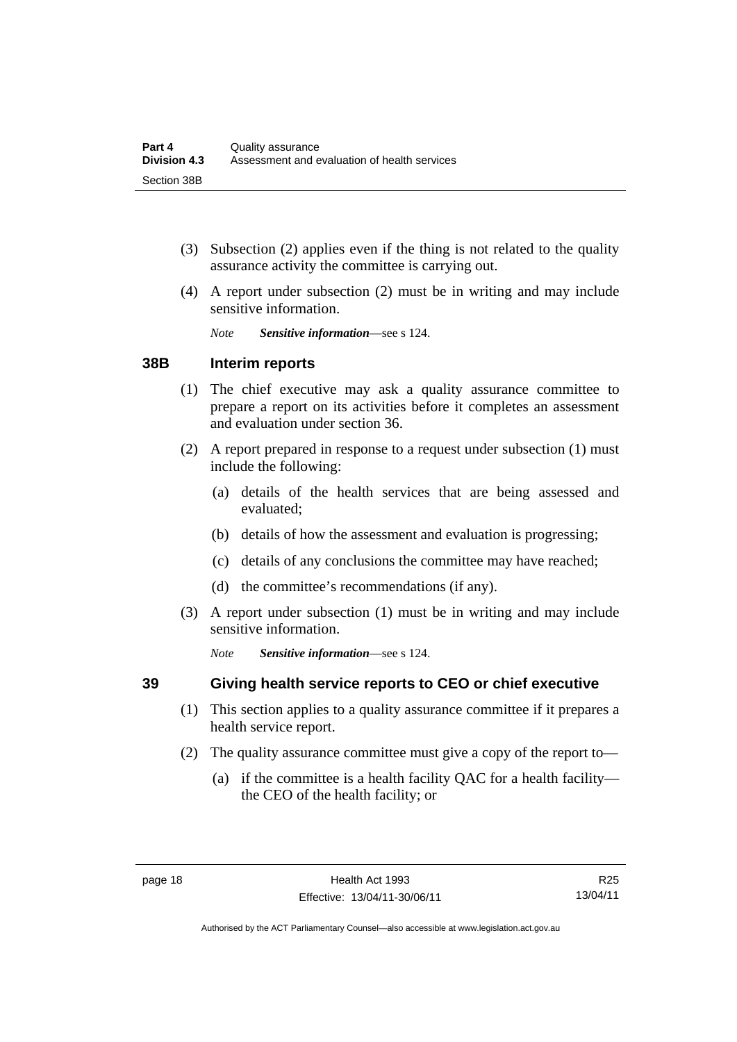(3) Subsection (2) applies even if the thing is not related to the quality assurance activity the committee is carrying out.

(4) A report under subsection (2) must be in writing and may include sensitive information.

*Note* ***Sensitive information***—see s 124.

## 38B Interim reports

(1) The chief executive may ask a quality assurance committee to prepare a report on its activities before it completes an assessment and evaluation under section 36.

(2) A report prepared in response to a request under subsection (1) must include the following:

(a) details of the health services that are being assessed and evaluated;

(b) details of how the assessment and evaluation is progressing;

(c) details of any conclusions the committee may have reached;

(d) the committee's recommendations (if any).

(3) A report under subsection (1) must be in writing and may include sensitive information.

*Note* ***Sensitive information***—see s 124.

## 39 Giving health service reports to CEO or chief executive

(1) This section applies to a quality assurance committee if it prepares a health service report.

(2) The quality assurance committee must give a copy of the report to—

(a) if the committee is a health facility QAC for a health facility—the CEO of the health facility; or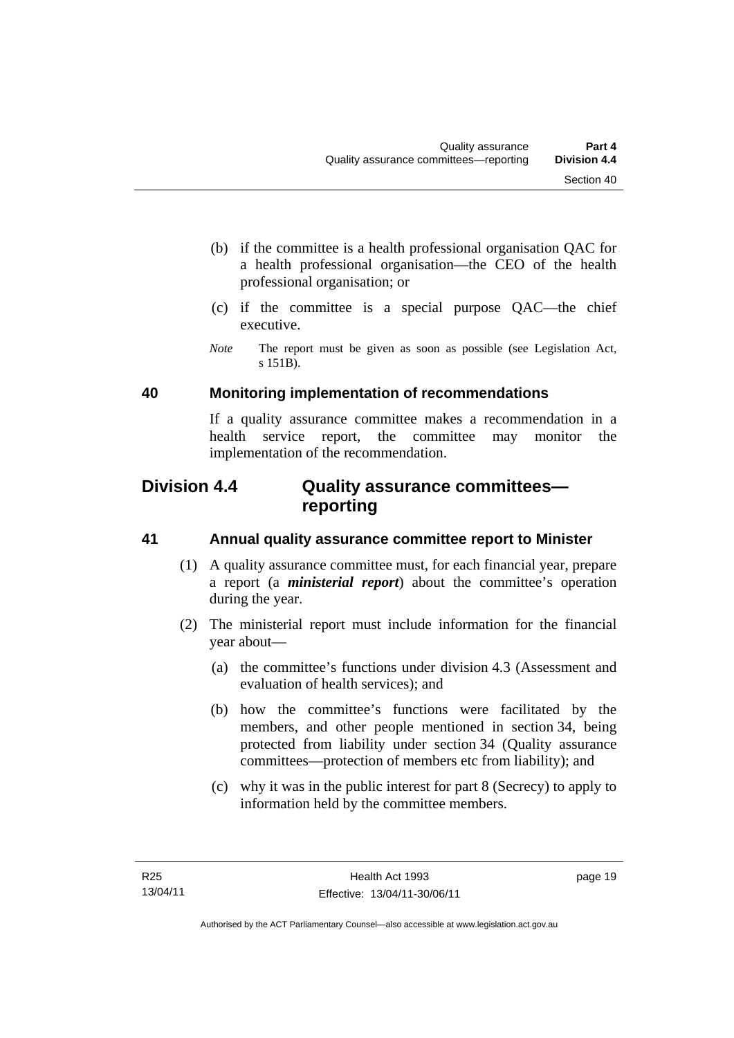(b) if the committee is a health professional organisation QAC for a health professional organisation—the CEO of the health professional organisation; or

(c) if the committee is a special purpose QAC—the chief executive.

*Note* The report must be given as soon as possible (see Legislation Act, s 151B).

### 40 Monitoring implementation of recommendations

If a quality assurance committee makes a recommendation in a health service report, the committee may monitor the implementation of the recommendation.

## Division 4.4 Quality assurance committees—reporting

### 41 Annual quality assurance committee report to Minister

(1) A quality assurance committee must, for each financial year, prepare a report (a ***ministerial report***) about the committee's operation during the year.

(2) The ministerial report must include information for the financial year about—

(a) the committee's functions under division 4.3 (Assessment and evaluation of health services); and

(b) how the committee's functions were facilitated by the members, and other people mentioned in section 34, being protected from liability under section 34 (Quality assurance committees—protection of members etc from liability); and

(c) why it was in the public interest for part 8 (Secrecy) to apply to information held by the committee members.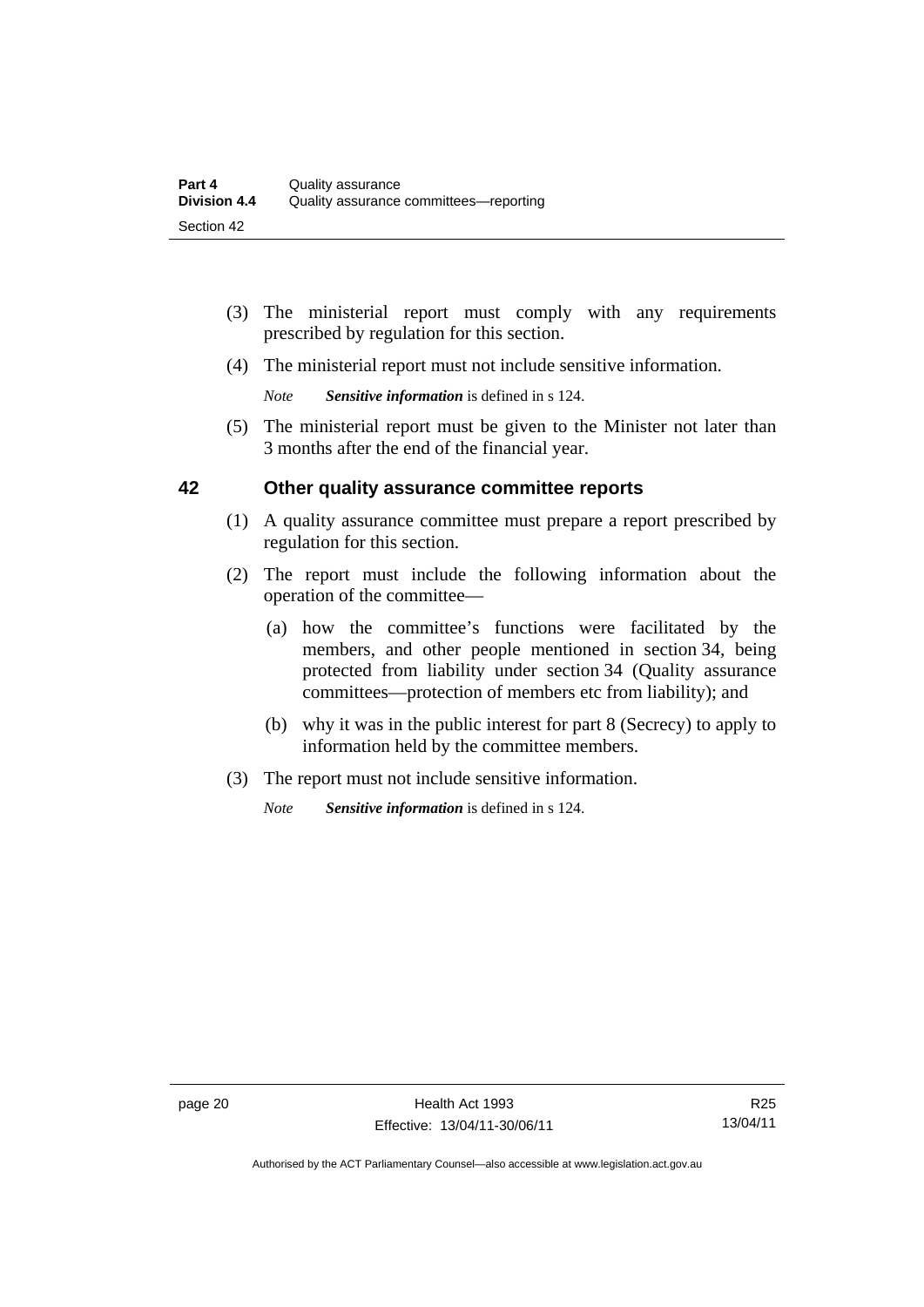(3) The ministerial report must comply with any requirements prescribed by regulation for this section.

(4) The ministerial report must not include sensitive information.

*Note* ***Sensitive information*** is defined in s 124.

(5) The ministerial report must be given to the Minister not later than 3 months after the end of the financial year.

## 42 Other quality assurance committee reports

(1) A quality assurance committee must prepare a report prescribed by regulation for this section.

(2) The report must include the following information about the operation of the committee—

(a) how the committee's functions were facilitated by the members, and other people mentioned in section 34, being protected from liability under section 34 (Quality assurance committees—protection of members etc from liability); and

(b) why it was in the public interest for part 8 (Secrecy) to apply to information held by the committee members.

(3) The report must not include sensitive information.

*Note* ***Sensitive information*** is defined in s 124.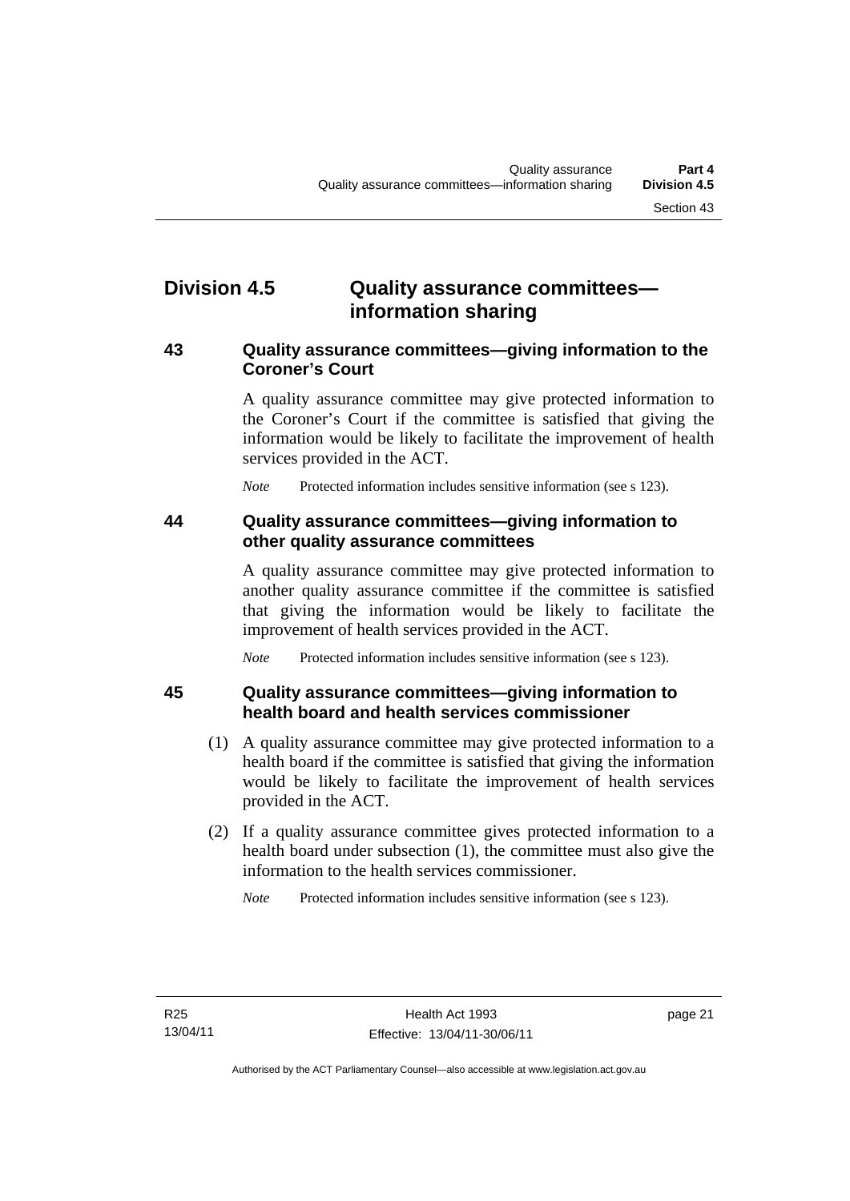## Division 4.5 Quality assurance committees—information sharing

### 43 Quality assurance committees—giving information to the Coroner's Court

A quality assurance committee may give protected information to the Coroner's Court if the committee is satisfied that giving the information would be likely to facilitate the improvement of health services provided in the ACT.

*Note* Protected information includes sensitive information (see s 123).

### 44 Quality assurance committees—giving information to other quality assurance committees

A quality assurance committee may give protected information to another quality assurance committee if the committee is satisfied that giving the information would be likely to facilitate the improvement of health services provided in the ACT.

*Note* Protected information includes sensitive information (see s 123).

### 45 Quality assurance committees—giving information to health board and health services commissioner

(1) A quality assurance committee may give protected information to a health board if the committee is satisfied that giving the information would be likely to facilitate the improvement of health services provided in the ACT.

(2) If a quality assurance committee gives protected information to a health board under subsection (1), the committee must also give the information to the health services commissioner.

*Note* Protected information includes sensitive information (see s 123).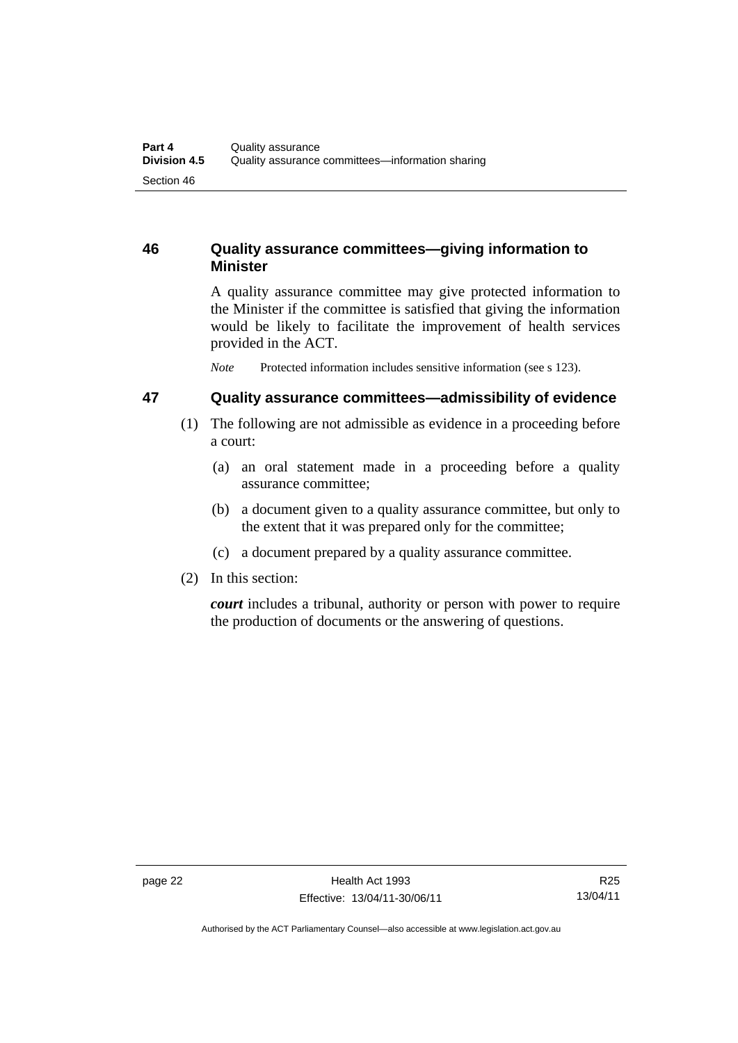## 46 Quality assurance committees—giving information to Minister

A quality assurance committee may give protected information to the Minister if the committee is satisfied that giving the information would be likely to facilitate the improvement of health services provided in the ACT.

*Note* Protected information includes sensitive information (see s 123).

## 47 Quality assurance committees—admissibility of evidence

(1) The following are not admissible as evidence in a proceeding before a court:

(a) an oral statement made in a proceeding before a quality assurance committee;

(b) a document given to a quality assurance committee, but only to the extent that it was prepared only for the committee;

(c) a document prepared by a quality assurance committee.

(2) In this section:

***court*** includes a tribunal, authority or person with power to require the production of documents or the answering of questions.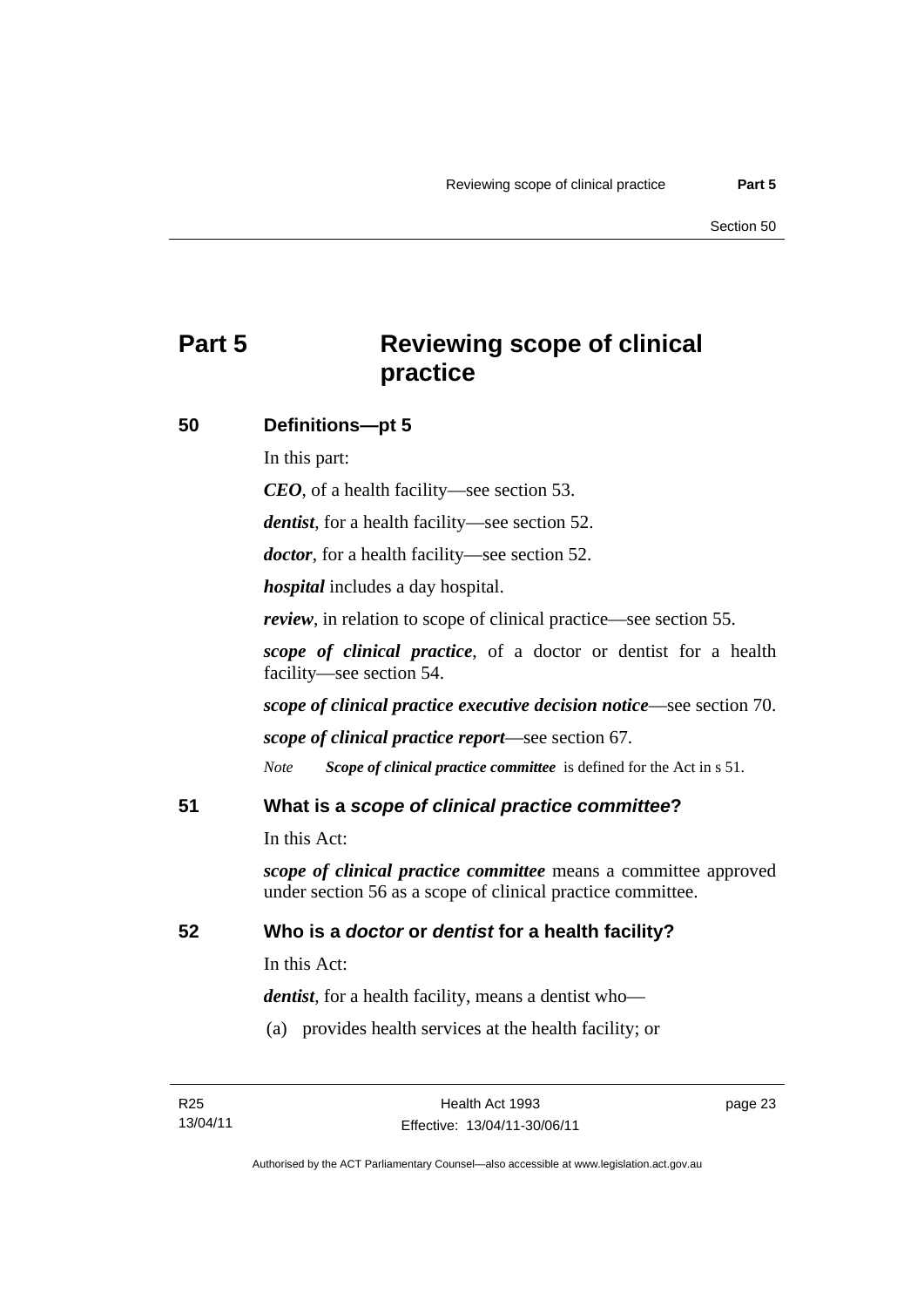# Part 5 Reviewing scope of clinical practice

## 50 Definitions—pt 5

In this part:

***CEO***, of a health facility—see section 53.

***dentist***, for a health facility—see section 52.

***doctor***, for a health facility—see section 52.

***hospital*** includes a day hospital.

***review***, in relation to scope of clinical practice—see section 55.

***scope of clinical practice***, of a doctor or dentist for a health facility—see section 54.

***scope of clinical practice executive decision notice***—see section 70.

***scope of clinical practice report***—see section 67.

*Note* ***Scope of clinical practice committee*** is defined for the Act in s 51.

## 51 What is a *scope of clinical practice committee*?

In this Act:

***scope of clinical practice committee*** means a committee approved under section 56 as a scope of clinical practice committee.

## 52 Who is a *doctor* or *dentist* for a health facility?

In this Act:

***dentist***, for a health facility, means a dentist who—

(a) provides health services at the health facility; or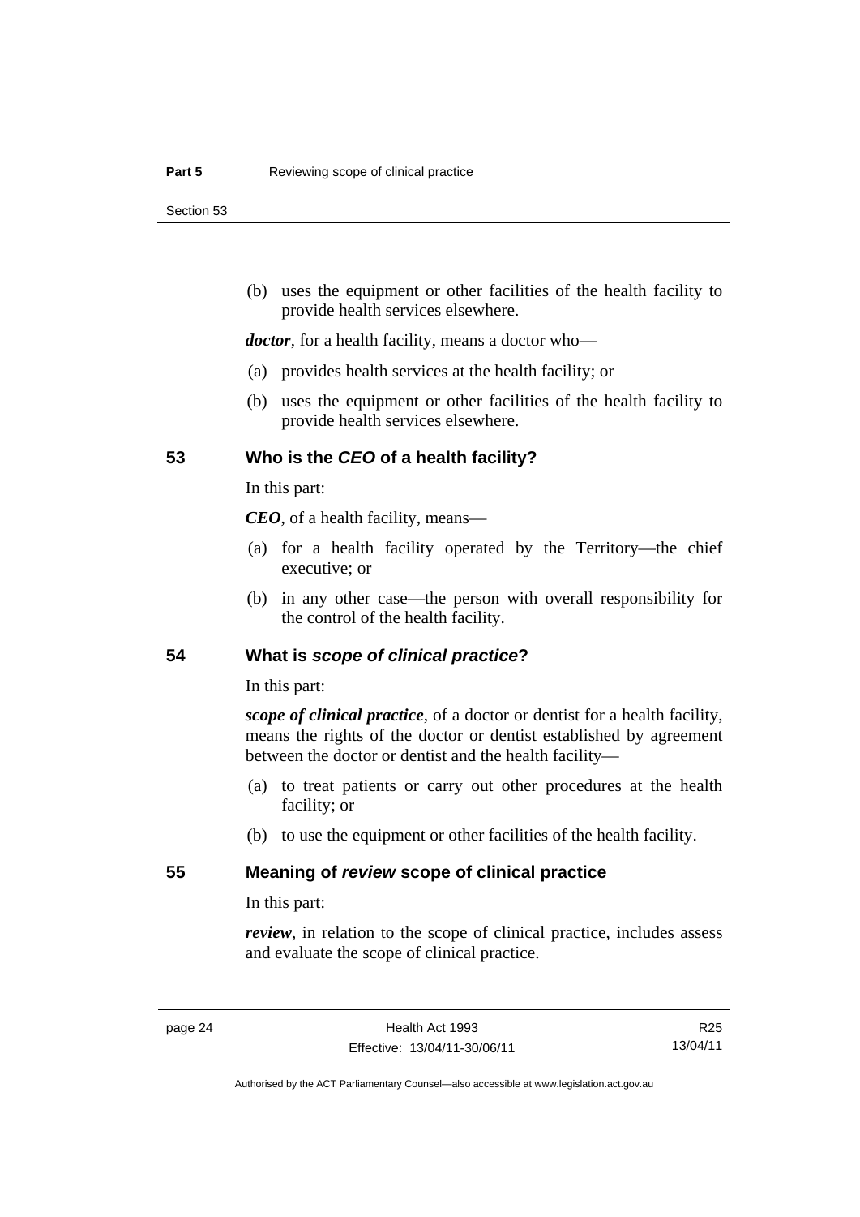(b) uses the equipment or other facilities of the health facility to provide health services elsewhere.

***doctor***, for a health facility, means a doctor who—

(a) provides health services at the health facility; or

(b) uses the equipment or other facilities of the health facility to provide health services elsewhere.

## 53 Who is the *CEO* of a health facility?

In this part:

***CEO***, of a health facility, means—

(a) for a health facility operated by the Territory—the chief executive; or

(b) in any other case—the person with overall responsibility for the control of the health facility.

## 54 What is *scope of clinical practice*?

In this part:

***scope of clinical practice***, of a doctor or dentist for a health facility, means the rights of the doctor or dentist established by agreement between the doctor or dentist and the health facility—

(a) to treat patients or carry out other procedures at the health facility; or

(b) to use the equipment or other facilities of the health facility.

## 55 Meaning of *review* scope of clinical practice

In this part:

***review***, in relation to the scope of clinical practice, includes assess and evaluate the scope of clinical practice.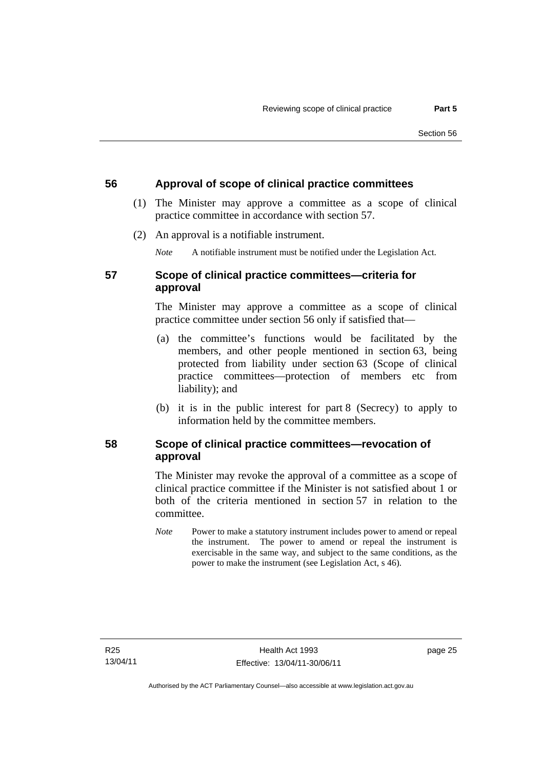## 56 Approval of scope of clinical practice committees

(1) The Minister may approve a committee as a scope of clinical practice committee in accordance with section 57.

(2) An approval is a notifiable instrument.

*Note* A notifiable instrument must be notified under the Legislation Act.

## 57 Scope of clinical practice committees—criteria for approval

The Minister may approve a committee as a scope of clinical practice committee under section 56 only if satisfied that—

(a) the committee's functions would be facilitated by the members, and other people mentioned in section 63, being protected from liability under section 63 (Scope of clinical practice committees—protection of members etc from liability); and

(b) it is in the public interest for part 8 (Secrecy) to apply to information held by the committee members.

## 58 Scope of clinical practice committees—revocation of approval

The Minister may revoke the approval of a committee as a scope of clinical practice committee if the Minister is not satisfied about 1 or both of the criteria mentioned in section 57 in relation to the committee.

*Note* Power to make a statutory instrument includes power to amend or repeal the instrument. The power to amend or repeal the instrument is exercisable in the same way, and subject to the same conditions, as the power to make the instrument (see Legislation Act, s 46).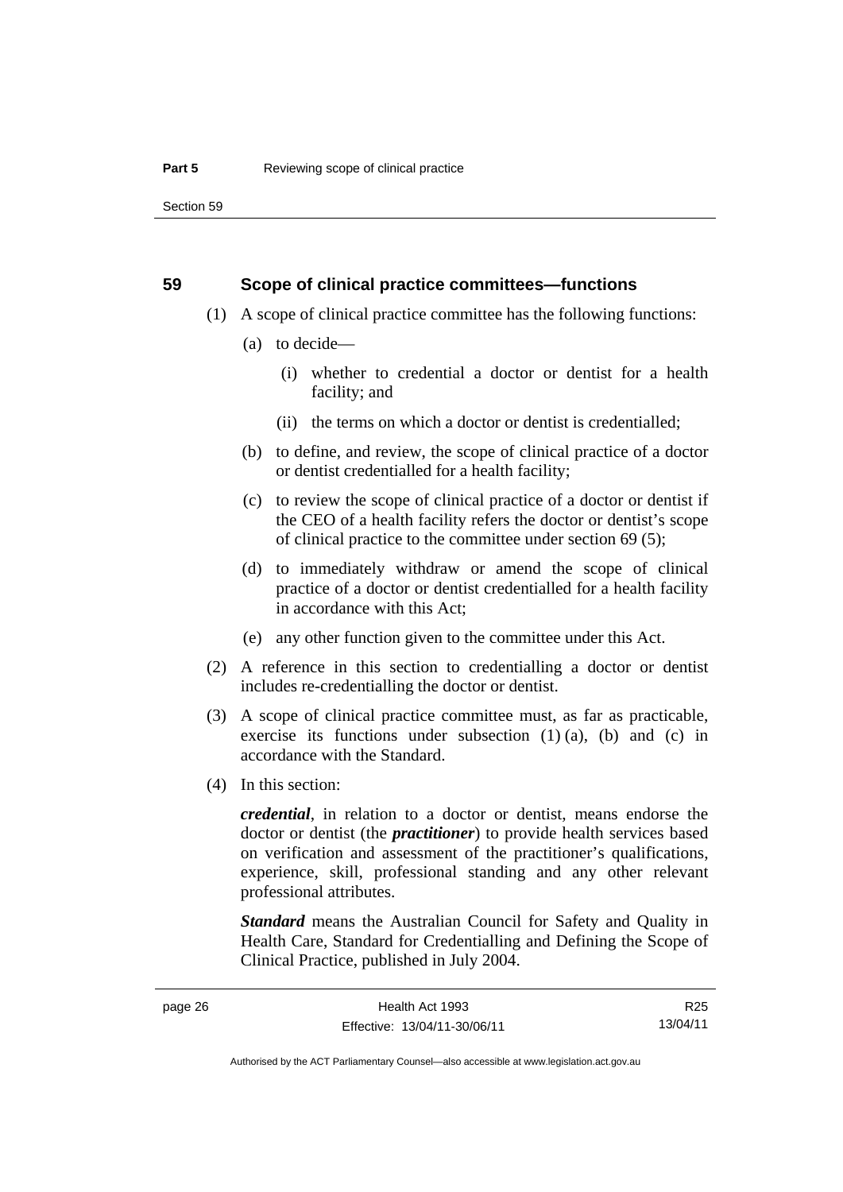## 59 Scope of clinical practice committees—functions

(1) A scope of clinical practice committee has the following functions:

(a) to decide—

(i) whether to credential a doctor or dentist for a health facility; and

(ii) the terms on which a doctor or dentist is credentialled;

(b) to define, and review, the scope of clinical practice of a doctor or dentist credentialled for a health facility;

(c) to review the scope of clinical practice of a doctor or dentist if the CEO of a health facility refers the doctor or dentist's scope of clinical practice to the committee under section 69 (5);

(d) to immediately withdraw or amend the scope of clinical practice of a doctor or dentist credentialled for a health facility in accordance with this Act;

(e) any other function given to the committee under this Act.

(2) A reference in this section to credentialling a doctor or dentist includes re-credentialling the doctor or dentist.

(3) A scope of clinical practice committee must, as far as practicable, exercise its functions under subsection (1) (a), (b) and (c) in accordance with the Standard.

(4) In this section:

***credential***, in relation to a doctor or dentist, means endorse the doctor or dentist (the ***practitioner***) to provide health services based on verification and assessment of the practitioner's qualifications, experience, skill, professional standing and any other relevant professional attributes.

***Standard*** means the Australian Council for Safety and Quality in Health Care, Standard for Credentialling and Defining the Scope of Clinical Practice, published in July 2004.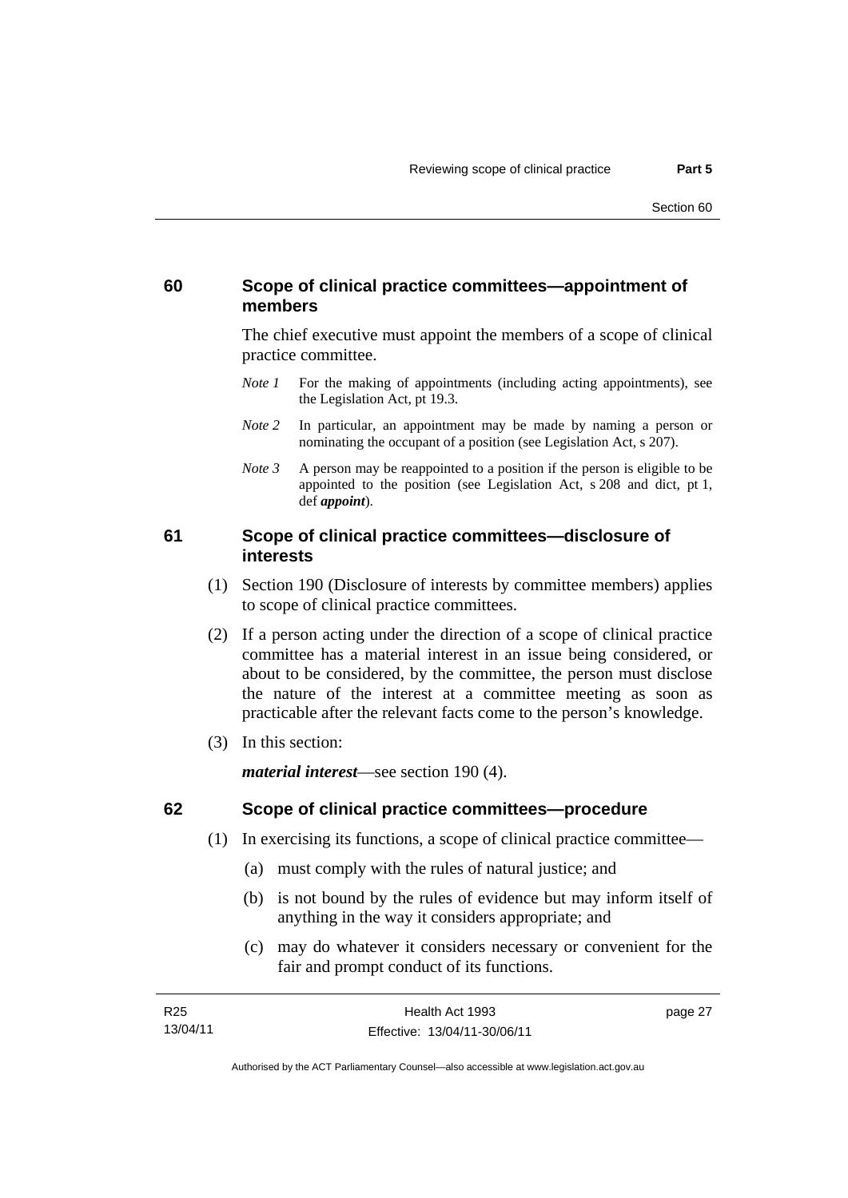## 60 Scope of clinical practice committees—appointment of members

The chief executive must appoint the members of a scope of clinical practice committee.

*Note 1* For the making of appointments (including acting appointments), see the Legislation Act, pt 19.3.

*Note 2* In particular, an appointment may be made by naming a person or nominating the occupant of a position (see Legislation Act, s 207).

*Note 3* A person may be reappointed to a position if the person is eligible to be appointed to the position (see Legislation Act, s 208 and dict, pt 1, def ***appoint***).

## 61 Scope of clinical practice committees—disclosure of interests

(1) Section 190 (Disclosure of interests by committee members) applies to scope of clinical practice committees.

(2) If a person acting under the direction of a scope of clinical practice committee has a material interest in an issue being considered, or about to be considered, by the committee, the person must disclose the nature of the interest at a committee meeting as soon as practicable after the relevant facts come to the person's knowledge.

(3) In this section:

***material interest***—see section 190 (4).

## 62 Scope of clinical practice committees—procedure

(1) In exercising its functions, a scope of clinical practice committee—

(a) must comply with the rules of natural justice; and

(b) is not bound by the rules of evidence but may inform itself of anything in the way it considers appropriate; and

(c) may do whatever it considers necessary or convenient for the fair and prompt conduct of its functions.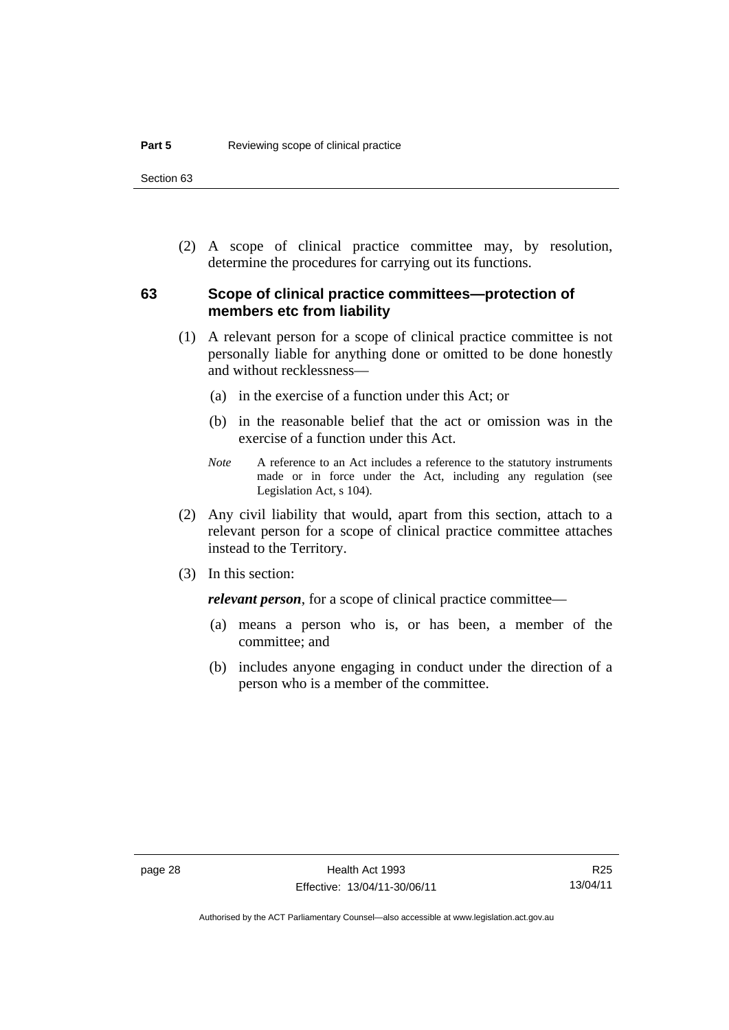(2) A scope of clinical practice committee may, by resolution, determine the procedures for carrying out its functions.

## 63 Scope of clinical practice committees—protection of members etc from liability

(1) A relevant person for a scope of clinical practice committee is not personally liable for anything done or omitted to be done honestly and without recklessness—

(a) in the exercise of a function under this Act; or

(b) in the reasonable belief that the act or omission was in the exercise of a function under this Act.

*Note* A reference to an Act includes a reference to the statutory instruments made or in force under the Act, including any regulation (see Legislation Act, s 104).

(2) Any civil liability that would, apart from this section, attach to a relevant person for a scope of clinical practice committee attaches instead to the Territory.

(3) In this section:

***relevant person***, for a scope of clinical practice committee—

(a) means a person who is, or has been, a member of the committee; and

(b) includes anyone engaging in conduct under the direction of a person who is a member of the committee.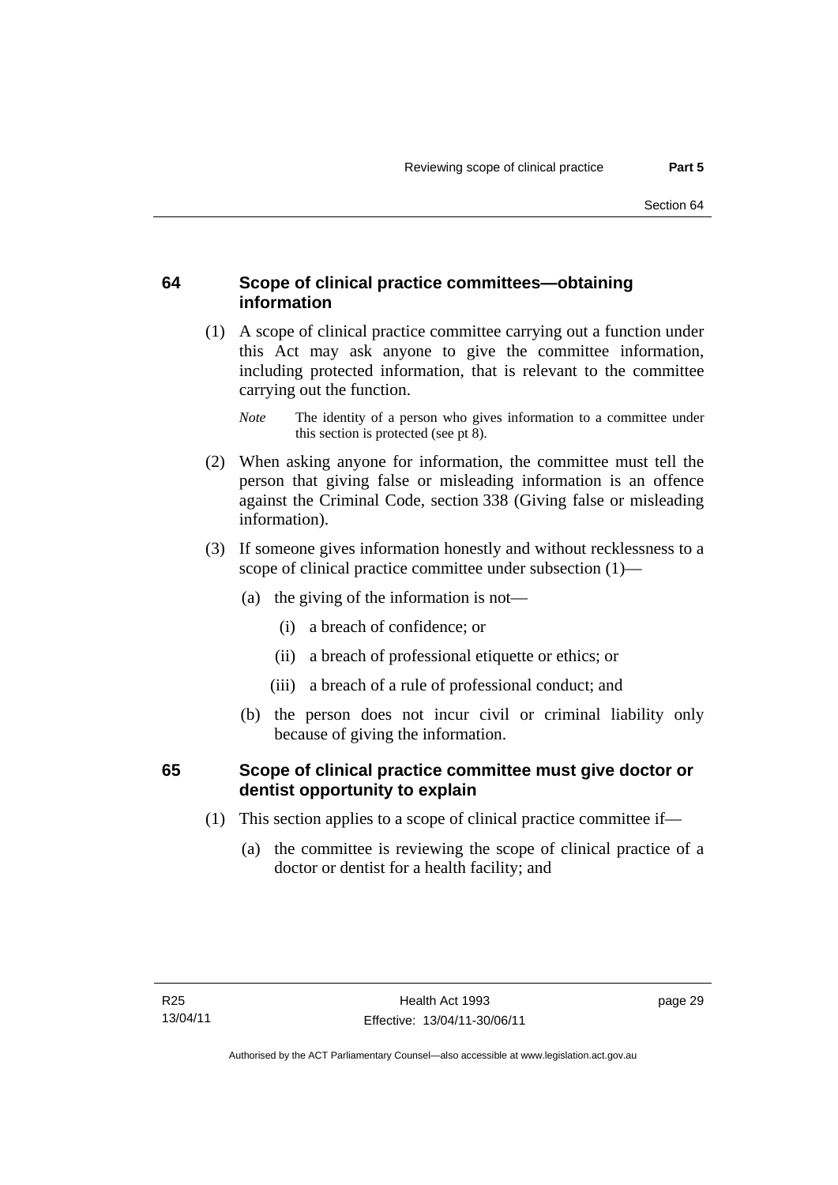## 64 Scope of clinical practice committees—obtaining information

(1) A scope of clinical practice committee carrying out a function under this Act may ask anyone to give the committee information, including protected information, that is relevant to the committee carrying out the function.

*Note* The identity of a person who gives information to a committee under this section is protected (see pt 8).

(2) When asking anyone for information, the committee must tell the person that giving false or misleading information is an offence against the Criminal Code, section 338 (Giving false or misleading information).

(3) If someone gives information honestly and without recklessness to a scope of clinical practice committee under subsection (1)—

(a) the giving of the information is not—

(i) a breach of confidence; or

(ii) a breach of professional etiquette or ethics; or

(iii) a breach of a rule of professional conduct; and

(b) the person does not incur civil or criminal liability only because of giving the information.

## 65 Scope of clinical practice committee must give doctor or dentist opportunity to explain

(1) This section applies to a scope of clinical practice committee if—

(a) the committee is reviewing the scope of clinical practice of a doctor or dentist for a health facility; and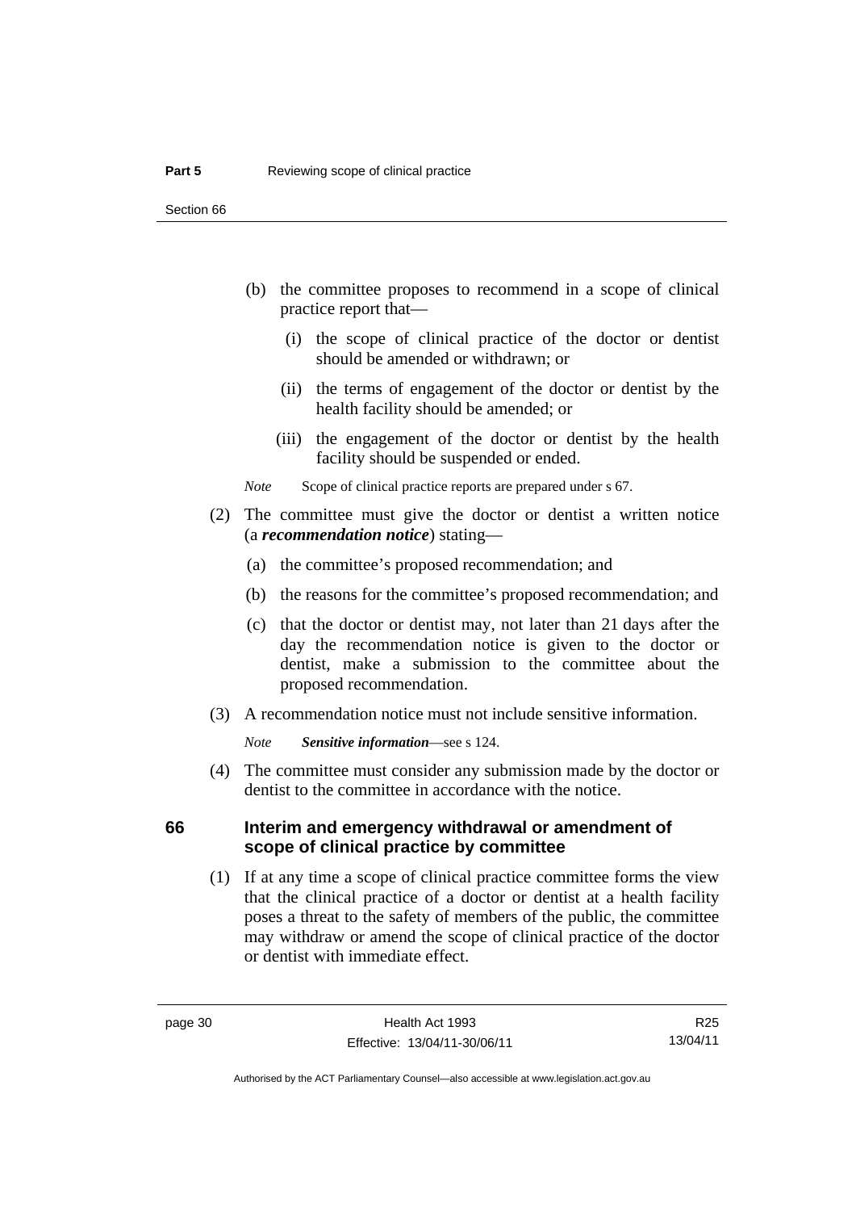(b) the committee proposes to recommend in a scope of clinical practice report that—

(i) the scope of clinical practice of the doctor or dentist should be amended or withdrawn; or

(ii) the terms of engagement of the doctor or dentist by the health facility should be amended; or

(iii) the engagement of the doctor or dentist by the health facility should be suspended or ended.

*Note* Scope of clinical practice reports are prepared under s 67.

(2) The committee must give the doctor or dentist a written notice (a ***recommendation notice***) stating—

(a) the committee's proposed recommendation; and

(b) the reasons for the committee's proposed recommendation; and

(c) that the doctor or dentist may, not later than 21 days after the day the recommendation notice is given to the doctor or dentist, make a submission to the committee about the proposed recommendation.

(3) A recommendation notice must not include sensitive information.

*Note* ***Sensitive information***—see s 124.

(4) The committee must consider any submission made by the doctor or dentist to the committee in accordance with the notice.

## 66 Interim and emergency withdrawal or amendment of scope of clinical practice by committee

(1) If at any time a scope of clinical practice committee forms the view that the clinical practice of a doctor or dentist at a health facility poses a threat to the safety of members of the public, the committee may withdraw or amend the scope of clinical practice of the doctor or dentist with immediate effect.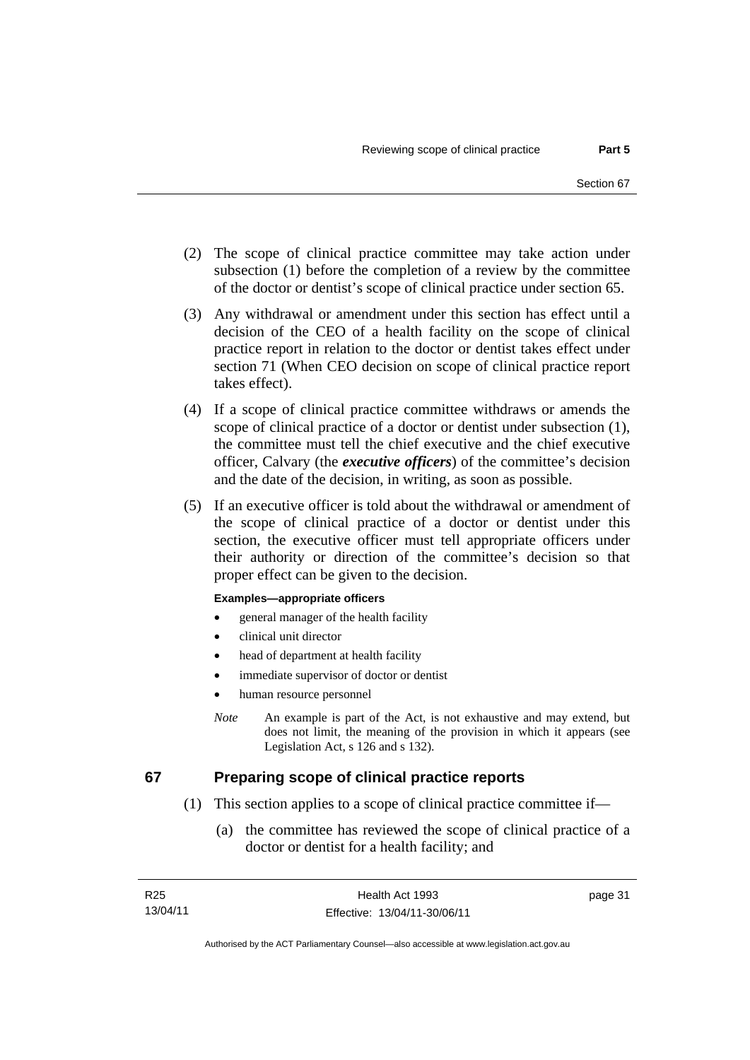(2) The scope of clinical practice committee may take action under subsection (1) before the completion of a review by the committee of the doctor or dentist's scope of clinical practice under section 65.

(3) Any withdrawal or amendment under this section has effect until a decision of the CEO of a health facility on the scope of clinical practice report in relation to the doctor or dentist takes effect under section 71 (When CEO decision on scope of clinical practice report takes effect).

(4) If a scope of clinical practice committee withdraws or amends the scope of clinical practice of a doctor or dentist under subsection (1), the committee must tell the chief executive and the chief executive officer, Calvary (the ***executive officers***) of the committee's decision and the date of the decision, in writing, as soon as possible.

(5) If an executive officer is told about the withdrawal or amendment of the scope of clinical practice of a doctor or dentist under this section, the executive officer must tell appropriate officers under their authority or direction of the committee's decision so that proper effect can be given to the decision.

**Examples—appropriate officers**

- general manager of the health facility
- clinical unit director
- head of department at health facility
- immediate supervisor of doctor or dentist
- human resource personnel

*Note* An example is part of the Act, is not exhaustive and may extend, but does not limit, the meaning of the provision in which it appears (see Legislation Act, s 126 and s 132).

## 67 Preparing scope of clinical practice reports

(1) This section applies to a scope of clinical practice committee if—

(a) the committee has reviewed the scope of clinical practice of a doctor or dentist for a health facility; and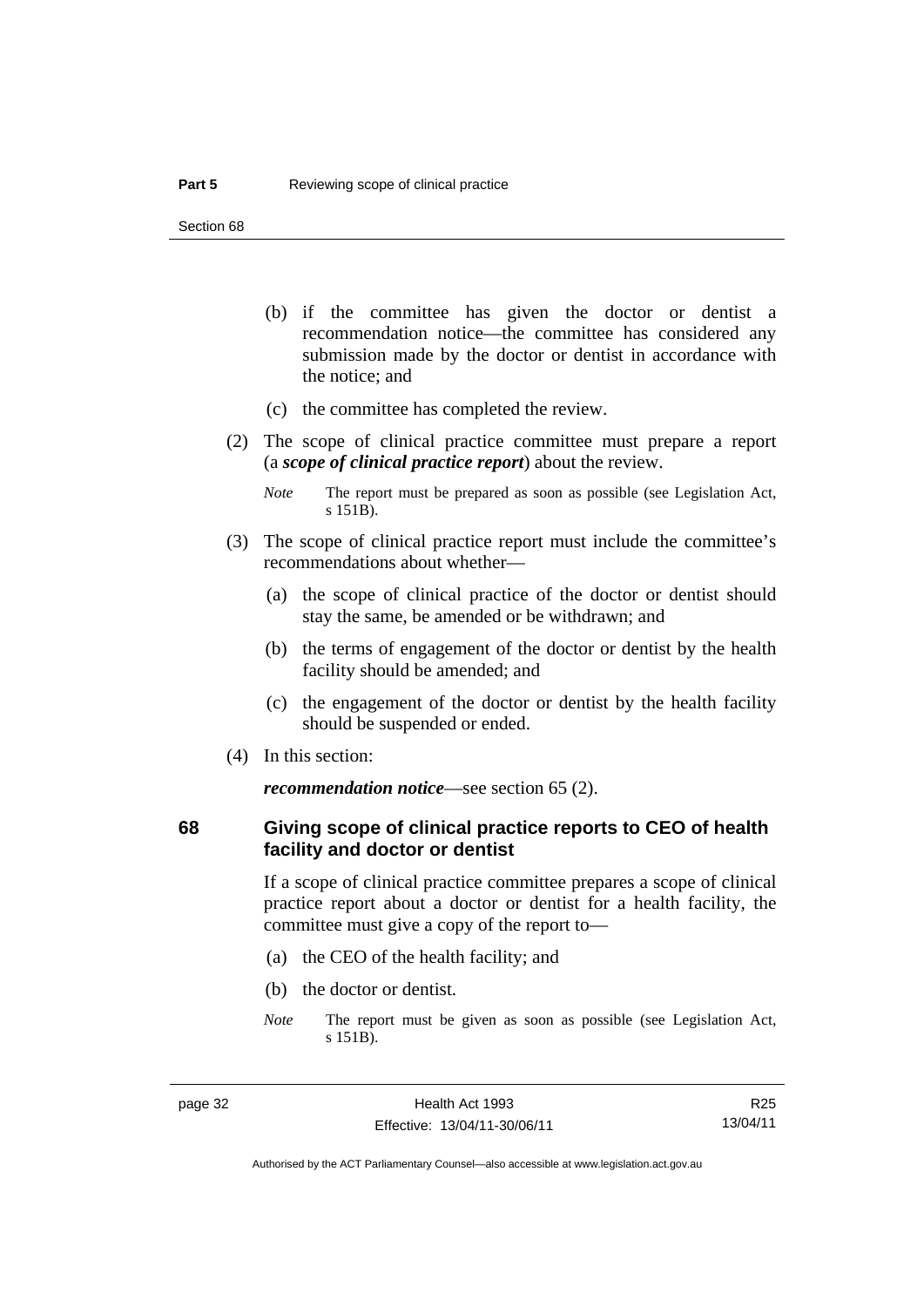(b) if the committee has given the doctor or dentist a recommendation notice—the committee has considered any submission made by the doctor or dentist in accordance with the notice; and

(c) the committee has completed the review.

(2) The scope of clinical practice committee must prepare a report (a ***scope of clinical practice report***) about the review.

*Note* The report must be prepared as soon as possible (see Legislation Act, s 151B).

(3) The scope of clinical practice report must include the committee's recommendations about whether—

(a) the scope of clinical practice of the doctor or dentist should stay the same, be amended or be withdrawn; and

(b) the terms of engagement of the doctor or dentist by the health facility should be amended; and

(c) the engagement of the doctor or dentist by the health facility should be suspended or ended.

(4) In this section:

***recommendation notice***—see section 65 (2).

## 68 Giving scope of clinical practice reports to CEO of health facility and doctor or dentist

If a scope of clinical practice committee prepares a scope of clinical practice report about a doctor or dentist for a health facility, the committee must give a copy of the report to—

(a) the CEO of the health facility; and

(b) the doctor or dentist.

*Note* The report must be given as soon as possible (see Legislation Act, s 151B).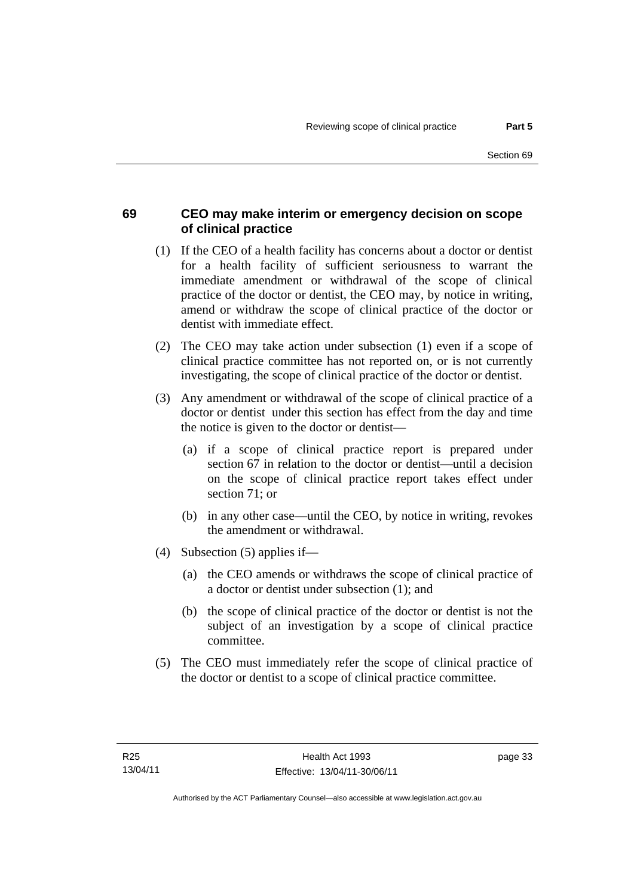### 69 CEO may make interim or emergency decision on scope of clinical practice

(1) If the CEO of a health facility has concerns about a doctor or dentist for a health facility of sufficient seriousness to warrant the immediate amendment or withdrawal of the scope of clinical practice of the doctor or dentist, the CEO may, by notice in writing, amend or withdraw the scope of clinical practice of the doctor or dentist with immediate effect.

(2) The CEO may take action under subsection (1) even if a scope of clinical practice committee has not reported on, or is not currently investigating, the scope of clinical practice of the doctor or dentist.

(3) Any amendment or withdrawal of the scope of clinical practice of a doctor or dentist under this section has effect from the day and time the notice is given to the doctor or dentist—

(a) if a scope of clinical practice report is prepared under section 67 in relation to the doctor or dentist—until a decision on the scope of clinical practice report takes effect under section 71; or

(b) in any other case—until the CEO, by notice in writing, revokes the amendment or withdrawal.

(4) Subsection (5) applies if—

(a) the CEO amends or withdraws the scope of clinical practice of a doctor or dentist under subsection (1); and

(b) the scope of clinical practice of the doctor or dentist is not the subject of an investigation by a scope of clinical practice committee.

(5) The CEO must immediately refer the scope of clinical practice of the doctor or dentist to a scope of clinical practice committee.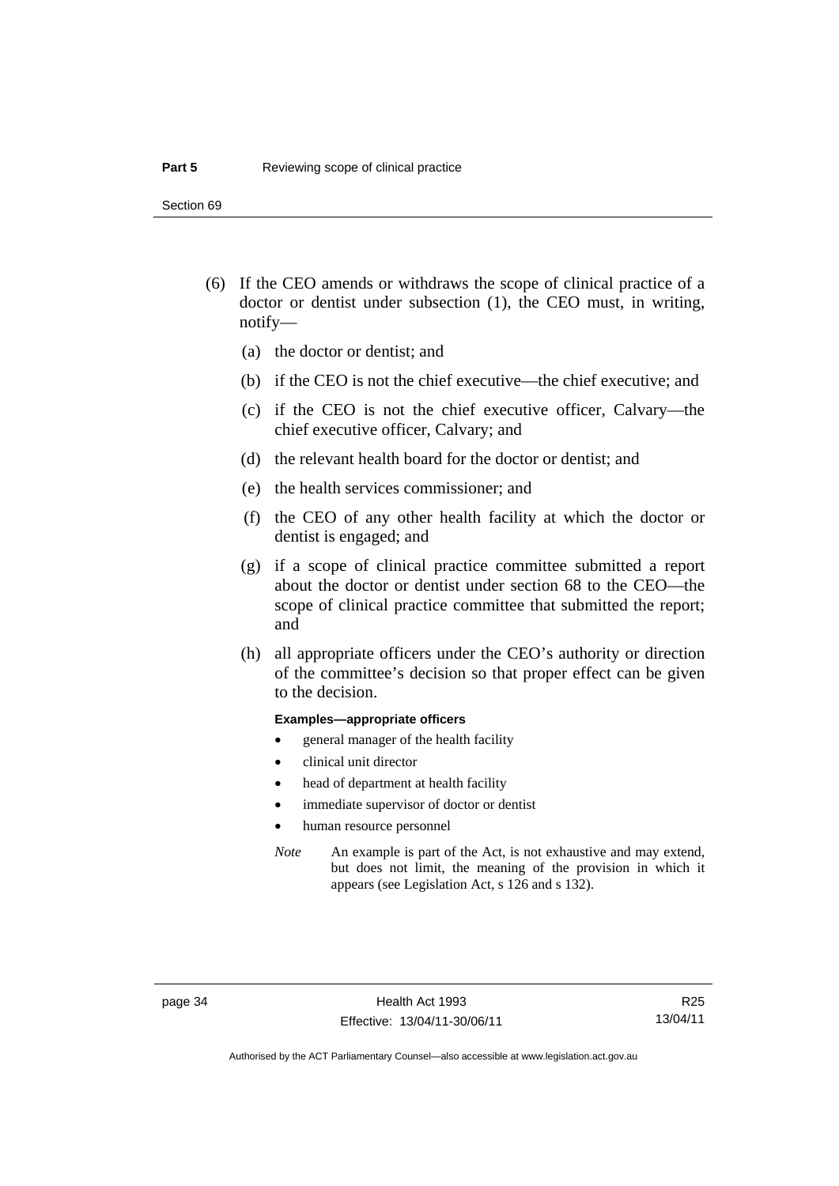(6) If the CEO amends or withdraws the scope of clinical practice of a doctor or dentist under subsection (1), the CEO must, in writing, notify—

(a) the doctor or dentist; and

(b) if the CEO is not the chief executive—the chief executive; and

(c) if the CEO is not the chief executive officer, Calvary—the chief executive officer, Calvary; and

(d) the relevant health board for the doctor or dentist; and

(e) the health services commissioner; and

(f) the CEO of any other health facility at which the doctor or dentist is engaged; and

(g) if a scope of clinical practice committee submitted a report about the doctor or dentist under section 68 to the CEO—the scope of clinical practice committee that submitted the report; and

(h) all appropriate officers under the CEO's authority or direction of the committee's decision so that proper effect can be given to the decision.

**Examples—appropriate officers**

- general manager of the health facility
- clinical unit director
- head of department at health facility
- immediate supervisor of doctor or dentist
- human resource personnel

*Note* An example is part of the Act, is not exhaustive and may extend, but does not limit, the meaning of the provision in which it appears (see Legislation Act, s 126 and s 132).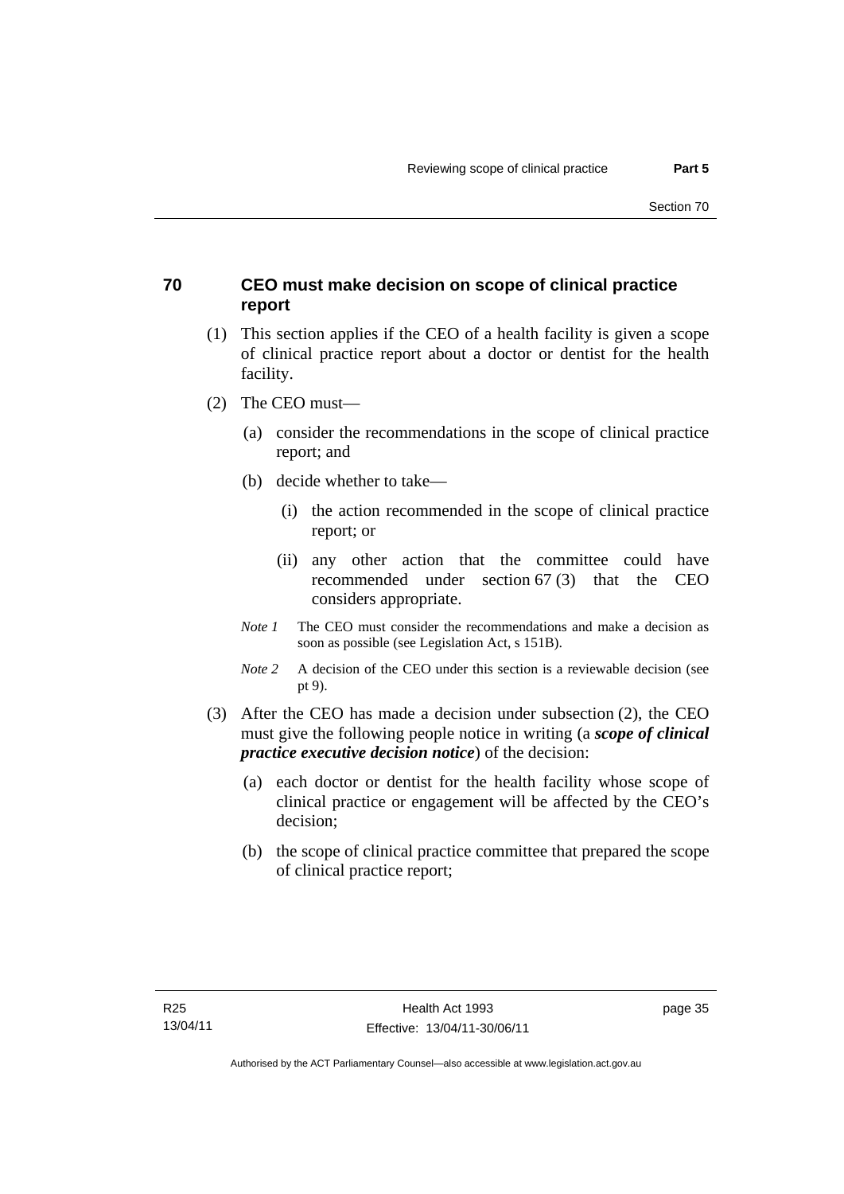## 70 CEO must make decision on scope of clinical practice report

(1) This section applies if the CEO of a health facility is given a scope of clinical practice report about a doctor or dentist for the health facility.

(2) The CEO must—

(a) consider the recommendations in the scope of clinical practice report; and

(b) decide whether to take—

(i) the action recommended in the scope of clinical practice report; or

(ii) any other action that the committee could have recommended under section 67 (3) that the CEO considers appropriate.

*Note 1* The CEO must consider the recommendations and make a decision as soon as possible (see Legislation Act, s 151B).

*Note 2* A decision of the CEO under this section is a reviewable decision (see pt 9).

(3) After the CEO has made a decision under subsection (2), the CEO must give the following people notice in writing (a ***scope of clinical practice executive decision notice***) of the decision:

(a) each doctor or dentist for the health facility whose scope of clinical practice or engagement will be affected by the CEO's decision;

(b) the scope of clinical practice committee that prepared the scope of clinical practice report;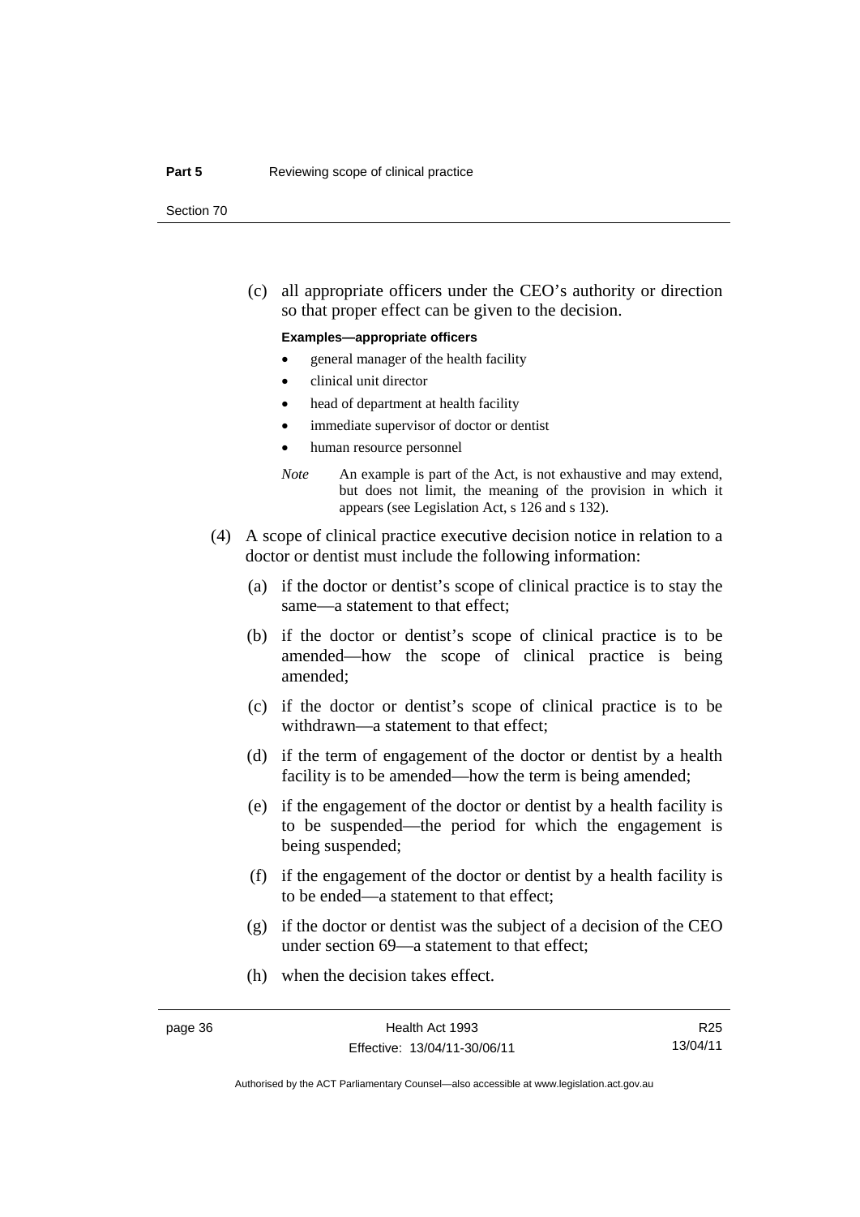(c) all appropriate officers under the CEO's authority or direction so that proper effect can be given to the decision.

**Examples—appropriate officers**

- general manager of the health facility
- clinical unit director
- head of department at health facility
- immediate supervisor of doctor or dentist
- human resource personnel

*Note* An example is part of the Act, is not exhaustive and may extend, but does not limit, the meaning of the provision in which it appears (see Legislation Act, s 126 and s 132).

(4) A scope of clinical practice executive decision notice in relation to a doctor or dentist must include the following information:

(a) if the doctor or dentist's scope of clinical practice is to stay the same—a statement to that effect;

(b) if the doctor or dentist's scope of clinical practice is to be amended—how the scope of clinical practice is being amended;

(c) if the doctor or dentist's scope of clinical practice is to be withdrawn—a statement to that effect;

(d) if the term of engagement of the doctor or dentist by a health facility is to be amended—how the term is being amended;

(e) if the engagement of the doctor or dentist by a health facility is to be suspended—the period for which the engagement is being suspended;

(f) if the engagement of the doctor or dentist by a health facility is to be ended—a statement to that effect;

(g) if the doctor or dentist was the subject of a decision of the CEO under section 69—a statement to that effect;

(h) when the decision takes effect.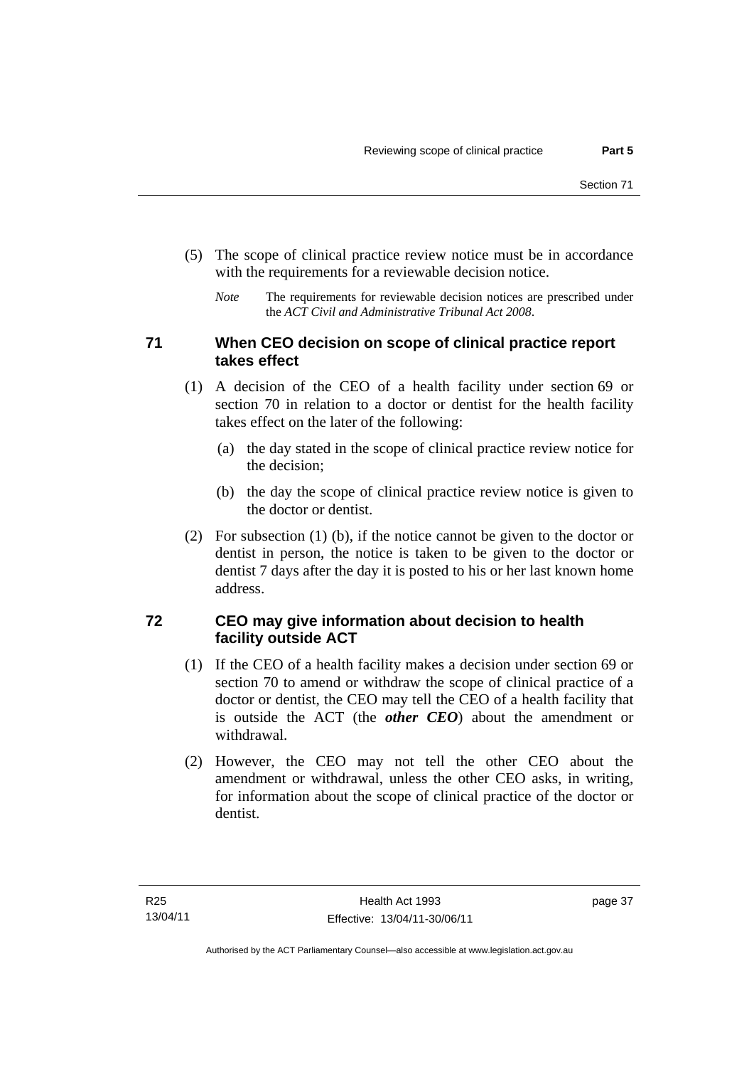(5) The scope of clinical practice review notice must be in accordance with the requirements for a reviewable decision notice.

*Note* The requirements for reviewable decision notices are prescribed under the *ACT Civil and Administrative Tribunal Act 2008*.

## 71 When CEO decision on scope of clinical practice report takes effect

(1) A decision of the CEO of a health facility under section 69 or section 70 in relation to a doctor or dentist for the health facility takes effect on the later of the following:

(a) the day stated in the scope of clinical practice review notice for the decision;

(b) the day the scope of clinical practice review notice is given to the doctor or dentist.

(2) For subsection (1) (b), if the notice cannot be given to the doctor or dentist in person, the notice is taken to be given to the doctor or dentist 7 days after the day it is posted to his or her last known home address.

## 72 CEO may give information about decision to health facility outside ACT

(1) If the CEO of a health facility makes a decision under section 69 or section 70 to amend or withdraw the scope of clinical practice of a doctor or dentist, the CEO may tell the CEO of a health facility that is outside the ACT (the ***other CEO***) about the amendment or withdrawal.

(2) However, the CEO may not tell the other CEO about the amendment or withdrawal, unless the other CEO asks, in writing, for information about the scope of clinical practice of the doctor or dentist.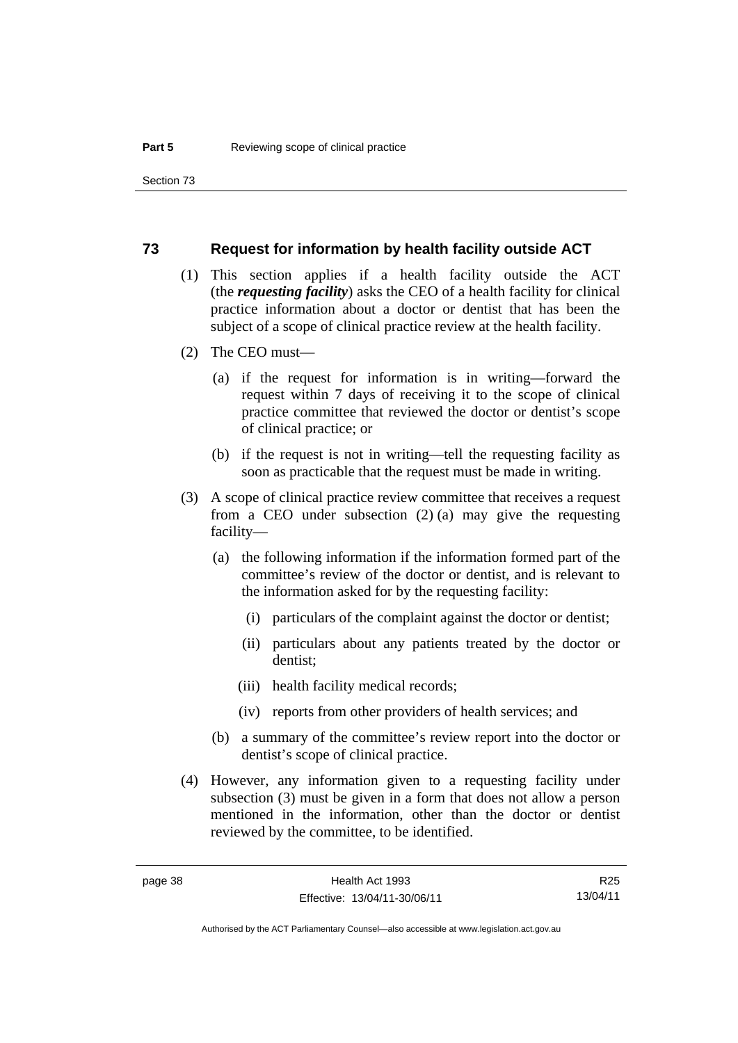## 73 Request for information by health facility outside ACT

(1) This section applies if a health facility outside the ACT (the ***requesting facility***) asks the CEO of a health facility for clinical practice information about a doctor or dentist that has been the subject of a scope of clinical practice review at the health facility.

(2) The CEO must—

(a) if the request for information is in writing—forward the request within 7 days of receiving it to the scope of clinical practice committee that reviewed the doctor or dentist's scope of clinical practice; or

(b) if the request is not in writing—tell the requesting facility as soon as practicable that the request must be made in writing.

(3) A scope of clinical practice review committee that receives a request from a CEO under subsection (2) (a) may give the requesting facility—

(a) the following information if the information formed part of the committee's review of the doctor or dentist, and is relevant to the information asked for by the requesting facility:

(i) particulars of the complaint against the doctor or dentist;

(ii) particulars about any patients treated by the doctor or dentist;

(iii) health facility medical records;

(iv) reports from other providers of health services; and

(b) a summary of the committee's review report into the doctor or dentist's scope of clinical practice.

(4) However, any information given to a requesting facility under subsection (3) must be given in a form that does not allow a person mentioned in the information, other than the doctor or dentist reviewed by the committee, to be identified.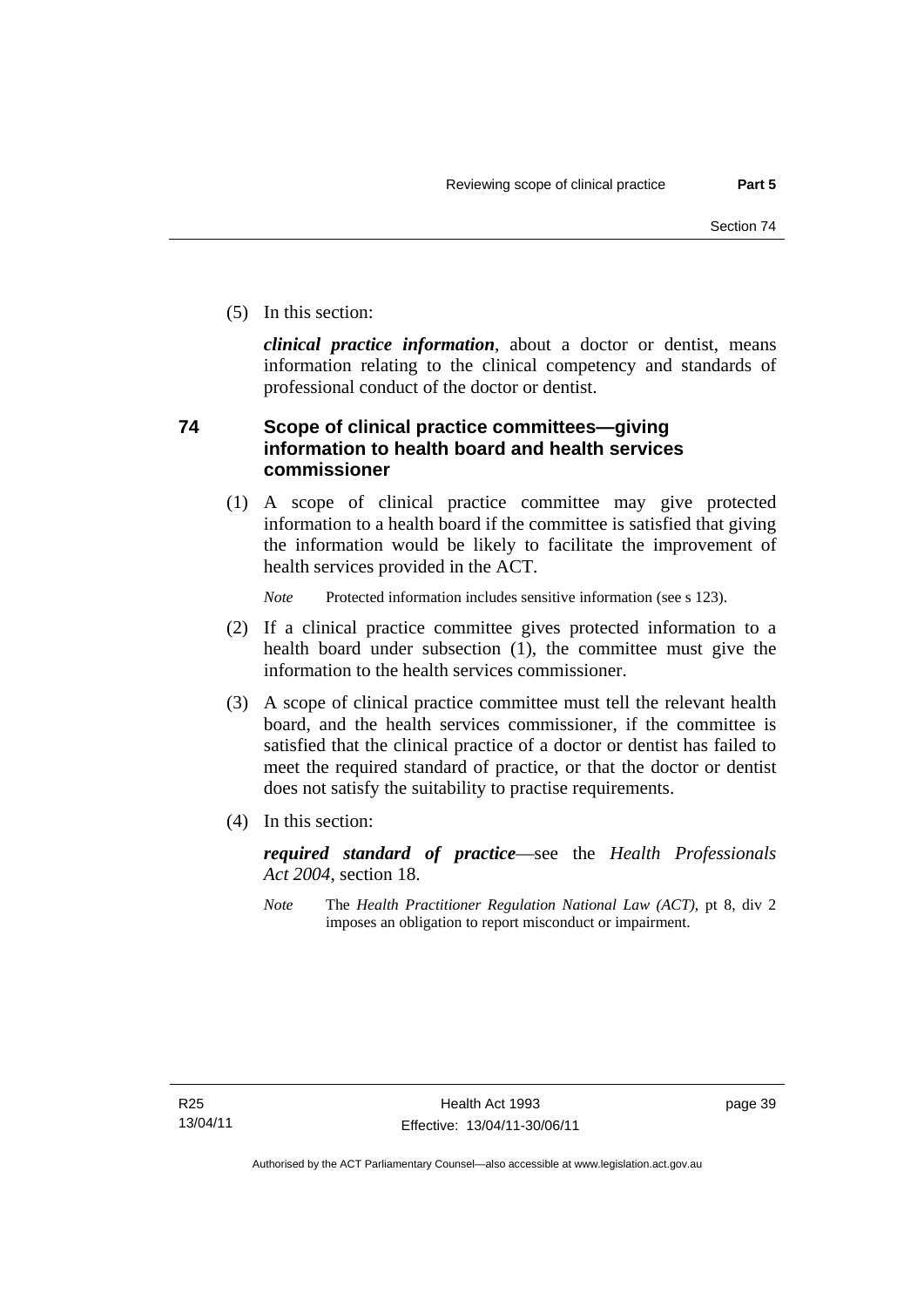(5) In this section:

***clinical practice information***, about a doctor or dentist, means information relating to the clinical competency and standards of professional conduct of the doctor or dentist.

## 74 Scope of clinical practice committees—giving information to health board and health services commissioner

(1) A scope of clinical practice committee may give protected information to a health board if the committee is satisfied that giving the information would be likely to facilitate the improvement of health services provided in the ACT.

*Note* Protected information includes sensitive information (see s 123).

(2) If a clinical practice committee gives protected information to a health board under subsection (1), the committee must give the information to the health services commissioner.

(3) A scope of clinical practice committee must tell the relevant health board, and the health services commissioner, if the committee is satisfied that the clinical practice of a doctor or dentist has failed to meet the required standard of practice, or that the doctor or dentist does not satisfy the suitability to practise requirements.

(4) In this section:

***required standard of practice***—see the *Health Professionals Act 2004*, section 18.

*Note* The *Health Practitioner Regulation National Law (ACT)*, pt 8, div 2 imposes an obligation to report misconduct or impairment.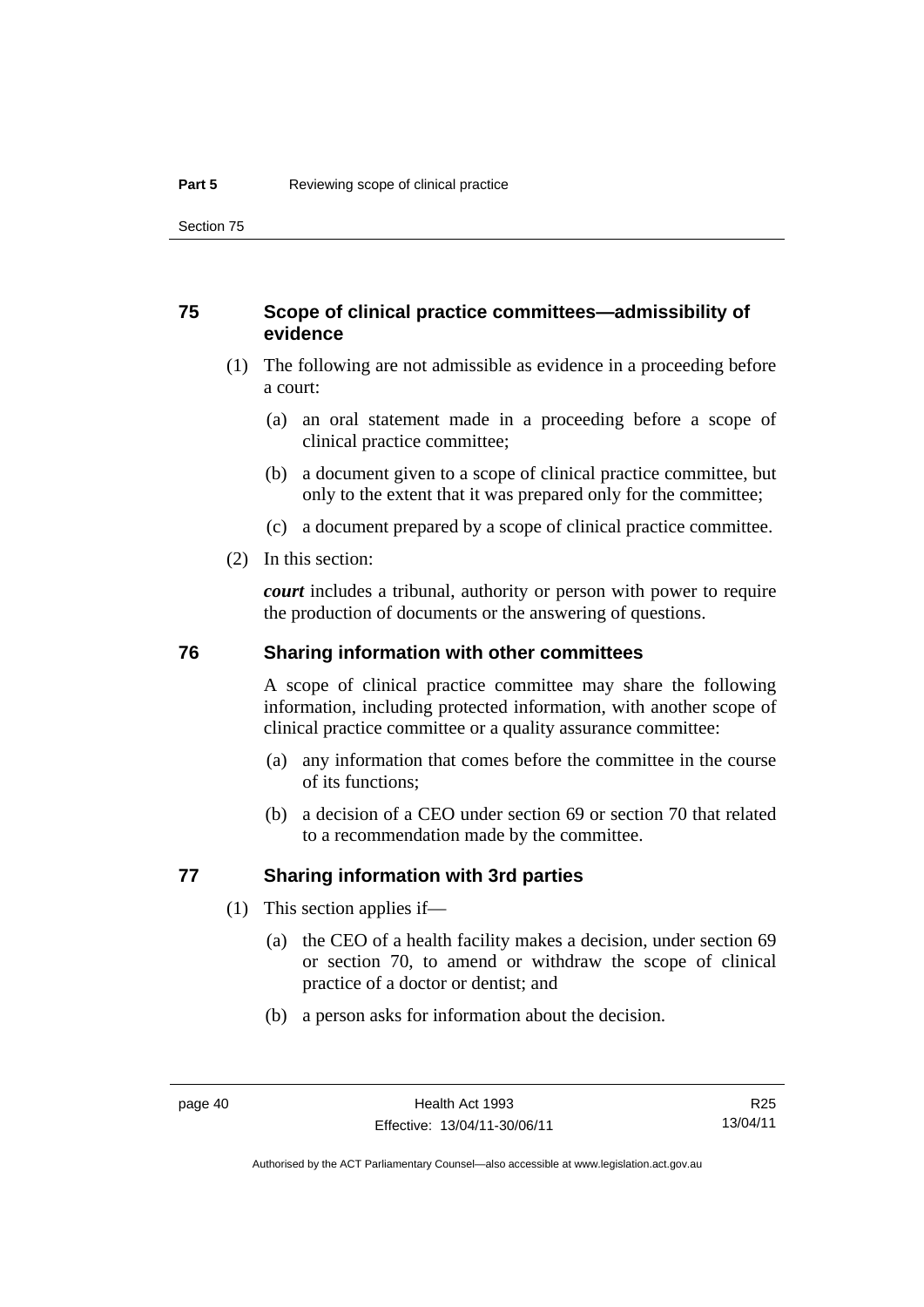## 75 Scope of clinical practice committees—admissibility of evidence

(1) The following are not admissible as evidence in a proceeding before a court:

(a) an oral statement made in a proceeding before a scope of clinical practice committee;

(b) a document given to a scope of clinical practice committee, but only to the extent that it was prepared only for the committee;

(c) a document prepared by a scope of clinical practice committee.

(2) In this section:

***court*** includes a tribunal, authority or person with power to require the production of documents or the answering of questions.

## 76 Sharing information with other committees

A scope of clinical practice committee may share the following information, including protected information, with another scope of clinical practice committee or a quality assurance committee:

(a) any information that comes before the committee in the course of its functions;

(b) a decision of a CEO under section 69 or section 70 that related to a recommendation made by the committee.

## 77 Sharing information with 3rd parties

(1) This section applies if—

(a) the CEO of a health facility makes a decision, under section 69 or section 70, to amend or withdraw the scope of clinical practice of a doctor or dentist; and

(b) a person asks for information about the decision.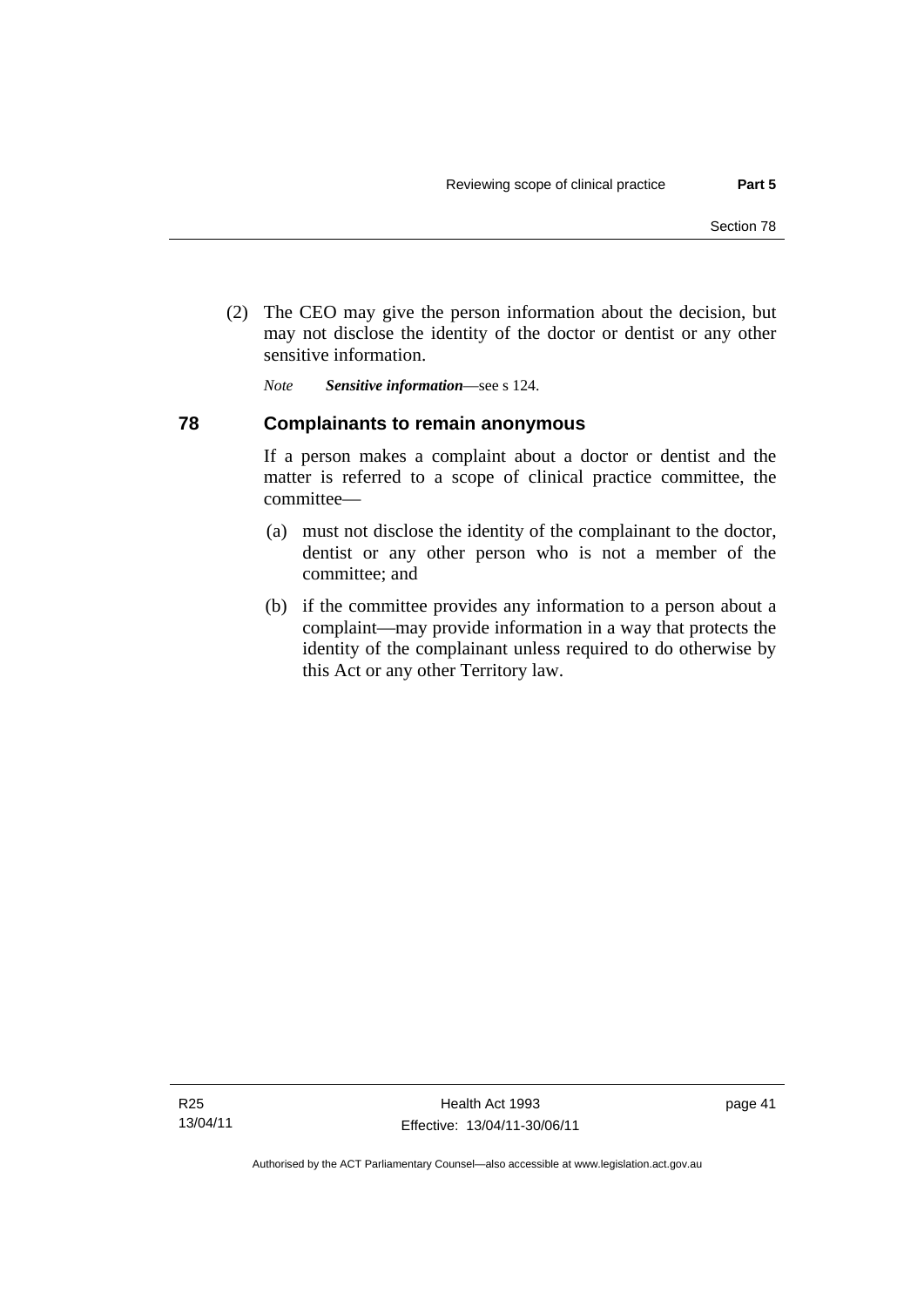(2) The CEO may give the person information about the decision, but may not disclose the identity of the doctor or dentist or any other sensitive information.

*Note* ***Sensitive information***—see s 124.

## 78 Complainants to remain anonymous

If a person makes a complaint about a doctor or dentist and the matter is referred to a scope of clinical practice committee, the committee—

(a) must not disclose the identity of the complainant to the doctor, dentist or any other person who is not a member of the committee; and

(b) if the committee provides any information to a person about a complaint—may provide information in a way that protects the identity of the complainant unless required to do otherwise by this Act or any other Territory law.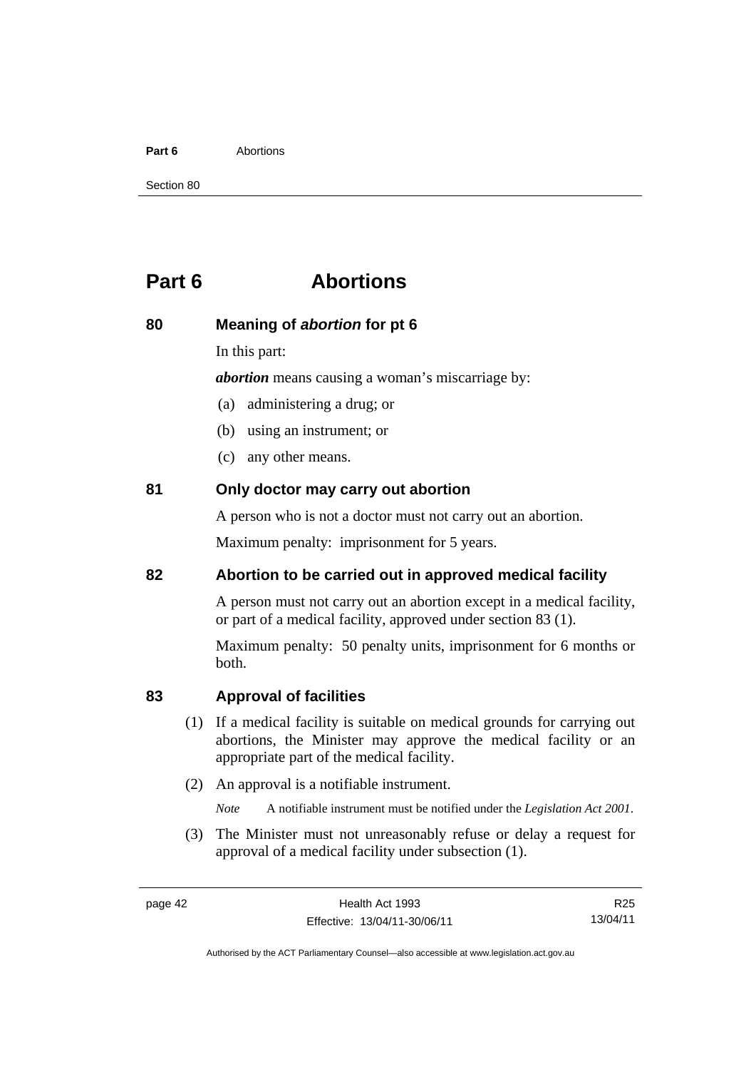# Part 6 Abortions

## 80 Meaning of *abortion* for pt 6

In this part:

***abortion*** means causing a woman's miscarriage by:

(a) administering a drug; or

(b) using an instrument; or

(c) any other means.

## 81 Only doctor may carry out abortion

A person who is not a doctor must not carry out an abortion.

Maximum penalty: imprisonment for 5 years.

## 82 Abortion to be carried out in approved medical facility

A person must not carry out an abortion except in a medical facility, or part of a medical facility, approved under section 83 (1).

Maximum penalty: 50 penalty units, imprisonment for 6 months or both.

## 83 Approval of facilities

(1) If a medical facility is suitable on medical grounds for carrying out abortions, the Minister may approve the medical facility or an appropriate part of the medical facility.

(2) An approval is a notifiable instrument.

*Note* A notifiable instrument must be notified under the *Legislation Act 2001*.

(3) The Minister must not unreasonably refuse or delay a request for approval of a medical facility under subsection (1).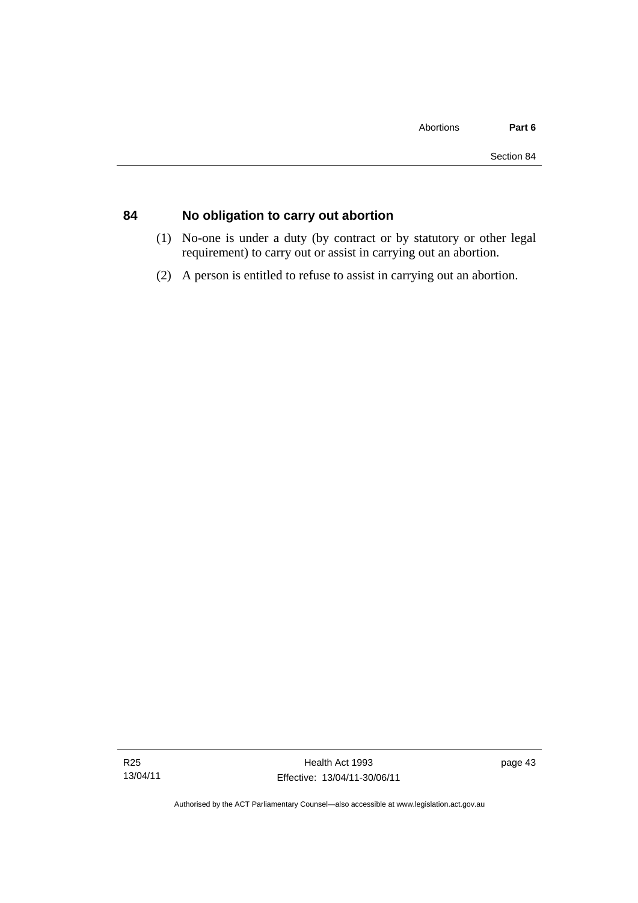### 84 No obligation to carry out abortion

(1) No-one is under a duty (by contract or by statutory or other legal requirement) to carry out or assist in carrying out an abortion.

(2) A person is entitled to refuse to assist in carrying out an abortion.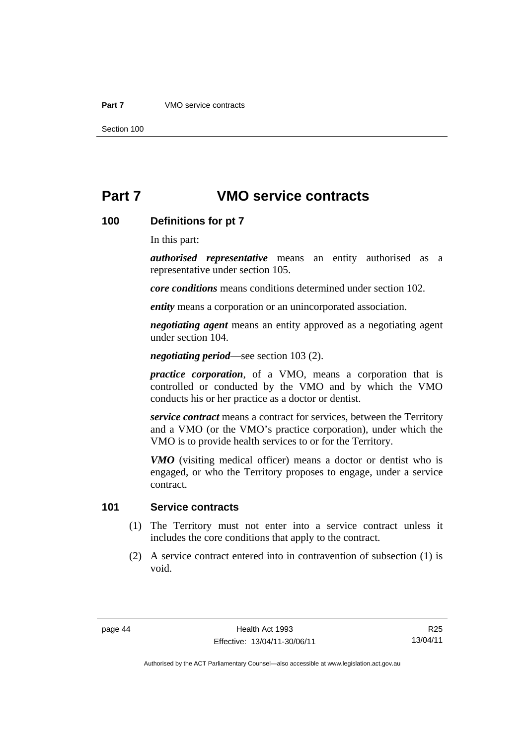# Part 7 VMO service contracts

## 100 Definitions for pt 7

In this part:

***authorised representative*** means an entity authorised as a representative under section 105.

***core conditions*** means conditions determined under section 102.

***entity*** means a corporation or an unincorporated association.

***negotiating agent*** means an entity approved as a negotiating agent under section 104.

***negotiating period***—see section 103 (2).

***practice corporation***, of a VMO, means a corporation that is controlled or conducted by the VMO and by which the VMO conducts his or her practice as a doctor or dentist.

***service contract*** means a contract for services, between the Territory and a VMO (or the VMO's practice corporation), under which the VMO is to provide health services to or for the Territory.

***VMO*** (visiting medical officer) means a doctor or dentist who is engaged, or who the Territory proposes to engage, under a service contract.

## 101 Service contracts

(1) The Territory must not enter into a service contract unless it includes the core conditions that apply to the contract.

(2) A service contract entered into in contravention of subsection (1) is void.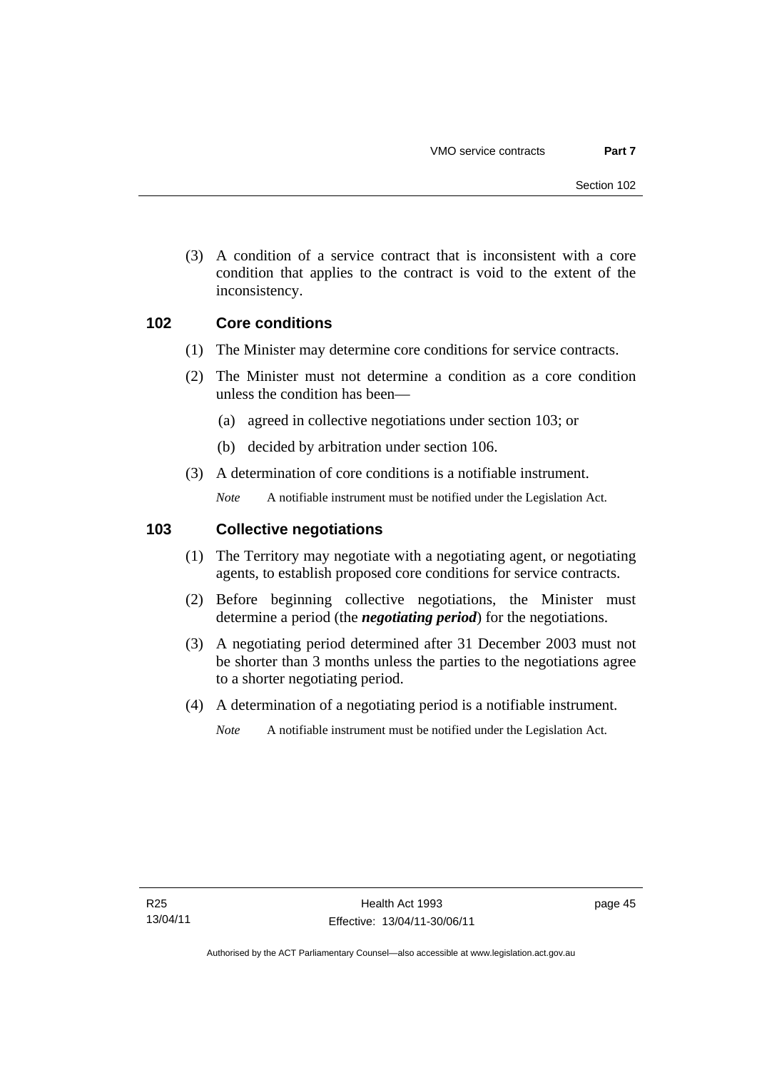(3) A condition of a service contract that is inconsistent with a core condition that applies to the contract is void to the extent of the inconsistency.

## 102 Core conditions

(1) The Minister may determine core conditions for service contracts.

(2) The Minister must not determine a condition as a core condition unless the condition has been—

(a) agreed in collective negotiations under section 103; or

(b) decided by arbitration under section 106.

(3) A determination of core conditions is a notifiable instrument.

*Note* A notifiable instrument must be notified under the Legislation Act.

## 103 Collective negotiations

(1) The Territory may negotiate with a negotiating agent, or negotiating agents, to establish proposed core conditions for service contracts.

(2) Before beginning collective negotiations, the Minister must determine a period (the ***negotiating period***) for the negotiations.

(3) A negotiating period determined after 31 December 2003 must not be shorter than 3 months unless the parties to the negotiations agree to a shorter negotiating period.

(4) A determination of a negotiating period is a notifiable instrument.

*Note* A notifiable instrument must be notified under the Legislation Act.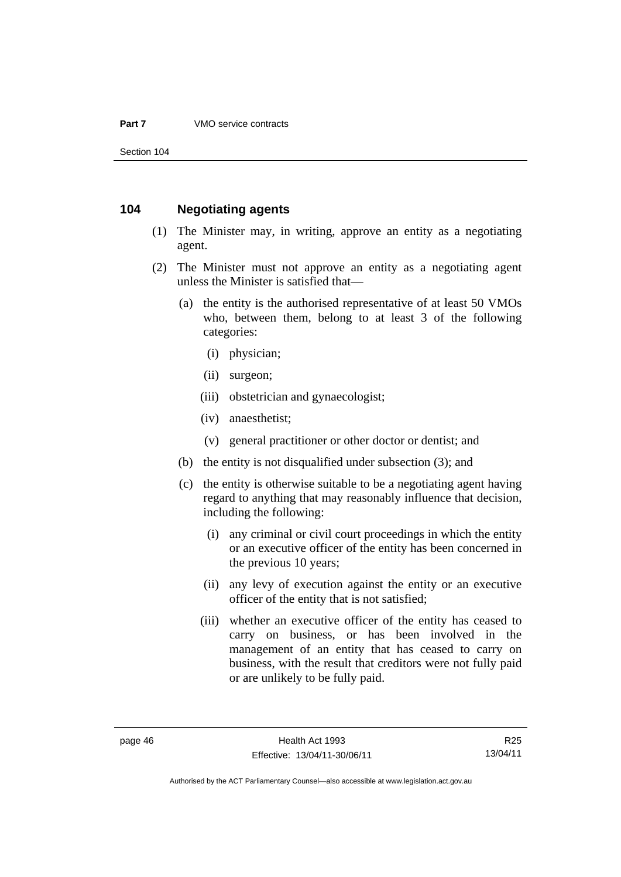## 104 Negotiating agents

(1) The Minister may, in writing, approve an entity as a negotiating agent.

(2) The Minister must not approve an entity as a negotiating agent unless the Minister is satisfied that—

- (a) the entity is the authorised representative of at least 50 VMOs who, between them, belong to at least 3 of the following categories:
  - (i) physician;
  - (ii) surgeon;
  - (iii) obstetrician and gynaecologist;
  - (iv) anaesthetist;
  - (v) general practitioner or other doctor or dentist; and
- (b) the entity is not disqualified under subsection (3); and
- (c) the entity is otherwise suitable to be a negotiating agent having regard to anything that may reasonably influence that decision, including the following:
  - (i) any criminal or civil court proceedings in which the entity or an executive officer of the entity has been concerned in the previous 10 years;
  - (ii) any levy of execution against the entity or an executive officer of the entity that is not satisfied;
  - (iii) whether an executive officer of the entity has ceased to carry on business, or has been involved in the management of an entity that has ceased to carry on business, with the result that creditors were not fully paid or are unlikely to be fully paid.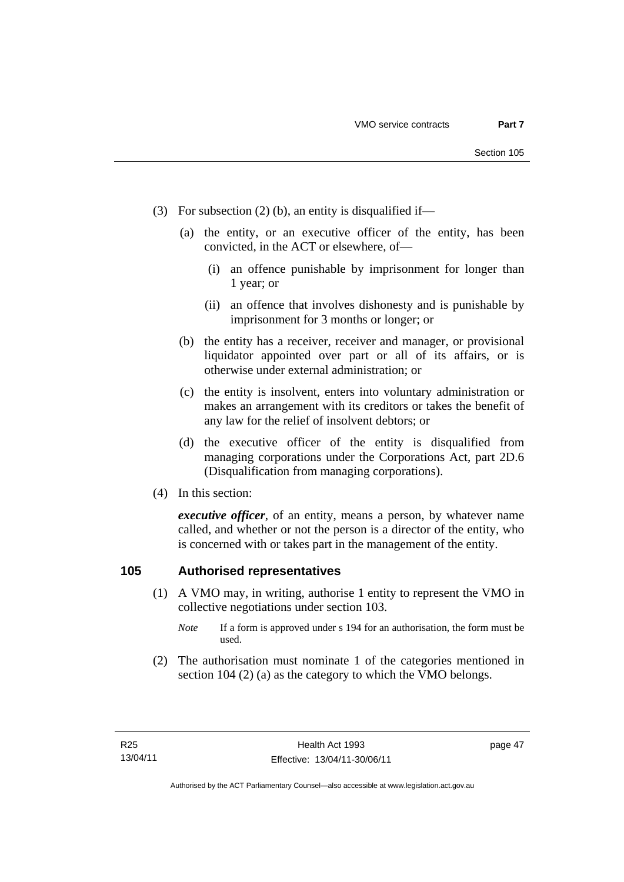(3) For subsection (2) (b), an entity is disqualified if—

  (a) the entity, or an executive officer of the entity, has been convicted, in the ACT or elsewhere, of—

    (i) an offence punishable by imprisonment for longer than 1 year; or

    (ii) an offence that involves dishonesty and is punishable by imprisonment for 3 months or longer; or

  (b) the entity has a receiver, receiver and manager, or provisional liquidator appointed over part or all of its affairs, or is otherwise under external administration; or

  (c) the entity is insolvent, enters into voluntary administration or makes an arrangement with its creditors or takes the benefit of any law for the relief of insolvent debtors; or

  (d) the executive officer of the entity is disqualified from managing corporations under the Corporations Act, part 2D.6 (Disqualification from managing corporations).

(4) In this section:

***executive officer***, of an entity, means a person, by whatever name called, and whether or not the person is a director of the entity, who is concerned with or takes part in the management of the entity.

## 105 Authorised representatives

(1) A VMO may, in writing, authorise 1 entity to represent the VMO in collective negotiations under section 103.

*Note* If a form is approved under s 194 for an authorisation, the form must be used.

(2) The authorisation must nominate 1 of the categories mentioned in section 104 (2) (a) as the category to which the VMO belongs.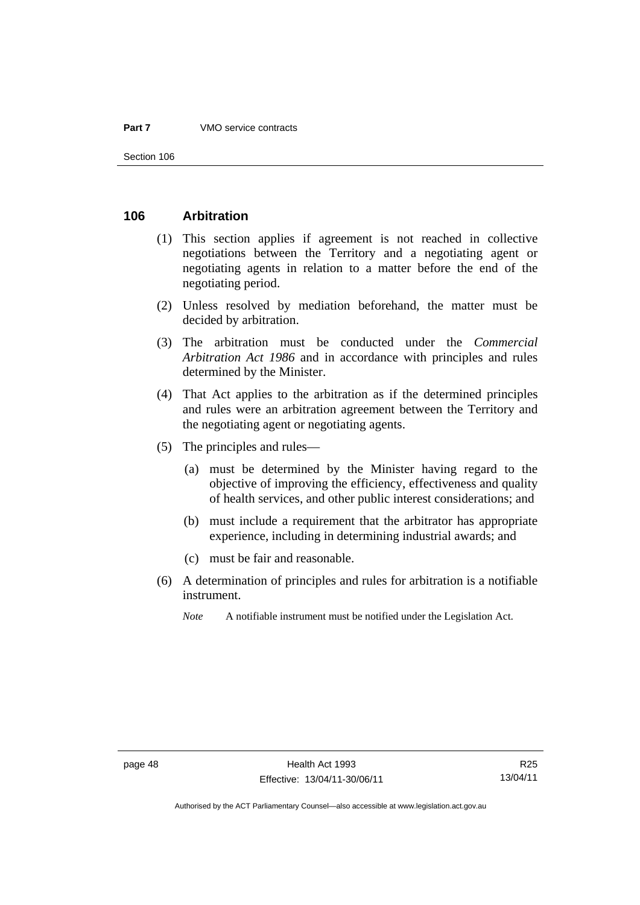## 106 Arbitration

(1) This section applies if agreement is not reached in collective negotiations between the Territory and a negotiating agent or negotiating agents in relation to a matter before the end of the negotiating period.

(2) Unless resolved by mediation beforehand, the matter must be decided by arbitration.

(3) The arbitration must be conducted under the *Commercial Arbitration Act 1986* and in accordance with principles and rules determined by the Minister.

(4) That Act applies to the arbitration as if the determined principles and rules were an arbitration agreement between the Territory and the negotiating agent or negotiating agents.

(5) The principles and rules—

(a) must be determined by the Minister having regard to the objective of improving the efficiency, effectiveness and quality of health services, and other public interest considerations; and

(b) must include a requirement that the arbitrator has appropriate experience, including in determining industrial awards; and

(c) must be fair and reasonable.

(6) A determination of principles and rules for arbitration is a notifiable instrument.

*Note* A notifiable instrument must be notified under the Legislation Act.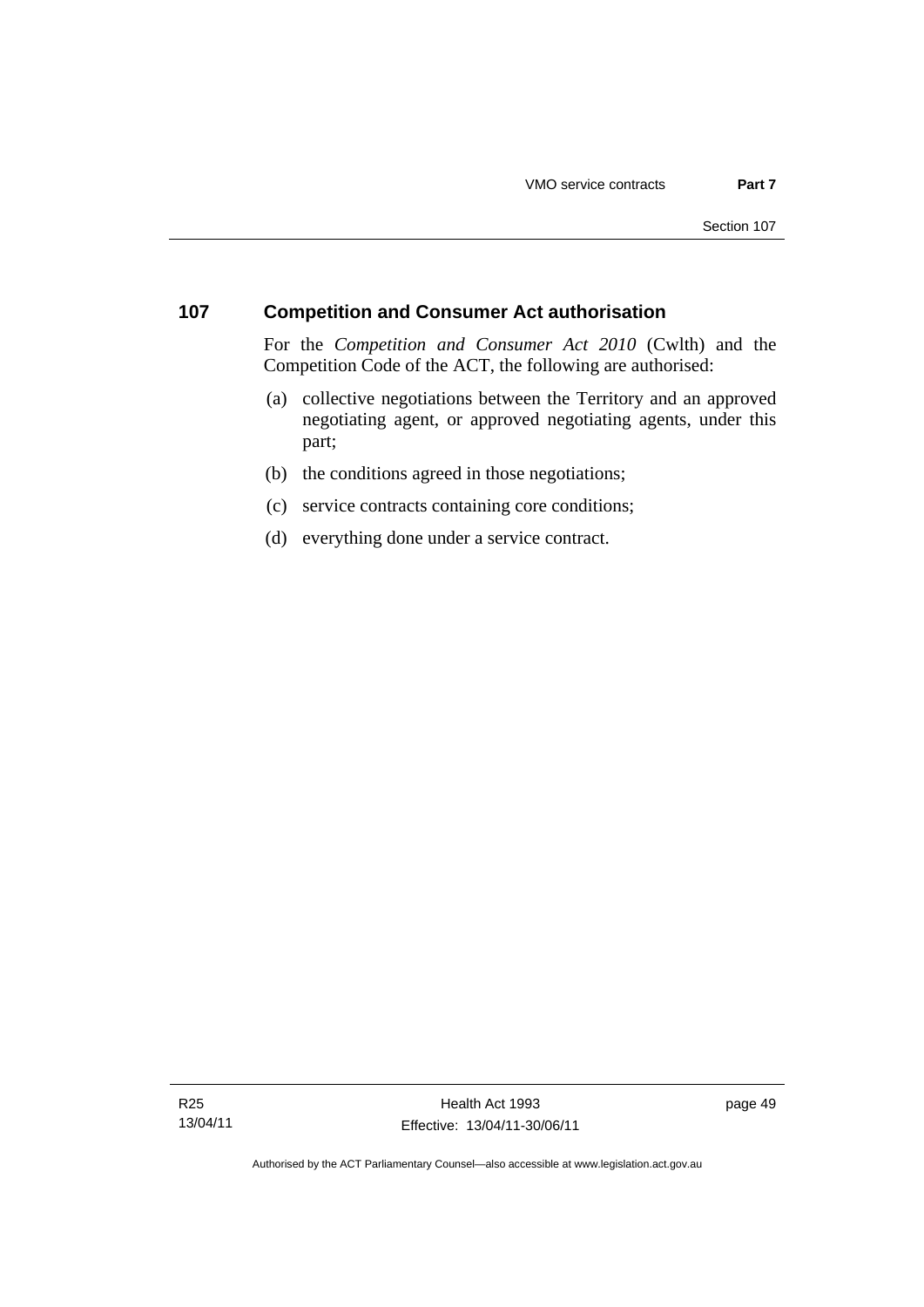## 107 Competition and Consumer Act authorisation

For the *Competition and Consumer Act 2010* (Cwlth) and the Competition Code of the ACT, the following are authorised:

(a) collective negotiations between the Territory and an approved negotiating agent, or approved negotiating agents, under this part;

(b) the conditions agreed in those negotiations;

(c) service contracts containing core conditions;

(d) everything done under a service contract.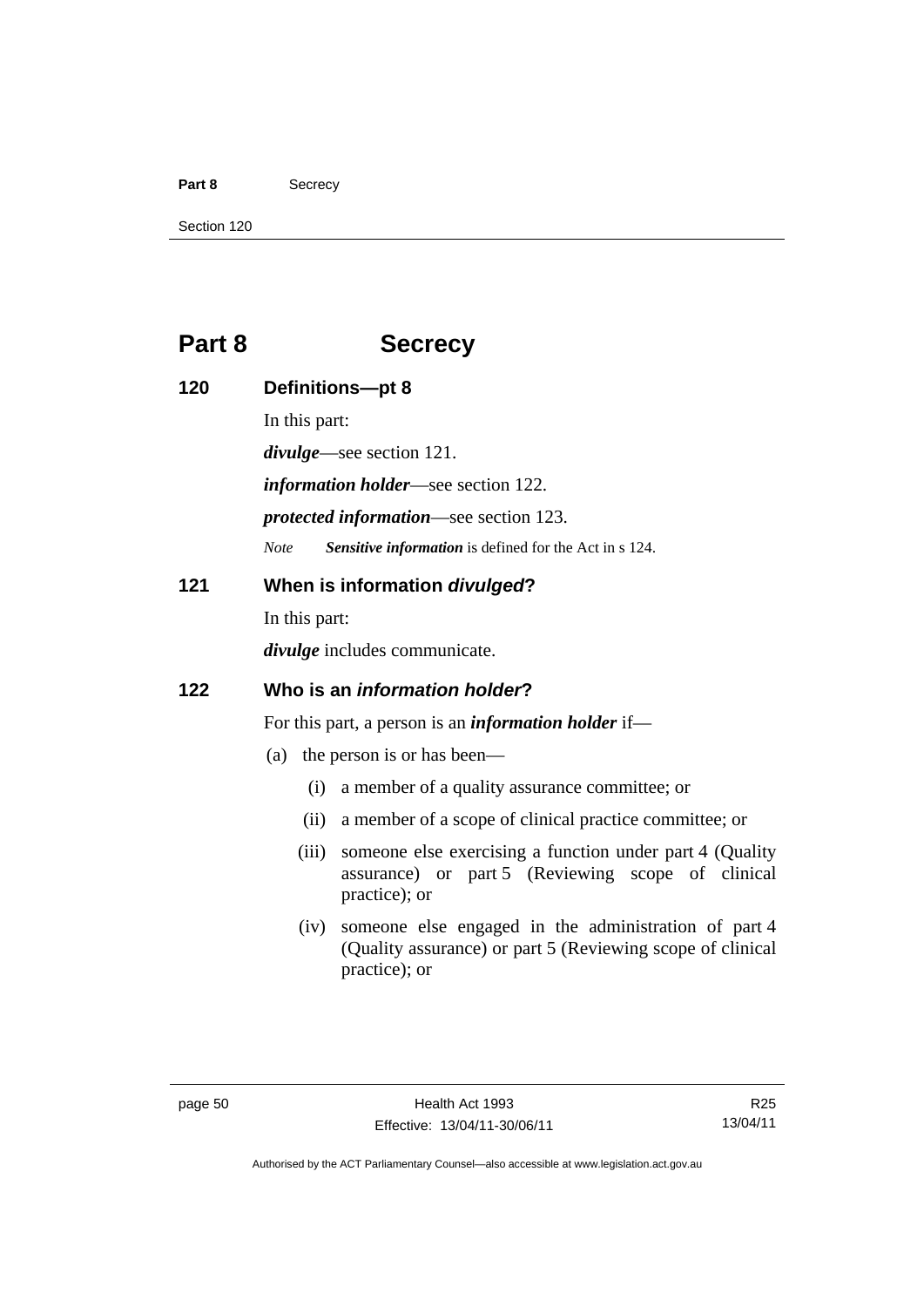# Part 8 Secrecy

## 120 Definitions—pt 8

In this part:

***divulge***—see section 121.

***information holder***—see section 122.

***protected information***—see section 123.

*Note* ***Sensitive information*** is defined for the Act in s 124.

## 121 When is information *divulged*?

In this part:

***divulge*** includes communicate.

## 122 Who is an *information holder*?

For this part, a person is an ***information holder*** if—

(a) the person is or has been—

(i) a member of a quality assurance committee; or

(ii) a member of a scope of clinical practice committee; or

(iii) someone else exercising a function under part 4 (Quality assurance) or part 5 (Reviewing scope of clinical practice); or

(iv) someone else engaged in the administration of part 4 (Quality assurance) or part 5 (Reviewing scope of clinical practice); or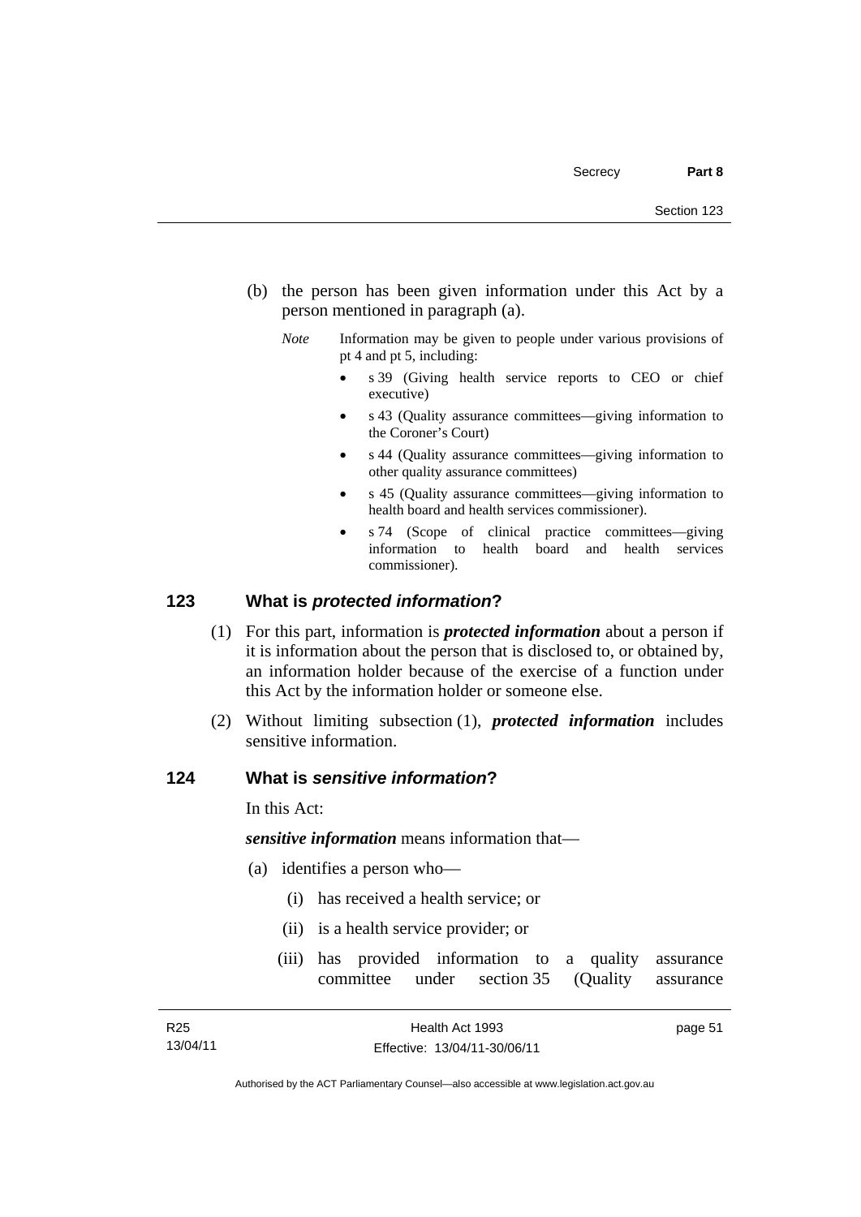(b) the person has been given information under this Act by a person mentioned in paragraph (a).

*Note* Information may be given to people under various provisions of pt 4 and pt 5, including:

- s 39 (Giving health service reports to CEO or chief executive)
- s 43 (Quality assurance committees—giving information to the Coroner's Court)
- s 44 (Quality assurance committees—giving information to other quality assurance committees)
- s 45 (Quality assurance committees—giving information to health board and health services commissioner).
- s 74 (Scope of clinical practice committees—giving information to health board and health services commissioner).

## 123 What is *protected information*?

(1) For this part, information is ***protected information*** about a person if it is information about the person that is disclosed to, or obtained by, an information holder because of the exercise of a function under this Act by the information holder or someone else.

(2) Without limiting subsection (1), ***protected information*** includes sensitive information.

## 124 What is *sensitive information*?

In this Act:

***sensitive information*** means information that—

(a) identifies a person who—

(i) has received a health service; or

(ii) is a health service provider; or

(iii) has provided information to a quality assurance committee under section 35 (Quality assurance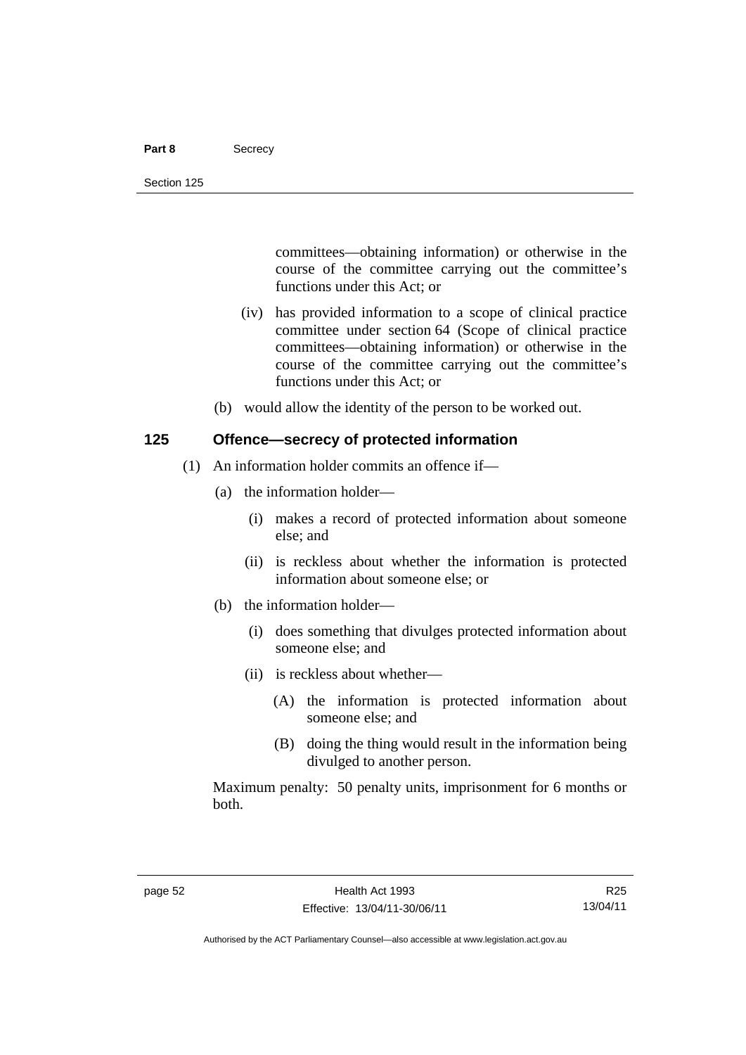committees—obtaining information) or otherwise in the course of the committee carrying out the committee's functions under this Act; or

(iv) has provided information to a scope of clinical practice committee under section 64 (Scope of clinical practice committees—obtaining information) or otherwise in the course of the committee carrying out the committee's functions under this Act; or

(b) would allow the identity of the person to be worked out.

## 125 Offence—secrecy of protected information

(1) An information holder commits an offence if—

(a) the information holder—

(i) makes a record of protected information about someone else; and

(ii) is reckless about whether the information is protected information about someone else; or

(b) the information holder—

(i) does something that divulges protected information about someone else; and

(ii) is reckless about whether—

(A) the information is protected information about someone else; and

(B) doing the thing would result in the information being divulged to another person.

Maximum penalty: 50 penalty units, imprisonment for 6 months or both.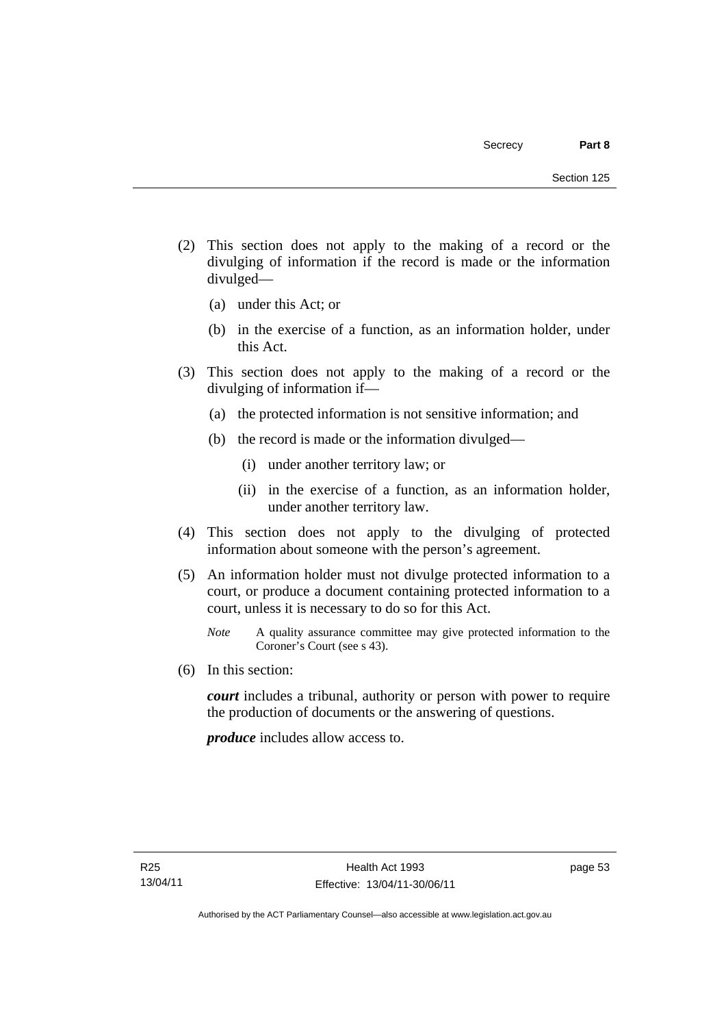(2) This section does not apply to the making of a record or the divulging of information if the record is made or the information divulged—

   (a) under this Act; or

   (b) in the exercise of a function, as an information holder, under this Act.

(3) This section does not apply to the making of a record or the divulging of information if—

   (a) the protected information is not sensitive information; and

   (b) the record is made or the information divulged—

      (i) under another territory law; or

      (ii) in the exercise of a function, as an information holder, under another territory law.

(4) This section does not apply to the divulging of protected information about someone with the person's agreement.

(5) An information holder must not divulge protected information to a court, or produce a document containing protected information to a court, unless it is necessary to do so for this Act.

*Note* A quality assurance committee may give protected information to the Coroner's Court (see s 43).

(6) In this section:

***court*** includes a tribunal, authority or person with power to require the production of documents or the answering of questions.

***produce*** includes allow access to.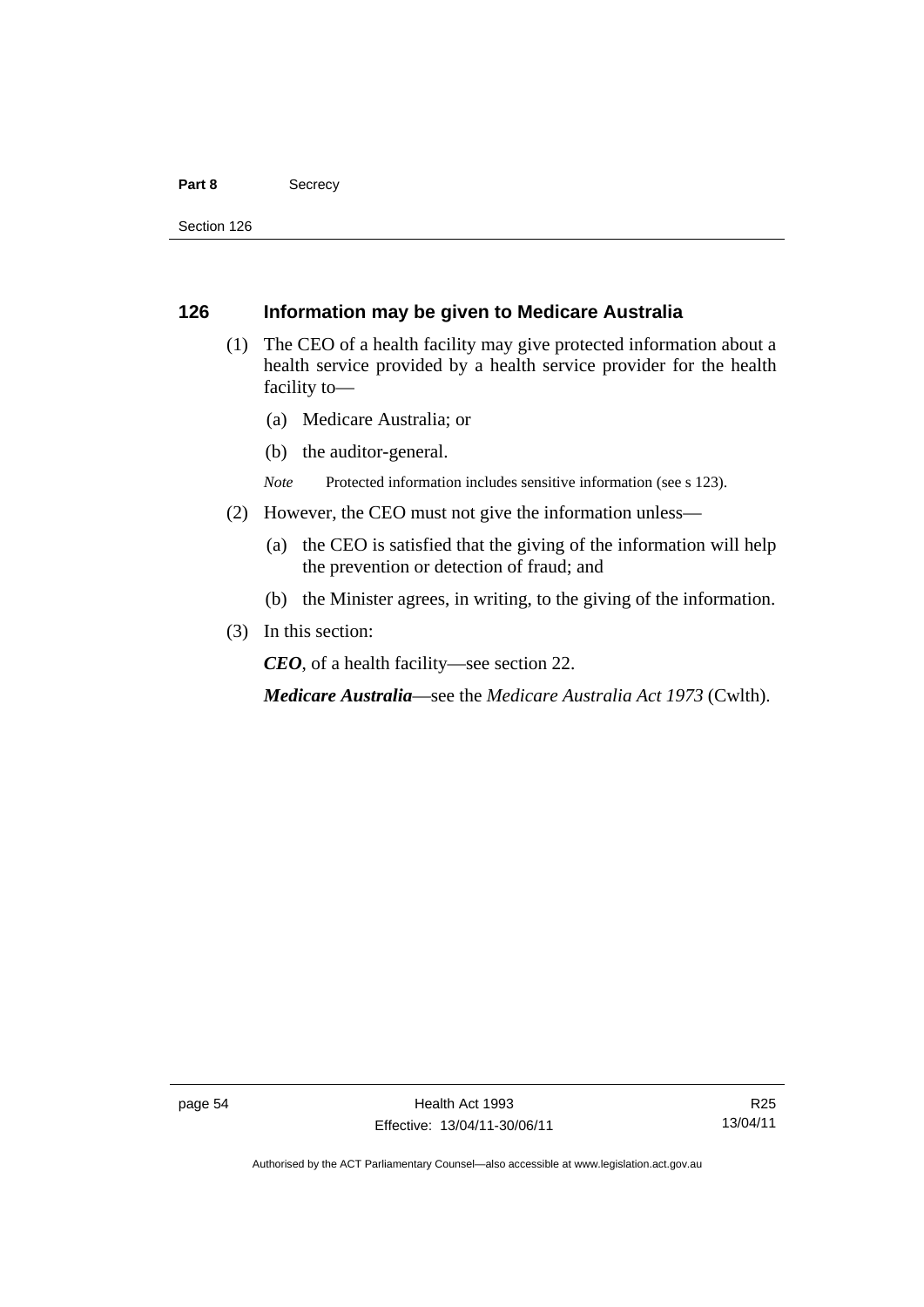### 126 Information may be given to Medicare Australia

(1) The CEO of a health facility may give protected information about a health service provided by a health service provider for the health facility to—

(a) Medicare Australia; or

(b) the auditor-general.

*Note* Protected information includes sensitive information (see s 123).

(2) However, the CEO must not give the information unless—

(a) the CEO is satisfied that the giving of the information will help the prevention or detection of fraud; and

(b) the Minister agrees, in writing, to the giving of the information.

(3) In this section:

***CEO***, of a health facility—see section 22.

***Medicare Australia***—see the *Medicare Australia Act 1973* (Cwlth).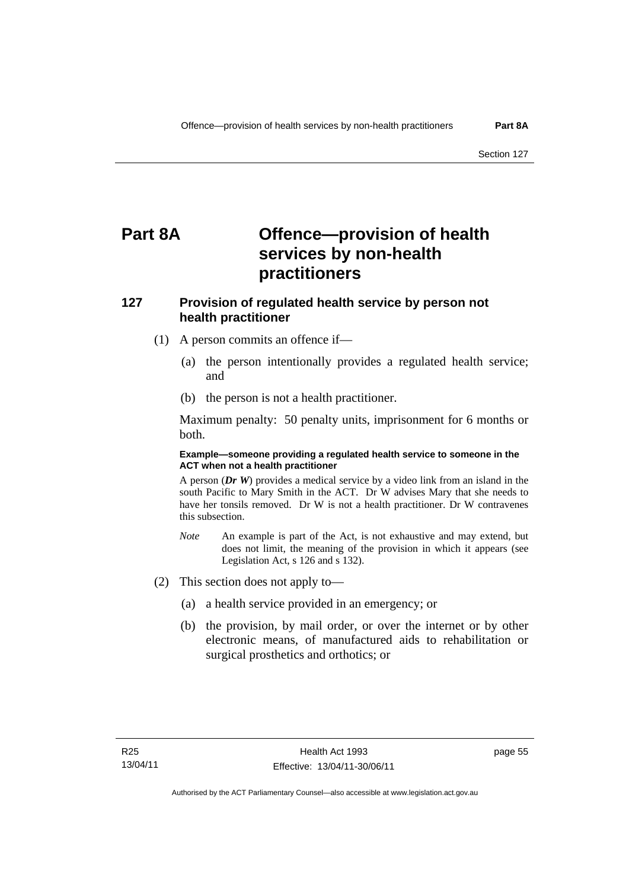# Part 8A Offence—provision of health services by non-health practitioners

## 127 Provision of regulated health service by person not health practitioner

(1) A person commits an offence if—

(a) the person intentionally provides a regulated health service; and

(b) the person is not a health practitioner.

Maximum penalty: 50 penalty units, imprisonment for 6 months or both.

**Example—someone providing a regulated health service to someone in the ACT when not a health practitioner**

A person (***Dr W***) provides a medical service by a video link from an island in the south Pacific to Mary Smith in the ACT. Dr W advises Mary that she needs to have her tonsils removed. Dr W is not a health practitioner. Dr W contravenes this subsection.

*Note* An example is part of the Act, is not exhaustive and may extend, but does not limit, the meaning of the provision in which it appears (see Legislation Act, s 126 and s 132).

(2) This section does not apply to—

(a) a health service provided in an emergency; or

(b) the provision, by mail order, or over the internet or by other electronic means, of manufactured aids to rehabilitation or surgical prosthetics and orthotics; or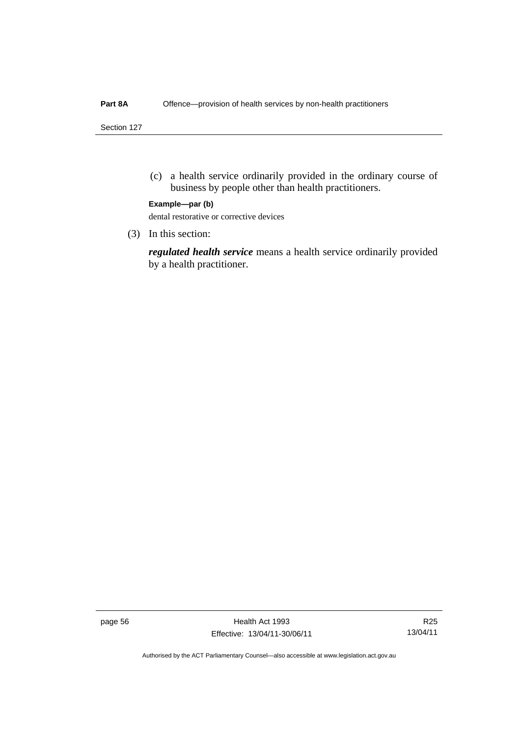(c) a health service ordinarily provided in the ordinary course of business by people other than health practitioners.

**Example—par (b)**

dental restorative or corrective devices

(3) In this section:

***regulated health service*** means a health service ordinarily provided by a health practitioner.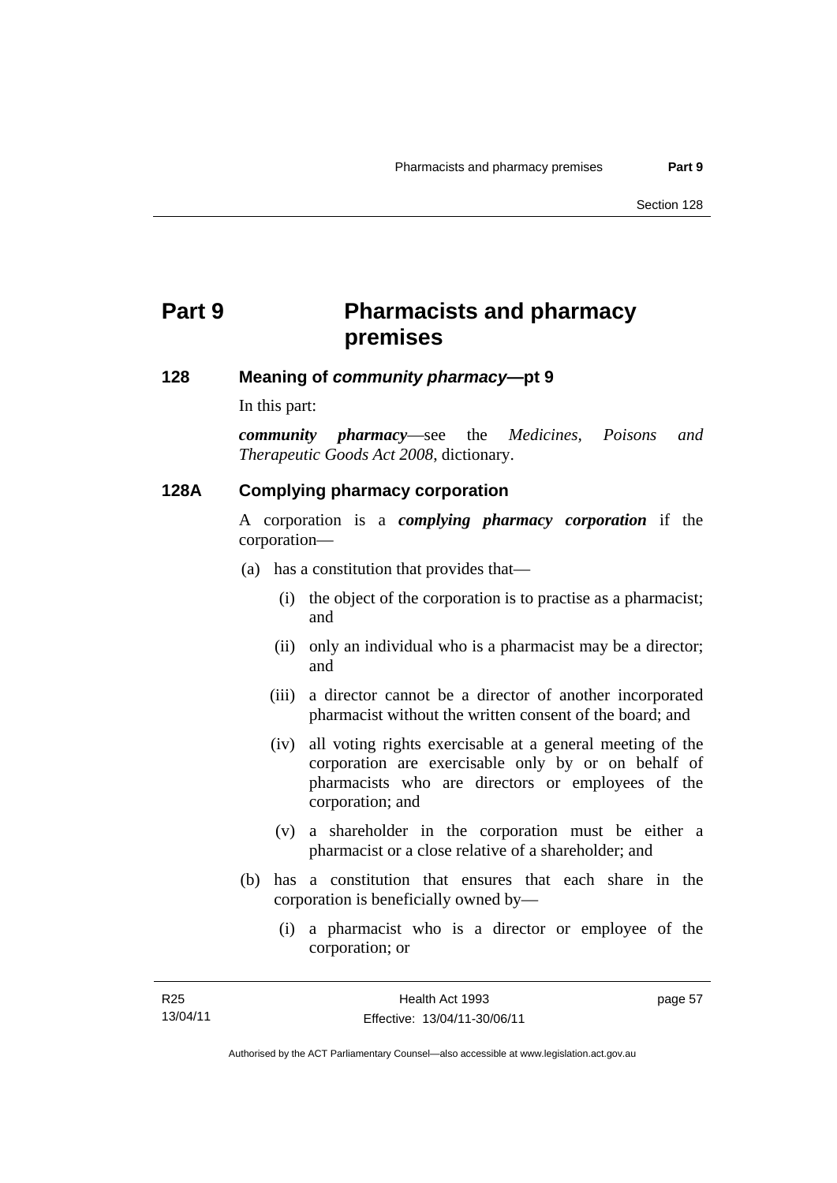# Part 9 Pharmacists and pharmacy premises

### 128 Meaning of *community pharmacy*—pt 9

In this part:

***community pharmacy***—see the *Medicines, Poisons and Therapeutic Goods Act 2008*, dictionary.

### 128A Complying pharmacy corporation

A corporation is a ***complying pharmacy corporation*** if the corporation—

(a) has a constitution that provides that—

  (i) the object of the corporation is to practise as a pharmacist; and

  (ii) only an individual who is a pharmacist may be a director; and

  (iii) a director cannot be a director of another incorporated pharmacist without the written consent of the board; and

  (iv) all voting rights exercisable at a general meeting of the corporation are exercisable only by or on behalf of pharmacists who are directors or employees of the corporation; and

  (v) a shareholder in the corporation must be either a pharmacist or a close relative of a shareholder; and

(b) has a constitution that ensures that each share in the corporation is beneficially owned by—

  (i) a pharmacist who is a director or employee of the corporation; or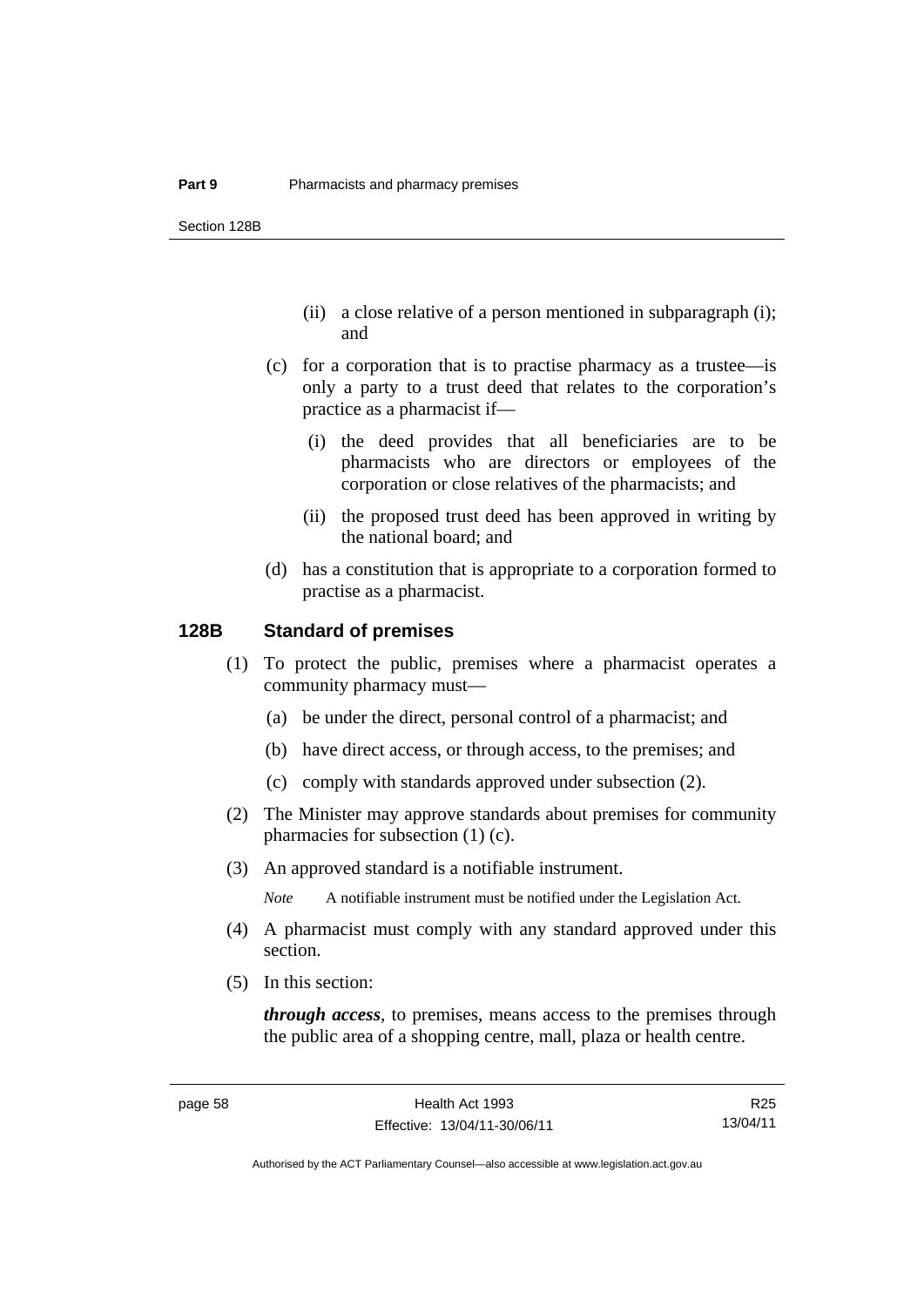(ii) a close relative of a person mentioned in subparagraph (i); and

(c) for a corporation that is to practise pharmacy as a trustee—is only a party to a trust deed that relates to the corporation's practice as a pharmacist if—

(i) the deed provides that all beneficiaries are to be pharmacists who are directors or employees of the corporation or close relatives of the pharmacists; and

(ii) the proposed trust deed has been approved in writing by the national board; and

(d) has a constitution that is appropriate to a corporation formed to practise as a pharmacist.

## 128B Standard of premises

(1) To protect the public, premises where a pharmacist operates a community pharmacy must—

(a) be under the direct, personal control of a pharmacist; and

(b) have direct access, or through access, to the premises; and

(c) comply with standards approved under subsection (2).

(2) The Minister may approve standards about premises for community pharmacies for subsection (1) (c).

(3) An approved standard is a notifiable instrument.

*Note* A notifiable instrument must be notified under the Legislation Act.

(4) A pharmacist must comply with any standard approved under this section.

(5) In this section:

***through access***, to premises, means access to the premises through the public area of a shopping centre, mall, plaza or health centre.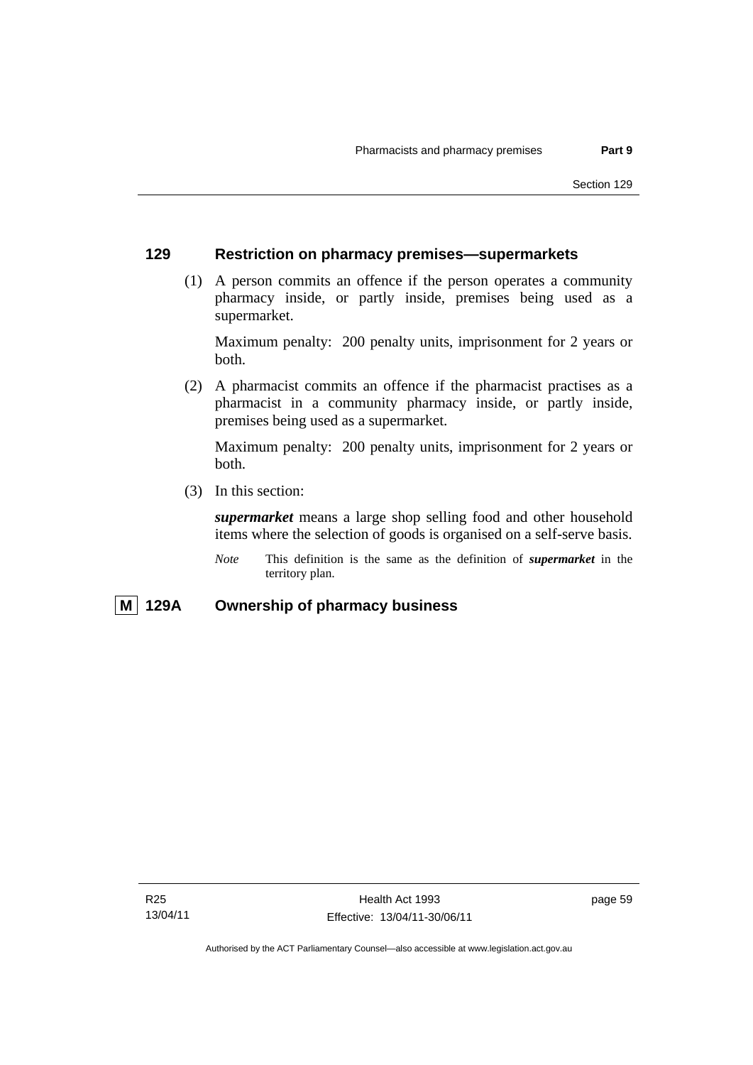### 129 Restriction on pharmacy premises—supermarkets

(1) A person commits an offence if the person operates a community pharmacy inside, or partly inside, premises being used as a supermarket.

Maximum penalty: 200 penalty units, imprisonment for 2 years or both.

(2) A pharmacist commits an offence if the pharmacist practises as a pharmacist in a community pharmacy inside, or partly inside, premises being used as a supermarket.

Maximum penalty: 200 penalty units, imprisonment for 2 years or both.

(3) In this section:

***supermarket*** means a large shop selling food and other household items where the selection of goods is organised on a self-serve basis.

*Note* This definition is the same as the definition of ***supermarket*** in the territory plan.

### M 129A Ownership of pharmacy business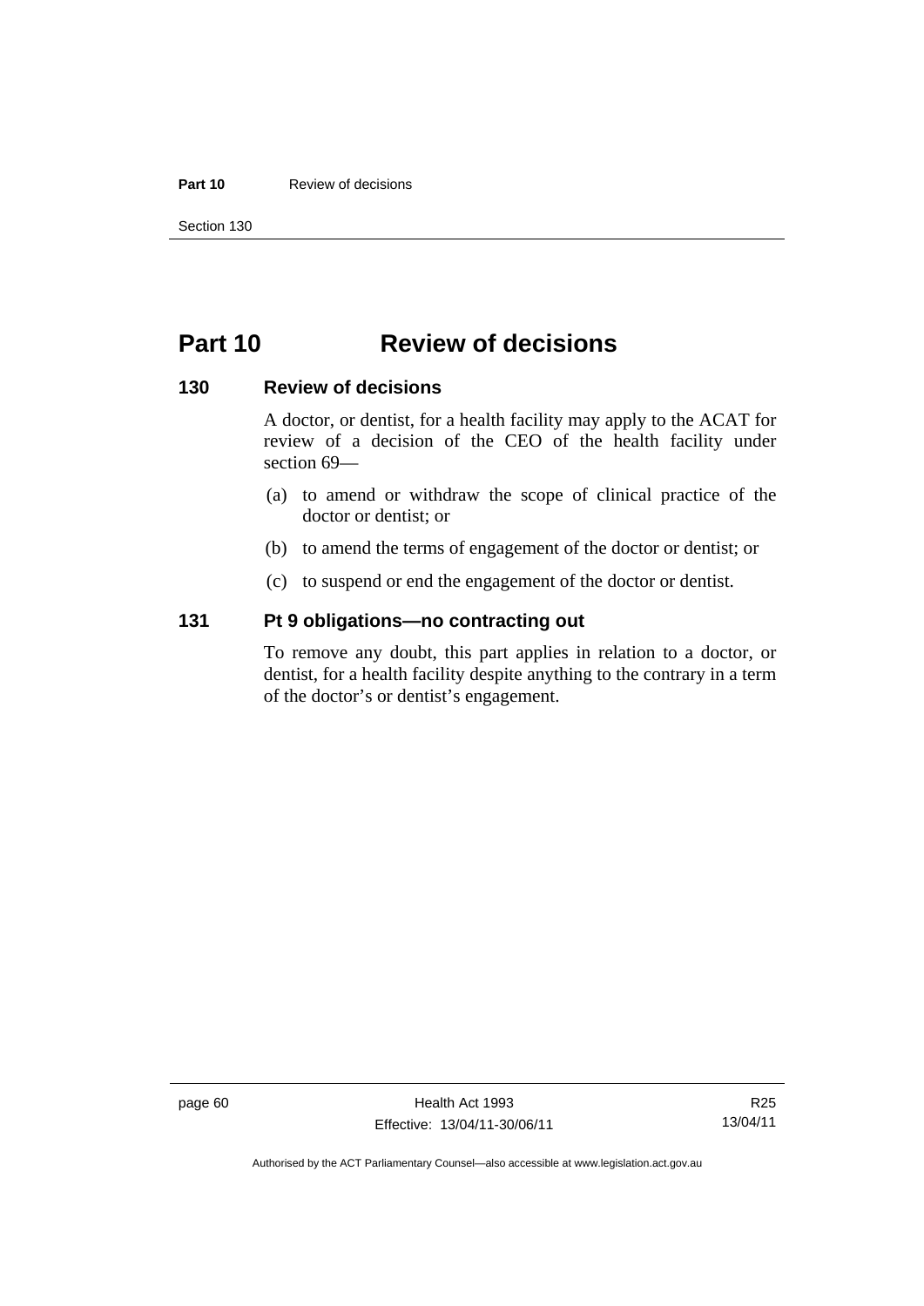# Part 10 Review of decisions

## 130 Review of decisions

A doctor, or dentist, for a health facility may apply to the ACAT for review of a decision of the CEO of the health facility under section 69—

(a) to amend or withdraw the scope of clinical practice of the doctor or dentist; or

(b) to amend the terms of engagement of the doctor or dentist; or

(c) to suspend or end the engagement of the doctor or dentist.

## 131 Pt 9 obligations—no contracting out

To remove any doubt, this part applies in relation to a doctor, or dentist, for a health facility despite anything to the contrary in a term of the doctor's or dentist's engagement.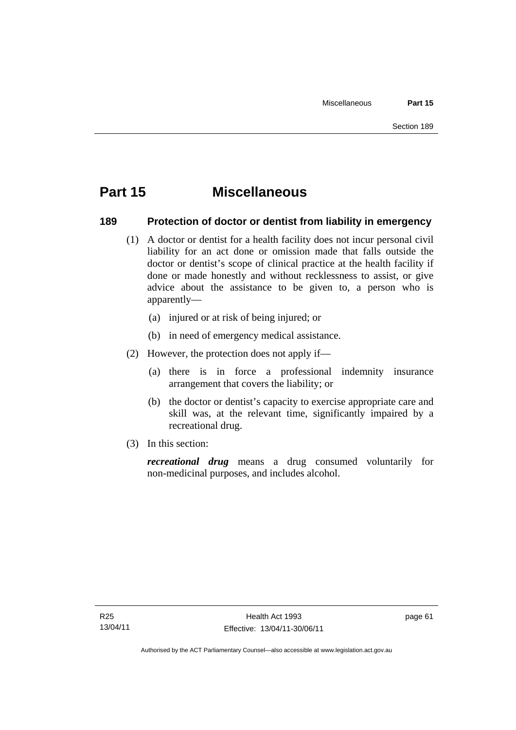# Part 15 Miscellaneous

## 189 Protection of doctor or dentist from liability in emergency

(1) A doctor or dentist for a health facility does not incur personal civil liability for an act done or omission made that falls outside the doctor or dentist's scope of clinical practice at the health facility if done or made honestly and without recklessness to assist, or give advice about the assistance to be given to, a person who is apparently—

(a) injured or at risk of being injured; or

(b) in need of emergency medical assistance.

(2) However, the protection does not apply if—

(a) there is in force a professional indemnity insurance arrangement that covers the liability; or

(b) the doctor or dentist's capacity to exercise appropriate care and skill was, at the relevant time, significantly impaired by a recreational drug.

(3) In this section:

***recreational drug*** means a drug consumed voluntarily for non-medicinal purposes, and includes alcohol.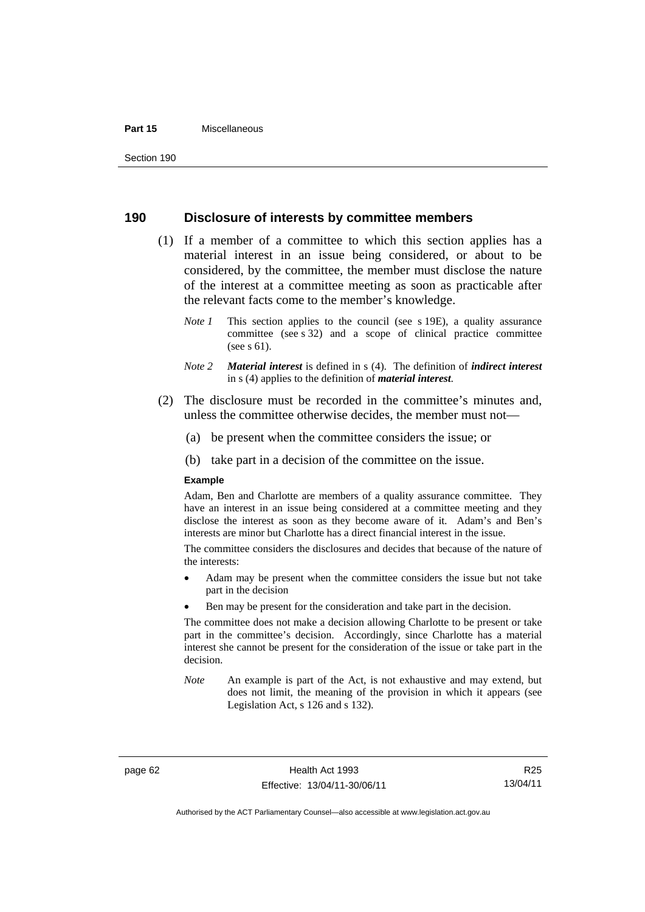## 190 Disclosure of interests by committee members

(1) If a member of a committee to which this section applies has a material interest in an issue being considered, or about to be considered, by the committee, the member must disclose the nature of the interest at a committee meeting as soon as practicable after the relevant facts come to the member's knowledge.

*Note 1* This section applies to the council (see s 19E), a quality assurance committee (see s 32) and a scope of clinical practice committee (see s 61).

*Note 2* ***Material interest*** is defined in s (4). The definition of ***indirect interest*** in s (4) applies to the definition of ***material interest***.

(2) The disclosure must be recorded in the committee's minutes and, unless the committee otherwise decides, the member must not—

(a) be present when the committee considers the issue; or

(b) take part in a decision of the committee on the issue.

**Example**

Adam, Ben and Charlotte are members of a quality assurance committee. They have an interest in an issue being considered at a committee meeting and they disclose the interest as soon as they become aware of it. Adam's and Ben's interests are minor but Charlotte has a direct financial interest in the issue.

The committee considers the disclosures and decides that because of the nature of the interests:

- Adam may be present when the committee considers the issue but not take part in the decision
- Ben may be present for the consideration and take part in the decision.

The committee does not make a decision allowing Charlotte to be present or take part in the committee's decision. Accordingly, since Charlotte has a material interest she cannot be present for the consideration of the issue or take part in the decision.

*Note* An example is part of the Act, is not exhaustive and may extend, but does not limit, the meaning of the provision in which it appears (see Legislation Act, s 126 and s 132).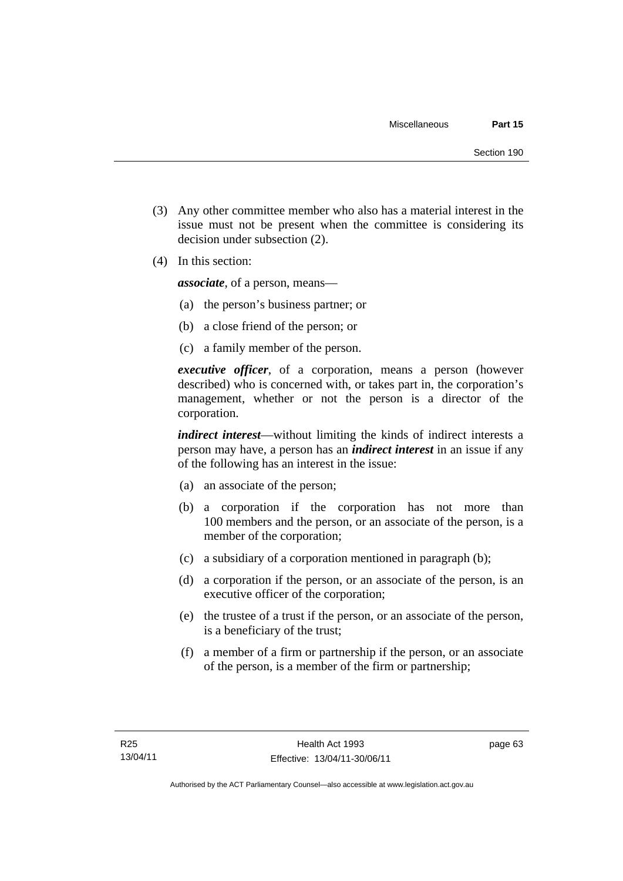(3) Any other committee member who also has a material interest in the issue must not be present when the committee is considering its decision under subsection (2).

(4) In this section:

***associate***, of a person, means—

(a) the person's business partner; or

(b) a close friend of the person; or

(c) a family member of the person.

***executive officer***, of a corporation, means a person (however described) who is concerned with, or takes part in, the corporation's management, whether or not the person is a director of the corporation.

***indirect interest***—without limiting the kinds of indirect interests a person may have, a person has an ***indirect interest*** in an issue if any of the following has an interest in the issue:

(a) an associate of the person;

(b) a corporation if the corporation has not more than 100 members and the person, or an associate of the person, is a member of the corporation;

(c) a subsidiary of a corporation mentioned in paragraph (b);

(d) a corporation if the person, or an associate of the person, is an executive officer of the corporation;

(e) the trustee of a trust if the person, or an associate of the person, is a beneficiary of the trust;

(f) a member of a firm or partnership if the person, or an associate of the person, is a member of the firm or partnership;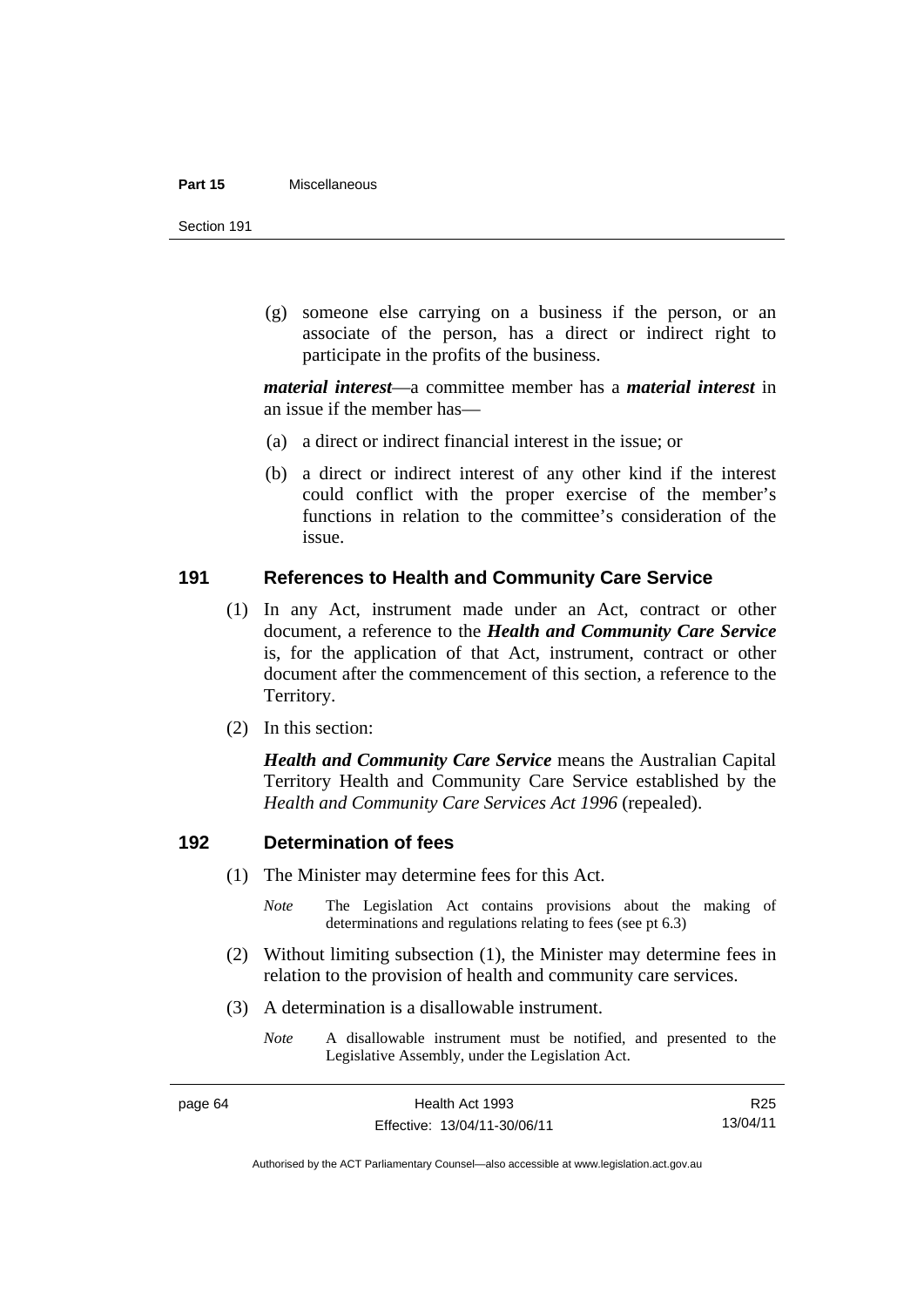(g) someone else carrying on a business if the person, or an associate of the person, has a direct or indirect right to participate in the profits of the business.

***material interest***—a committee member has a ***material interest*** in an issue if the member has—

(a) a direct or indirect financial interest in the issue; or

(b) a direct or indirect interest of any other kind if the interest could conflict with the proper exercise of the member's functions in relation to the committee's consideration of the issue.

## 191 References to Health and Community Care Service

(1) In any Act, instrument made under an Act, contract or other document, a reference to the ***Health and Community Care Service*** is, for the application of that Act, instrument, contract or other document after the commencement of this section, a reference to the Territory.

(2) In this section:

***Health and Community Care Service*** means the Australian Capital Territory Health and Community Care Service established by the *Health and Community Care Services Act 1996* (repealed).

## 192 Determination of fees

(1) The Minister may determine fees for this Act.

*Note* The Legislation Act contains provisions about the making of determinations and regulations relating to fees (see pt 6.3)

(2) Without limiting subsection (1), the Minister may determine fees in relation to the provision of health and community care services.

(3) A determination is a disallowable instrument.

*Note* A disallowable instrument must be notified, and presented to the Legislative Assembly, under the Legislation Act.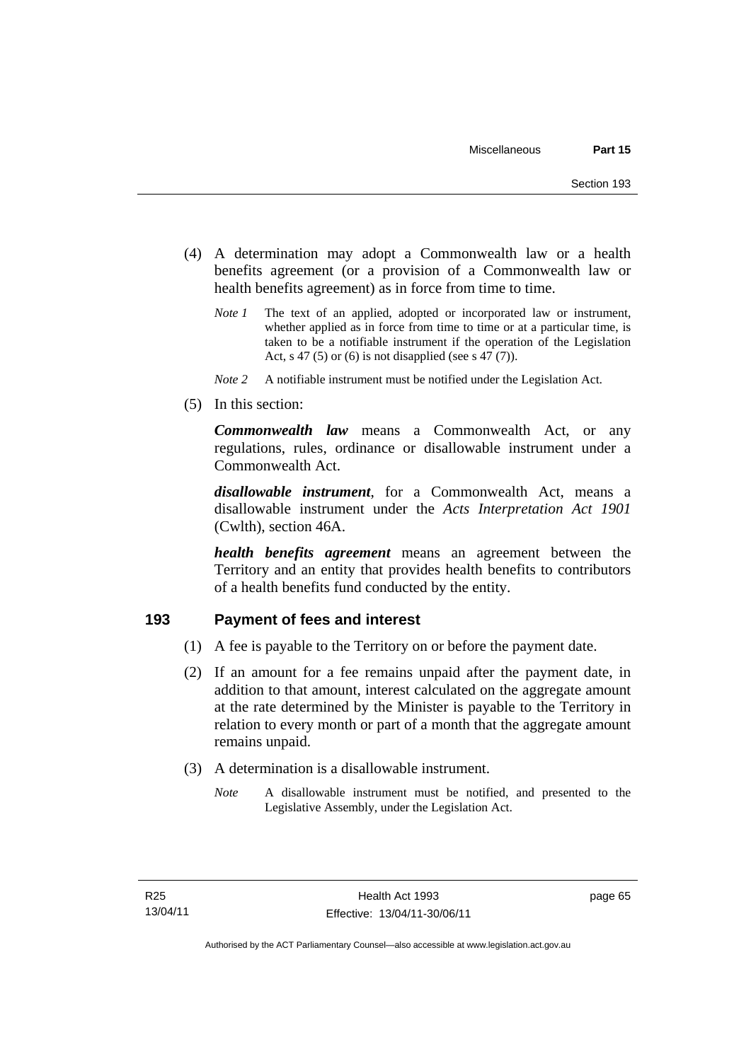(4) A determination may adopt a Commonwealth law or a health benefits agreement (or a provision of a Commonwealth law or health benefits agreement) as in force from time to time.

*Note 1* The text of an applied, adopted or incorporated law or instrument, whether applied as in force from time to time or at a particular time, is taken to be a notifiable instrument if the operation of the Legislation Act, s 47 (5) or (6) is not disapplied (see s 47 (7)).

*Note 2* A notifiable instrument must be notified under the Legislation Act.

(5) In this section:

***Commonwealth law*** means a Commonwealth Act, or any regulations, rules, ordinance or disallowable instrument under a Commonwealth Act.

***disallowable instrument***, for a Commonwealth Act, means a disallowable instrument under the *Acts Interpretation Act 1901* (Cwlth), section 46A.

***health benefits agreement*** means an agreement between the Territory and an entity that provides health benefits to contributors of a health benefits fund conducted by the entity.

## 193 Payment of fees and interest

(1) A fee is payable to the Territory on or before the payment date.

(2) If an amount for a fee remains unpaid after the payment date, in addition to that amount, interest calculated on the aggregate amount at the rate determined by the Minister is payable to the Territory in relation to every month or part of a month that the aggregate amount remains unpaid.

(3) A determination is a disallowable instrument.

*Note* A disallowable instrument must be notified, and presented to the Legislative Assembly, under the Legislation Act.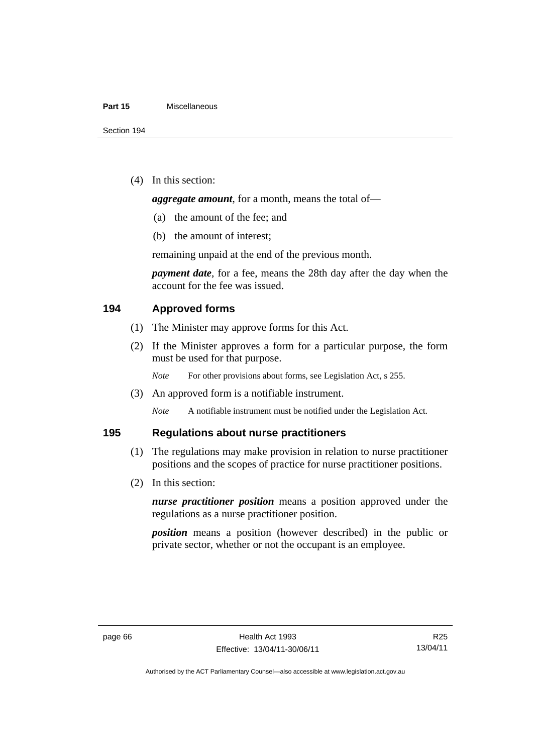(4) In this section:

***aggregate amount***, for a month, means the total of—

(a) the amount of the fee; and

(b) the amount of interest;

remaining unpaid at the end of the previous month.

***payment date***, for a fee, means the 28th day after the day when the account for the fee was issued.

## 194 Approved forms

(1) The Minister may approve forms for this Act.

(2) If the Minister approves a form for a particular purpose, the form must be used for that purpose.

*Note* For other provisions about forms, see Legislation Act, s 255.

(3) An approved form is a notifiable instrument.

*Note* A notifiable instrument must be notified under the Legislation Act.

## 195 Regulations about nurse practitioners

(1) The regulations may make provision in relation to nurse practitioner positions and the scopes of practice for nurse practitioner positions.

(2) In this section:

***nurse practitioner position*** means a position approved under the regulations as a nurse practitioner position.

***position*** means a position (however described) in the public or private sector, whether or not the occupant is an employee.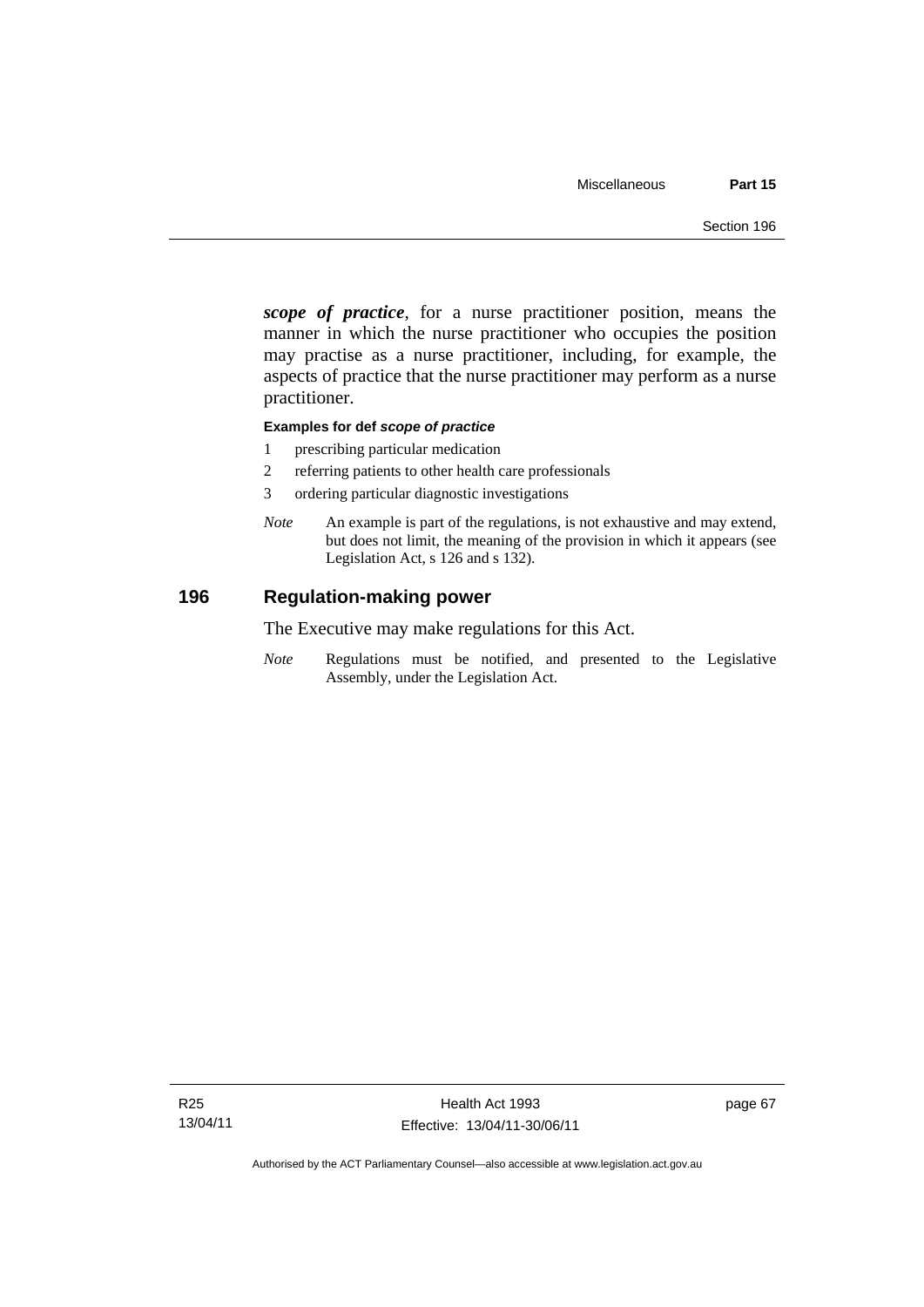***scope of practice***, for a nurse practitioner position, means the manner in which the nurse practitioner who occupies the position may practise as a nurse practitioner, including, for example, the aspects of practice that the nurse practitioner may perform as a nurse practitioner.

**Examples for def *scope of practice***

1 prescribing particular medication
2 referring patients to other health care professionals
3 ordering particular diagnostic investigations

*Note* An example is part of the regulations, is not exhaustive and may extend, but does not limit, the meaning of the provision in which it appears (see Legislation Act, s 126 and s 132).

## 196 Regulation-making power

The Executive may make regulations for this Act.

*Note* Regulations must be notified, and presented to the Legislative Assembly, under the Legislation Act.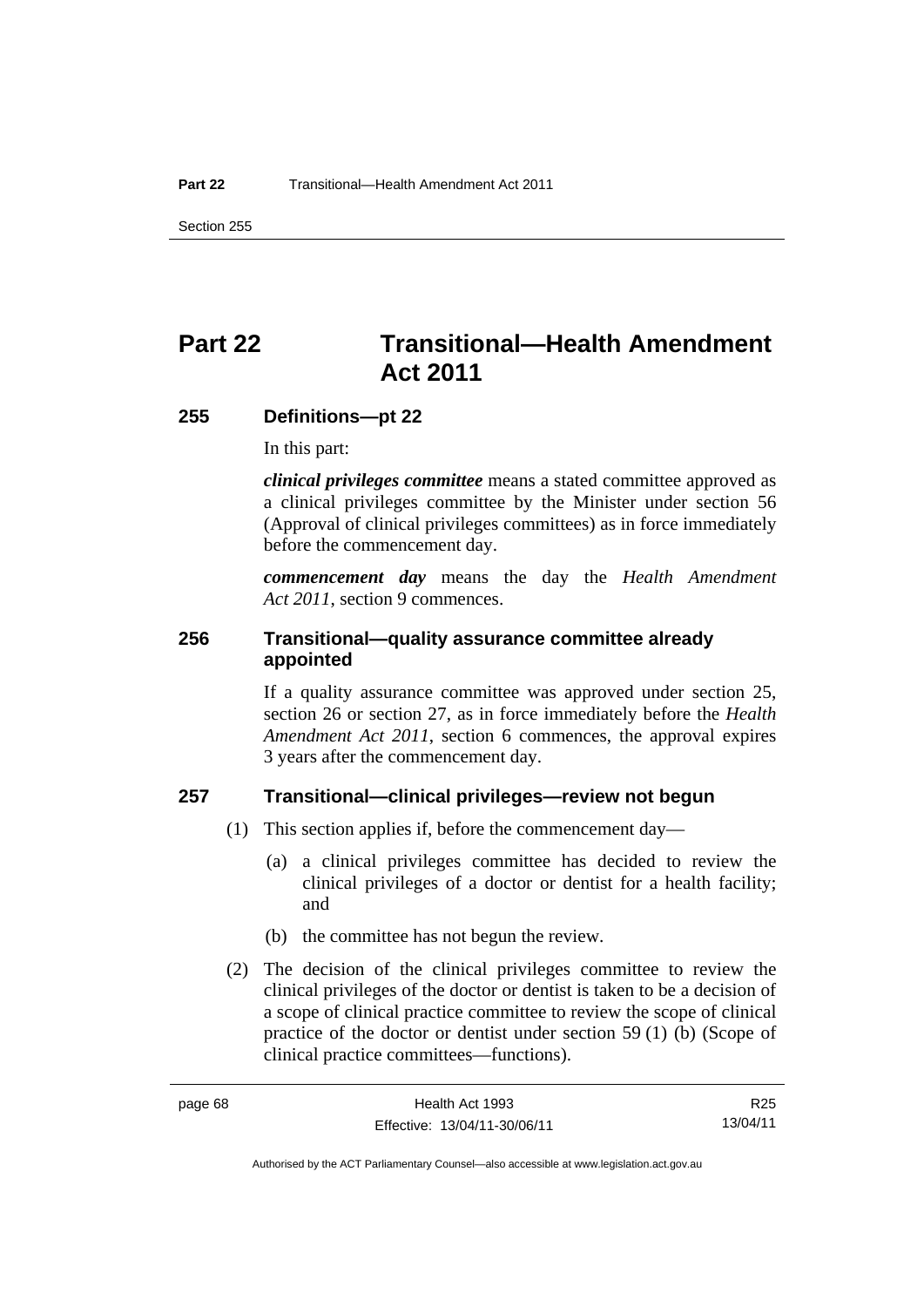# Part 22 Transitional—Health Amendment Act 2011

### 255 Definitions—pt 22

In this part:

***clinical privileges committee*** means a stated committee approved as a clinical privileges committee by the Minister under section 56 (Approval of clinical privileges committees) as in force immediately before the commencement day.

***commencement day*** means the day the *Health Amendment Act 2011*, section 9 commences.

### 256 Transitional—quality assurance committee already appointed

If a quality assurance committee was approved under section 25, section 26 or section 27, as in force immediately before the *Health Amendment Act 2011*, section 6 commences, the approval expires 3 years after the commencement day.

### 257 Transitional—clinical privileges—review not begun

(1) This section applies if, before the commencement day—

(a) a clinical privileges committee has decided to review the clinical privileges of a doctor or dentist for a health facility; and

(b) the committee has not begun the review.

(2) The decision of the clinical privileges committee to review the clinical privileges of the doctor or dentist is taken to be a decision of a scope of clinical practice committee to review the scope of clinical practice of the doctor or dentist under section 59 (1) (b) (Scope of clinical practice committees—functions).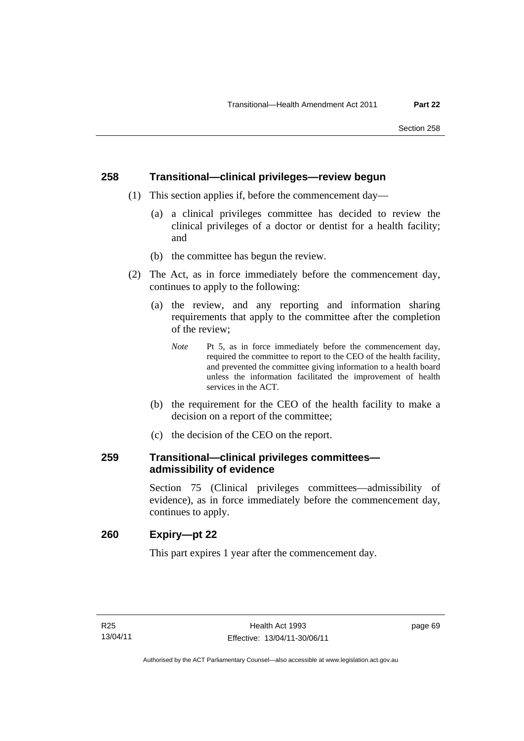## 258 Transitional—clinical privileges—review begun

(1) This section applies if, before the commencement day—

(a) a clinical privileges committee has decided to review the clinical privileges of a doctor or dentist for a health facility; and

(b) the committee has begun the review.

(2) The Act, as in force immediately before the commencement day, continues to apply to the following:

(a) the review, and any reporting and information sharing requirements that apply to the committee after the completion of the review;

*Note* Pt 5, as in force immediately before the commencement day, required the committee to report to the CEO of the health facility, and prevented the committee giving information to a health board unless the information facilitated the improvement of health services in the ACT.

(b) the requirement for the CEO of the health facility to make a decision on a report of the committee;

(c) the decision of the CEO on the report.

## 259 Transitional—clinical privileges committees—admissibility of evidence

Section 75 (Clinical privileges committees—admissibility of evidence), as in force immediately before the commencement day, continues to apply.

## 260 Expiry—pt 22

This part expires 1 year after the commencement day.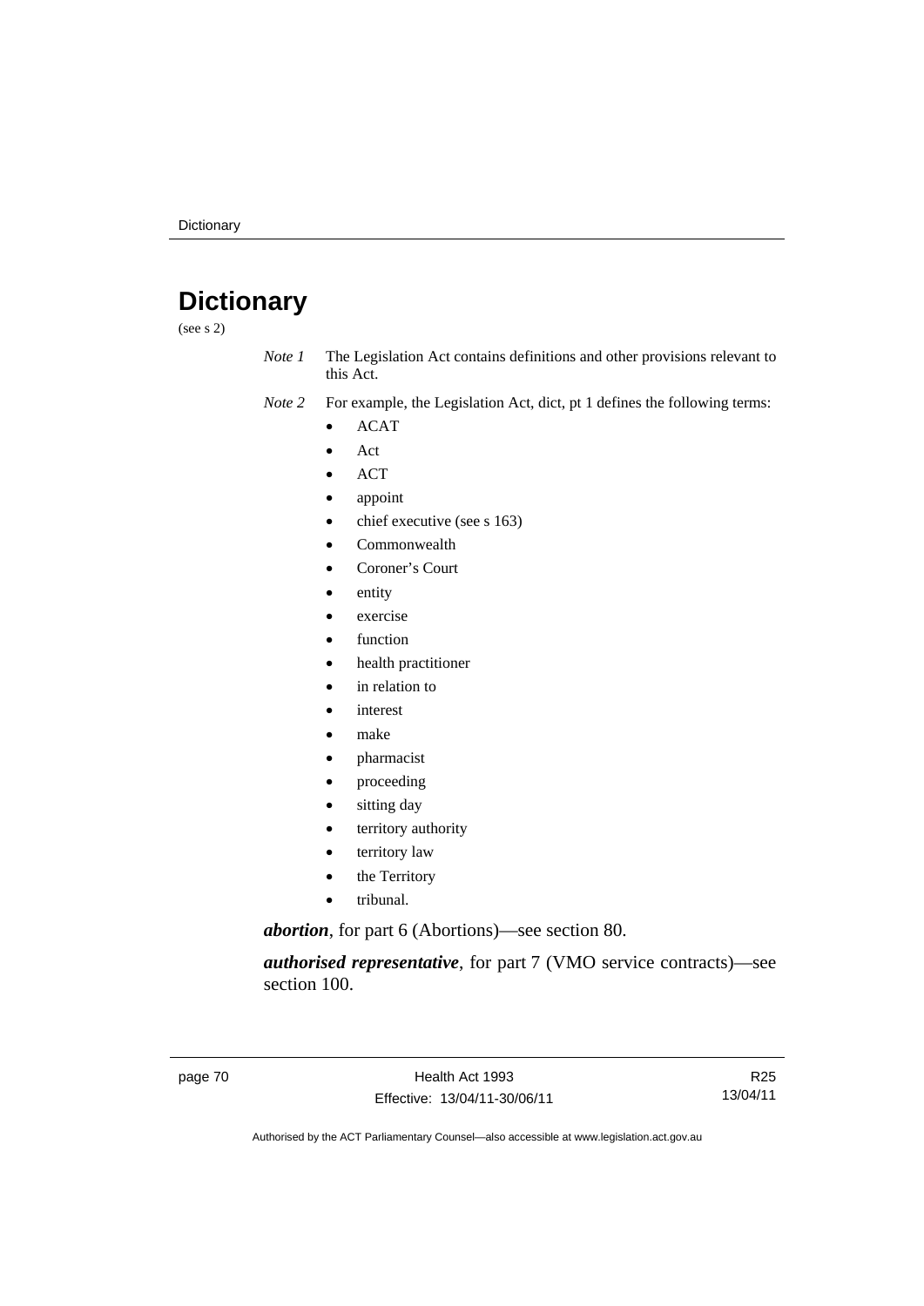# Dictionary

(see s 2)

*Note 1* The Legislation Act contains definitions and other provisions relevant to this Act.

*Note 2* For example, the Legislation Act, dict, pt 1 defines the following terms:

- ACAT
- Act
- ACT
- appoint
- chief executive (see s 163)
- Commonwealth
- Coroner's Court
- entity
- exercise
- function
- health practitioner
- in relation to
- interest
- make
- pharmacist
- proceeding
- sitting day
- territory authority
- territory law
- the Territory
- tribunal.

***abortion***, for part 6 (Abortions)—see section 80.

***authorised representative***, for part 7 (VMO service contracts)—see section 100.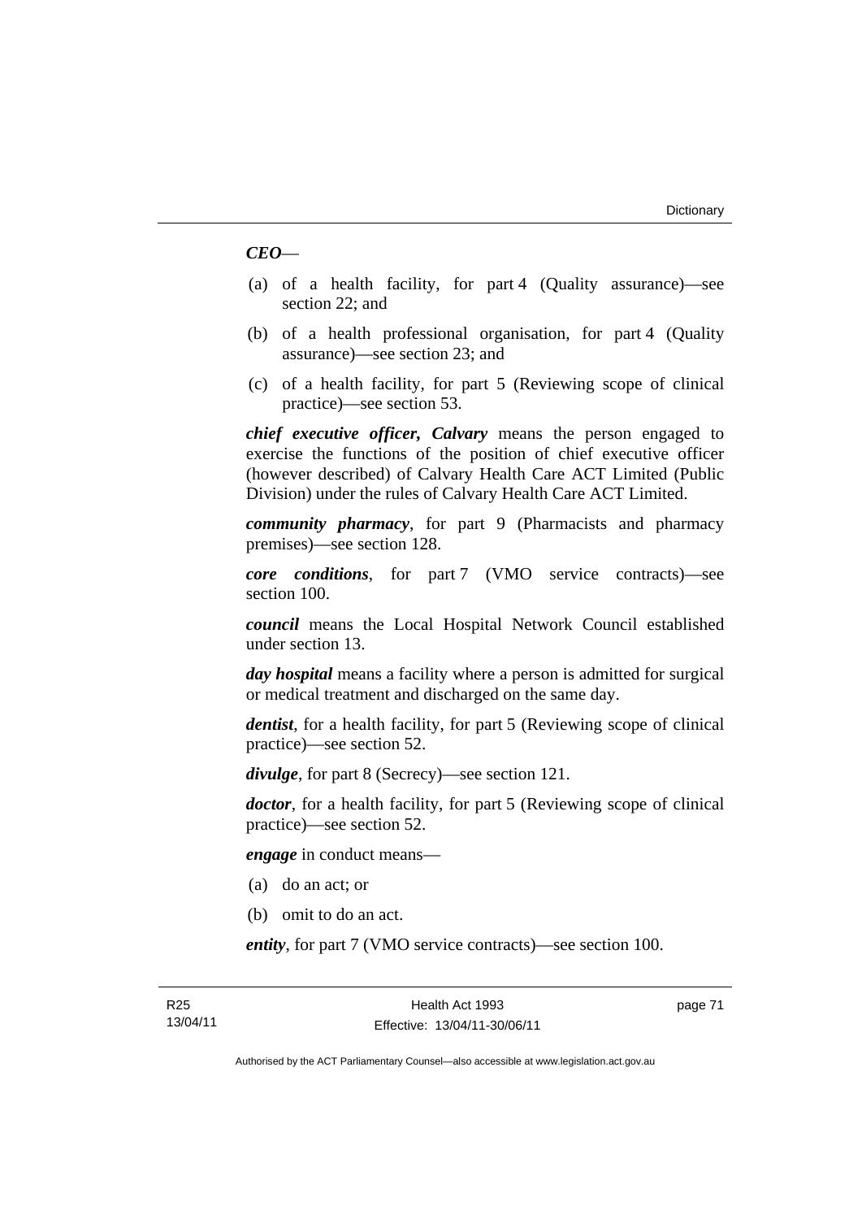***CEO***—

(a) of a health facility, for part 4 (Quality assurance)—see section 22; and

(b) of a health professional organisation, for part 4 (Quality assurance)—see section 23; and

(c) of a health facility, for part 5 (Reviewing scope of clinical practice)—see section 53.

***chief executive officer, Calvary*** means the person engaged to exercise the functions of the position of chief executive officer (however described) of Calvary Health Care ACT Limited (Public Division) under the rules of Calvary Health Care ACT Limited.

***community pharmacy***, for part 9 (Pharmacists and pharmacy premises)—see section 128.

***core conditions***, for part 7 (VMO service contracts)—see section 100.

***council*** means the Local Hospital Network Council established under section 13.

***day hospital*** means a facility where a person is admitted for surgical or medical treatment and discharged on the same day.

***dentist***, for a health facility, for part 5 (Reviewing scope of clinical practice)—see section 52.

***divulge***, for part 8 (Secrecy)—see section 121.

***doctor***, for a health facility, for part 5 (Reviewing scope of clinical practice)—see section 52.

***engage*** in conduct means—

(a) do an act; or

(b) omit to do an act.

***entity***, for part 7 (VMO service contracts)—see section 100.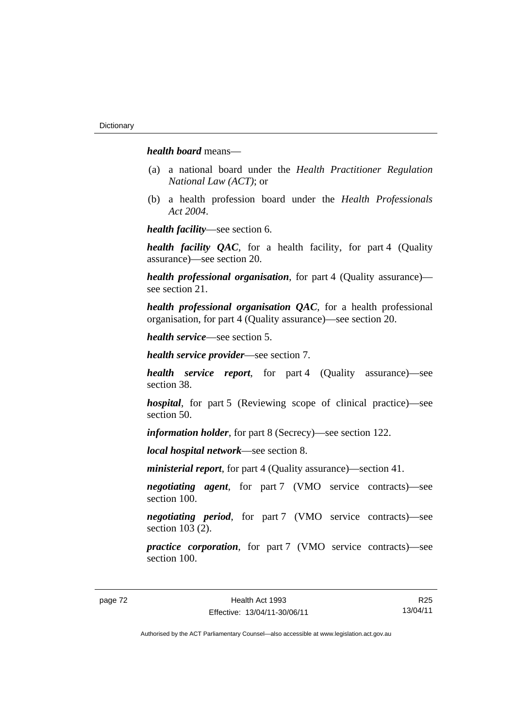***health board*** means—

(a) a national board under the *Health Practitioner Regulation National Law (ACT)*; or

(b) a health profession board under the *Health Professionals Act 2004*.

***health facility***—see section 6.

***health facility QAC***, for a health facility, for part 4 (Quality assurance)—see section 20.

***health professional organisation***, for part 4 (Quality assurance)—see section 21.

***health professional organisation QAC***, for a health professional organisation, for part 4 (Quality assurance)—see section 20.

***health service***—see section 5.

***health service provider***—see section 7.

***health service report***, for part 4 (Quality assurance)—see section 38.

***hospital***, for part 5 (Reviewing scope of clinical practice)—see section 50.

***information holder***, for part 8 (Secrecy)—see section 122.

***local hospital network***—see section 8.

***ministerial report***, for part 4 (Quality assurance)—section 41.

***negotiating agent***, for part 7 (VMO service contracts)—see section 100.

***negotiating period***, for part 7 (VMO service contracts)—see section 103 (2).

***practice corporation***, for part 7 (VMO service contracts)—see section 100.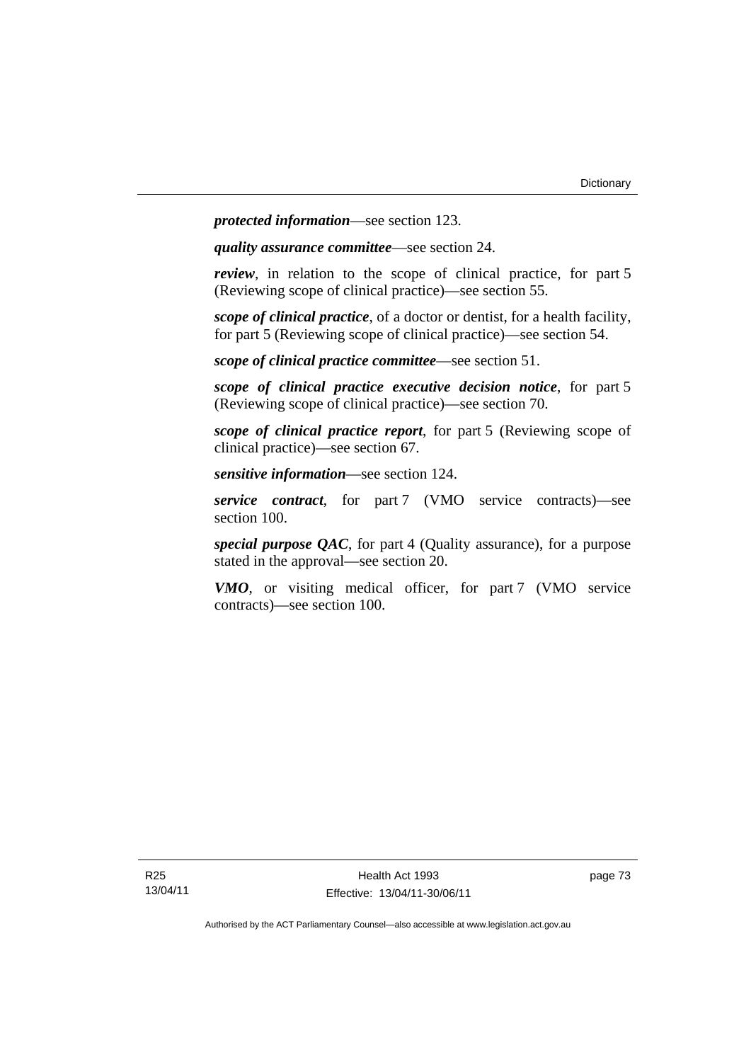***protected information***—see section 123.

***quality assurance committee***—see section 24.

***review***, in relation to the scope of clinical practice, for part 5 (Reviewing scope of clinical practice)—see section 55.

***scope of clinical practice***, of a doctor or dentist, for a health facility, for part 5 (Reviewing scope of clinical practice)—see section 54.

***scope of clinical practice committee***—see section 51.

***scope of clinical practice executive decision notice***, for part 5 (Reviewing scope of clinical practice)—see section 70.

***scope of clinical practice report***, for part 5 (Reviewing scope of clinical practice)—see section 67.

***sensitive information***—see section 124.

***service contract***, for part 7 (VMO service contracts)—see section 100.

***special purpose QAC***, for part 4 (Quality assurance), for a purpose stated in the approval—see section 20.

***VMO***, or visiting medical officer, for part 7 (VMO service contracts)—see section 100.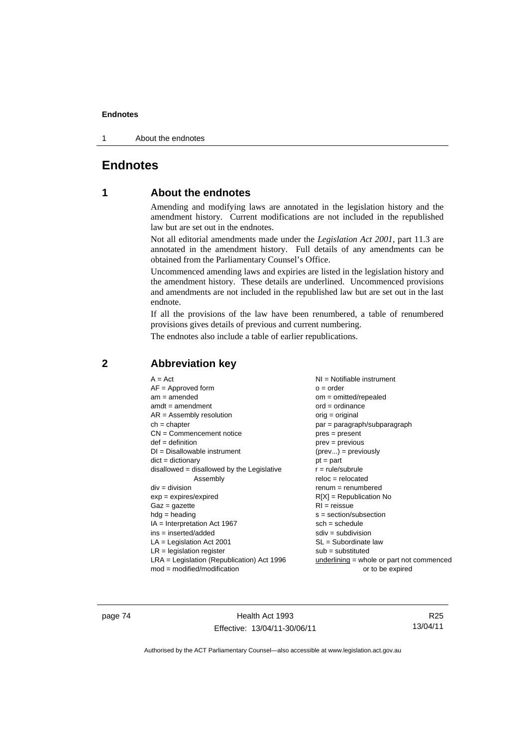# Endnotes

## 1 About the endnotes

Amending and modifying laws are annotated in the legislation history and the amendment history. Current modifications are not included in the republished law but are set out in the endnotes.

Not all editorial amendments made under the *Legislation Act 2001*, part 11.3 are annotated in the amendment history. Full details of any amendments can be obtained from the Parliamentary Counsel's Office.

Uncommenced amending laws and expiries are listed in the legislation history and the amendment history. These details are underlined. Uncommenced provisions and amendments are not included in the republished law but are set out in the last endnote.

If all the provisions of the law have been renumbered, a table of renumbered provisions gives details of previous and current numbering.

The endnotes also include a table of earlier republications.

## 2 Abbreviation key

| | |
|---|---|
| A = Act | NI = Notifiable instrument |
| AF = Approved form | o = order |
| am = amended | om = omitted/repealed |
| amdt = amendment | ord = ordinance |
| AR = Assembly resolution | orig = original |
| ch = chapter | par = paragraph/subparagraph |
| CN = Commencement notice | pres = present |
| def = definition | prev = previous |
| DI = Disallowable instrument | (prev...) = previously |
| dict = dictionary | pt = part |
| disallowed = disallowed by the Legislative Assembly | r = rule/subrule |
| div = division | reloc = relocated |
| exp = expires/expired | renum = renumbered |
| Gaz = gazette | R[X] = Republication No |
| hdg = heading | RI = reissue |
| IA = Interpretation Act 1967 | s = section/subsection |
| ins = inserted/added | sch = schedule |
| LA = Legislation Act 2001 | sdiv = subdivision |
| LR = legislation register | SL = Subordinate law |
| LRA = Legislation (Republication) Act 1996 | sub = substituted |
| mod = modified/modification | underlining = whole or part not commenced or to be expired |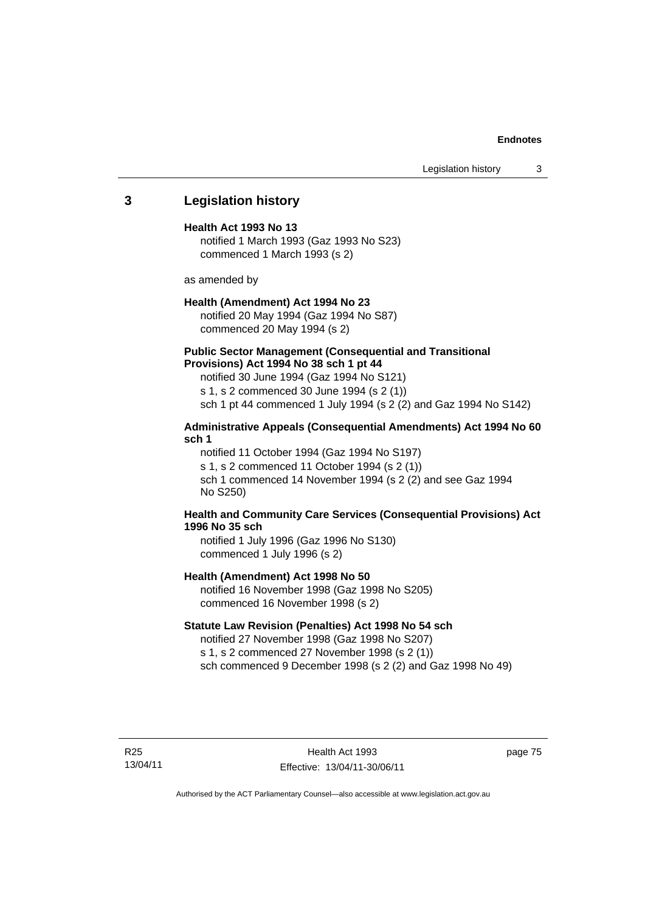## 3 Legislation history

**Health Act 1993 No 13**

notified 1 March 1993 (Gaz 1993 No S23)
commenced 1 March 1993 (s 2)

as amended by

**Health (Amendment) Act 1994 No 23**

notified 20 May 1994 (Gaz 1994 No S87)
commenced 20 May 1994 (s 2)

**Public Sector Management (Consequential and Transitional Provisions) Act 1994 No 38 sch 1 pt 44**

notified 30 June 1994 (Gaz 1994 No S121)
s 1, s 2 commenced 30 June 1994 (s 2 (1))
sch 1 pt 44 commenced 1 July 1994 (s 2 (2) and Gaz 1994 No S142)

**Administrative Appeals (Consequential Amendments) Act 1994 No 60 sch 1**

notified 11 October 1994 (Gaz 1994 No S197)
s 1, s 2 commenced 11 October 1994 (s 2 (1))
sch 1 commenced 14 November 1994 (s 2 (2) and see Gaz 1994 No S250)

**Health and Community Care Services (Consequential Provisions) Act 1996 No 35 sch**

notified 1 July 1996 (Gaz 1996 No S130)
commenced 1 July 1996 (s 2)

**Health (Amendment) Act 1998 No 50**

notified 16 November 1998 (Gaz 1998 No S205)
commenced 16 November 1998 (s 2)

**Statute Law Revision (Penalties) Act 1998 No 54 sch**

notified 27 November 1998 (Gaz 1998 No S207)
s 1, s 2 commenced 27 November 1998 (s 2 (1))
sch commenced 9 December 1998 (s 2 (2) and Gaz 1998 No 49)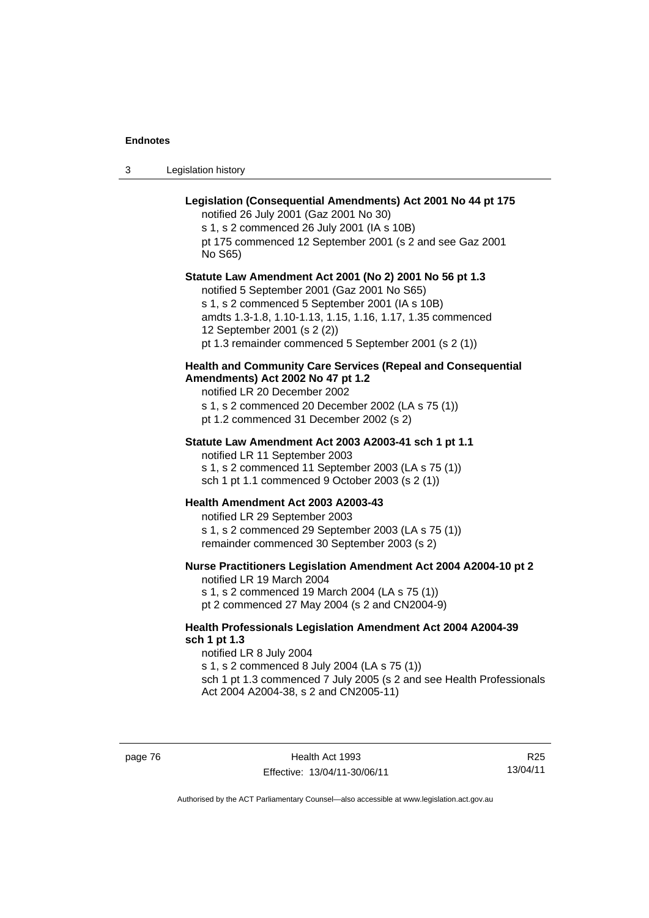**Legislation (Consequential Amendments) Act 2001 No 44 pt 175**

notified 26 July 2001 (Gaz 2001 No 30)
s 1, s 2 commenced 26 July 2001 (IA s 10B)
pt 175 commenced 12 September 2001 (s 2 and see Gaz 2001 No S65)

**Statute Law Amendment Act 2001 (No 2) 2001 No 56 pt 1.3**

notified 5 September 2001 (Gaz 2001 No S65)
s 1, s 2 commenced 5 September 2001 (IA s 10B)
amdts 1.3-1.8, 1.10-1.13, 1.15, 1.16, 1.17, 1.35 commenced 12 September 2001 (s 2 (2))
pt 1.3 remainder commenced 5 September 2001 (s 2 (1))

**Health and Community Care Services (Repeal and Consequential Amendments) Act 2002 No 47 pt 1.2**

notified LR 20 December 2002
s 1, s 2 commenced 20 December 2002 (LA s 75 (1))
pt 1.2 commenced 31 December 2002 (s 2)

**Statute Law Amendment Act 2003 A2003-41 sch 1 pt 1.1**

notified LR 11 September 2003
s 1, s 2 commenced 11 September 2003 (LA s 75 (1))
sch 1 pt 1.1 commenced 9 October 2003 (s 2 (1))

**Health Amendment Act 2003 A2003-43**

notified LR 29 September 2003
s 1, s 2 commenced 29 September 2003 (LA s 75 (1))
remainder commenced 30 September 2003 (s 2)

**Nurse Practitioners Legislation Amendment Act 2004 A2004-10 pt 2**

notified LR 19 March 2004
s 1, s 2 commenced 19 March 2004 (LA s 75 (1))
pt 2 commenced 27 May 2004 (s 2 and CN2004-9)

**Health Professionals Legislation Amendment Act 2004 A2004-39 sch 1 pt 1.3**

notified LR 8 July 2004
s 1, s 2 commenced 8 July 2004 (LA s 75 (1))
sch 1 pt 1.3 commenced 7 July 2005 (s 2 and see Health Professionals Act 2004 A2004-38, s 2 and CN2005-11)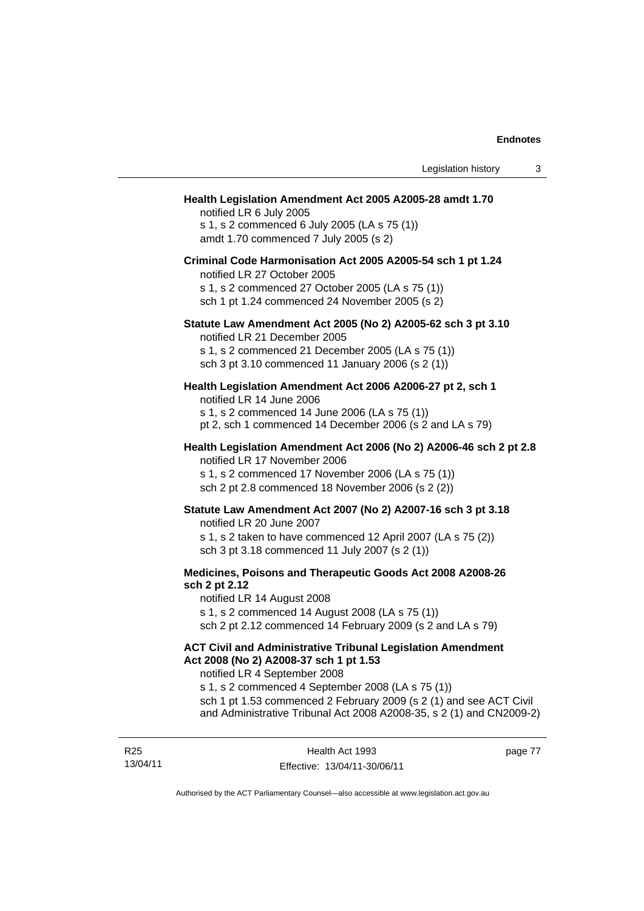**Health Legislation Amendment Act 2005 A2005-28 amdt 1.70**

notified LR 6 July 2005

s 1, s 2 commenced 6 July 2005 (LA s 75 (1))

amdt 1.70 commenced 7 July 2005 (s 2)

**Criminal Code Harmonisation Act 2005 A2005-54 sch 1 pt 1.24**

notified LR 27 October 2005

s 1, s 2 commenced 27 October 2005 (LA s 75 (1))

sch 1 pt 1.24 commenced 24 November 2005 (s 2)

**Statute Law Amendment Act 2005 (No 2) A2005-62 sch 3 pt 3.10**

notified LR 21 December 2005

s 1, s 2 commenced 21 December 2005 (LA s 75 (1))

sch 3 pt 3.10 commenced 11 January 2006 (s 2 (1))

**Health Legislation Amendment Act 2006 A2006-27 pt 2, sch 1**

notified LR 14 June 2006

s 1, s 2 commenced 14 June 2006 (LA s 75 (1))

pt 2, sch 1 commenced 14 December 2006 (s 2 and LA s 79)

**Health Legislation Amendment Act 2006 (No 2) A2006-46 sch 2 pt 2.8**

notified LR 17 November 2006

s 1, s 2 commenced 17 November 2006 (LA s 75 (1))

sch 2 pt 2.8 commenced 18 November 2006 (s 2 (2))

**Statute Law Amendment Act 2007 (No 2) A2007-16 sch 3 pt 3.18**

notified LR 20 June 2007

s 1, s 2 taken to have commenced 12 April 2007 (LA s 75 (2))

sch 3 pt 3.18 commenced 11 July 2007 (s 2 (1))

**Medicines, Poisons and Therapeutic Goods Act 2008 A2008-26 sch 2 pt 2.12**

notified LR 14 August 2008

s 1, s 2 commenced 14 August 2008 (LA s 75 (1))

sch 2 pt 2.12 commenced 14 February 2009 (s 2 and LA s 79)

**ACT Civil and Administrative Tribunal Legislation Amendment Act 2008 (No 2) A2008-37 sch 1 pt 1.53**

notified LR 4 September 2008

s 1, s 2 commenced 4 September 2008 (LA s 75 (1))

sch 1 pt 1.53 commenced 2 February 2009 (s 2 (1) and see ACT Civil and Administrative Tribunal Act 2008 A2008-35, s 2 (1) and CN2009-2)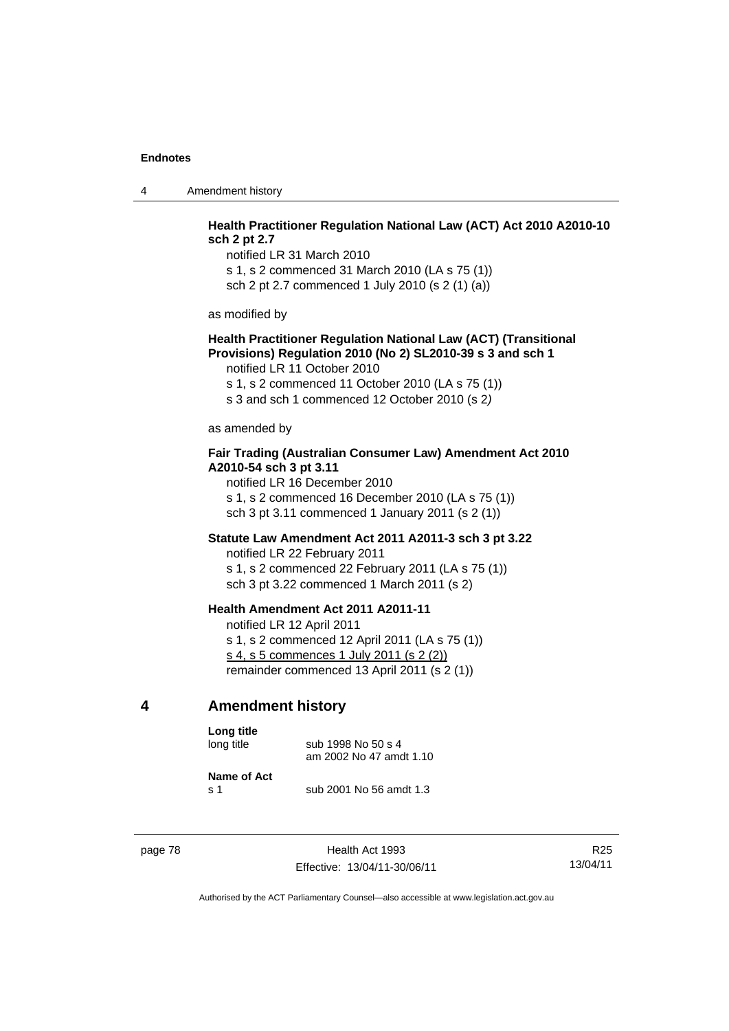**Health Practitioner Regulation National Law (ACT) Act 2010 A2010-10 sch 2 pt 2.7**

notified LR 31 March 2010

s 1, s 2 commenced 31 March 2010 (LA s 75 (1))

sch 2 pt 2.7 commenced 1 July 2010 (s 2 (1) (a))

as modified by

**Health Practitioner Regulation National Law (ACT) (Transitional Provisions) Regulation 2010 (No 2) SL2010-39 s 3 and sch 1**

notified LR 11 October 2010

s 1, s 2 commenced 11 October 2010 (LA s 75 (1))

s 3 and sch 1 commenced 12 October 2010 (s 2)

as amended by

**Fair Trading (Australian Consumer Law) Amendment Act 2010 A2010-54 sch 3 pt 3.11**

notified LR 16 December 2010

s 1, s 2 commenced 16 December 2010 (LA s 75 (1))

sch 3 pt 3.11 commenced 1 January 2011 (s 2 (1))

**Statute Law Amendment Act 2011 A2011-3 sch 3 pt 3.22**

notified LR 22 February 2011

s 1, s 2 commenced 22 February 2011 (LA s 75 (1))

sch 3 pt 3.22 commenced 1 March 2011 (s 2)

**Health Amendment Act 2011 A2011-11**

notified LR 12 April 2011

s 1, s 2 commenced 12 April 2011 (LA s 75 (1))

s 4, s 5 commences 1 July 2011 (s 2 (2))

remainder commenced 13 April 2011 (s 2 (1))

## 4 Amendment history

**Long title**

| | |
|---|---|
| long title | sub 1998 No 50 s 4<br>am 2002 No 47 amdt 1.10 |

**Name of Act**

| | |
|---|---|
| s 1 | sub 2001 No 56 amdt 1.3 |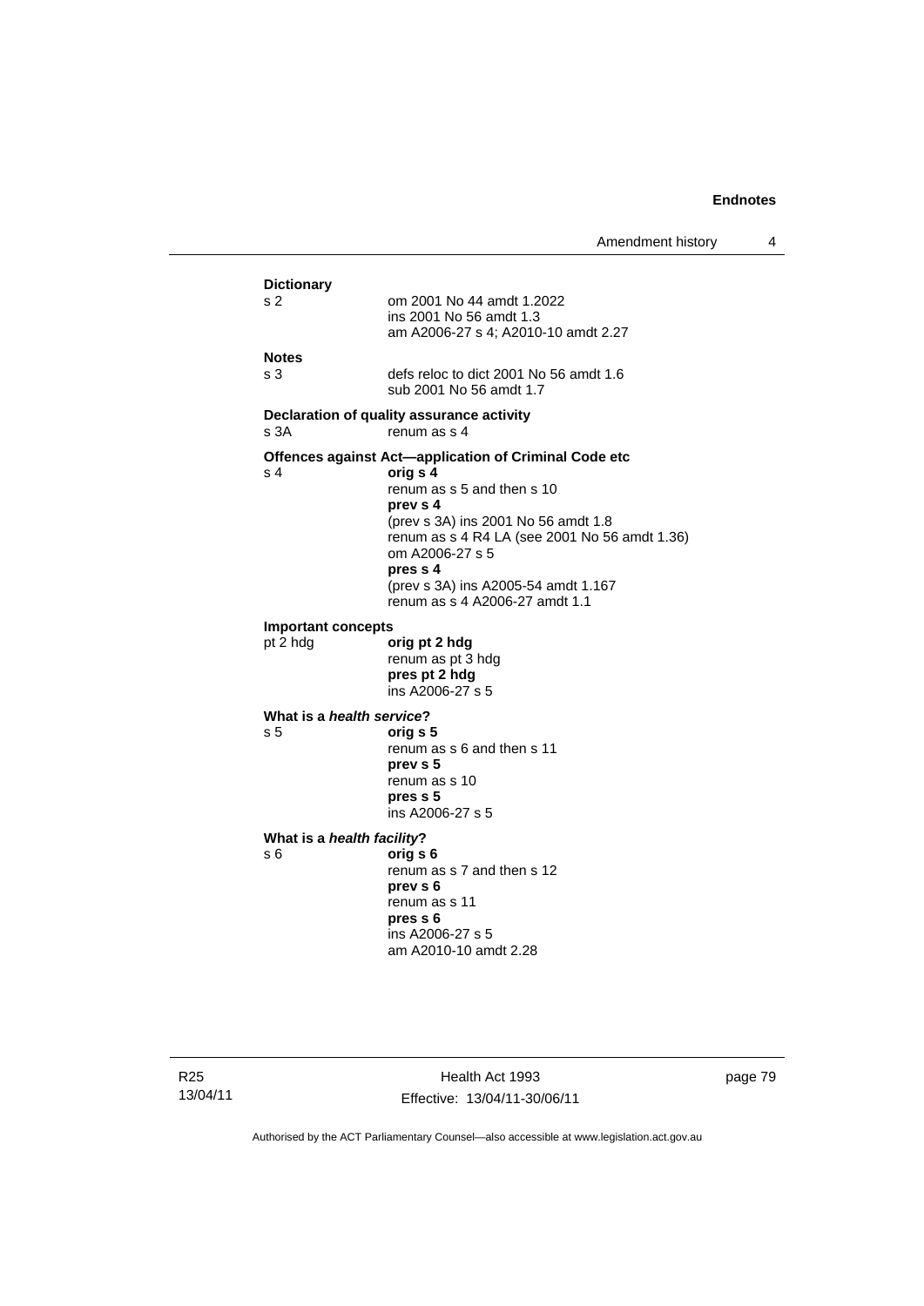**Dictionary**

s 2 — om 2001 No 44 amdt 1.2022
ins 2001 No 56 amdt 1.3
am A2006-27 s 4; A2010-10 amdt 2.27

**Notes**

s 3 — defs reloc to dict 2001 No 56 amdt 1.6
sub 2001 No 56 amdt 1.7

**Declaration of quality assurance activity**

s 3A — renum as s 4

**Offences against Act—application of Criminal Code etc**

s 4 — **orig s 4**
renum as s 5 and then s 10
**prev s 4**
(prev s 3A) ins 2001 No 56 amdt 1.8
renum as s 4 R4 LA (see 2001 No 56 amdt 1.36)
om A2006-27 s 5
**pres s 4**
(prev s 3A) ins A2005-54 amdt 1.167
renum as s 4 A2006-27 amdt 1.1

**Important concepts**

pt 2 hdg — **orig pt 2 hdg**
renum as pt 3 hdg
**pres pt 2 hdg**
ins A2006-27 s 5

**What is a *health service*?**

s 5 — **orig s 5**
renum as s 6 and then s 11
**prev s 5**
renum as s 10
**pres s 5**
ins A2006-27 s 5

**What is a *health facility*?**

s 6 — **orig s 6**
renum as s 7 and then s 12
**prev s 6**
renum as s 11
**pres s 6**
ins A2006-27 s 5
am A2010-10 amdt 2.28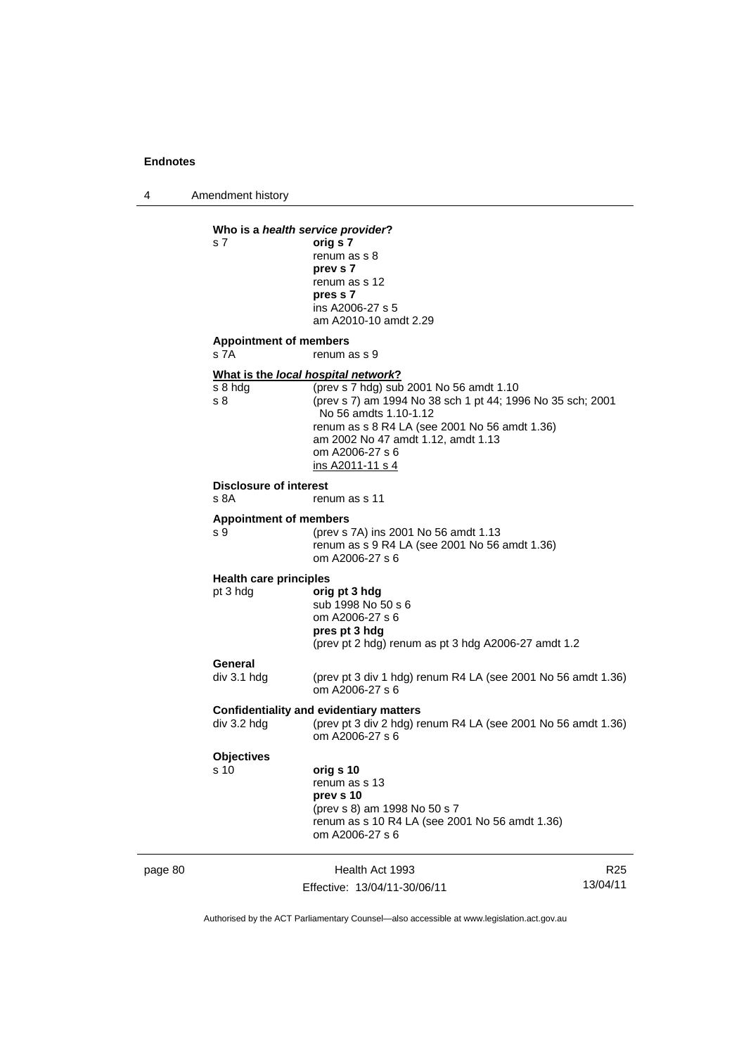**Who is a *health service provider*?**

s 7 **orig s 7**
renum as s 8
**prev s 7**
renum as s 12
**pres s 7**
ins A2006-27 s 5
am A2010-10 amdt 2.29

**Appointment of members**

s 7A renum as s 9

**What is the *local hospital network*?**

s 8 hdg (prev s 7 hdg) sub 2001 No 56 amdt 1.10

s 8 (prev s 7) am 1994 No 38 sch 1 pt 44; 1996 No 35 sch; 2001 No 56 amdts 1.10-1.12
renum as s 8 R4 LA (see 2001 No 56 amdt 1.36)
am 2002 No 47 amdt 1.12, amdt 1.13
om A2006-27 s 6
ins A2011-11 s 4

**Disclosure of interest**

s 8A renum as s 11

**Appointment of members**

s 9 (prev s 7A) ins 2001 No 56 amdt 1.13
renum as s 9 R4 LA (see 2001 No 56 amdt 1.36)
om A2006-27 s 6

**Health care principles**

pt 3 hdg **orig pt 3 hdg**
sub 1998 No 50 s 6
om A2006-27 s 6
**pres pt 3 hdg**
(prev pt 2 hdg) renum as pt 3 hdg A2006-27 amdt 1.2

**General**

div 3.1 hdg (prev pt 3 div 1 hdg) renum R4 LA (see 2001 No 56 amdt 1.36)
om A2006-27 s 6

**Confidentiality and evidentiary matters**

div 3.2 hdg (prev pt 3 div 2 hdg) renum R4 LA (see 2001 No 56 amdt 1.36)
om A2006-27 s 6

**Objectives**

s 10 **orig s 10**
renum as s 13
**prev s 10**
(prev s 8) am 1998 No 50 s 7
renum as s 10 R4 LA (see 2001 No 56 amdt 1.36)
om A2006-27 s 6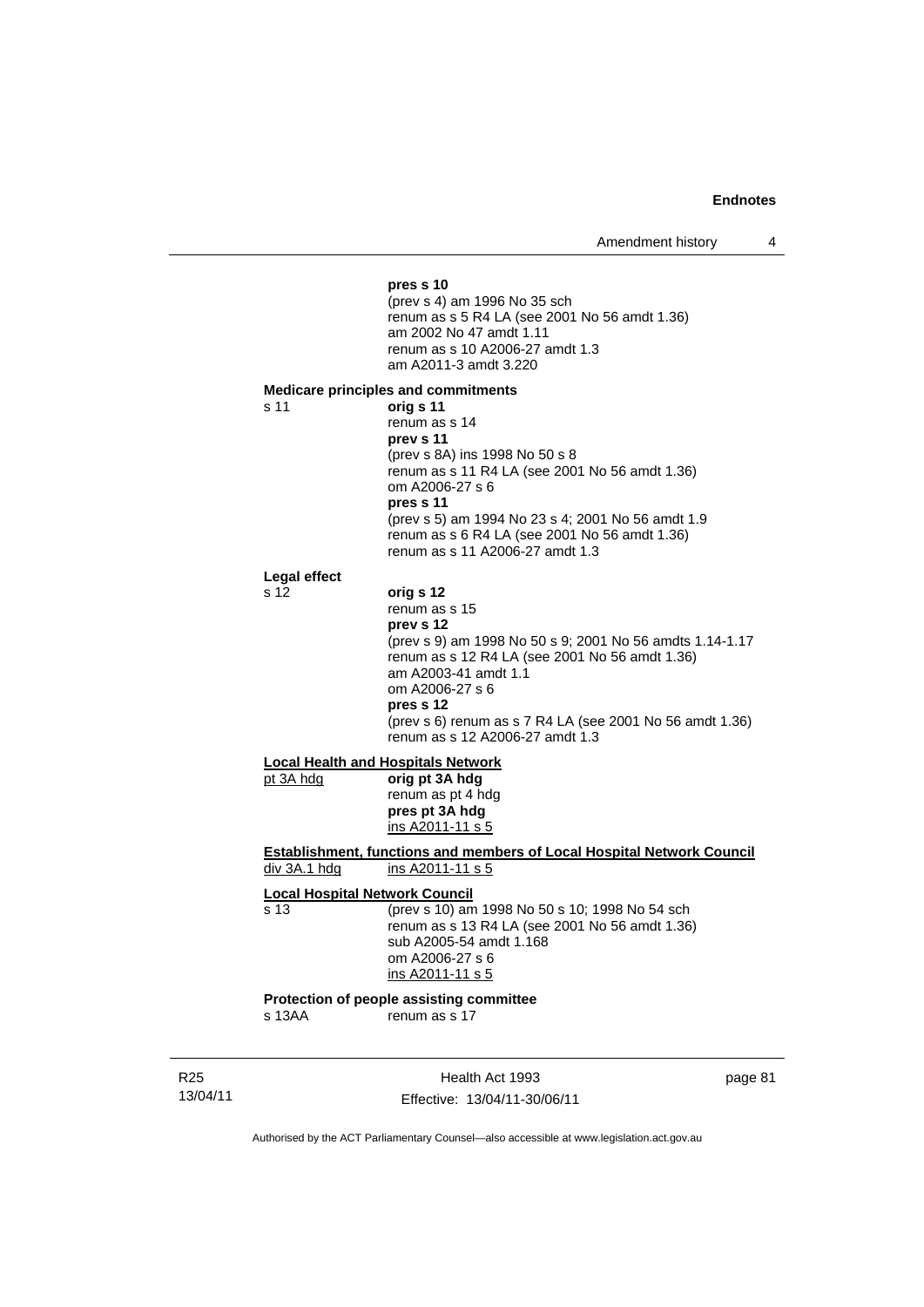**pres s 10**
(prev s 4) am 1996 No 35 sch
renum as s 5 R4 LA (see 2001 No 56 amdt 1.36)
am 2002 No 47 amdt 1.11
renum as s 10 A2006-27 amdt 1.3
am A2011-3 amdt 3.220

**Medicare principles and commitments**

s 11 **orig s 11**
renum as s 14
**prev s 11**
(prev s 8A) ins 1998 No 50 s 8
renum as s 11 R4 LA (see 2001 No 56 amdt 1.36)
om A2006-27 s 6
**pres s 11**
(prev s 5) am 1994 No 23 s 4; 2001 No 56 amdt 1.9
renum as s 6 R4 LA (see 2001 No 56 amdt 1.36)
renum as s 11 A2006-27 amdt 1.3

**Legal effect**

s 12 **orig s 12**
renum as s 15
**prev s 12**
(prev s 9) am 1998 No 50 s 9; 2001 No 56 amdts 1.14-1.17
renum as s 12 R4 LA (see 2001 No 56 amdt 1.36)
am A2003-41 amdt 1.1
om A2006-27 s 6
**pres s 12**
(prev s 6) renum as s 7 R4 LA (see 2001 No 56 amdt 1.36)
renum as s 12 A2006-27 amdt 1.3

**Local Health and Hospitals Network**

pt 3A hdg **orig pt 3A hdg**
renum as pt 4 hdg
**pres pt 3A hdg**
ins A2011-11 s 5

**Establishment, functions and members of Local Hospital Network Council**

div 3A.1 hdg ins A2011-11 s 5

**Local Hospital Network Council**

s 13 (prev s 10) am 1998 No 50 s 10; 1998 No 54 sch
renum as s 13 R4 LA (see 2001 No 56 amdt 1.36)
sub A2005-54 amdt 1.168
om A2006-27 s 6
ins A2011-11 s 5

**Protection of people assisting committee**

s 13AA renum as s 17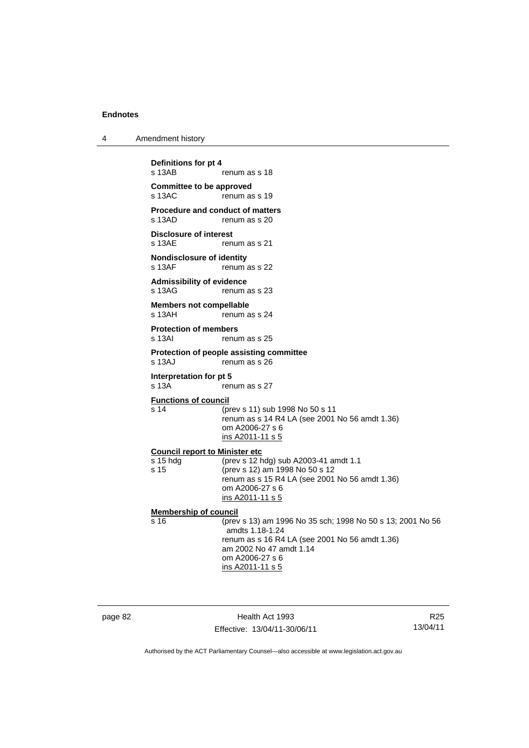**Definitions for pt 4**
s 13AB renum as s 18

**Committee to be approved**
s 13AC renum as s 19

**Procedure and conduct of matters**
s 13AD renum as s 20

**Disclosure of interest**
s 13AE renum as s 21

**Nondisclosure of identity**
s 13AF renum as s 22

**Admissibility of evidence**
s 13AG renum as s 23

**Members not compellable**
s 13AH renum as s 24

**Protection of members**
s 13AI renum as s 25

**Protection of people assisting committee**
s 13AJ renum as s 26

**Interpretation for pt 5**
s 13A renum as s 27

**Functions of council**
s 14 (prev s 11) sub 1998 No 50 s 11
renum as s 14 R4 LA (see 2001 No 56 amdt 1.36)
om A2006-27 s 6
ins A2011-11 s 5

**Council report to Minister etc**
s 15 hdg (prev s 12 hdg) sub A2003-41 amdt 1.1
s 15 (prev s 12) am 1998 No 50 s 12
renum as s 15 R4 LA (see 2001 No 56 amdt 1.36)
om A2006-27 s 6
ins A2011-11 s 5

**Membership of council**
s 16 (prev s 13) am 1996 No 35 sch; 1998 No 50 s 13; 2001 No 56 amdts 1.18-1.24
renum as s 16 R4 LA (see 2001 No 56 amdt 1.36)
am 2002 No 47 amdt 1.14
om A2006-27 s 6
ins A2011-11 s 5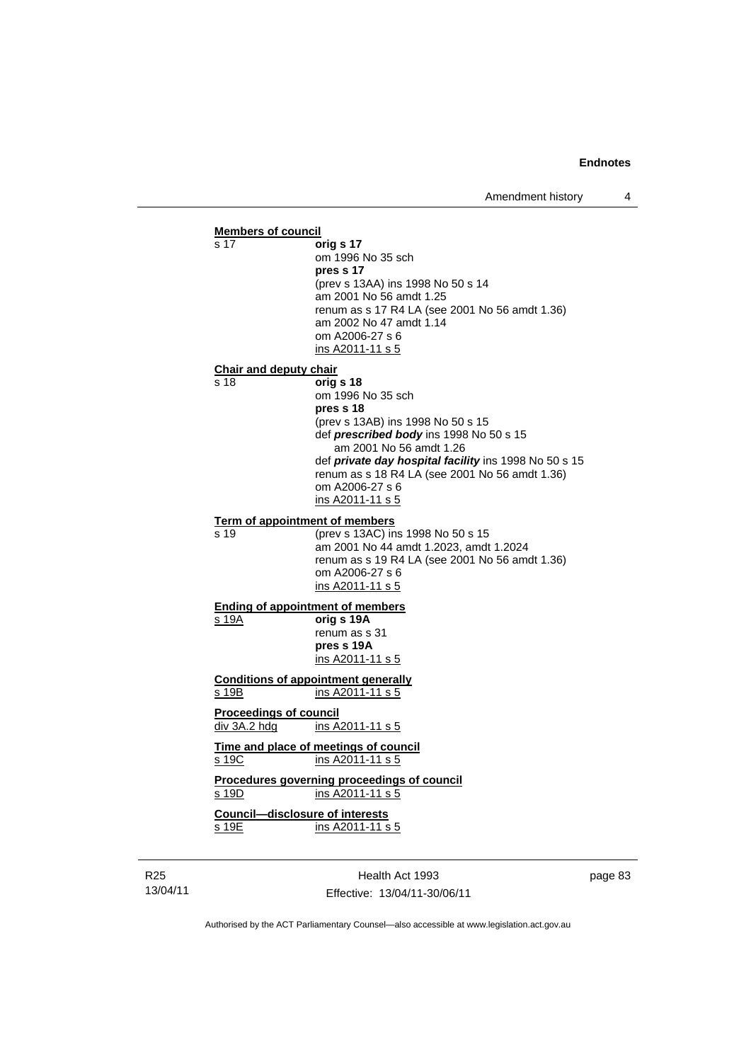**Members of council**

s 17 **orig s 17**
om 1996 No 35 sch
**pres s 17**
(prev s 13AA) ins 1998 No 50 s 14
am 2001 No 56 amdt 1.25
renum as s 17 R4 LA (see 2001 No 56 amdt 1.36)
am 2002 No 47 amdt 1.14
om A2006-27 s 6
ins A2011-11 s 5

**Chair and deputy chair**

s 18 **orig s 18**
om 1996 No 35 sch
**pres s 18**
(prev s 13AB) ins 1998 No 50 s 15
def ***prescribed body*** ins 1998 No 50 s 15
am 2001 No 56 amdt 1.26
def ***private day hospital facility*** ins 1998 No 50 s 15
renum as s 18 R4 LA (see 2001 No 56 amdt 1.36)
om A2006-27 s 6
ins A2011-11 s 5

**Term of appointment of members**

s 19 (prev s 13AC) ins 1998 No 50 s 15
am 2001 No 44 amdt 1.2023, amdt 1.2024
renum as s 19 R4 LA (see 2001 No 56 amdt 1.36)
om A2006-27 s 6
ins A2011-11 s 5

**Ending of appointment of members**

s 19A **orig s 19A**
renum as s 31
**pres s 19A**
ins A2011-11 s 5

**Conditions of appointment generally**

s 19B ins A2011-11 s 5

**Proceedings of council**

div 3A.2 hdg ins A2011-11 s 5

**Time and place of meetings of council**

s 19C ins A2011-11 s 5

**Procedures governing proceedings of council**

s 19D ins A2011-11 s 5

**Council—disclosure of interests**

s 19E ins A2011-11 s 5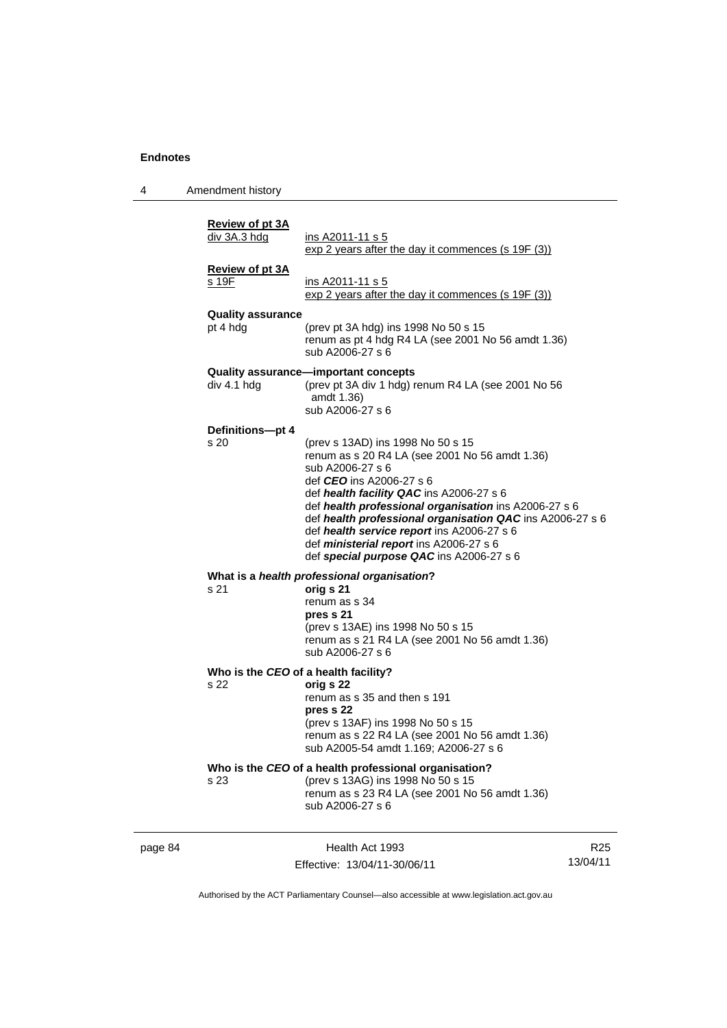**Review of pt 3A**
div 3A.3 hdg
ins A2011-11 s 5
exp 2 years after the day it commences (s 19F (3))

**Review of pt 3A**
s 19F
ins A2011-11 s 5
exp 2 years after the day it commences (s 19F (3))

**Quality assurance**
pt 4 hdg
(prev pt 3A hdg) ins 1998 No 50 s 15
renum as pt 4 hdg R4 LA (see 2001 No 56 amdt 1.36)
sub A2006-27 s 6

**Quality assurance—important concepts**
div 4.1 hdg
(prev pt 3A div 1 hdg) renum R4 LA (see 2001 No 56 amdt 1.36)
sub A2006-27 s 6

**Definitions—pt 4**
s 20
(prev s 13AD) ins 1998 No 50 s 15
renum as s 20 R4 LA (see 2001 No 56 amdt 1.36)
sub A2006-27 s 6
def ***CEO*** ins A2006-27 s 6
def ***health facility QAC*** ins A2006-27 s 6
def ***health professional organisation*** ins A2006-27 s 6
def ***health professional organisation QAC*** ins A2006-27 s 6
def ***health service report*** ins A2006-27 s 6
def ***ministerial report*** ins A2006-27 s 6
def ***special purpose QAC*** ins A2006-27 s 6

**What is a *health professional organisation*?**
s 21
**orig s 21**
renum as s 34
**pres s 21**
(prev s 13AE) ins 1998 No 50 s 15
renum as s 21 R4 LA (see 2001 No 56 amdt 1.36)
sub A2006-27 s 6

**Who is the *CEO* of a health facility?**
s 22
**orig s 22**
renum as s 35 and then s 191
**pres s 22**
(prev s 13AF) ins 1998 No 50 s 15
renum as s 22 R4 LA (see 2001 No 56 amdt 1.36)
sub A2005-54 amdt 1.169; A2006-27 s 6

**Who is the *CEO* of a health professional organisation?**
s 23
(prev s 13AG) ins 1998 No 50 s 15
renum as s 23 R4 LA (see 2001 No 56 amdt 1.36)
sub A2006-27 s 6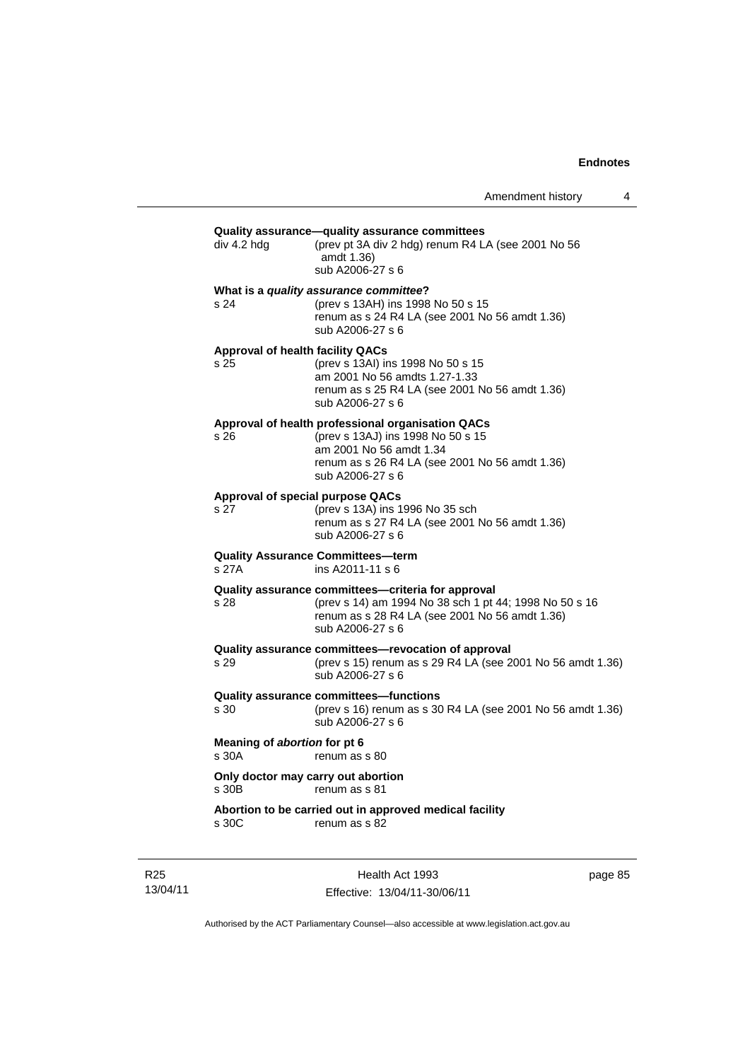**Quality assurance—quality assurance committees**

div 4.2 hdg (prev pt 3A div 2 hdg) renum R4 LA (see 2001 No 56 amdt 1.36)
sub A2006-27 s 6

**What is a *quality assurance committee*?**

s 24 (prev s 13AH) ins 1998 No 50 s 15
renum as s 24 R4 LA (see 2001 No 56 amdt 1.36)
sub A2006-27 s 6

**Approval of health facility QACs**

s 25 (prev s 13AI) ins 1998 No 50 s 15
am 2001 No 56 amdts 1.27-1.33
renum as s 25 R4 LA (see 2001 No 56 amdt 1.36)
sub A2006-27 s 6

**Approval of health professional organisation QACs**

s 26 (prev s 13AJ) ins 1998 No 50 s 15
am 2001 No 56 amdt 1.34
renum as s 26 R4 LA (see 2001 No 56 amdt 1.36)
sub A2006-27 s 6

**Approval of special purpose QACs**

s 27 (prev s 13A) ins 1996 No 35 sch
renum as s 27 R4 LA (see 2001 No 56 amdt 1.36)
sub A2006-27 s 6

**Quality Assurance Committees—term**

s 27A ins A2011-11 s 6

**Quality assurance committees—criteria for approval**

s 28 (prev s 14) am 1994 No 38 sch 1 pt 44; 1998 No 50 s 16
renum as s 28 R4 LA (see 2001 No 56 amdt 1.36)
sub A2006-27 s 6

**Quality assurance committees—revocation of approval**

s 29 (prev s 15) renum as s 29 R4 LA (see 2001 No 56 amdt 1.36)
sub A2006-27 s 6

**Quality assurance committees—functions**

s 30 (prev s 16) renum as s 30 R4 LA (see 2001 No 56 amdt 1.36)
sub A2006-27 s 6

**Meaning of *abortion* for pt 6**

s 30A renum as s 80

**Only doctor may carry out abortion**

s 30B renum as s 81

**Abortion to be carried out in approved medical facility**

s 30C renum as s 82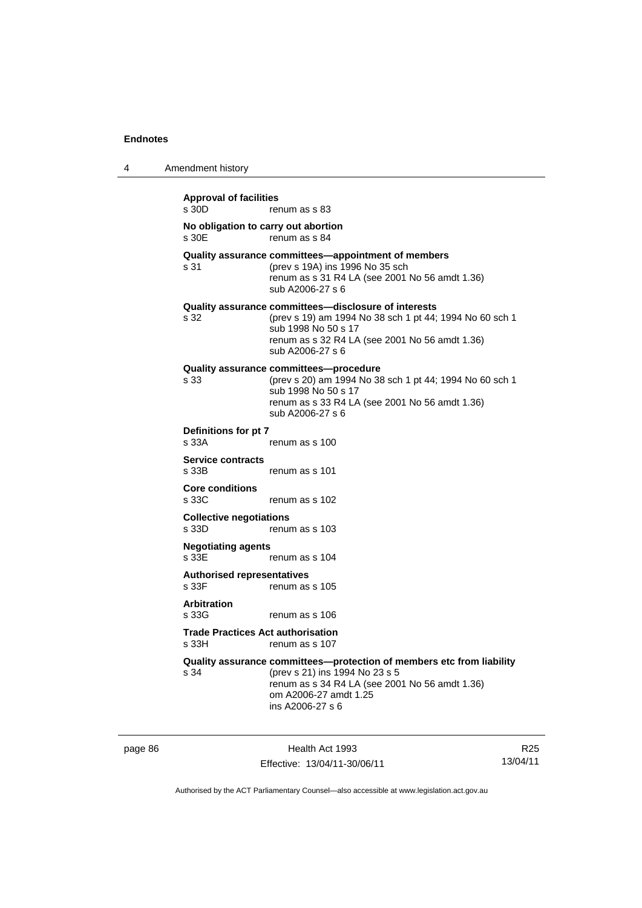**Approval of facilities**
s 30D renum as s 83

**No obligation to carry out abortion**
s 30E renum as s 84

**Quality assurance committees—appointment of members**
s 31 (prev s 19A) ins 1996 No 35 sch
renum as s 31 R4 LA (see 2001 No 56 amdt 1.36)
sub A2006-27 s 6

**Quality assurance committees—disclosure of interests**
s 32 (prev s 19) am 1994 No 38 sch 1 pt 44; 1994 No 60 sch 1
sub 1998 No 50 s 17
renum as s 32 R4 LA (see 2001 No 56 amdt 1.36)
sub A2006-27 s 6

**Quality assurance committees—procedure**
s 33 (prev s 20) am 1994 No 38 sch 1 pt 44; 1994 No 60 sch 1
sub 1998 No 50 s 17
renum as s 33 R4 LA (see 2001 No 56 amdt 1.36)
sub A2006-27 s 6

**Definitions for pt 7**
s 33A renum as s 100

**Service contracts**
s 33B renum as s 101

**Core conditions**
s 33C renum as s 102

**Collective negotiations**
s 33D renum as s 103

**Negotiating agents**
s 33E renum as s 104

**Authorised representatives**
s 33F renum as s 105

**Arbitration**
s 33G renum as s 106

**Trade Practices Act authorisation**
s 33H renum as s 107

**Quality assurance committees—protection of members etc from liability**
s 34 (prev s 21) ins 1994 No 23 s 5
renum as s 34 R4 LA (see 2001 No 56 amdt 1.36)
om A2006-27 amdt 1.25
ins A2006-27 s 6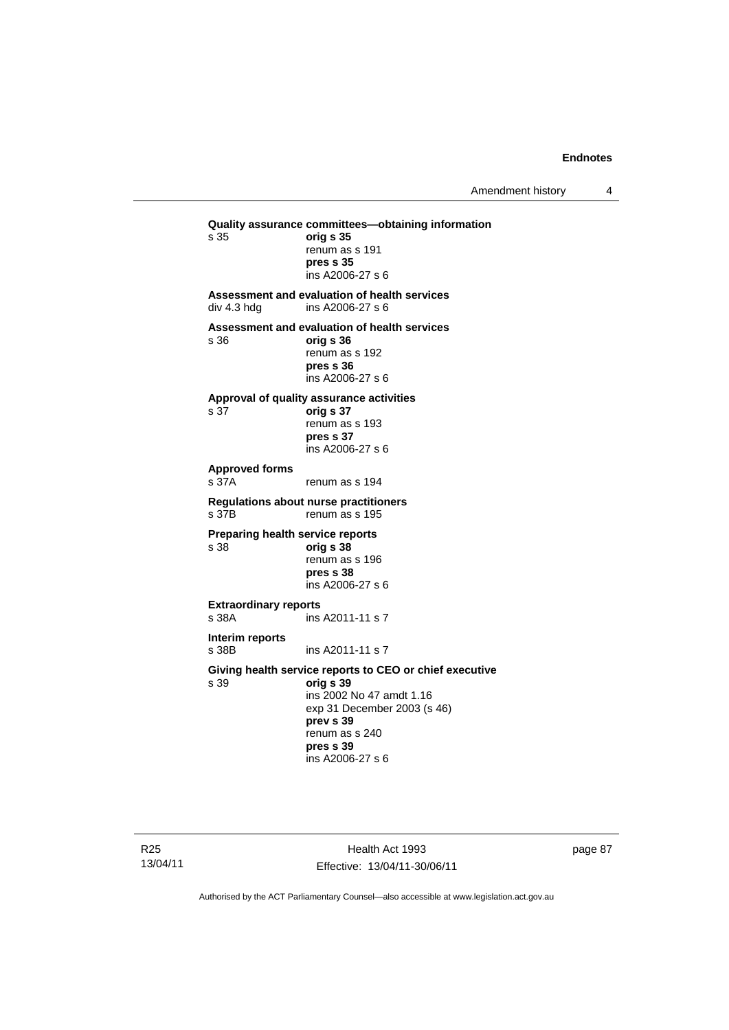**Quality assurance committees—obtaining information**

s 35 **orig s 35**
renum as s 191
**pres s 35**
ins A2006-27 s 6

**Assessment and evaluation of health services**

div 4.3 hdg ins A2006-27 s 6

**Assessment and evaluation of health services**

s 36 **orig s 36**
renum as s 192
**pres s 36**
ins A2006-27 s 6

**Approval of quality assurance activities**

s 37 **orig s 37**
renum as s 193
**pres s 37**
ins A2006-27 s 6

**Approved forms**

s 37A renum as s 194

**Regulations about nurse practitioners**

s 37B renum as s 195

**Preparing health service reports**

s 38 **orig s 38**
renum as s 196
**pres s 38**
ins A2006-27 s 6

**Extraordinary reports**

s 38A ins A2011-11 s 7

**Interim reports**

s 38B ins A2011-11 s 7

**Giving health service reports to CEO or chief executive**

s 39 **orig s 39**
ins 2002 No 47 amdt 1.16
exp 31 December 2003 (s 46)
**prev s 39**
renum as s 240
**pres s 39**
ins A2006-27 s 6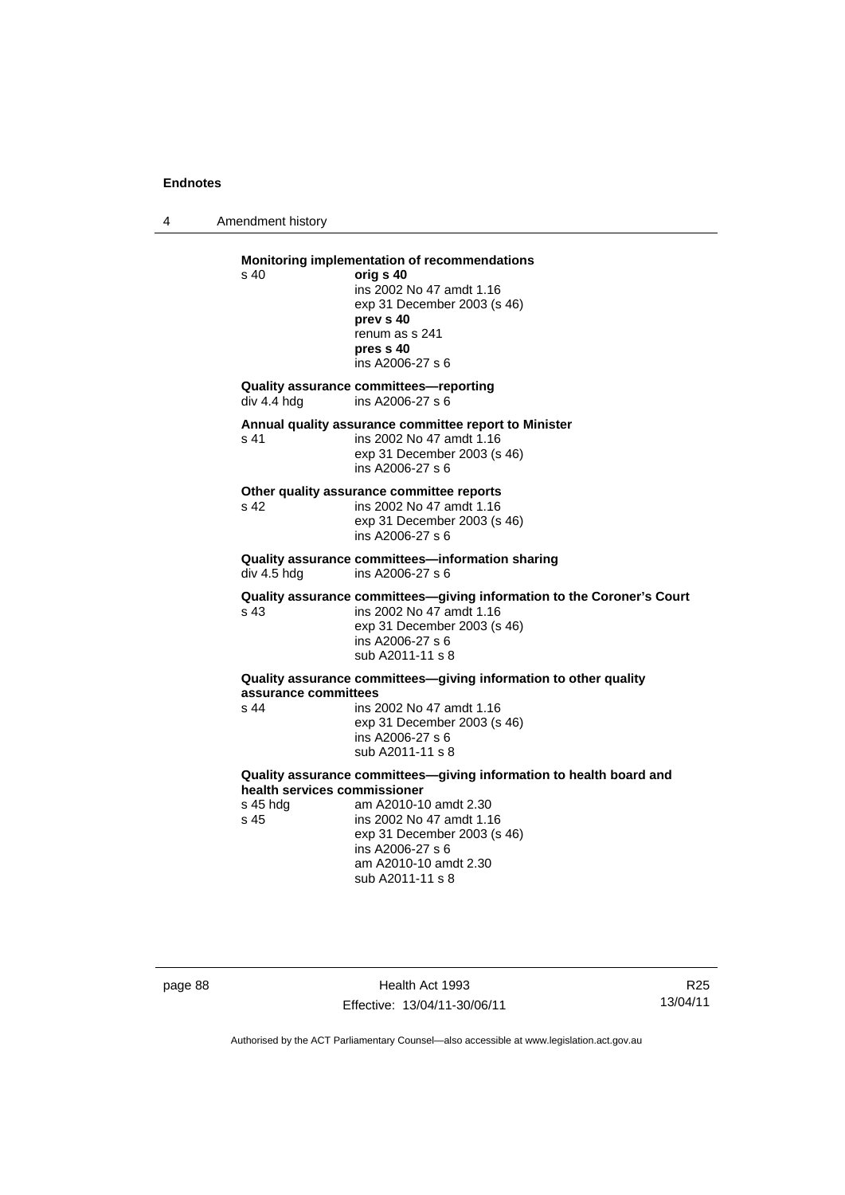**Monitoring implementation of recommendations**

s 40 **orig s 40**
ins 2002 No 47 amdt 1.16
exp 31 December 2003 (s 46)
**prev s 40**
renum as s 241
**pres s 40**
ins A2006-27 s 6

**Quality assurance committees—reporting**

div 4.4 hdg ins A2006-27 s 6

**Annual quality assurance committee report to Minister**

s 41 ins 2002 No 47 amdt 1.16
exp 31 December 2003 (s 46)
ins A2006-27 s 6

**Other quality assurance committee reports**

s 42 ins 2002 No 47 amdt 1.16
exp 31 December 2003 (s 46)
ins A2006-27 s 6

**Quality assurance committees—information sharing**

div 4.5 hdg ins A2006-27 s 6

**Quality assurance committees—giving information to the Coroner's Court**

s 43 ins 2002 No 47 amdt 1.16
exp 31 December 2003 (s 46)
ins A2006-27 s 6
sub A2011-11 s 8

**Quality assurance committees—giving information to other quality assurance committees**

s 44 ins 2002 No 47 amdt 1.16
exp 31 December 2003 (s 46)
ins A2006-27 s 6
sub A2011-11 s 8

**Quality assurance committees—giving information to health board and health services commissioner**

s 45 hdg am A2010-10 amdt 2.30

s 45 ins 2002 No 47 amdt 1.16
exp 31 December 2003 (s 46)
ins A2006-27 s 6
am A2010-10 amdt 2.30
sub A2011-11 s 8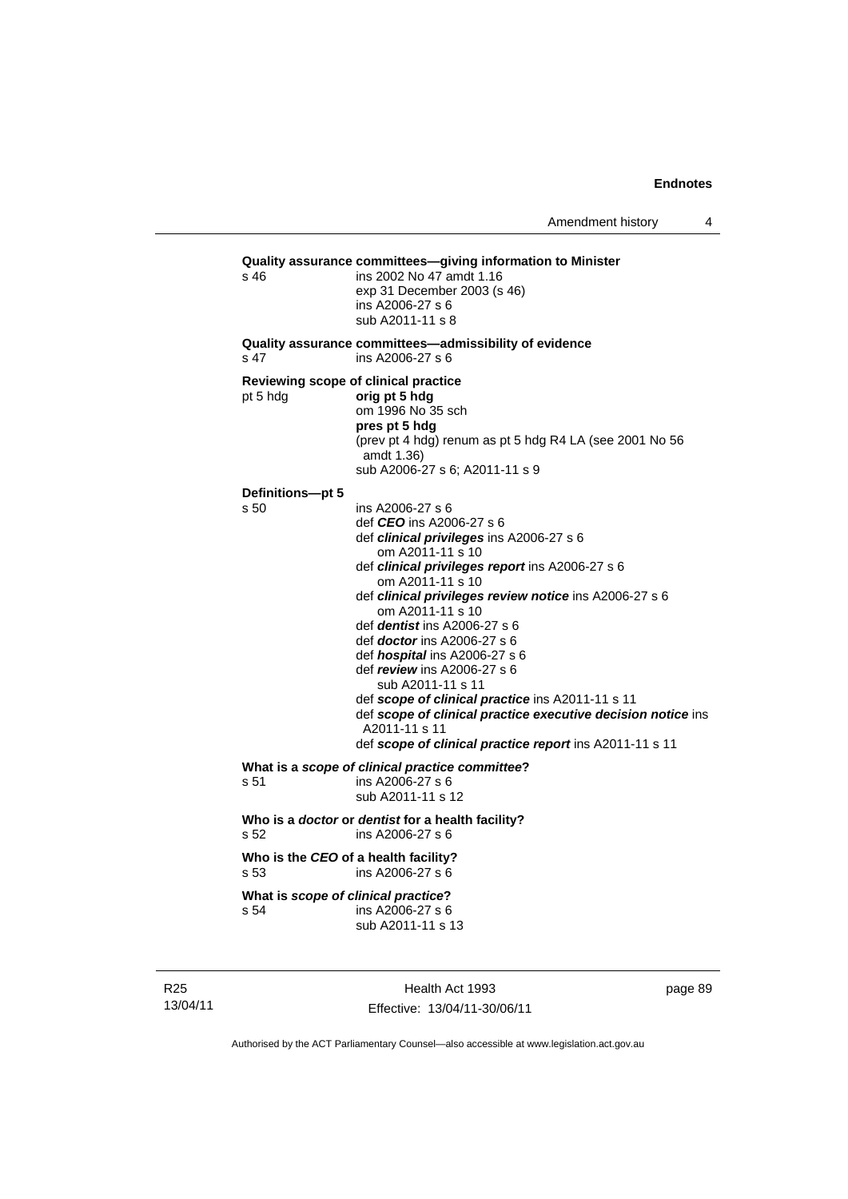**Quality assurance committees—giving information to Minister**

s 46 ins 2002 No 47 amdt 1.16
exp 31 December 2003 (s 46)
ins A2006-27 s 6
sub A2011-11 s 8

**Quality assurance committees—admissibility of evidence**

s 47 ins A2006-27 s 6

**Reviewing scope of clinical practice**

pt 5 hdg **orig pt 5 hdg**
om 1996 No 35 sch
**pres pt 5 hdg**
(prev pt 4 hdg) renum as pt 5 hdg R4 LA (see 2001 No 56 amdt 1.36)
sub A2006-27 s 6; A2011-11 s 9

**Definitions—pt 5**

s 50 ins A2006-27 s 6
def ***CEO*** ins A2006-27 s 6
def ***clinical privileges*** ins A2006-27 s 6
om A2011-11 s 10
def ***clinical privileges report*** ins A2006-27 s 6
om A2011-11 s 10
def ***clinical privileges review notice*** ins A2006-27 s 6
om A2011-11 s 10
def ***dentist*** ins A2006-27 s 6
def ***doctor*** ins A2006-27 s 6
def ***hospital*** ins A2006-27 s 6
def ***review*** ins A2006-27 s 6
sub A2011-11 s 11
def ***scope of clinical practice*** ins A2011-11 s 11
def ***scope of clinical practice executive decision notice*** ins A2011-11 s 11
def ***scope of clinical practice report*** ins A2011-11 s 11

**What is a *scope of clinical practice committee*?**

s 51 ins A2006-27 s 6
sub A2011-11 s 12

**Who is a *doctor* or *dentist* for a health facility?**

s 52 ins A2006-27 s 6

**Who is the *CEO* of a health facility?**

s 53 ins A2006-27 s 6

**What is *scope of clinical practice*?**

s 54 ins A2006-27 s 6
sub A2011-11 s 13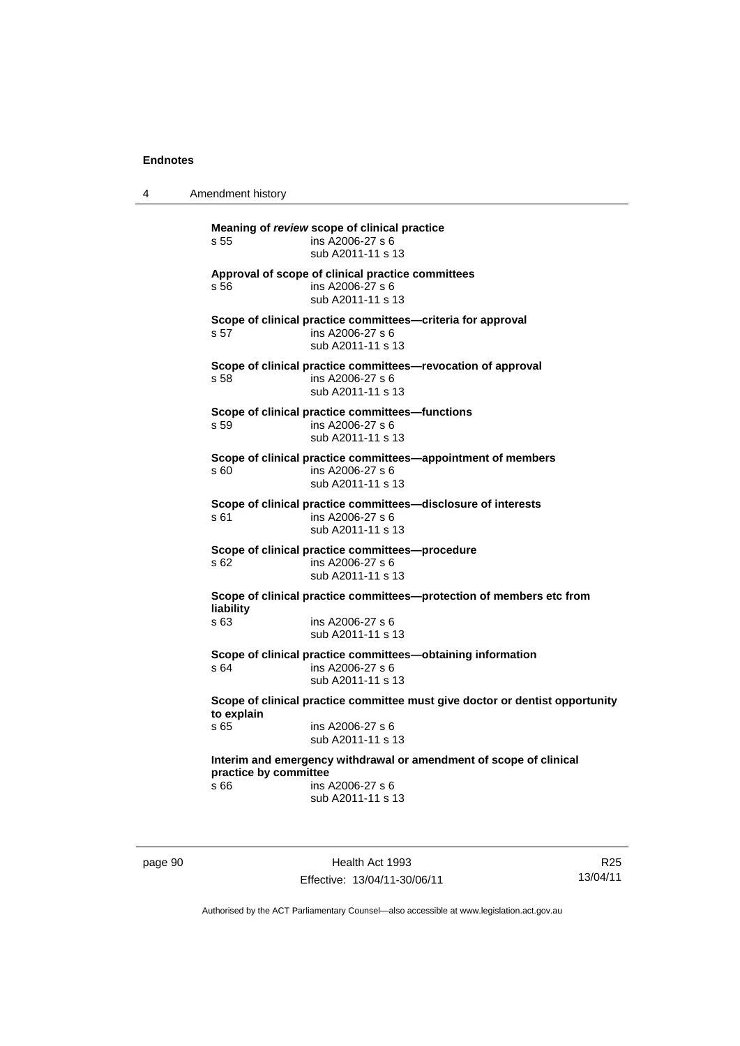**Meaning of *review* scope of clinical practice**
s 55 ins A2006-27 s 6
sub A2011-11 s 13

**Approval of scope of clinical practice committees**
s 56 ins A2006-27 s 6
sub A2011-11 s 13

**Scope of clinical practice committees—criteria for approval**
s 57 ins A2006-27 s 6
sub A2011-11 s 13

**Scope of clinical practice committees—revocation of approval**
s 58 ins A2006-27 s 6
sub A2011-11 s 13

**Scope of clinical practice committees—functions**
s 59 ins A2006-27 s 6
sub A2011-11 s 13

**Scope of clinical practice committees—appointment of members**
s 60 ins A2006-27 s 6
sub A2011-11 s 13

**Scope of clinical practice committees—disclosure of interests**
s 61 ins A2006-27 s 6
sub A2011-11 s 13

**Scope of clinical practice committees—procedure**
s 62 ins A2006-27 s 6
sub A2011-11 s 13

**Scope of clinical practice committees—protection of members etc from liability**
s 63 ins A2006-27 s 6
sub A2011-11 s 13

**Scope of clinical practice committees—obtaining information**
s 64 ins A2006-27 s 6
sub A2011-11 s 13

**Scope of clinical practice committee must give doctor or dentist opportunity to explain**
s 65 ins A2006-27 s 6
sub A2011-11 s 13

**Interim and emergency withdrawal or amendment of scope of clinical practice by committee**
s 66 ins A2006-27 s 6
sub A2011-11 s 13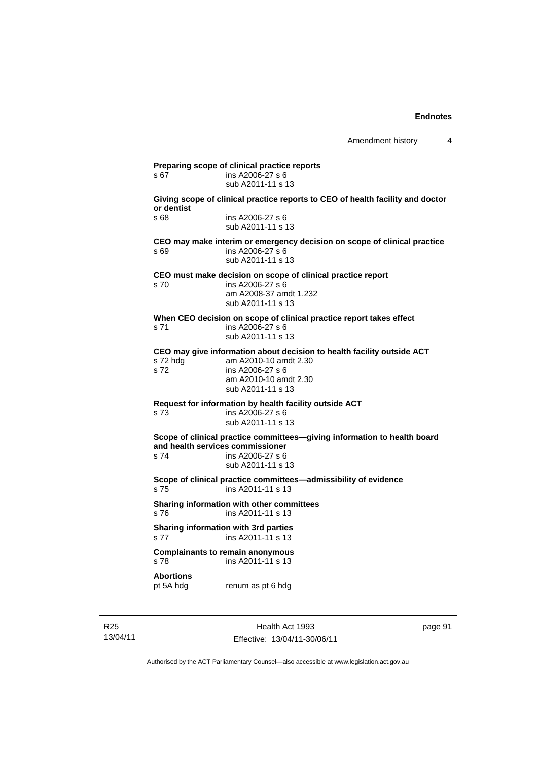**Preparing scope of clinical practice reports**

s 67 ins A2006-27 s 6
sub A2011-11 s 13

**Giving scope of clinical practice reports to CEO of health facility and doctor or dentist**

s 68 ins A2006-27 s 6
sub A2011-11 s 13

**CEO may make interim or emergency decision on scope of clinical practice**

s 69 ins A2006-27 s 6
sub A2011-11 s 13

**CEO must make decision on scope of clinical practice report**

s 70 ins A2006-27 s 6
am A2008-37 amdt 1.232
sub A2011-11 s 13

**When CEO decision on scope of clinical practice report takes effect**

s 71 ins A2006-27 s 6
sub A2011-11 s 13

**CEO may give information about decision to health facility outside ACT**

s 72 hdg am A2010-10 amdt 2.30
s 72 ins A2006-27 s 6
am A2010-10 amdt 2.30
sub A2011-11 s 13

**Request for information by health facility outside ACT**

s 73 ins A2006-27 s 6
sub A2011-11 s 13

**Scope of clinical practice committees—giving information to health board and health services commissioner**

s 74 ins A2006-27 s 6
sub A2011-11 s 13

**Scope of clinical practice committees—admissibility of evidence**

s 75 ins A2011-11 s 13

**Sharing information with other committees**

s 76 ins A2011-11 s 13

**Sharing information with 3rd parties**

s 77 ins A2011-11 s 13

**Complainants to remain anonymous**

s 78 ins A2011-11 s 13

**Abortions**

pt 5A hdg renum as pt 6 hdg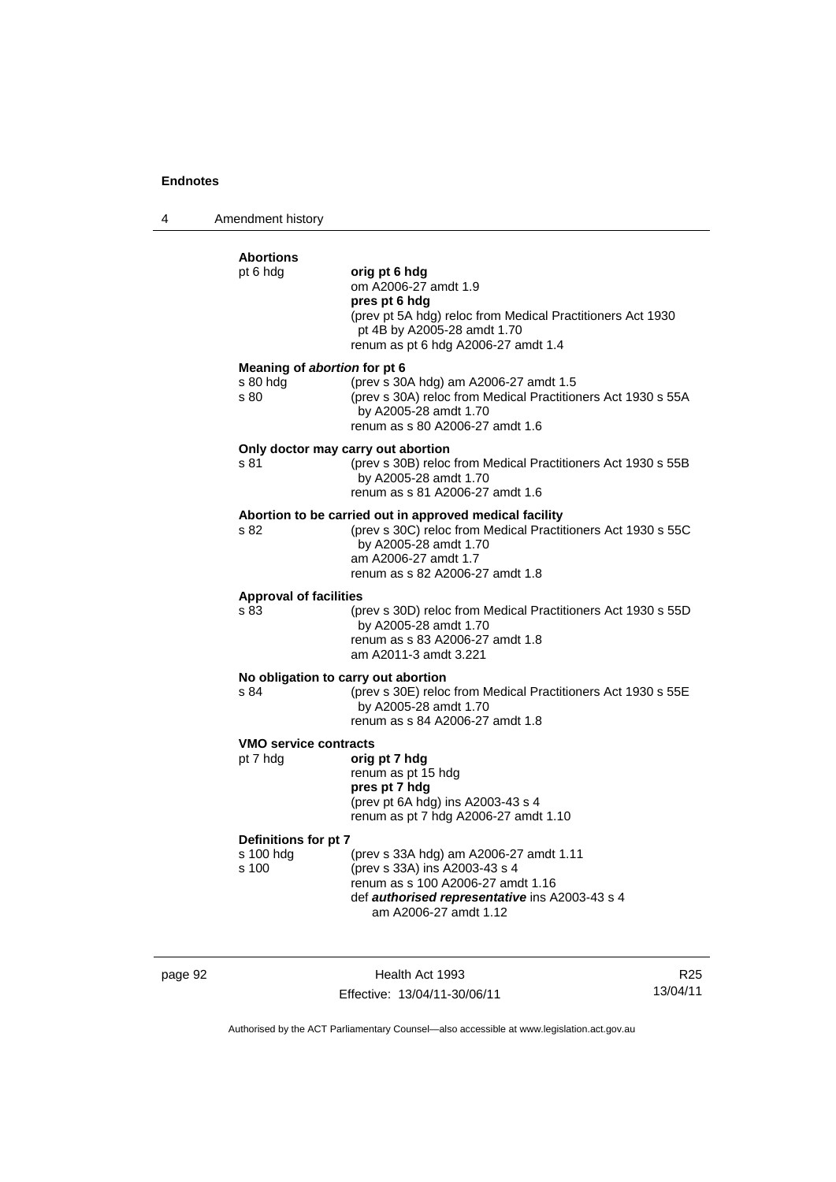**Abortions**

pt 6 hdg **orig pt 6 hdg**
om A2006-27 amdt 1.9
**pres pt 6 hdg**
(prev pt 5A hdg) reloc from Medical Practitioners Act 1930 pt 4B by A2005-28 amdt 1.70
renum as pt 6 hdg A2006-27 amdt 1.4

**Meaning of *abortion* for pt 6**

s 80 hdg (prev s 30A hdg) am A2006-27 amdt 1.5
s 80 (prev s 30A) reloc from Medical Practitioners Act 1930 s 55A by A2005-28 amdt 1.70
renum as s 80 A2006-27 amdt 1.6

**Only doctor may carry out abortion**

s 81 (prev s 30B) reloc from Medical Practitioners Act 1930 s 55B by A2005-28 amdt 1.70
renum as s 81 A2006-27 amdt 1.6

**Abortion to be carried out in approved medical facility**

s 82 (prev s 30C) reloc from Medical Practitioners Act 1930 s 55C by A2005-28 amdt 1.70
am A2006-27 amdt 1.7
renum as s 82 A2006-27 amdt 1.8

**Approval of facilities**

s 83 (prev s 30D) reloc from Medical Practitioners Act 1930 s 55D by A2005-28 amdt 1.70
renum as s 83 A2006-27 amdt 1.8
am A2011-3 amdt 3.221

**No obligation to carry out abortion**

s 84 (prev s 30E) reloc from Medical Practitioners Act 1930 s 55E by A2005-28 amdt 1.70
renum as s 84 A2006-27 amdt 1.8

**VMO service contracts**

pt 7 hdg **orig pt 7 hdg**
renum as pt 15 hdg
**pres pt 7 hdg**
(prev pt 6A hdg) ins A2003-43 s 4
renum as pt 7 hdg A2006-27 amdt 1.10

**Definitions for pt 7**

s 100 hdg (prev s 33A hdg) am A2006-27 amdt 1.11
s 100 (prev s 33A) ins A2003-43 s 4
renum as s 100 A2006-27 amdt 1.16
def ***authorised representative*** ins A2003-43 s 4
am A2006-27 amdt 1.12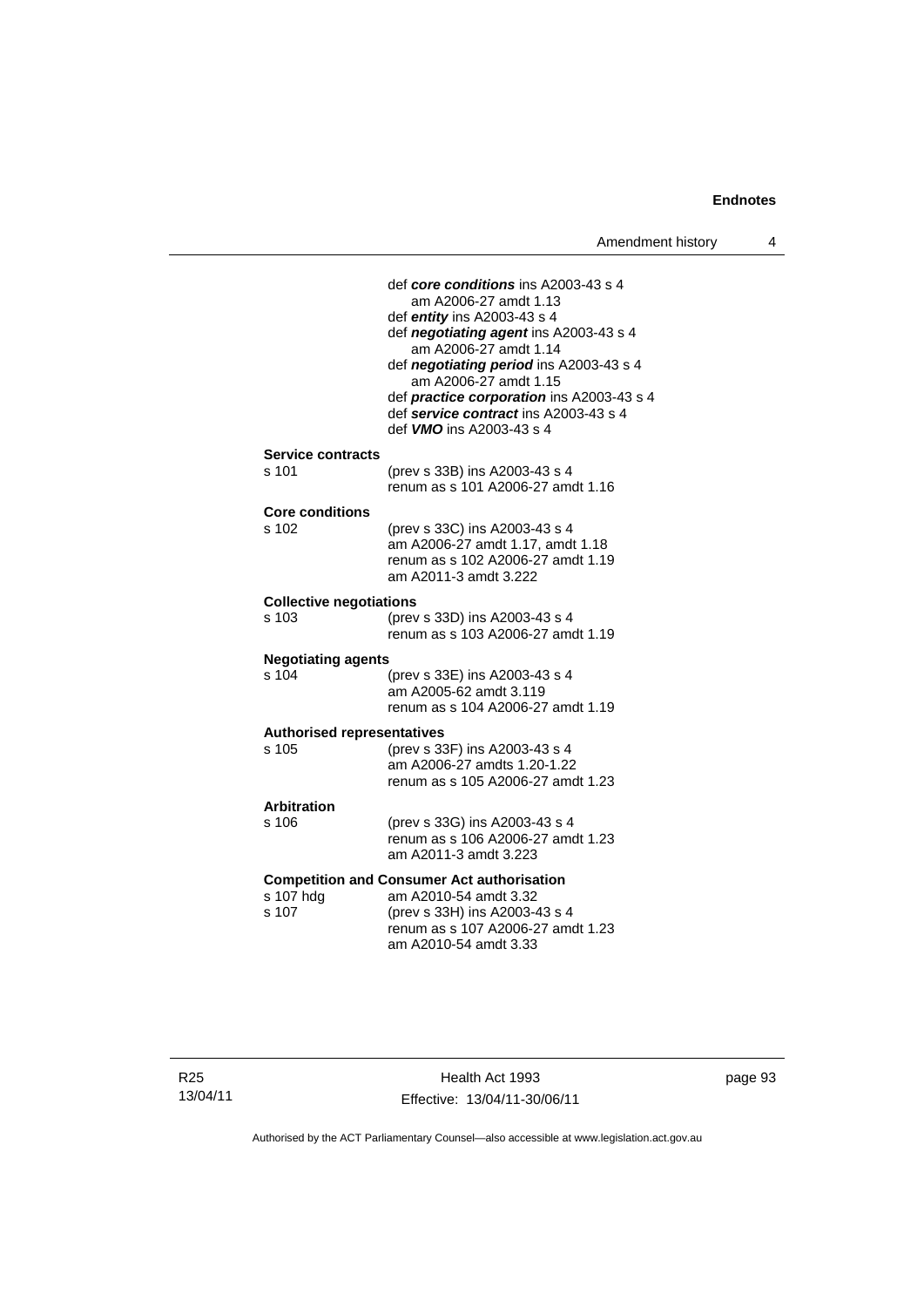def ***core conditions*** ins A2003-43 s 4
am A2006-27 amdt 1.13
def ***entity*** ins A2003-43 s 4
def ***negotiating agent*** ins A2003-43 s 4
am A2006-27 amdt 1.14
def ***negotiating period*** ins A2003-43 s 4
am A2006-27 amdt 1.15
def ***practice corporation*** ins A2003-43 s 4
def ***service contract*** ins A2003-43 s 4
def ***VMO*** ins A2003-43 s 4

**Service contracts**

s 101 — (prev s 33B) ins A2003-43 s 4
renum as s 101 A2006-27 amdt 1.16

**Core conditions**

s 102 — (prev s 33C) ins A2003-43 s 4
am A2006-27 amdt 1.17, amdt 1.18
renum as s 102 A2006-27 amdt 1.19
am A2011-3 amdt 3.222

**Collective negotiations**

s 103 — (prev s 33D) ins A2003-43 s 4
renum as s 103 A2006-27 amdt 1.19

**Negotiating agents**

s 104 — (prev s 33E) ins A2003-43 s 4
am A2005-62 amdt 3.119
renum as s 104 A2006-27 amdt 1.19

**Authorised representatives**

s 105 — (prev s 33F) ins A2003-43 s 4
am A2006-27 amdts 1.20-1.22
renum as s 105 A2006-27 amdt 1.23

**Arbitration**

s 106 — (prev s 33G) ins A2003-43 s 4
renum as s 106 A2006-27 amdt 1.23
am A2011-3 amdt 3.223

**Competition and Consumer Act authorisation**

s 107 hdg — am A2010-54 amdt 3.32

s 107 — (prev s 33H) ins A2003-43 s 4
renum as s 107 A2006-27 amdt 1.23
am A2010-54 amdt 3.33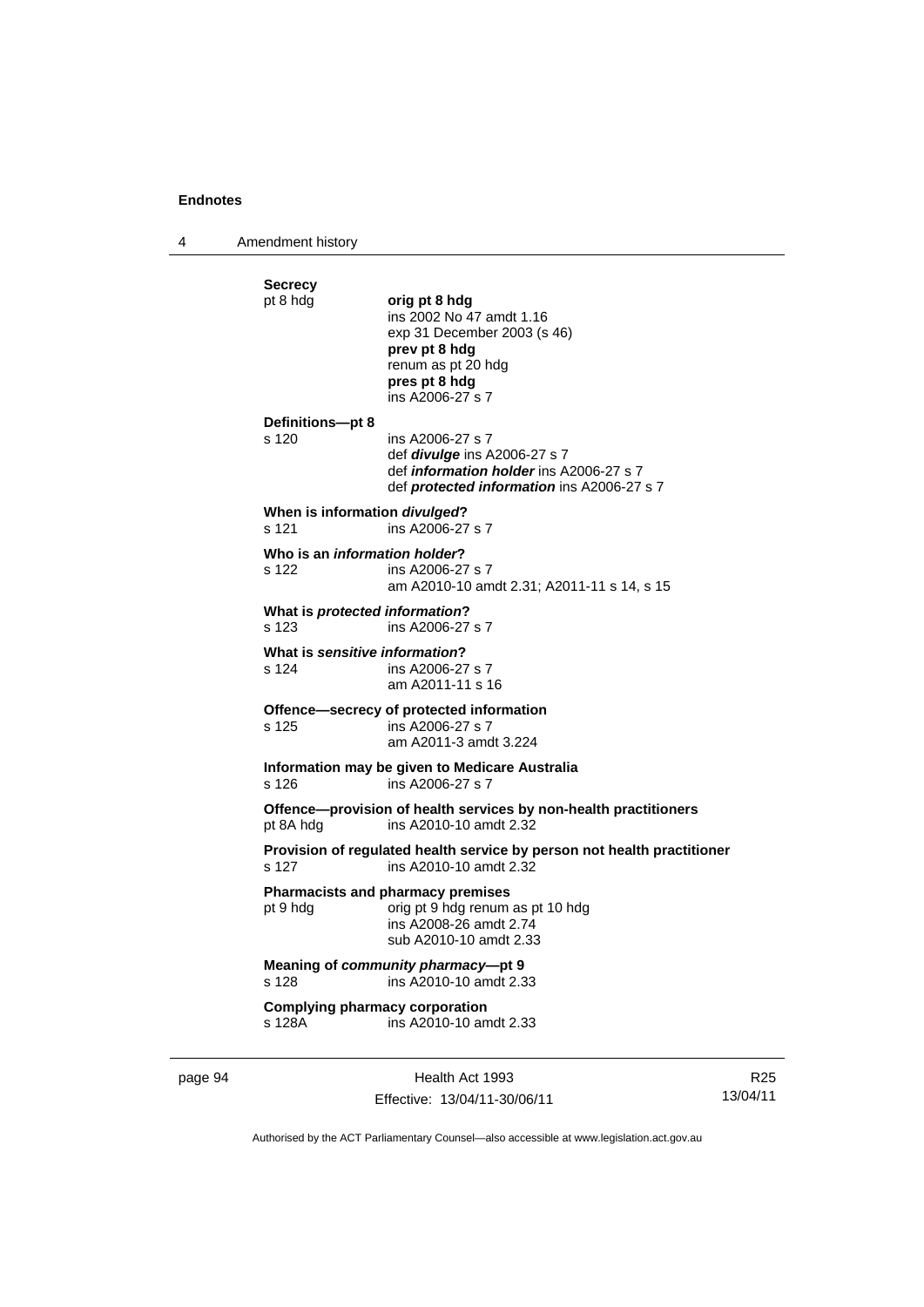**Secrecy**

pt 8 hdg **orig pt 8 hdg**
ins 2002 No 47 amdt 1.16
exp 31 December 2003 (s 46)
**prev pt 8 hdg**
renum as pt 20 hdg
**pres pt 8 hdg**
ins A2006-27 s 7

**Definitions—pt 8**

s 120 ins A2006-27 s 7
def ***divulge*** ins A2006-27 s 7
def ***information holder*** ins A2006-27 s 7
def ***protected information*** ins A2006-27 s 7

**When is information *divulged*?**

s 121 ins A2006-27 s 7

**Who is an *information holder*?**

s 122 ins A2006-27 s 7
am A2010-10 amdt 2.31; A2011-11 s 14, s 15

**What is *protected information*?**

s 123 ins A2006-27 s 7

**What is *sensitive information*?**

s 124 ins A2006-27 s 7
am A2011-11 s 16

**Offence—secrecy of protected information**

s 125 ins A2006-27 s 7
am A2011-3 amdt 3.224

**Information may be given to Medicare Australia**

s 126 ins A2006-27 s 7

**Offence—provision of health services by non-health practitioners**

pt 8A hdg ins A2010-10 amdt 2.32

**Provision of regulated health service by person not health practitioner**

s 127 ins A2010-10 amdt 2.32

**Pharmacists and pharmacy premises**

pt 9 hdg orig pt 9 hdg renum as pt 10 hdg
ins A2008-26 amdt 2.74
sub A2010-10 amdt 2.33

**Meaning of *community pharmacy*—pt 9**

s 128 ins A2010-10 amdt 2.33

**Complying pharmacy corporation**

s 128A ins A2010-10 amdt 2.33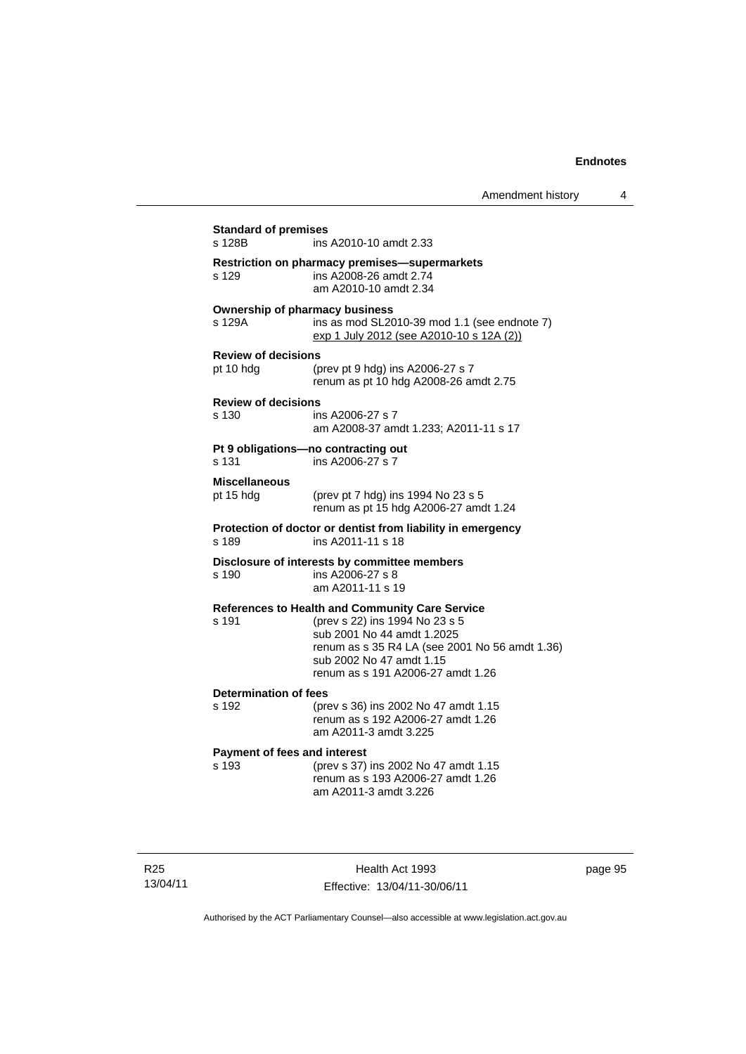**Standard of premises**

s 128B ins A2010-10 amdt 2.33

**Restriction on pharmacy premises—supermarkets**

s 129 ins A2008-26 amdt 2.74
am A2010-10 amdt 2.34

**Ownership of pharmacy business**

s 129A ins as mod SL2010-39 mod 1.1 (see endnote 7)
exp 1 July 2012 (see A2010-10 s 12A (2))

**Review of decisions**

pt 10 hdg (prev pt 9 hdg) ins A2006-27 s 7
renum as pt 10 hdg A2008-26 amdt 2.75

**Review of decisions**

s 130 ins A2006-27 s 7
am A2008-37 amdt 1.233; A2011-11 s 17

**Pt 9 obligations—no contracting out**

s 131 ins A2006-27 s 7

**Miscellaneous**

pt 15 hdg (prev pt 7 hdg) ins 1994 No 23 s 5
renum as pt 15 hdg A2006-27 amdt 1.24

**Protection of doctor or dentist from liability in emergency**

s 189 ins A2011-11 s 18

**Disclosure of interests by committee members**

s 190 ins A2006-27 s 8
am A2011-11 s 19

**References to Health and Community Care Service**

s 191 (prev s 22) ins 1994 No 23 s 5
sub 2001 No 44 amdt 1.2025
renum as s 35 R4 LA (see 2001 No 56 amdt 1.36)
sub 2002 No 47 amdt 1.15
renum as s 191 A2006-27 amdt 1.26

**Determination of fees**

s 192 (prev s 36) ins 2002 No 47 amdt 1.15
renum as s 192 A2006-27 amdt 1.26
am A2011-3 amdt 3.225

**Payment of fees and interest**

s 193 (prev s 37) ins 2002 No 47 amdt 1.15
renum as s 193 A2006-27 amdt 1.26
am A2011-3 amdt 3.226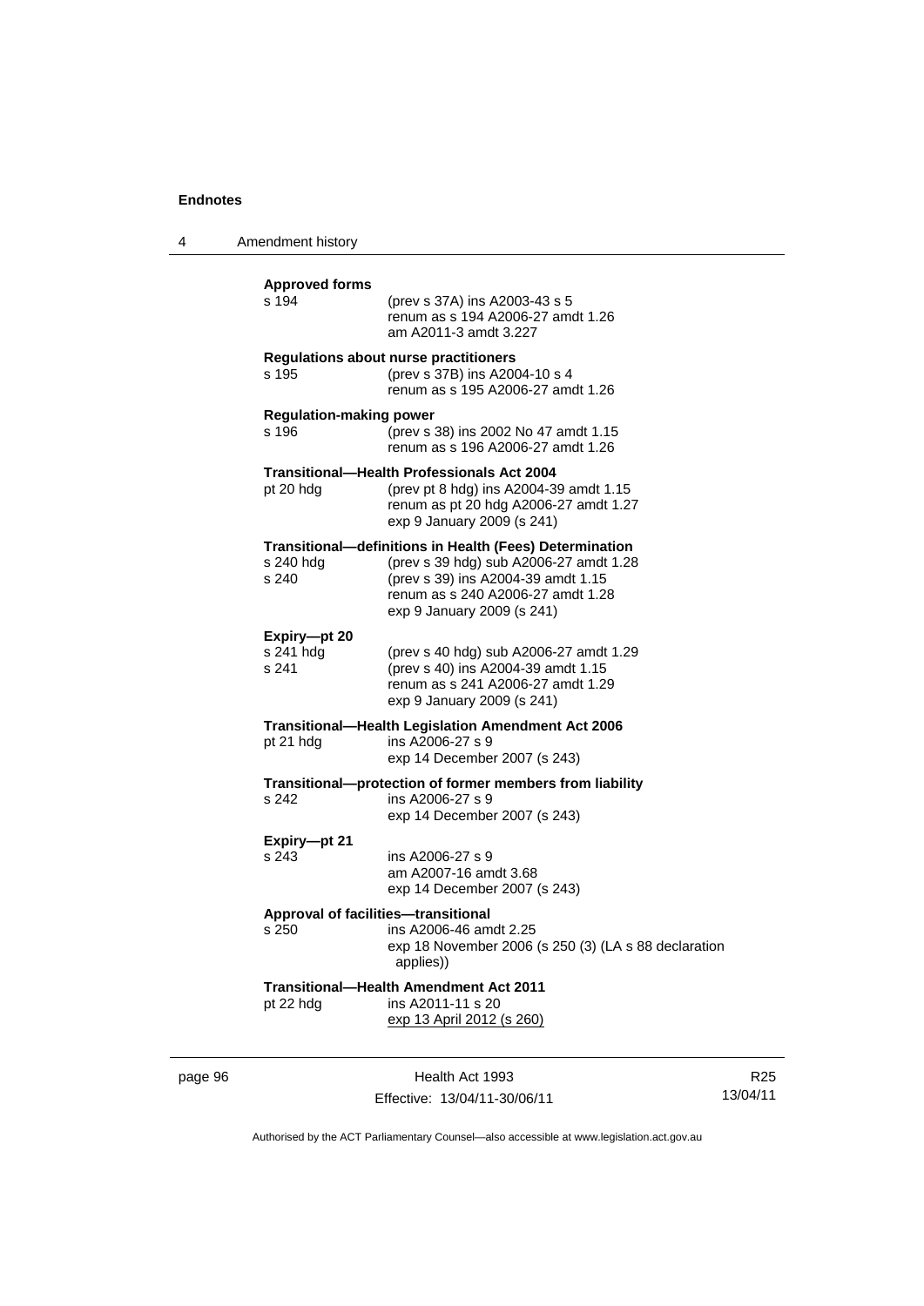**Approved forms**

s 194 (prev s 37A) ins A2003-43 s 5
renum as s 194 A2006-27 amdt 1.26
am A2011-3 amdt 3.227

**Regulations about nurse practitioners**

s 195 (prev s 37B) ins A2004-10 s 4
renum as s 195 A2006-27 amdt 1.26

**Regulation-making power**

s 196 (prev s 38) ins 2002 No 47 amdt 1.15
renum as s 196 A2006-27 amdt 1.26

**Transitional—Health Professionals Act 2004**

pt 20 hdg (prev pt 8 hdg) ins A2004-39 amdt 1.15
renum as pt 20 hdg A2006-27 amdt 1.27
exp 9 January 2009 (s 241)

**Transitional—definitions in Health (Fees) Determination**

s 240 hdg (prev s 39 hdg) sub A2006-27 amdt 1.28
s 240 (prev s 39) ins A2004-39 amdt 1.15
renum as s 240 A2006-27 amdt 1.28
exp 9 January 2009 (s 241)

**Expiry—pt 20**

s 241 hdg (prev s 40 hdg) sub A2006-27 amdt 1.29
s 241 (prev s 40) ins A2004-39 amdt 1.15
renum as s 241 A2006-27 amdt 1.29
exp 9 January 2009 (s 241)

**Transitional—Health Legislation Amendment Act 2006**

pt 21 hdg ins A2006-27 s 9
exp 14 December 2007 (s 243)

**Transitional—protection of former members from liability**

s 242 ins A2006-27 s 9
exp 14 December 2007 (s 243)

**Expiry—pt 21**

s 243 ins A2006-27 s 9
am A2007-16 amdt 3.68
exp 14 December 2007 (s 243)

**Approval of facilities—transitional**

s 250 ins A2006-46 amdt 2.25
exp 18 November 2006 (s 250 (3) (LA s 88 declaration applies))

**Transitional—Health Amendment Act 2011**

pt 22 hdg ins A2011-11 s 20
exp 13 April 2012 (s 260)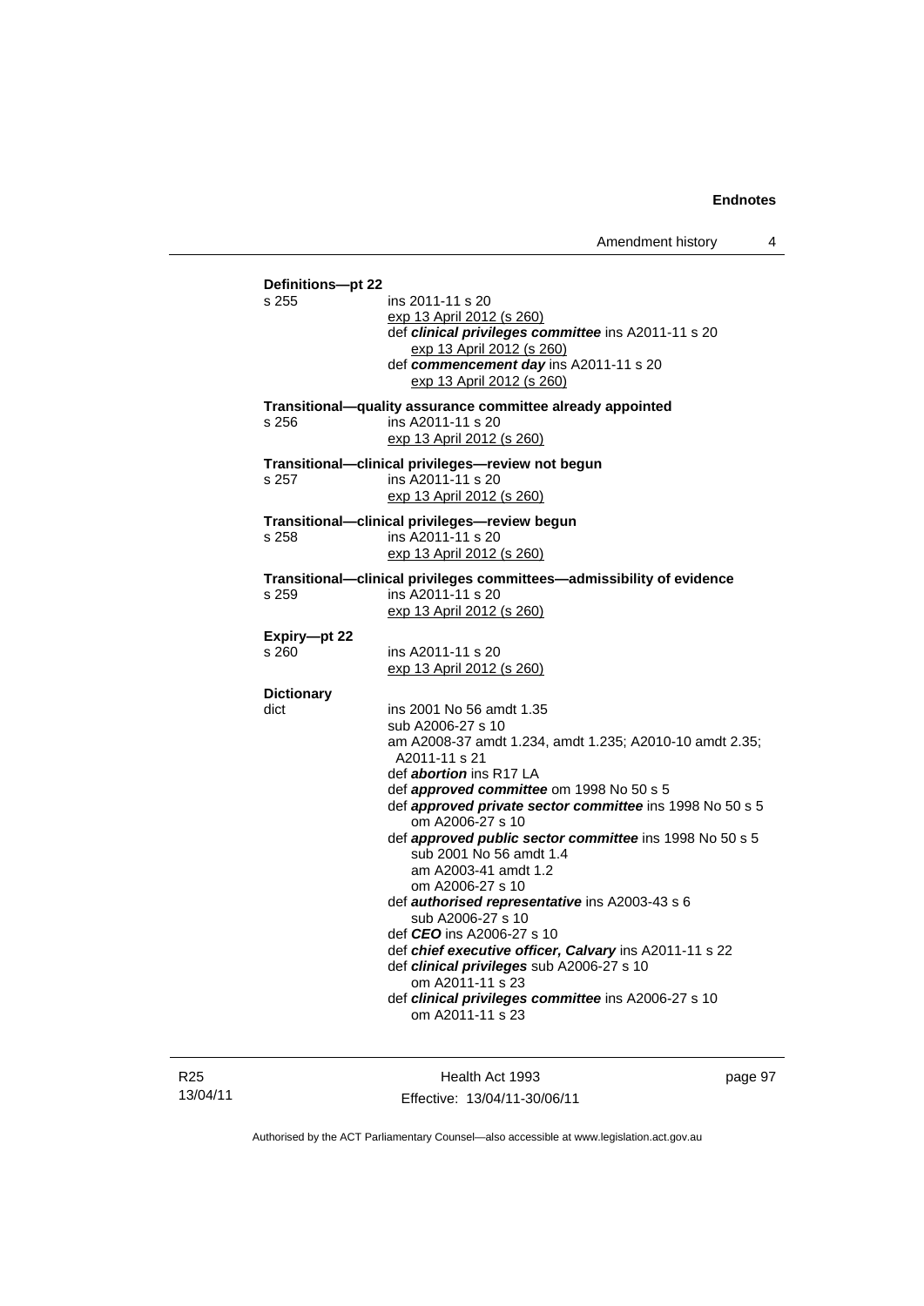**Definitions—pt 22**

s 255 ins 2011-11 s 20
exp 13 April 2012 (s 260)
def ***clinical privileges committee*** ins A2011-11 s 20
exp 13 April 2012 (s 260)
def ***commencement day*** ins A2011-11 s 20
exp 13 April 2012 (s 260)

**Transitional—quality assurance committee already appointed**

s 256 ins A2011-11 s 20
exp 13 April 2012 (s 260)

**Transitional—clinical privileges—review not begun**

s 257 ins A2011-11 s 20
exp 13 April 2012 (s 260)

**Transitional—clinical privileges—review begun**

s 258 ins A2011-11 s 20
exp 13 April 2012 (s 260)

**Transitional—clinical privileges committees—admissibility of evidence**

s 259 ins A2011-11 s 20
exp 13 April 2012 (s 260)

**Expiry—pt 22**

s 260 ins A2011-11 s 20
exp 13 April 2012 (s 260)

**Dictionary**

dict ins 2001 No 56 amdt 1.35
sub A2006-27 s 10
am A2008-37 amdt 1.234, amdt 1.235; A2010-10 amdt 2.35; A2011-11 s 21
def ***abortion*** ins R17 LA
def ***approved committee*** om 1998 No 50 s 5
def ***approved private sector committee*** ins 1998 No 50 s 5
om A2006-27 s 10
def ***approved public sector committee*** ins 1998 No 50 s 5
sub 2001 No 56 amdt 1.4
am A2003-41 amdt 1.2
om A2006-27 s 10
def ***authorised representative*** ins A2003-43 s 6
sub A2006-27 s 10
def ***CEO*** ins A2006-27 s 10
def ***chief executive officer, Calvary*** ins A2011-11 s 22
def ***clinical privileges*** sub A2006-27 s 10
om A2011-11 s 23
def ***clinical privileges committee*** ins A2006-27 s 10
om A2011-11 s 23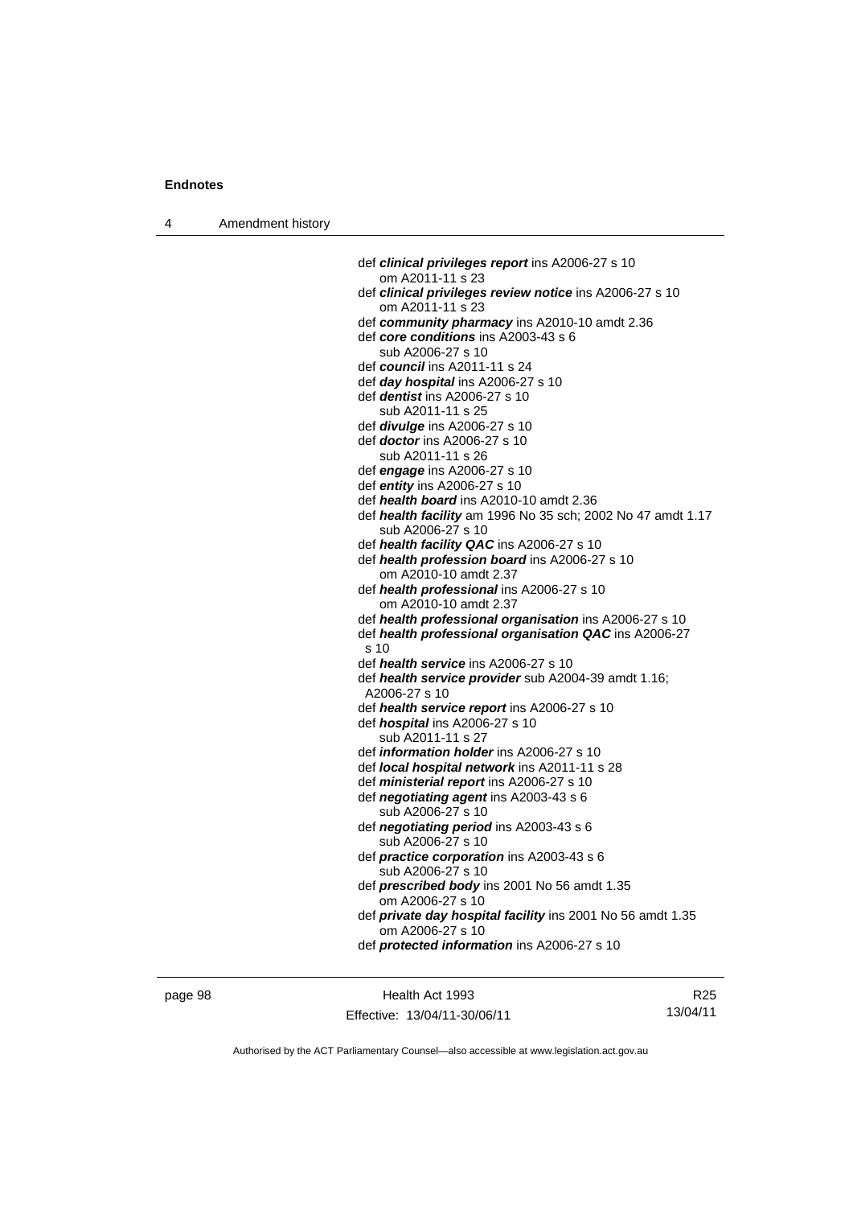def ***clinical privileges report*** ins A2006-27 s 10
om A2011-11 s 23
def ***clinical privileges review notice*** ins A2006-27 s 10
om A2011-11 s 23
def ***community pharmacy*** ins A2010-10 amdt 2.36
def ***core conditions*** ins A2003-43 s 6
sub A2006-27 s 10
def ***council*** ins A2011-11 s 24
def ***day hospital*** ins A2006-27 s 10
def ***dentist*** ins A2006-27 s 10
sub A2011-11 s 25
def ***divulge*** ins A2006-27 s 10
def ***doctor*** ins A2006-27 s 10
sub A2011-11 s 26
def ***engage*** ins A2006-27 s 10
def ***entity*** ins A2006-27 s 10
def ***health board*** ins A2010-10 amdt 2.36
def ***health facility*** am 1996 No 35 sch; 2002 No 47 amdt 1.17
sub A2006-27 s 10
def ***health facility QAC*** ins A2006-27 s 10
def ***health profession board*** ins A2006-27 s 10
om A2010-10 amdt 2.37
def ***health professional*** ins A2006-27 s 10
om A2010-10 amdt 2.37
def ***health professional organisation*** ins A2006-27 s 10
def ***health professional organisation QAC*** ins A2006-27 s 10
def ***health service*** ins A2006-27 s 10
def ***health service provider*** sub A2004-39 amdt 1.16; A2006-27 s 10
def ***health service report*** ins A2006-27 s 10
def ***hospital*** ins A2006-27 s 10
sub A2011-11 s 27
def ***information holder*** ins A2006-27 s 10
def ***local hospital network*** ins A2011-11 s 28
def ***ministerial report*** ins A2006-27 s 10
def ***negotiating agent*** ins A2003-43 s 6
sub A2006-27 s 10
def ***negotiating period*** ins A2003-43 s 6
sub A2006-27 s 10
def ***practice corporation*** ins A2003-43 s 6
sub A2006-27 s 10
def ***prescribed body*** ins 2001 No 56 amdt 1.35
om A2006-27 s 10
def ***private day hospital facility*** ins 2001 No 56 amdt 1.35
om A2006-27 s 10
def ***protected information*** ins A2006-27 s 10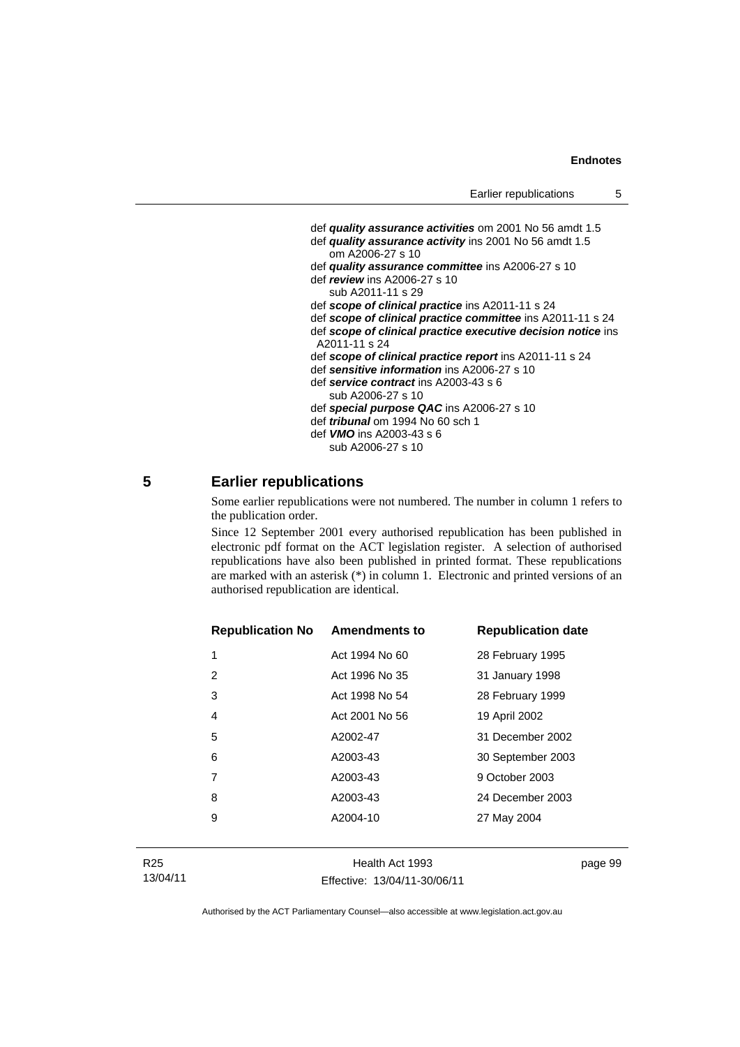def ***quality assurance activities*** om 2001 No 56 amdt 1.5
def ***quality assurance activity*** ins 2001 No 56 amdt 1.5
om A2006-27 s 10
def ***quality assurance committee*** ins A2006-27 s 10
def ***review*** ins A2006-27 s 10
sub A2011-11 s 29
def ***scope of clinical practice*** ins A2011-11 s 24
def ***scope of clinical practice committee*** ins A2011-11 s 24
def ***scope of clinical practice executive decision notice*** ins A2011-11 s 24
def ***scope of clinical practice report*** ins A2011-11 s 24
def ***sensitive information*** ins A2006-27 s 10
def ***service contract*** ins A2003-43 s 6
sub A2006-27 s 10
def ***special purpose QAC*** ins A2006-27 s 10
def ***tribunal*** om 1994 No 60 sch 1
def ***VMO*** ins A2003-43 s 6
sub A2006-27 s 10

## 5 Earlier republications

Some earlier republications were not numbered. The number in column 1 refers to the publication order.

Since 12 September 2001 every authorised republication has been published in electronic pdf format on the ACT legislation register. A selection of authorised republications have also been published in printed format. These republications are marked with an asterisk (*) in column 1. Electronic and printed versions of an authorised republication are identical.

| Republication No | Amendments to | Republication date |
|---|---|---|
| 1 | Act 1994 No 60 | 28 February 1995 |
| 2 | Act 1996 No 35 | 31 January 1998 |
| 3 | Act 1998 No 54 | 28 February 1999 |
| 4 | Act 2001 No 56 | 19 April 2002 |
| 5 | A2002-47 | 31 December 2002 |
| 6 | A2003-43 | 30 September 2003 |
| 7 | A2003-43 | 9 October 2003 |
| 8 | A2003-43 | 24 December 2003 |
| 9 | A2004-10 | 27 May 2004 |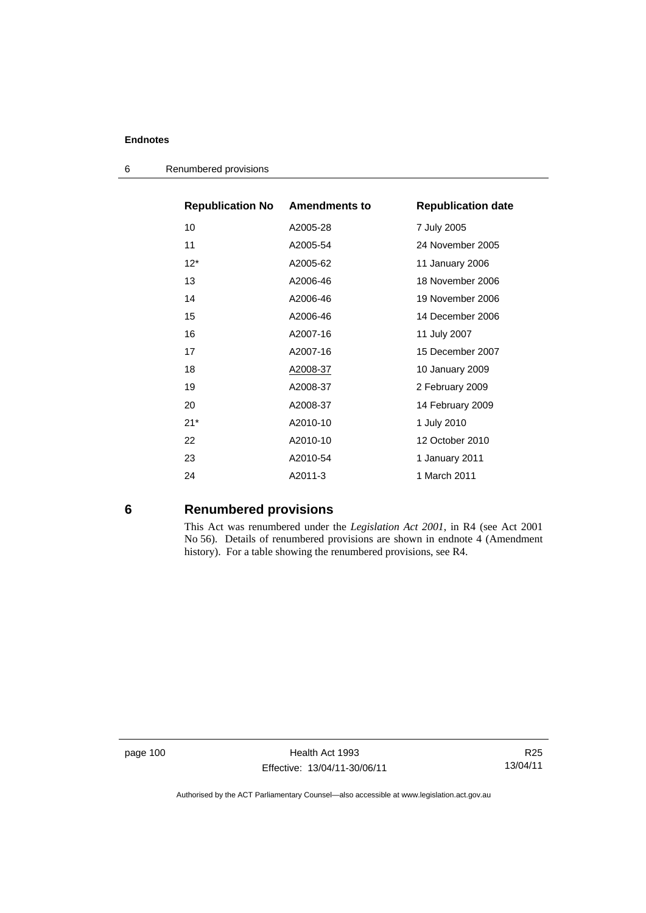| Republication No | Amendments to | Republication date |
|---|---|---|
| 10 | A2005-28 | 7 July 2005 |
| 11 | A2005-54 | 24 November 2005 |
| 12* | A2005-62 | 11 January 2006 |
| 13 | A2006-46 | 18 November 2006 |
| 14 | A2006-46 | 19 November 2006 |
| 15 | A2006-46 | 14 December 2006 |
| 16 | A2007-16 | 11 July 2007 |
| 17 | A2007-16 | 15 December 2007 |
| 18 | A2008-37 | 10 January 2009 |
| 19 | A2008-37 | 2 February 2009 |
| 20 | A2008-37 | 14 February 2009 |
| 21* | A2010-10 | 1 July 2010 |
| 22 | A2010-10 | 12 October 2010 |
| 23 | A2010-54 | 1 January 2011 |
| 24 | A2011-3 | 1 March 2011 |

## 6 Renumbered provisions

This Act was renumbered under the *Legislation Act 2001*, in R4 (see Act 2001 No 56). Details of renumbered provisions are shown in endnote 4 (Amendment history). For a table showing the renumbered provisions, see R4.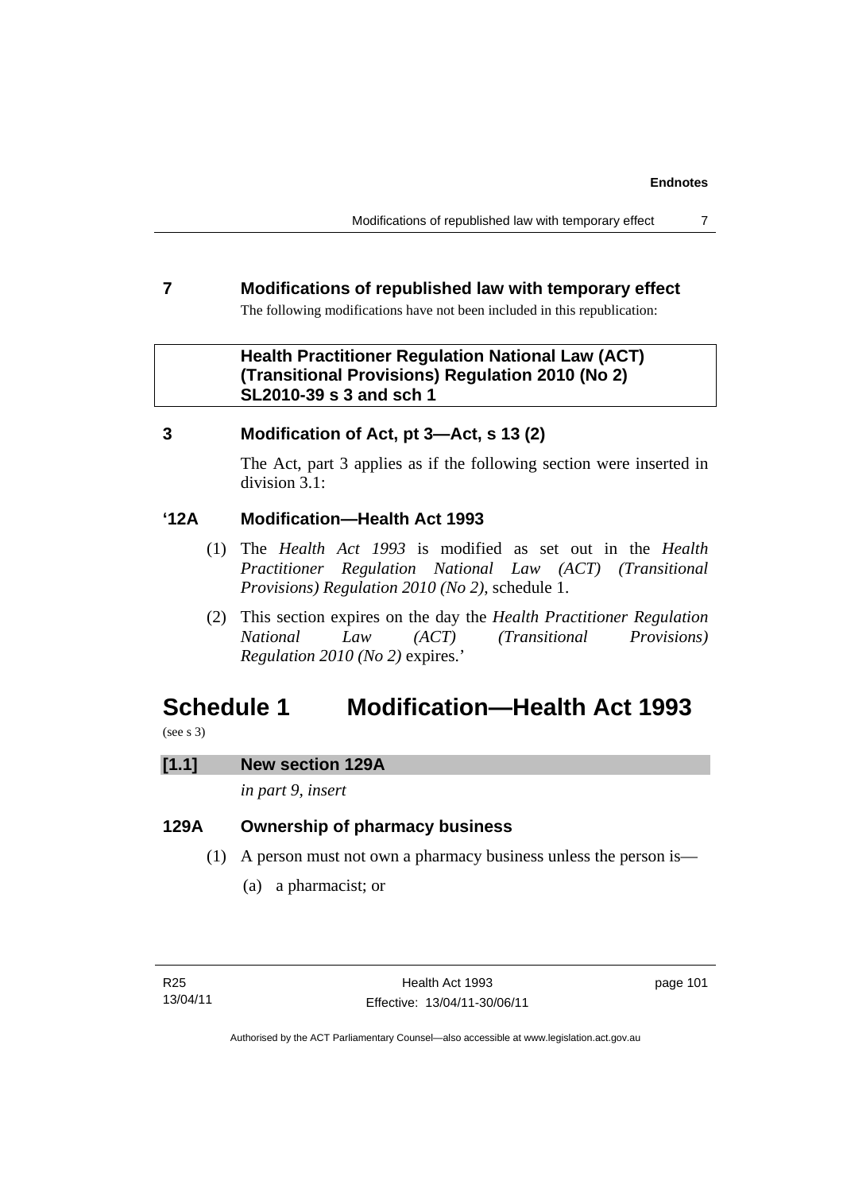## 7 Modifications of republished law with temporary effect

The following modifications have not been included in this republication:

**Health Practitioner Regulation National Law (ACT) (Transitional Provisions) Regulation 2010 (No 2) SL2010-39 s 3 and sch 1**

### 3 Modification of Act, pt 3—Act, s 13 (2)

The Act, part 3 applies as if the following section were inserted in division 3.1:

### '12A Modification—Health Act 1993

(1) The *Health Act 1993* is modified as set out in the *Health Practitioner Regulation National Law (ACT) (Transitional Provisions) Regulation 2010 (No 2)*, schedule 1.

(2) This section expires on the day the *Health Practitioner Regulation National Law (ACT) (Transitional Provisions) Regulation 2010 (No 2)* expires.'

# Schedule 1 Modification—Health Act 1993

(see s 3)

**[1.1] New section 129A**

*in part 9, insert*

### 129A Ownership of pharmacy business

(1) A person must not own a pharmacy business unless the person is—

(a) a pharmacist; or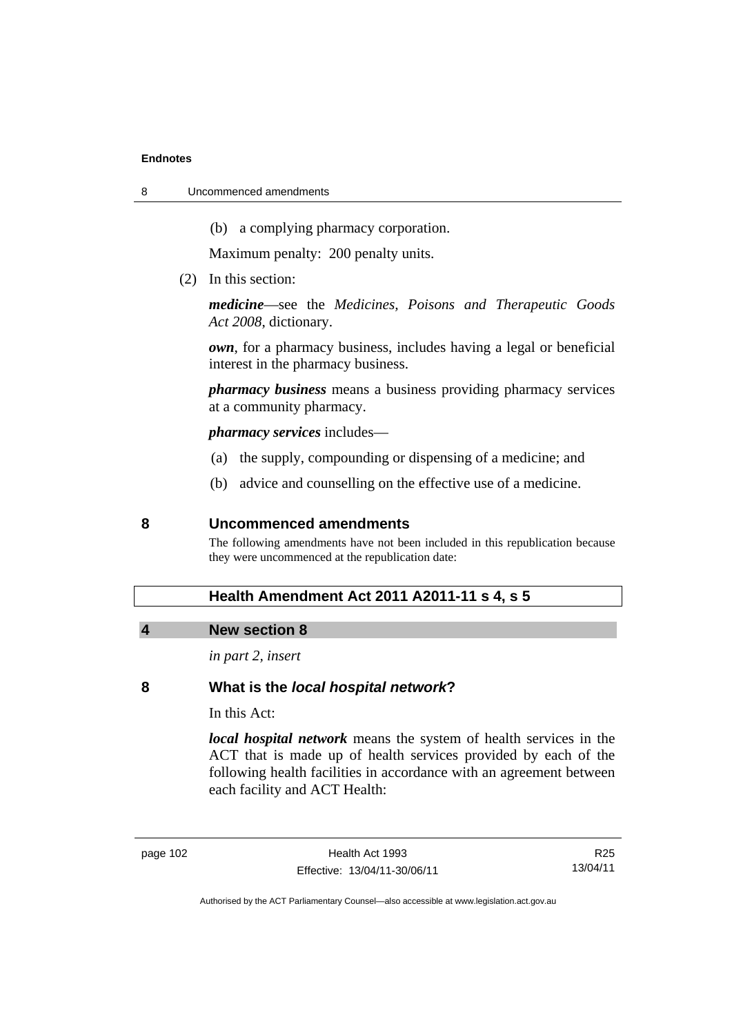(b) a complying pharmacy corporation.

Maximum penalty: 200 penalty units.

(2) In this section:

***medicine***—see the *Medicines, Poisons and Therapeutic Goods Act 2008*, dictionary.

***own***, for a pharmacy business, includes having a legal or beneficial interest in the pharmacy business.

***pharmacy business*** means a business providing pharmacy services at a community pharmacy.

***pharmacy services*** includes—

(a) the supply, compounding or dispensing of a medicine; and

(b) advice and counselling on the effective use of a medicine.

## 8 Uncommenced amendments

The following amendments have not been included in this republication because they were uncommenced at the republication date:

### Health Amendment Act 2011 A2011-11 s 4, s 5

#### 4 New section 8

*in part 2, insert*

#### 8 What is the *local hospital network*?

In this Act:

***local hospital network*** means the system of health services in the ACT that is made up of health services provided by each of the following health facilities in accordance with an agreement between each facility and ACT Health: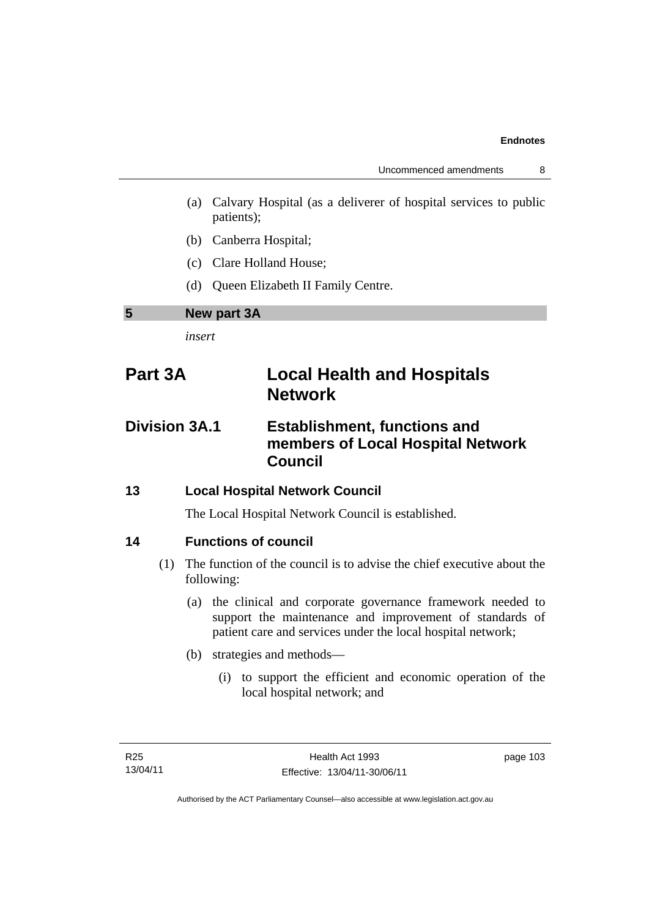(a) Calvary Hospital (as a deliverer of hospital services to public patients);

(b) Canberra Hospital;

(c) Clare Holland House;

(d) Queen Elizabeth II Family Centre.

**5 New part 3A**

*insert*

# Part 3A Local Health and Hospitals Network

## Division 3A.1 Establishment, functions and members of Local Hospital Network Council

### 13 Local Hospital Network Council

The Local Hospital Network Council is established.

### 14 Functions of council

(1) The function of the council is to advise the chief executive about the following:

(a) the clinical and corporate governance framework needed to support the maintenance and improvement of standards of patient care and services under the local hospital network;

(b) strategies and methods—

(i) to support the efficient and economic operation of the local hospital network; and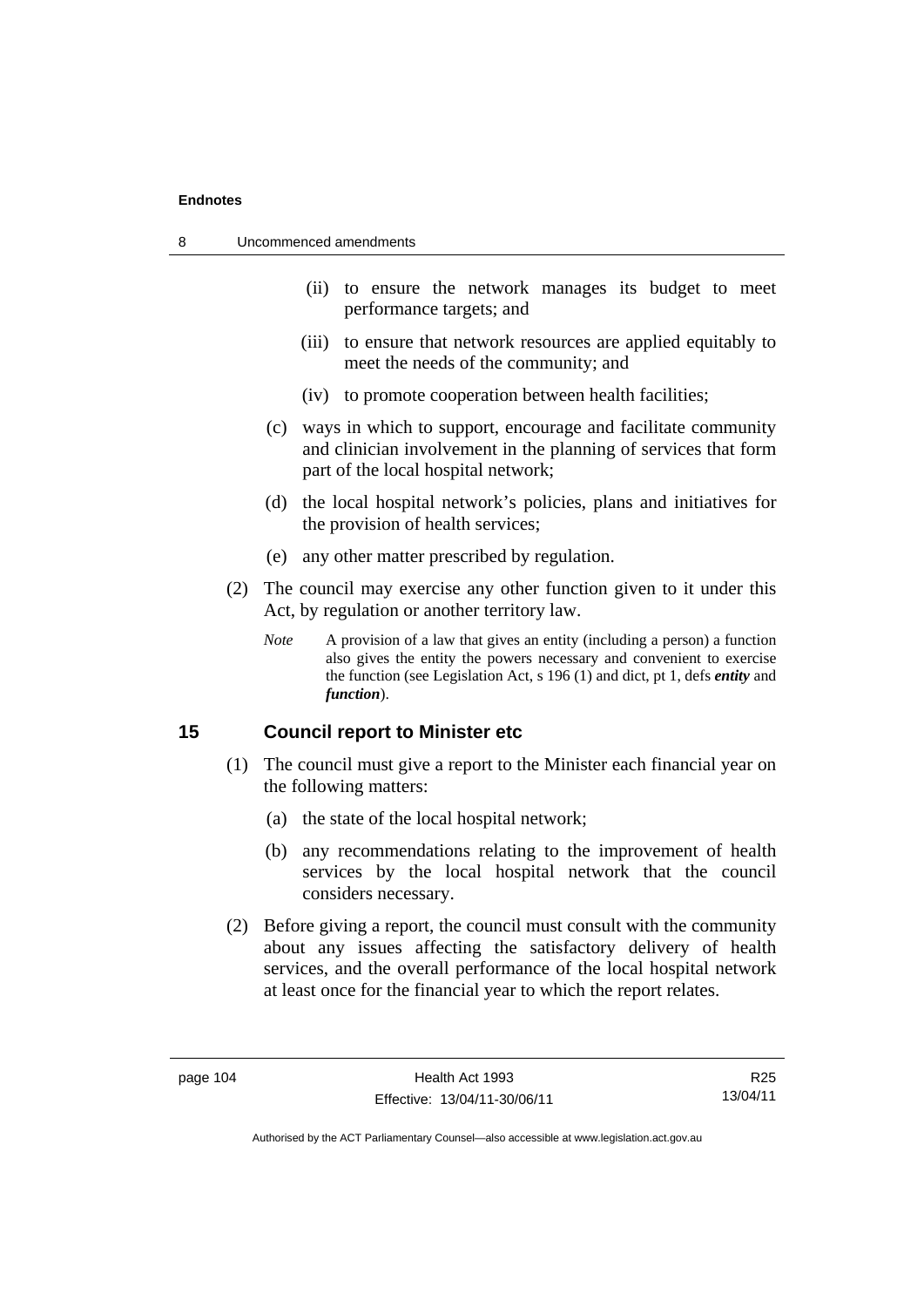(ii) to ensure the network manages its budget to meet performance targets; and

(iii) to ensure that network resources are applied equitably to meet the needs of the community; and

(iv) to promote cooperation between health facilities;

(c) ways in which to support, encourage and facilitate community and clinician involvement in the planning of services that form part of the local hospital network;

(d) the local hospital network's policies, plans and initiatives for the provision of health services;

(e) any other matter prescribed by regulation.

(2) The council may exercise any other function given to it under this Act, by regulation or another territory law.

*Note* A provision of a law that gives an entity (including a person) a function also gives the entity the powers necessary and convenient to exercise the function (see Legislation Act, s 196 (1) and dict, pt 1, defs ***entity*** and ***function***).

### 15 Council report to Minister etc

(1) The council must give a report to the Minister each financial year on the following matters:

(a) the state of the local hospital network;

(b) any recommendations relating to the improvement of health services by the local hospital network that the council considers necessary.

(2) Before giving a report, the council must consult with the community about any issues affecting the satisfactory delivery of health services, and the overall performance of the local hospital network at least once for the financial year to which the report relates.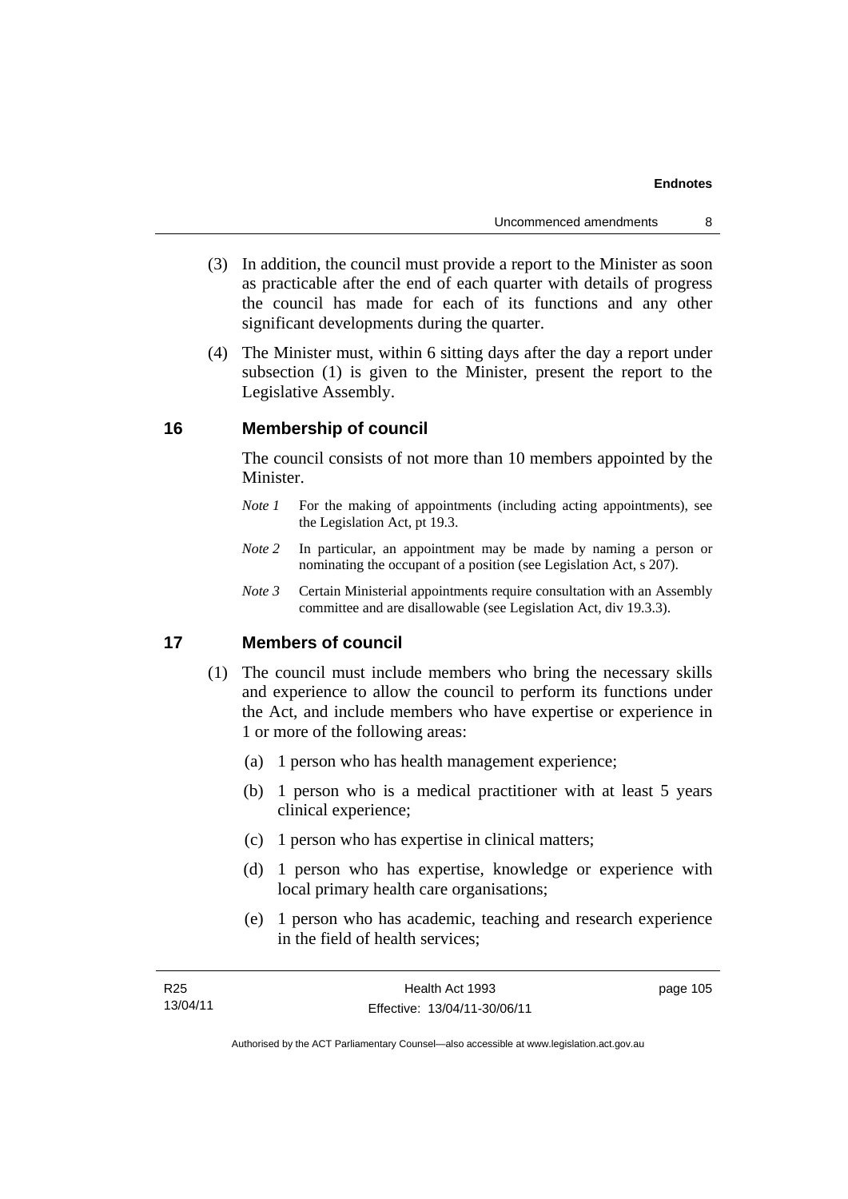(3) In addition, the council must provide a report to the Minister as soon as practicable after the end of each quarter with details of progress the council has made for each of its functions and any other significant developments during the quarter.

(4) The Minister must, within 6 sitting days after the day a report under subsection (1) is given to the Minister, present the report to the Legislative Assembly.

### 16 Membership of council

The council consists of not more than 10 members appointed by the Minister.

*Note 1* For the making of appointments (including acting appointments), see the Legislation Act, pt 19.3.

*Note 2* In particular, an appointment may be made by naming a person or nominating the occupant of a position (see Legislation Act, s 207).

*Note 3* Certain Ministerial appointments require consultation with an Assembly committee and are disallowable (see Legislation Act, div 19.3.3).

### 17 Members of council

(1) The council must include members who bring the necessary skills and experience to allow the council to perform its functions under the Act, and include members who have expertise or experience in 1 or more of the following areas:

(a) 1 person who has health management experience;

(b) 1 person who is a medical practitioner with at least 5 years clinical experience;

(c) 1 person who has expertise in clinical matters;

(d) 1 person who has expertise, knowledge or experience with local primary health care organisations;

(e) 1 person who has academic, teaching and research experience in the field of health services;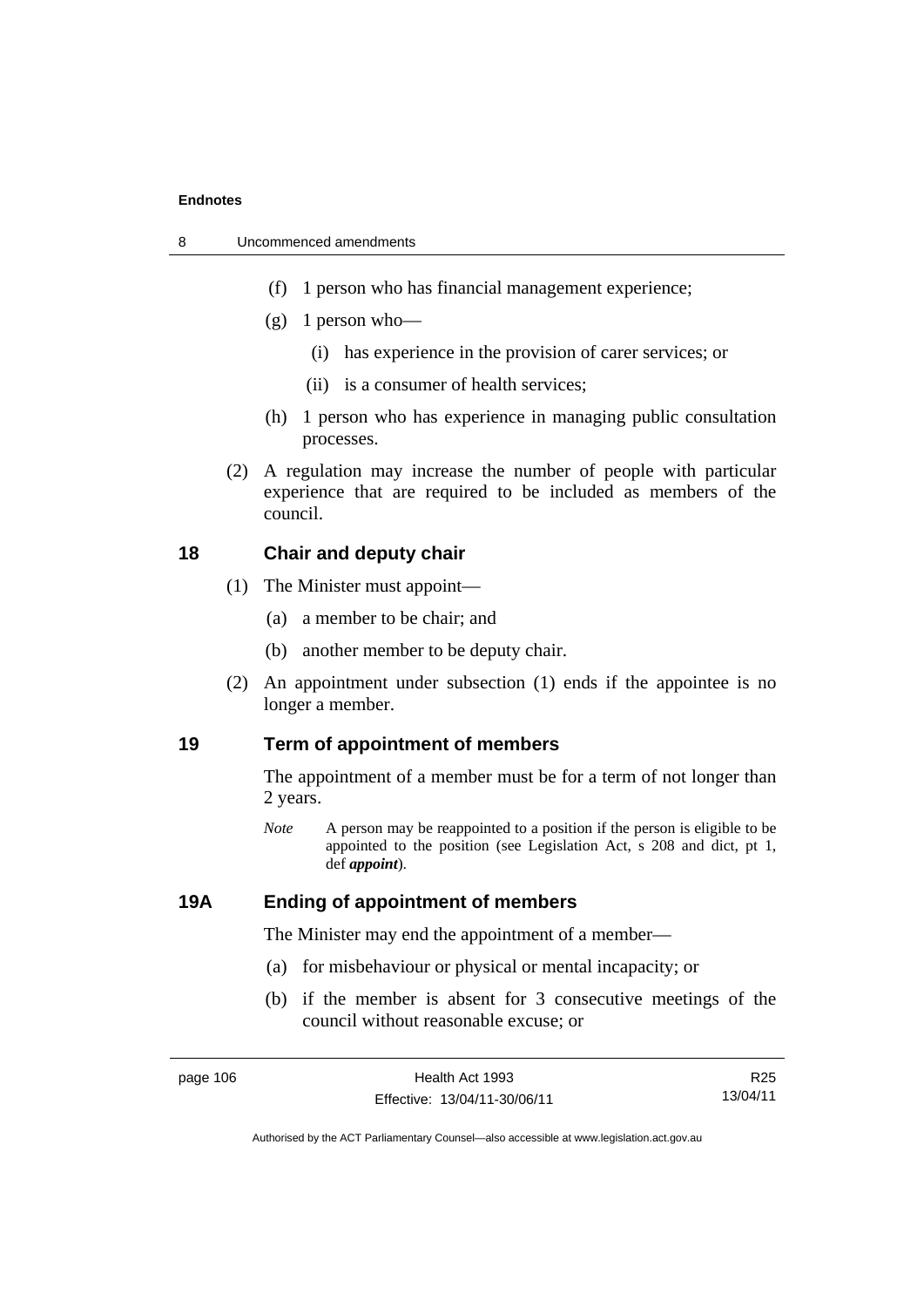(f) 1 person who has financial management experience;

(g) 1 person who—

(i) has experience in the provision of carer services; or

(ii) is a consumer of health services;

(h) 1 person who has experience in managing public consultation processes.

(2) A regulation may increase the number of people with particular experience that are required to be included as members of the council.

## 18 Chair and deputy chair

(1) The Minister must appoint—

(a) a member to be chair; and

(b) another member to be deputy chair.

(2) An appointment under subsection (1) ends if the appointee is no longer a member.

## 19 Term of appointment of members

The appointment of a member must be for a term of not longer than 2 years.

*Note* A person may be reappointed to a position if the person is eligible to be appointed to the position (see Legislation Act, s 208 and dict, pt 1, def ***appoint***).

## 19A Ending of appointment of members

The Minister may end the appointment of a member—

(a) for misbehaviour or physical or mental incapacity; or

(b) if the member is absent for 3 consecutive meetings of the council without reasonable excuse; or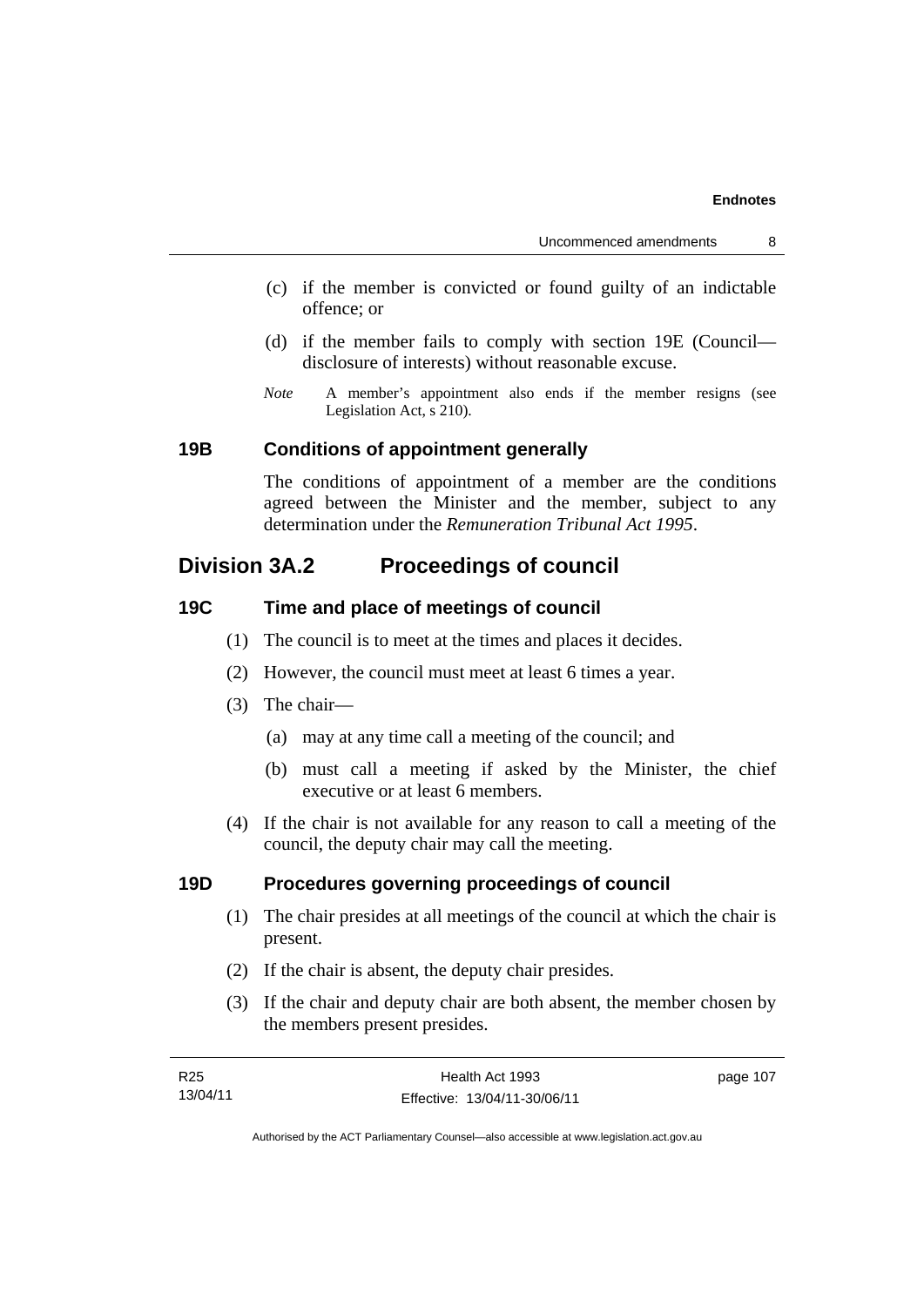(c) if the member is convicted or found guilty of an indictable offence; or

(d) if the member fails to comply with section 19E (Council—disclosure of interests) without reasonable excuse.

*Note* A member's appointment also ends if the member resigns (see Legislation Act, s 210).

### 19B Conditions of appointment generally

The conditions of appointment of a member are the conditions agreed between the Minister and the member, subject to any determination under the *Remuneration Tribunal Act 1995*.

## Division 3A.2 Proceedings of council

### 19C Time and place of meetings of council

(1) The council is to meet at the times and places it decides.

(2) However, the council must meet at least 6 times a year.

(3) The chair—

(a) may at any time call a meeting of the council; and

(b) must call a meeting if asked by the Minister, the chief executive or at least 6 members.

(4) If the chair is not available for any reason to call a meeting of the council, the deputy chair may call the meeting.

### 19D Procedures governing proceedings of council

(1) The chair presides at all meetings of the council at which the chair is present.

(2) If the chair is absent, the deputy chair presides.

(3) If the chair and deputy chair are both absent, the member chosen by the members present presides.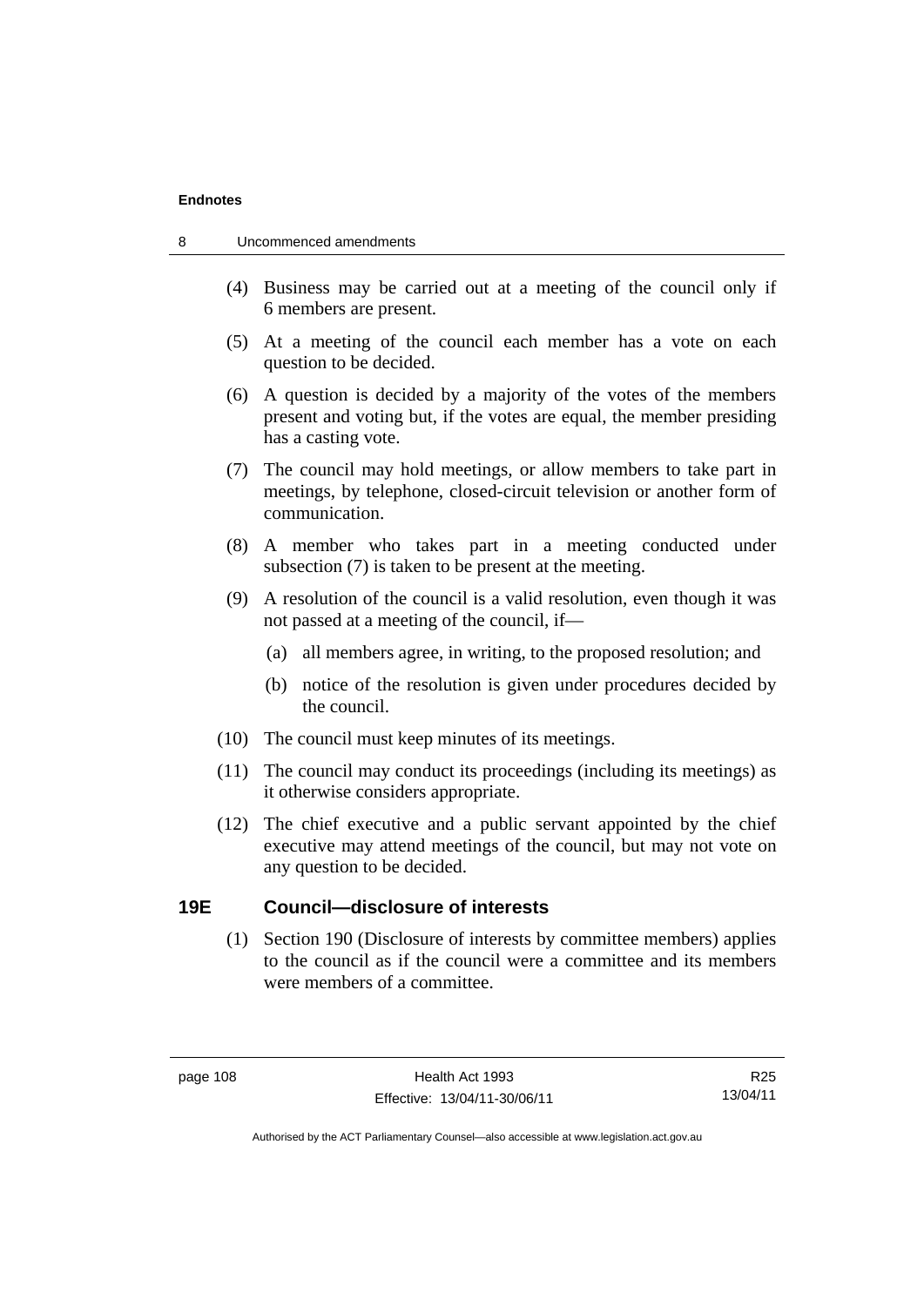(4) Business may be carried out at a meeting of the council only if 6 members are present.

(5) At a meeting of the council each member has a vote on each question to be decided.

(6) A question is decided by a majority of the votes of the members present and voting but, if the votes are equal, the member presiding has a casting vote.

(7) The council may hold meetings, or allow members to take part in meetings, by telephone, closed-circuit television or another form of communication.

(8) A member who takes part in a meeting conducted under subsection (7) is taken to be present at the meeting.

(9) A resolution of the council is a valid resolution, even though it was not passed at a meeting of the council, if—

(a) all members agree, in writing, to the proposed resolution; and

(b) notice of the resolution is given under procedures decided by the council.

(10) The council must keep minutes of its meetings.

(11) The council may conduct its proceedings (including its meetings) as it otherwise considers appropriate.

(12) The chief executive and a public servant appointed by the chief executive may attend meetings of the council, but may not vote on any question to be decided.

### 19E Council—disclosure of interests

(1) Section 190 (Disclosure of interests by committee members) applies to the council as if the council were a committee and its members were members of a committee.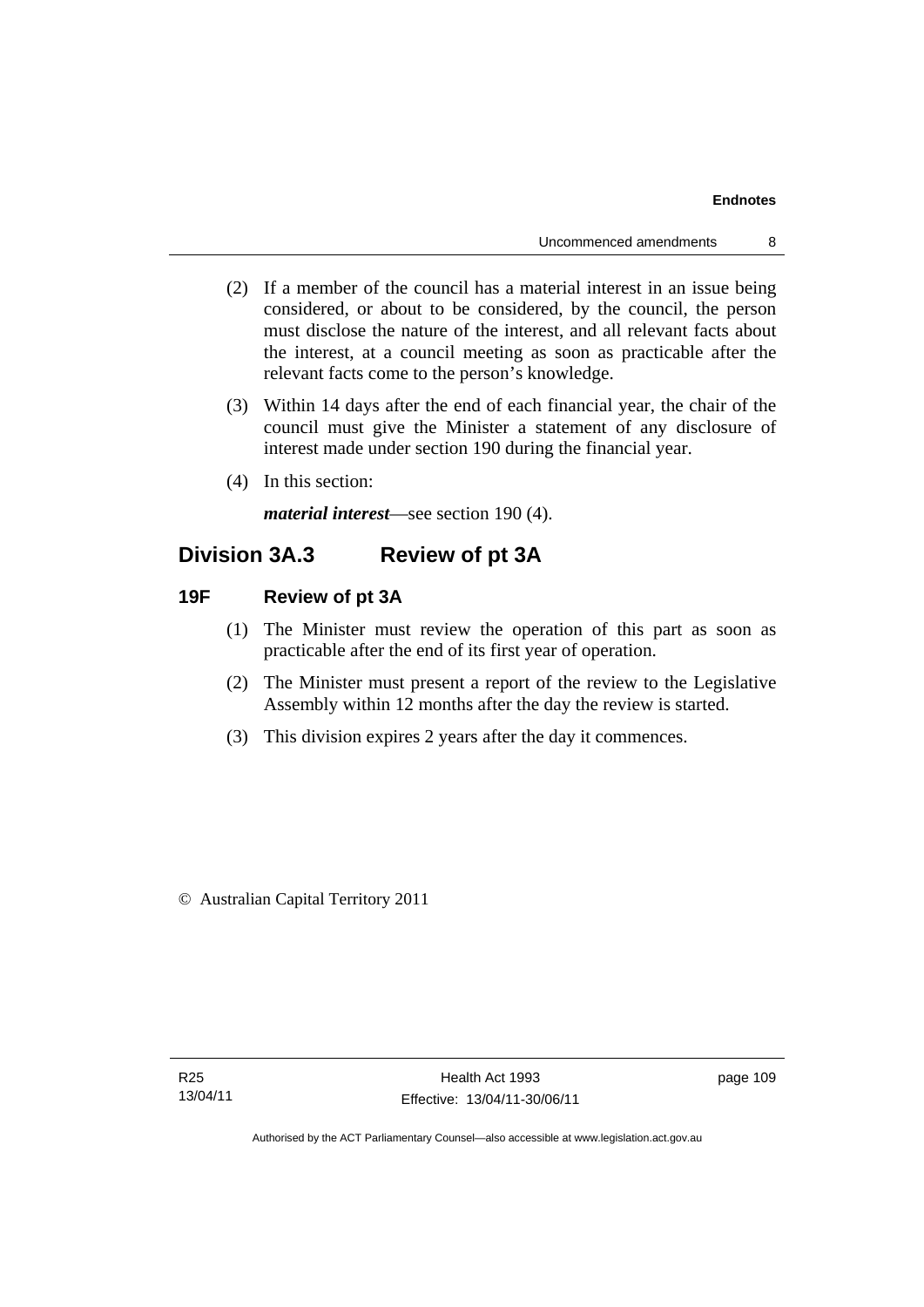(2) If a member of the council has a material interest in an issue being considered, or about to be considered, by the council, the person must disclose the nature of the interest, and all relevant facts about the interest, at a council meeting as soon as practicable after the relevant facts come to the person's knowledge.

(3) Within 14 days after the end of each financial year, the chair of the council must give the Minister a statement of any disclosure of interest made under section 190 during the financial year.

(4) In this section:

***material interest***—see section 190 (4).

## Division 3A.3 Review of pt 3A

### 19F Review of pt 3A

(1) The Minister must review the operation of this part as soon as practicable after the end of its first year of operation.

(2) The Minister must present a report of the review to the Legislative Assembly within 12 months after the day the review is started.

(3) This division expires 2 years after the day it commences.

© Australian Capital Territory 2011